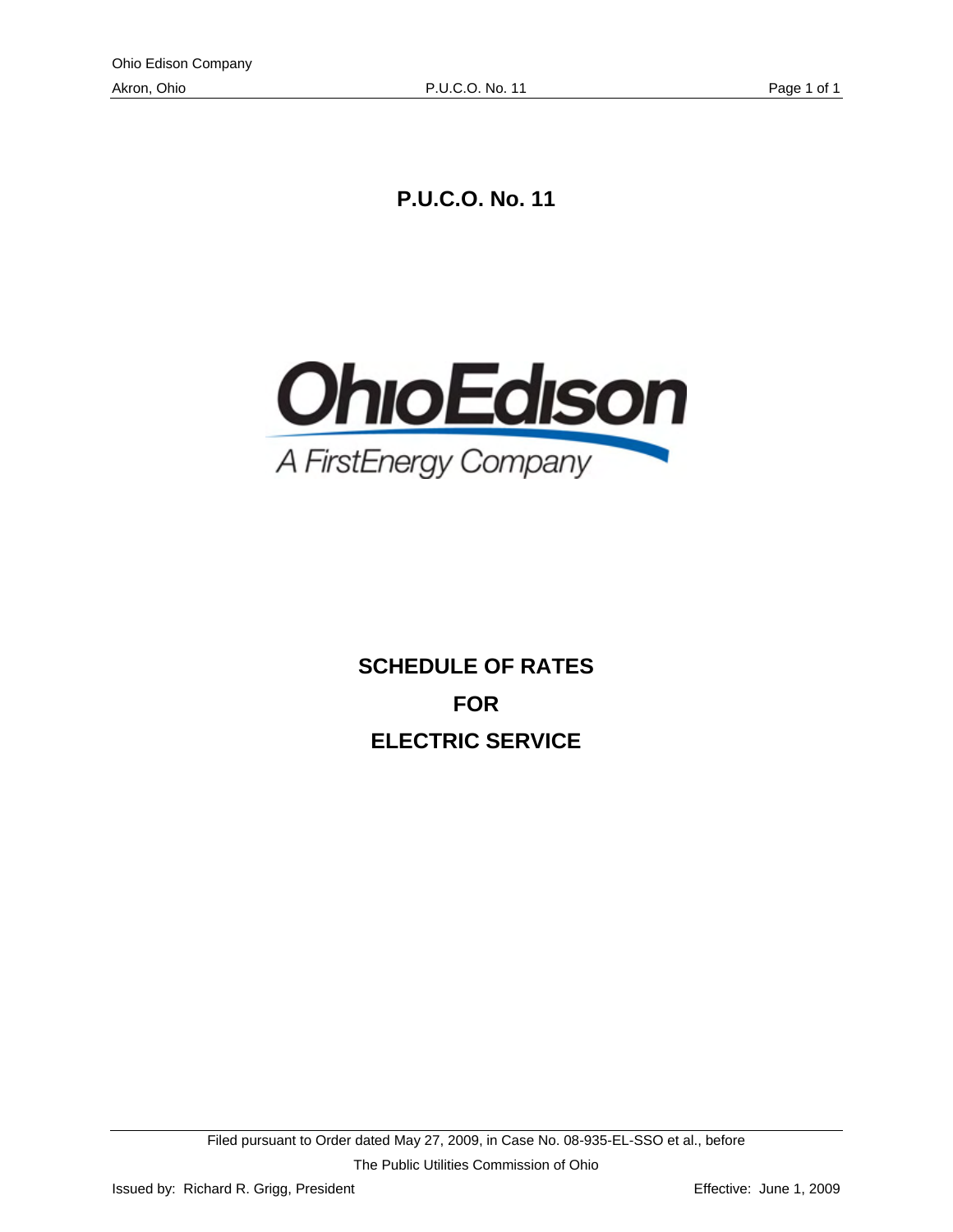# P.U.C.O. No. 11

OhioEdison

A FirstEnergy Company

## SCHEDULE OF RATES

## FOR

## ELECTRIC SERVICE

Filed pursuant to Order dated May 27, 2009, in Case No. 08-935-EL-SSO et al., before

The Public Utilities Commission of Ohio

Issued by: Richard R. Grigg, President

Effective: June 1, 2009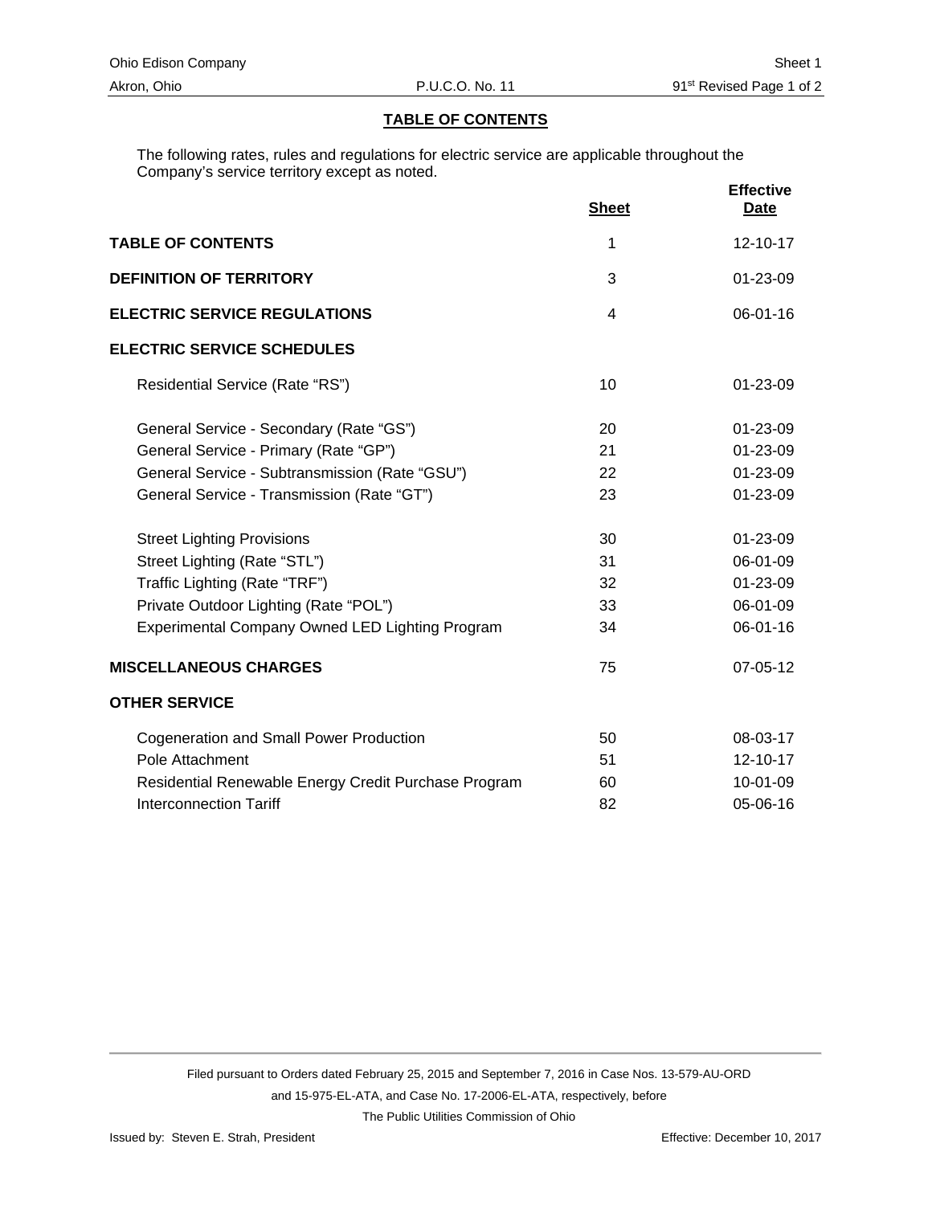## TABLE OF CONTENTS

The following rates, rules and regulations for electric service are applicable throughout the Company's service territory except as noted.

| | Sheet | Effective Date |
|---|---|---|
| **TABLE OF CONTENTS** | 1 | 12-10-17 |
| **DEFINITION OF TERRITORY** | 3 | 01-23-09 |
| **ELECTRIC SERVICE REGULATIONS** | 4 | 06-01-16 |
| **ELECTRIC SERVICE SCHEDULES** | | |
| Residential Service (Rate "RS") | 10 | 01-23-09 |
| General Service - Secondary (Rate "GS") | 20 | 01-23-09 |
| General Service - Primary (Rate "GP") | 21 | 01-23-09 |
| General Service - Subtransmission (Rate "GSU") | 22 | 01-23-09 |
| General Service - Transmission (Rate "GT") | 23 | 01-23-09 |
| Street Lighting Provisions | 30 | 01-23-09 |
| Street Lighting (Rate "STL") | 31 | 06-01-09 |
| Traffic Lighting (Rate "TRF") | 32 | 01-23-09 |
| Private Outdoor Lighting (Rate "POL") | 33 | 06-01-09 |
| Experimental Company Owned LED Lighting Program | 34 | 06-01-16 |
| **MISCELLANEOUS CHARGES** | 75 | 07-05-12 |
| **OTHER SERVICE** | | |
| Cogeneration and Small Power Production | 50 | 08-03-17 |
| Pole Attachment | 51 | 12-10-17 |
| Residential Renewable Energy Credit Purchase Program | 60 | 10-01-09 |
| Interconnection Tariff | 82 | 05-06-16 |

Filed pursuant to Orders dated February 25, 2015 and September 7, 2016 in Case Nos. 13-579-AU-ORD and 15-975-EL-ATA, and Case No. 17-2006-EL-ATA, respectively, before The Public Utilities Commission of Ohio

Issued by: Steven E. Strah, President

Effective: December 10, 2017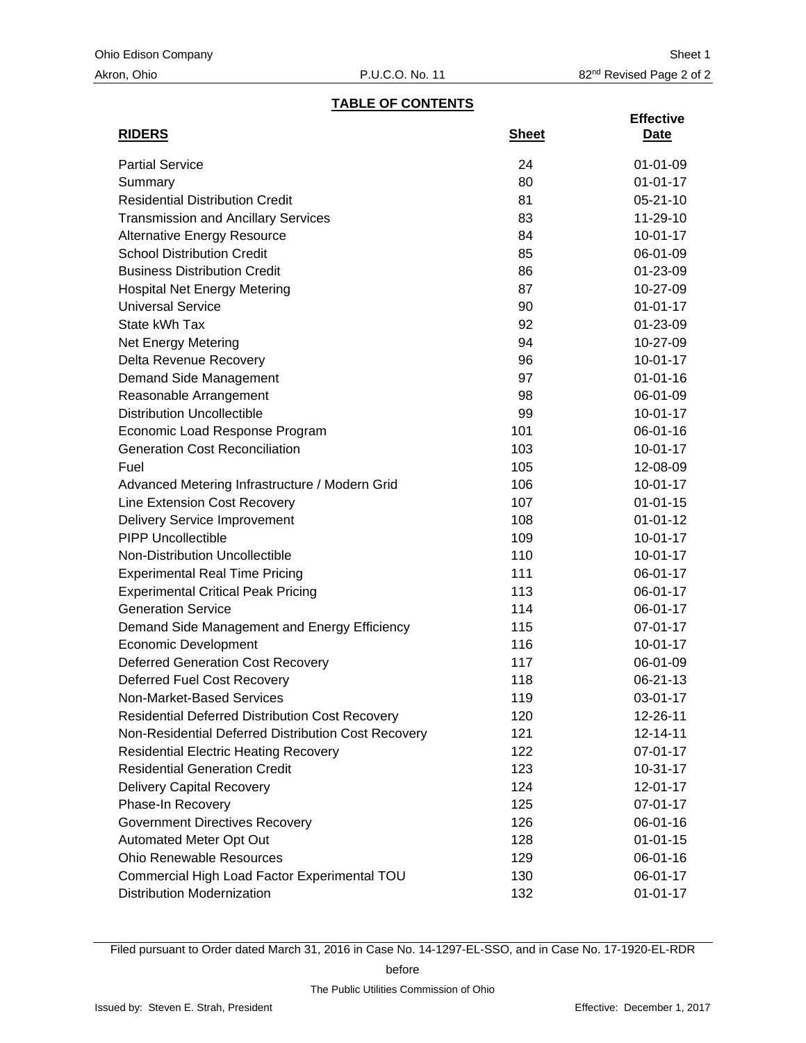## TABLE OF CONTENTS

| RIDERS | Sheet | Effective Date |
|---|---|---|
| Partial Service | 24 | 01-01-09 |
| Summary | 80 | 01-01-17 |
| Residential Distribution Credit | 81 | 05-21-10 |
| Transmission and Ancillary Services | 83 | 11-29-10 |
| Alternative Energy Resource | 84 | 10-01-17 |
| School Distribution Credit | 85 | 06-01-09 |
| Business Distribution Credit | 86 | 01-23-09 |
| Hospital Net Energy Metering | 87 | 10-27-09 |
| Universal Service | 90 | 01-01-17 |
| State kWh Tax | 92 | 01-23-09 |
| Net Energy Metering | 94 | 10-27-09 |
| Delta Revenue Recovery | 96 | 10-01-17 |
| Demand Side Management | 97 | 01-01-16 |
| Reasonable Arrangement | 98 | 06-01-09 |
| Distribution Uncollectible | 99 | 10-01-17 |
| Economic Load Response Program | 101 | 06-01-16 |
| Generation Cost Reconciliation | 103 | 10-01-17 |
| Fuel | 105 | 12-08-09 |
| Advanced Metering Infrastructure / Modern Grid | 106 | 10-01-17 |
| Line Extension Cost Recovery | 107 | 01-01-15 |
| Delivery Service Improvement | 108 | 01-01-12 |
| PIPP Uncollectible | 109 | 10-01-17 |
| Non-Distribution Uncollectible | 110 | 10-01-17 |
| Experimental Real Time Pricing | 111 | 06-01-17 |
| Experimental Critical Peak Pricing | 113 | 06-01-17 |
| Generation Service | 114 | 06-01-17 |
| Demand Side Management and Energy Efficiency | 115 | 07-01-17 |
| Economic Development | 116 | 10-01-17 |
| Deferred Generation Cost Recovery | 117 | 06-01-09 |
| Deferred Fuel Cost Recovery | 118 | 06-21-13 |
| Non-Market-Based Services | 119 | 03-01-17 |
| Residential Deferred Distribution Cost Recovery | 120 | 12-26-11 |
| Non-Residential Deferred Distribution Cost Recovery | 121 | 12-14-11 |
| Residential Electric Heating Recovery | 122 | 07-01-17 |
| Residential Generation Credit | 123 | 10-31-17 |
| Delivery Capital Recovery | 124 | 12-01-17 |
| Phase-In Recovery | 125 | 07-01-17 |
| Government Directives Recovery | 126 | 06-01-16 |
| Automated Meter Opt Out | 128 | 01-01-15 |
| Ohio Renewable Resources | 129 | 06-01-16 |
| Commercial High Load Factor Experimental TOU | 130 | 06-01-17 |
| Distribution Modernization | 132 | 01-01-17 |

Filed pursuant to Order dated March 31, 2016 in Case No. 14-1297-EL-SSO, and in Case No. 17-1920-EL-RDR before The Public Utilities Commission of Ohio

Issued by: Steven E. Strah, President

Effective: December 1, 2017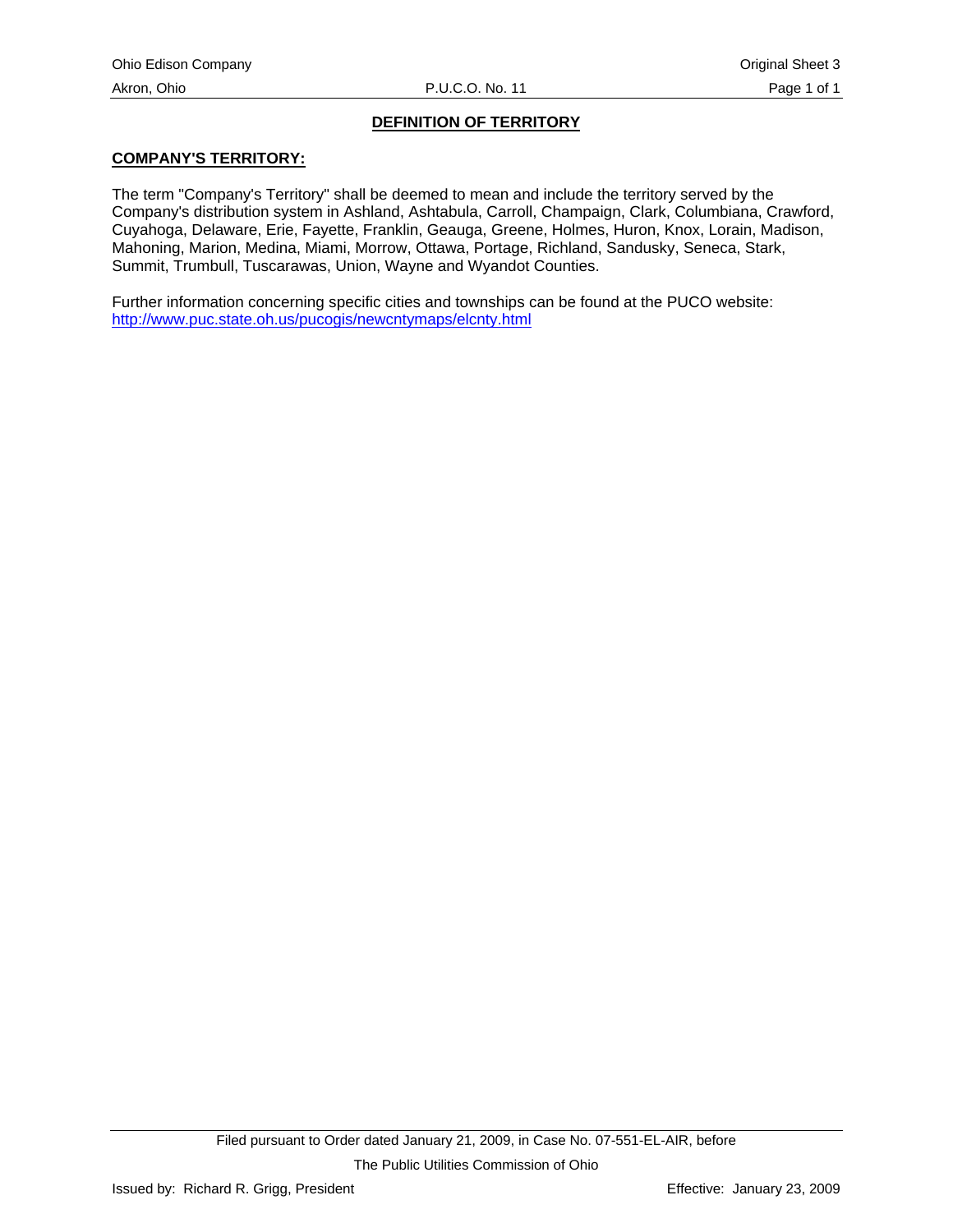## DEFINITION OF TERRITORY

### COMPANY'S TERRITORY:

The term "Company's Territory" shall be deemed to mean and include the territory served by the Company's distribution system in Ashland, Ashtabula, Carroll, Champaign, Clark, Columbiana, Crawford, Cuyahoga, Delaware, Erie, Fayette, Franklin, Geauga, Greene, Holmes, Huron, Knox, Lorain, Madison, Mahoning, Marion, Medina, Miami, Morrow, Ottawa, Portage, Richland, Sandusky, Seneca, Stark, Summit, Trumbull, Tuscarawas, Union, Wayne and Wyandot Counties.

Further information concerning specific cities and townships can be found at the PUCO website: http://www.puc.state.oh.us/pucogis/newcntymaps/elcnty.html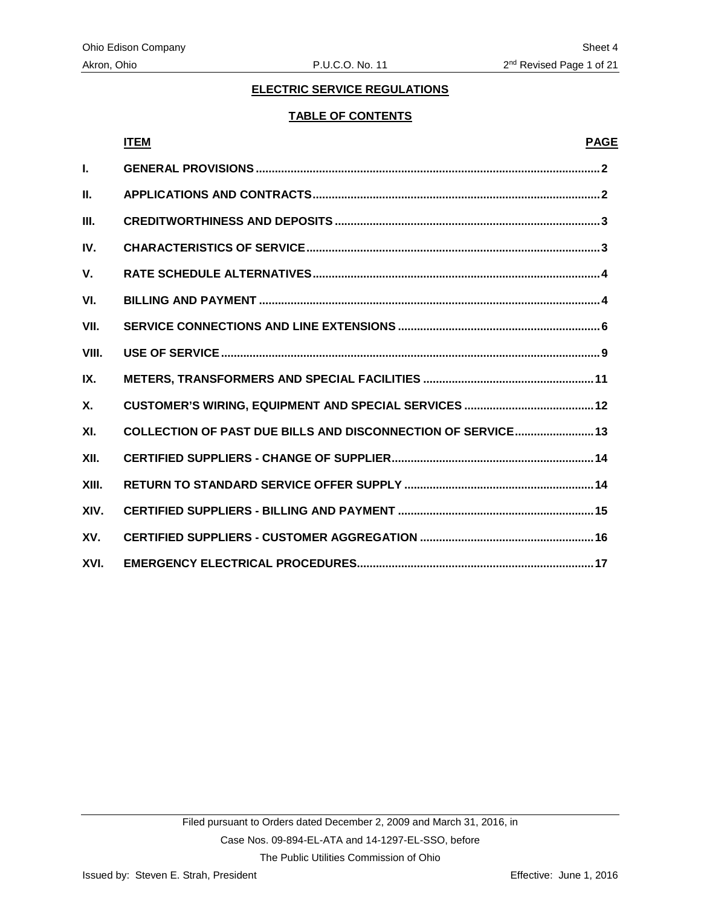## ELECTRIC SERVICE REGULATIONS

### TABLE OF CONTENTS

| | ITEM | PAGE |
|---|---|---|
| I. | GENERAL PROVISIONS | 2 |
| II. | APPLICATIONS AND CONTRACTS | 2 |
| III. | CREDITWORTHINESS AND DEPOSITS | 3 |
| IV. | CHARACTERISTICS OF SERVICE | 3 |
| V. | RATE SCHEDULE ALTERNATIVES | 4 |
| VI. | BILLING AND PAYMENT | 4 |
| VII. | SERVICE CONNECTIONS AND LINE EXTENSIONS | 6 |
| VIII. | USE OF SERVICE | 9 |
| IX. | METERS, TRANSFORMERS AND SPECIAL FACILITIES | 11 |
| X. | CUSTOMER'S WIRING, EQUIPMENT AND SPECIAL SERVICES | 12 |
| XI. | COLLECTION OF PAST DUE BILLS AND DISCONNECTION OF SERVICE | 13 |
| XII. | CERTIFIED SUPPLIERS - CHANGE OF SUPPLIER | 14 |
| XIII. | RETURN TO STANDARD SERVICE OFFER SUPPLY | 14 |
| XIV. | CERTIFIED SUPPLIERS - BILLING AND PAYMENT | 15 |
| XV. | CERTIFIED SUPPLIERS - CUSTOMER AGGREGATION | 16 |
| XVI. | EMERGENCY ELECTRICAL PROCEDURES | 17 |

Filed pursuant to Orders dated December 2, 2009 and March 31, 2016, in Case Nos. 09-894-EL-ATA and 14-1297-EL-SSO, before The Public Utilities Commission of Ohio

Issued by: Steven E. Strah, President

Effective: June 1, 2016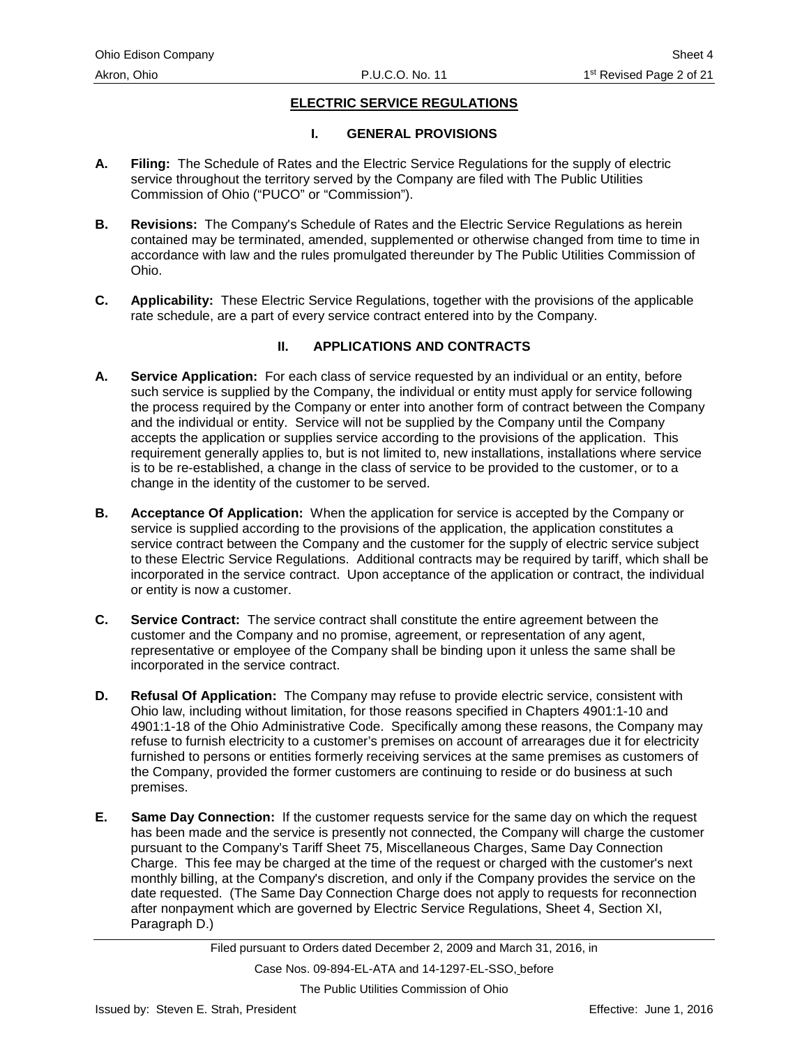## ELECTRIC SERVICE REGULATIONS

### I. GENERAL PROVISIONS

**A. Filing:** The Schedule of Rates and the Electric Service Regulations for the supply of electric service throughout the territory served by the Company are filed with The Public Utilities Commission of Ohio ("PUCO" or "Commission").

**B. Revisions:** The Company's Schedule of Rates and the Electric Service Regulations as herein contained may be terminated, amended, supplemented or otherwise changed from time to time in accordance with law and the rules promulgated thereunder by The Public Utilities Commission of Ohio.

**C. Applicability:** These Electric Service Regulations, together with the provisions of the applicable rate schedule, are a part of every service contract entered into by the Company.

### II. APPLICATIONS AND CONTRACTS

**A. Service Application:** For each class of service requested by an individual or an entity, before such service is supplied by the Company, the individual or entity must apply for service following the process required by the Company or enter into another form of contract between the Company and the individual or entity. Service will not be supplied by the Company until the Company accepts the application or supplies service according to the provisions of the application. This requirement generally applies to, but is not limited to, new installations, installations where service is to be re-established, a change in the class of service to be provided to the customer, or to a change in the identity of the customer to be served.

**B. Acceptance Of Application:** When the application for service is accepted by the Company or service is supplied according to the provisions of the application, the application constitutes a service contract between the Company and the customer for the supply of electric service subject to these Electric Service Regulations. Additional contracts may be required by tariff, which shall be incorporated in the service contract. Upon acceptance of the application or contract, the individual or entity is now a customer.

**C. Service Contract:** The service contract shall constitute the entire agreement between the customer and the Company and no promise, agreement, or representation of any agent, representative or employee of the Company shall be binding upon it unless the same shall be incorporated in the service contract.

**D. Refusal Of Application:** The Company may refuse to provide electric service, consistent with Ohio law, including without limitation, for those reasons specified in Chapters 4901:1-10 and 4901:1-18 of the Ohio Administrative Code. Specifically among these reasons, the Company may refuse to furnish electricity to a customer's premises on account of arrearages due it for electricity furnished to persons or entities formerly receiving services at the same premises as customers of the Company, provided the former customers are continuing to reside or do business at such premises.

**E. Same Day Connection:** If the customer requests service for the same day on which the request has been made and the service is presently not connected, the Company will charge the customer pursuant to the Company's Tariff Sheet 75, Miscellaneous Charges, Same Day Connection Charge. This fee may be charged at the time of the request or charged with the customer's next monthly billing, at the Company's discretion, and only if the Company provides the service on the date requested. (The Same Day Connection Charge does not apply to requests for reconnection after nonpayment which are governed by Electric Service Regulations, Sheet 4, Section XI, Paragraph D.)

Filed pursuant to Orders dated December 2, 2009 and March 31, 2016, in Case Nos. 09-894-EL-ATA and 14-1297-EL-SSO, before The Public Utilities Commission of Ohio

Issued by: Steven E. Strah, President

Effective: June 1, 2016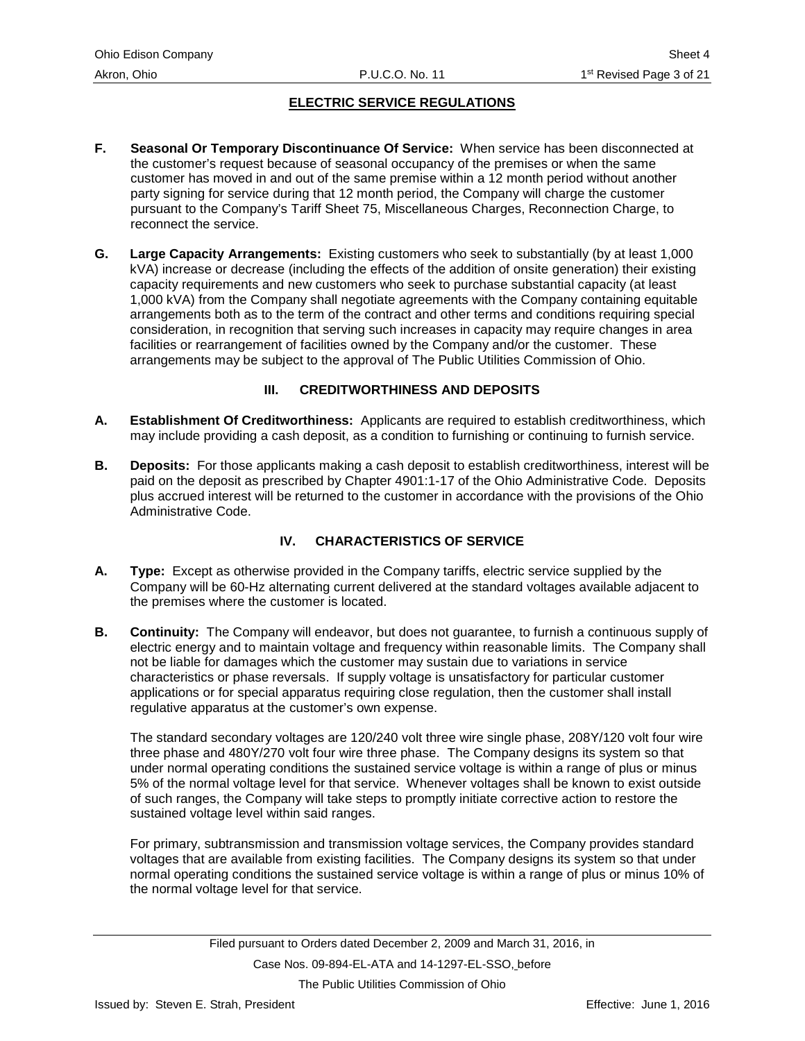## ELECTRIC SERVICE REGULATIONS

**F. Seasonal Or Temporary Discontinuance Of Service:** When service has been disconnected at the customer's request because of seasonal occupancy of the premises or when the same customer has moved in and out of the same premise within a 12 month period without another party signing for service during that 12 month period, the Company will charge the customer pursuant to the Company's Tariff Sheet 75, Miscellaneous Charges, Reconnection Charge, to reconnect the service.

**G. Large Capacity Arrangements:** Existing customers who seek to substantially (by at least 1,000 kVA) increase or decrease (including the effects of the addition of onsite generation) their existing capacity requirements and new customers who seek to purchase substantial capacity (at least 1,000 kVA) from the Company shall negotiate agreements with the Company containing equitable arrangements both as to the term of the contract and other terms and conditions requiring special consideration, in recognition that serving such increases in capacity may require changes in area facilities or rearrangement of facilities owned by the Company and/or the customer. These arrangements may be subject to the approval of The Public Utilities Commission of Ohio.

### III. CREDITWORTHINESS AND DEPOSITS

**A. Establishment Of Creditworthiness:** Applicants are required to establish creditworthiness, which may include providing a cash deposit, as a condition to furnishing or continuing to furnish service.

**B. Deposits:** For those applicants making a cash deposit to establish creditworthiness, interest will be paid on the deposit as prescribed by Chapter 4901:1-17 of the Ohio Administrative Code. Deposits plus accrued interest will be returned to the customer in accordance with the provisions of the Ohio Administrative Code.

### IV. CHARACTERISTICS OF SERVICE

**A. Type:** Except as otherwise provided in the Company tariffs, electric service supplied by the Company will be 60-Hz alternating current delivered at the standard voltages available adjacent to the premises where the customer is located.

**B. Continuity:** The Company will endeavor, but does not guarantee, to furnish a continuous supply of electric energy and to maintain voltage and frequency within reasonable limits. The Company shall not be liable for damages which the customer may sustain due to variations in service characteristics or phase reversals. If supply voltage is unsatisfactory for particular customer applications or for special apparatus requiring close regulation, then the customer shall install regulative apparatus at the customer's own expense.

The standard secondary voltages are 120/240 volt three wire single phase, 208Y/120 volt four wire three phase and 480Y/270 volt four wire three phase. The Company designs its system so that under normal operating conditions the sustained service voltage is within a range of plus or minus 5% of the normal voltage level for that service. Whenever voltages shall be known to exist outside of such ranges, the Company will take steps to promptly initiate corrective action to restore the sustained voltage level within said ranges.

For primary, subtransmission and transmission voltage services, the Company provides standard voltages that are available from existing facilities. The Company designs its system so that under normal operating conditions the sustained service voltage is within a range of plus or minus 10% of the normal voltage level for that service.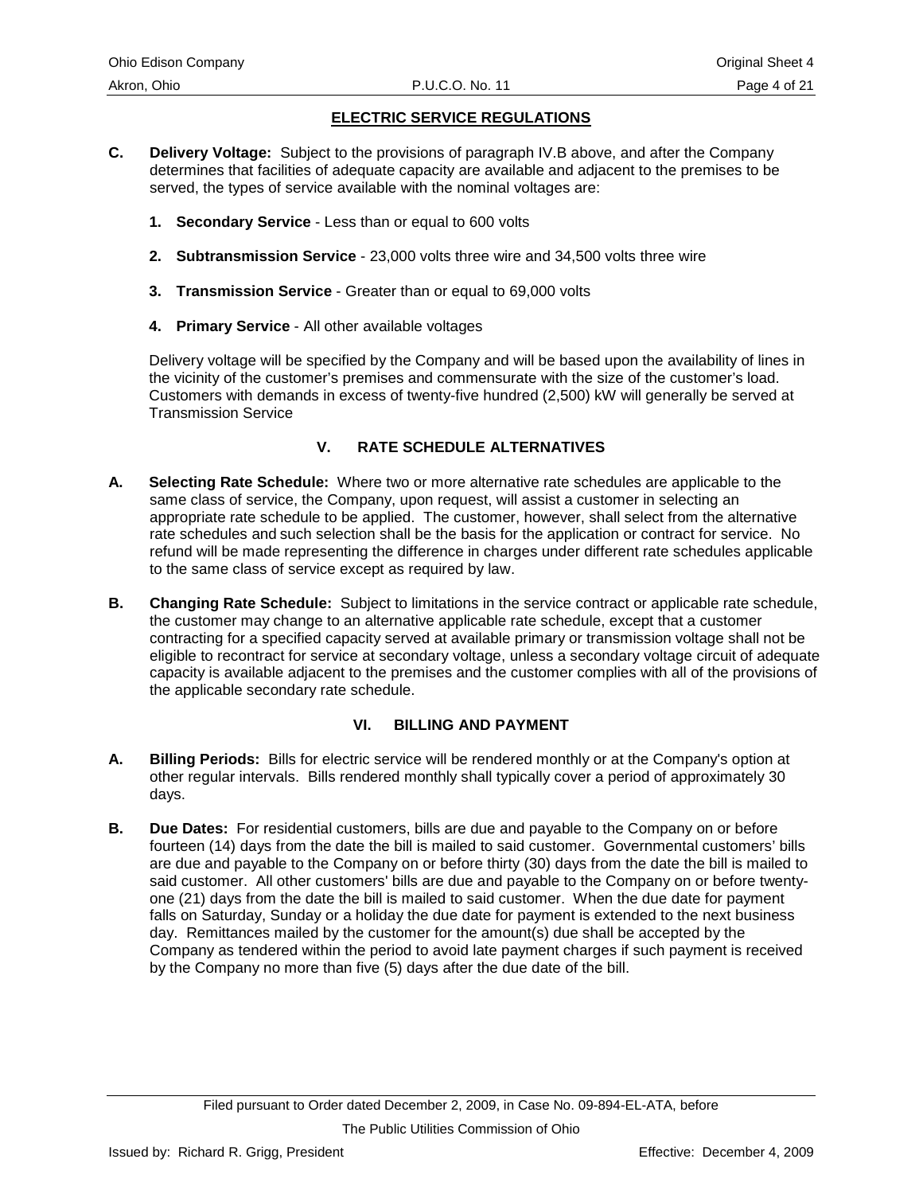## ELECTRIC SERVICE REGULATIONS

**C. Delivery Voltage:** Subject to the provisions of paragraph IV.B above, and after the Company determines that facilities of adequate capacity are available and adjacent to the premises to be served, the types of service available with the nominal voltages are:

1. **Secondary Service** - Less than or equal to 600 volts
2. **Subtransmission Service** - 23,000 volts three wire and 34,500 volts three wire
3. **Transmission Service** - Greater than or equal to 69,000 volts
4. **Primary Service** - All other available voltages

Delivery voltage will be specified by the Company and will be based upon the availability of lines in the vicinity of the customer's premises and commensurate with the size of the customer's load. Customers with demands in excess of twenty-five hundred (2,500) kW will generally be served at Transmission Service

## V. RATE SCHEDULE ALTERNATIVES

**A. Selecting Rate Schedule:** Where two or more alternative rate schedules are applicable to the same class of service, the Company, upon request, will assist a customer in selecting an appropriate rate schedule to be applied. The customer, however, shall select from the alternative rate schedules and such selection shall be the basis for the application or contract for service. No refund will be made representing the difference in charges under different rate schedules applicable to the same class of service except as required by law.

**B. Changing Rate Schedule:** Subject to limitations in the service contract or applicable rate schedule, the customer may change to an alternative applicable rate schedule, except that a customer contracting for a specified capacity served at available primary or transmission voltage shall not be eligible to recontract for service at secondary voltage, unless a secondary voltage circuit of adequate capacity is available adjacent to the premises and the customer complies with all of the provisions of the applicable secondary rate schedule.

## VI. BILLING AND PAYMENT

**A. Billing Periods:** Bills for electric service will be rendered monthly or at the Company's option at other regular intervals. Bills rendered monthly shall typically cover a period of approximately 30 days.

**B. Due Dates:** For residential customers, bills are due and payable to the Company on or before fourteen (14) days from the date the bill is mailed to said customer. Governmental customers' bills are due and payable to the Company on or before thirty (30) days from the date the bill is mailed to said customer. All other customers' bills are due and payable to the Company on or before twenty-one (21) days from the date the bill is mailed to said customer. When the due date for payment falls on Saturday, Sunday or a holiday the due date for payment is extended to the next business day. Remittances mailed by the customer for the amount(s) due shall be accepted by the Company as tendered within the period to avoid late payment charges if such payment is received by the Company no more than five (5) days after the due date of the bill.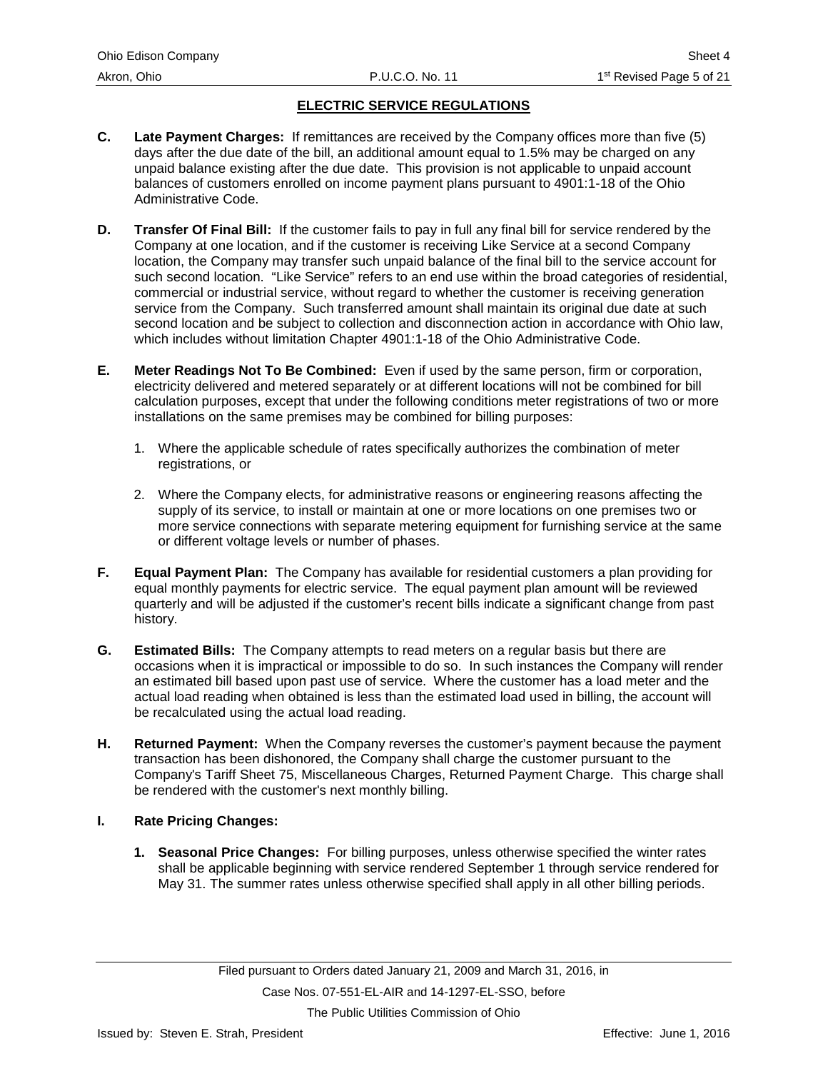## ELECTRIC SERVICE REGULATIONS

**C. Late Payment Charges:** If remittances are received by the Company offices more than five (5) days after the due date of the bill, an additional amount equal to 1.5% may be charged on any unpaid balance existing after the due date. This provision is not applicable to unpaid account balances of customers enrolled on income payment plans pursuant to 4901:1-18 of the Ohio Administrative Code.

**D. Transfer Of Final Bill:** If the customer fails to pay in full any final bill for service rendered by the Company at one location, and if the customer is receiving Like Service at a second Company location, the Company may transfer such unpaid balance of the final bill to the service account for such second location. "Like Service" refers to an end use within the broad categories of residential, commercial or industrial service, without regard to whether the customer is receiving generation service from the Company. Such transferred amount shall maintain its original due date at such second location and be subject to collection and disconnection action in accordance with Ohio law, which includes without limitation Chapter 4901:1-18 of the Ohio Administrative Code.

**E. Meter Readings Not To Be Combined:** Even if used by the same person, firm or corporation, electricity delivered and metered separately or at different locations will not be combined for bill calculation purposes, except that under the following conditions meter registrations of two or more installations on the same premises may be combined for billing purposes:

1. Where the applicable schedule of rates specifically authorizes the combination of meter registrations, or

2. Where the Company elects, for administrative reasons or engineering reasons affecting the supply of its service, to install or maintain at one or more locations on one premises two or more service connections with separate metering equipment for furnishing service at the same or different voltage levels or number of phases.

**F. Equal Payment Plan:** The Company has available for residential customers a plan providing for equal monthly payments for electric service. The equal payment plan amount will be reviewed quarterly and will be adjusted if the customer's recent bills indicate a significant change from past history.

**G. Estimated Bills:** The Company attempts to read meters on a regular basis but there are occasions when it is impractical or impossible to do so. In such instances the Company will render an estimated bill based upon past use of service. Where the customer has a load meter and the actual load reading when obtained is less than the estimated load used in billing, the account will be recalculated using the actual load reading.

**H. Returned Payment:** When the Company reverses the customer's payment because the payment transaction has been dishonored, the Company shall charge the customer pursuant to the Company's Tariff Sheet 75, Miscellaneous Charges, Returned Payment Charge. This charge shall be rendered with the customer's next monthly billing.

**I. Rate Pricing Changes:**

1. **Seasonal Price Changes:** For billing purposes, unless otherwise specified the winter rates shall be applicable beginning with service rendered September 1 through service rendered for May 31. The summer rates unless otherwise specified shall apply in all other billing periods.

Filed pursuant to Orders dated January 21, 2009 and March 31, 2016, in Case Nos. 07-551-EL-AIR and 14-1297-EL-SSO, before The Public Utilities Commission of Ohio

Issued by: Steven E. Strah, President

Effective: June 1, 2016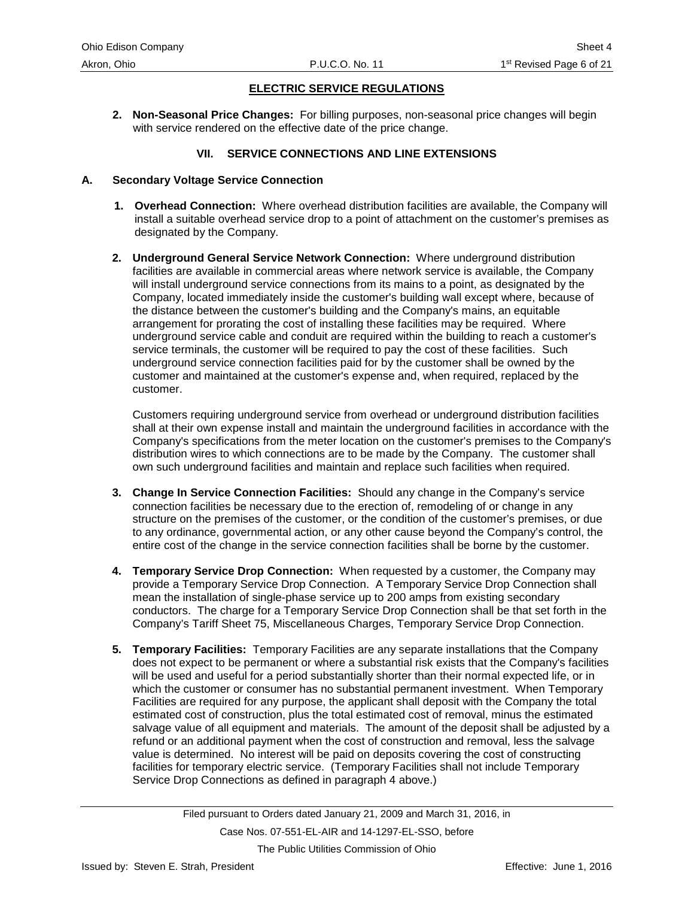## ELECTRIC SERVICE REGULATIONS

2. **Non-Seasonal Price Changes:** For billing purposes, non-seasonal price changes will begin with service rendered on the effective date of the price change.

### VII. SERVICE CONNECTIONS AND LINE EXTENSIONS

**A. Secondary Voltage Service Connection**

1. **Overhead Connection:** Where overhead distribution facilities are available, the Company will install a suitable overhead service drop to a point of attachment on the customer's premises as designated by the Company.

2. **Underground General Service Network Connection:** Where underground distribution facilities are available in commercial areas where network service is available, the Company will install underground service connections from its mains to a point, as designated by the Company, located immediately inside the customer's building wall except where, because of the distance between the customer's building and the Company's mains, an equitable arrangement for prorating the cost of installing these facilities may be required. Where underground service cable and conduit are required within the building to reach a customer's service terminals, the customer will be required to pay the cost of these facilities. Such underground service connection facilities paid for by the customer shall be owned by the customer and maintained at the customer's expense and, when required, replaced by the customer.

   Customers requiring underground service from overhead or underground distribution facilities shall at their own expense install and maintain the underground facilities in accordance with the Company's specifications from the meter location on the customer's premises to the Company's distribution wires to which connections are to be made by the Company. The customer shall own such underground facilities and maintain and replace such facilities when required.

3. **Change In Service Connection Facilities:** Should any change in the Company's service connection facilities be necessary due to the erection of, remodeling of or change in any structure on the premises of the customer, or the condition of the customer's premises, or due to any ordinance, governmental action, or any other cause beyond the Company's control, the entire cost of the change in the service connection facilities shall be borne by the customer.

4. **Temporary Service Drop Connection:** When requested by a customer, the Company may provide a Temporary Service Drop Connection. A Temporary Service Drop Connection shall mean the installation of single-phase service up to 200 amps from existing secondary conductors. The charge for a Temporary Service Drop Connection shall be that set forth in the Company's Tariff Sheet 75, Miscellaneous Charges, Temporary Service Drop Connection.

5. **Temporary Facilities:** Temporary Facilities are any separate installations that the Company does not expect to be permanent or where a substantial risk exists that the Company's facilities will be used and useful for a period substantially shorter than their normal expected life, or in which the customer or consumer has no substantial permanent investment. When Temporary Facilities are required for any purpose, the applicant shall deposit with the Company the total estimated cost of construction, plus the total estimated cost of removal, minus the estimated salvage value of all equipment and materials. The amount of the deposit shall be adjusted by a refund or an additional payment when the cost of construction and removal, less the salvage value is determined. No interest will be paid on deposits covering the cost of constructing facilities for temporary electric service. (Temporary Facilities shall not include Temporary Service Drop Connections as defined in paragraph 4 above.)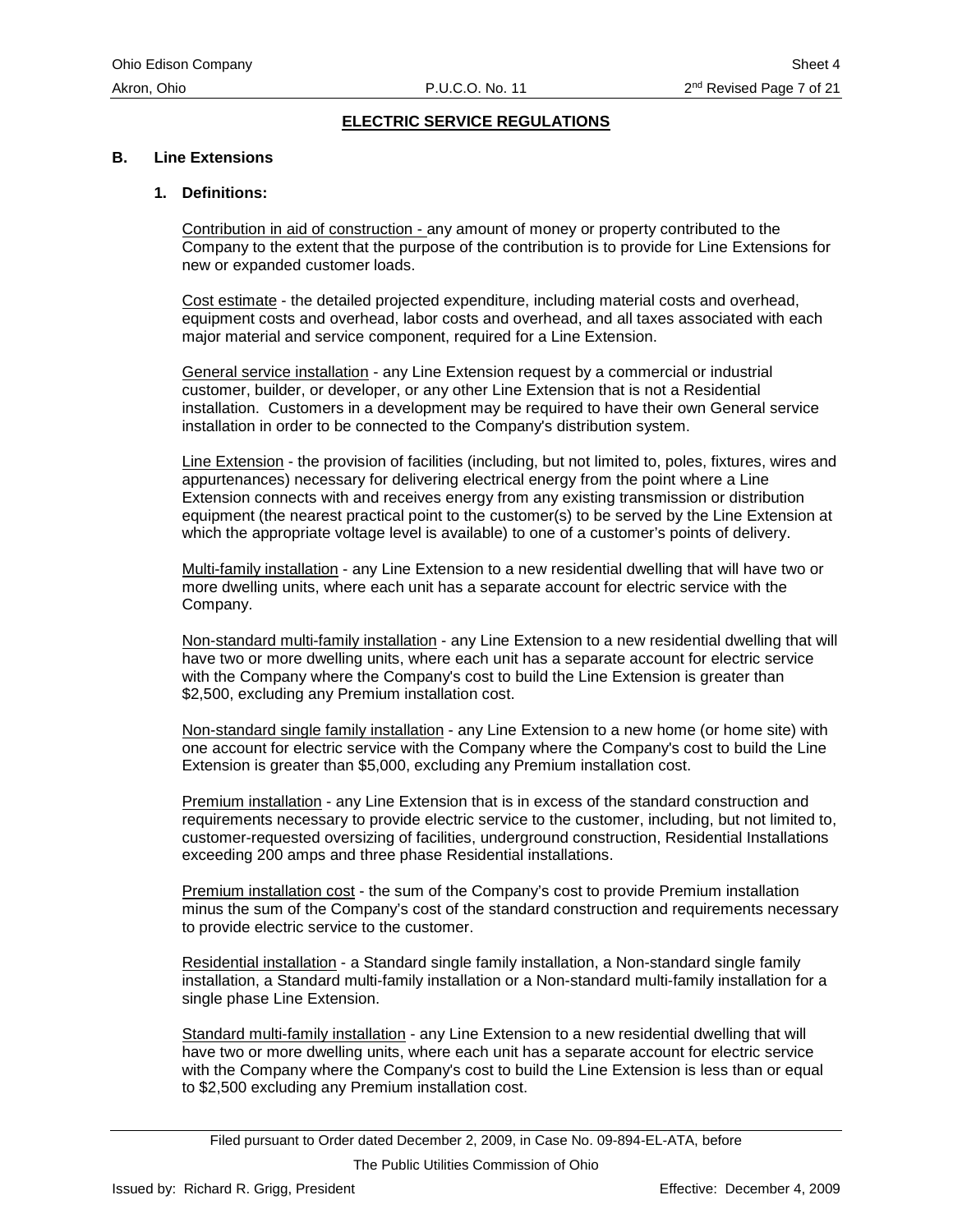## ELECTRIC SERVICE REGULATIONS

### B. Line Extensions

#### 1. Definitions:

Contribution in aid of construction - any amount of money or property contributed to the Company to the extent that the purpose of the contribution is to provide for Line Extensions for new or expanded customer loads.

Cost estimate - the detailed projected expenditure, including material costs and overhead, equipment costs and overhead, labor costs and overhead, and all taxes associated with each major material and service component, required for a Line Extension.

General service installation - any Line Extension request by a commercial or industrial customer, builder, or developer, or any other Line Extension that is not a Residential installation. Customers in a development may be required to have their own General service installation in order to be connected to the Company's distribution system.

Line Extension - the provision of facilities (including, but not limited to, poles, fixtures, wires and appurtenances) necessary for delivering electrical energy from the point where a Line Extension connects with and receives energy from any existing transmission or distribution equipment (the nearest practical point to the customer(s) to be served by the Line Extension at which the appropriate voltage level is available) to one of a customer's points of delivery.

Multi-family installation - any Line Extension to a new residential dwelling that will have two or more dwelling units, where each unit has a separate account for electric service with the Company.

Non-standard multi-family installation - any Line Extension to a new residential dwelling that will have two or more dwelling units, where each unit has a separate account for electric service with the Company where the Company's cost to build the Line Extension is greater than $2,500, excluding any Premium installation cost.

Non-standard single family installation - any Line Extension to a new home (or home site) with one account for electric service with the Company where the Company's cost to build the Line Extension is greater than $5,000, excluding any Premium installation cost.

Premium installation - any Line Extension that is in excess of the standard construction and requirements necessary to provide electric service to the customer, including, but not limited to, customer-requested oversizing of facilities, underground construction, Residential Installations exceeding 200 amps and three phase Residential installations.

Premium installation cost - the sum of the Company's cost to provide Premium installation minus the sum of the Company's cost of the standard construction and requirements necessary to provide electric service to the customer.

Residential installation - a Standard single family installation, a Non-standard single family installation, a Standard multi-family installation or a Non-standard multi-family installation for a single phase Line Extension.

Standard multi-family installation - any Line Extension to a new residential dwelling that will have two or more dwelling units, where each unit has a separate account for electric service with the Company where the Company's cost to build the Line Extension is less than or equal to $2,500 excluding any Premium installation cost.

Filed pursuant to Order dated December 2, 2009, in Case No. 09-894-EL-ATA, before The Public Utilities Commission of Ohio

Issued by: Richard R. Grigg, President

Effective: December 4, 2009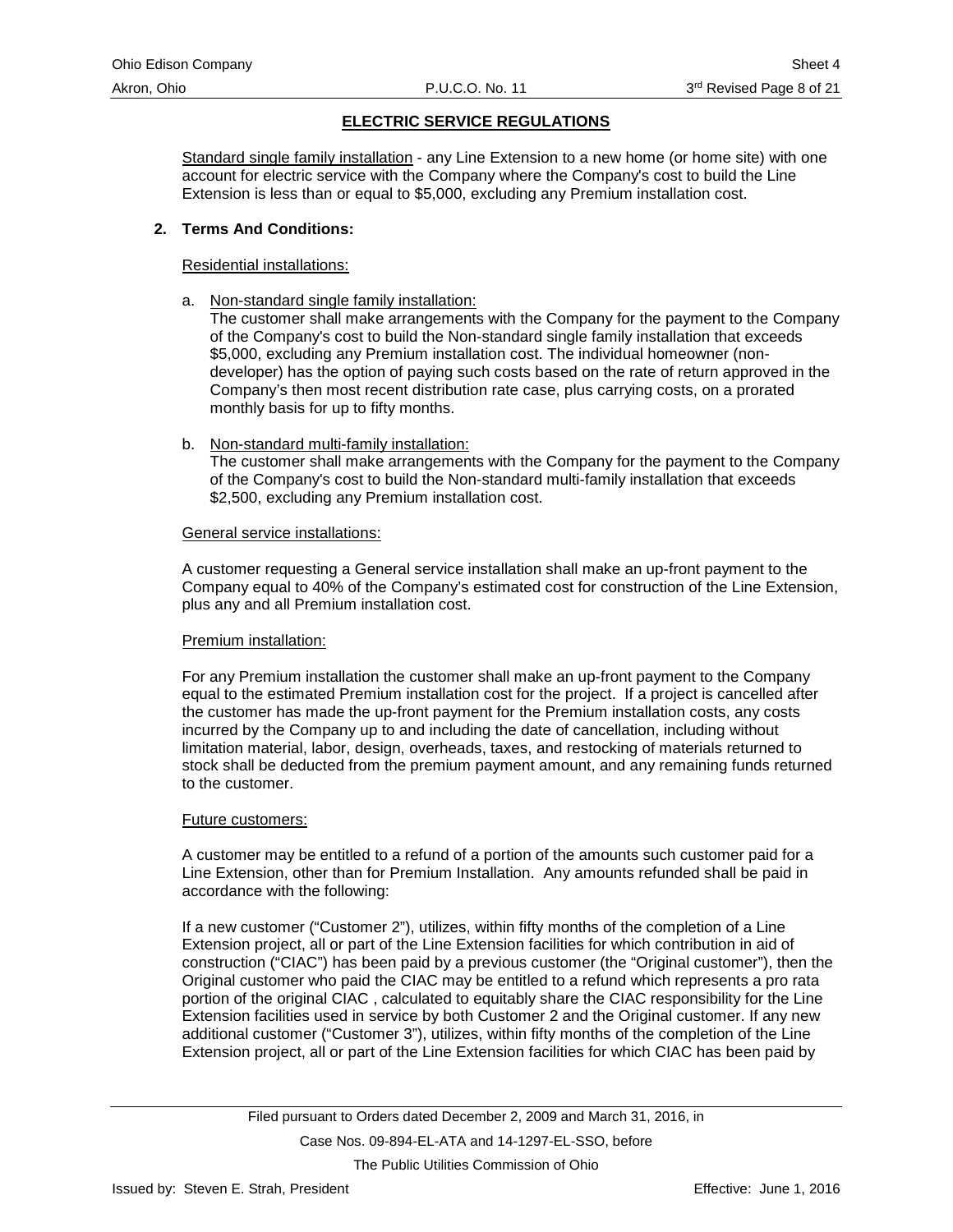## ELECTRIC SERVICE REGULATIONS

Standard single family installation - any Line Extension to a new home (or home site) with one account for electric service with the Company where the Company's cost to build the Line Extension is less than or equal to $5,000, excluding any Premium installation cost.

**2. Terms And Conditions:**

Residential installations:

a. Non-standard single family installation:
The customer shall make arrangements with the Company for the payment to the Company of the Company's cost to build the Non-standard single family installation that exceeds $5,000, excluding any Premium installation cost. The individual homeowner (non-developer) has the option of paying such costs based on the rate of return approved in the Company's then most recent distribution rate case, plus carrying costs, on a prorated monthly basis for up to fifty months.

b. Non-standard multi-family installation:
The customer shall make arrangements with the Company for the payment to the Company of the Company's cost to build the Non-standard multi-family installation that exceeds $2,500, excluding any Premium installation cost.

General service installations:

A customer requesting a General service installation shall make an up-front payment to the Company equal to 40% of the Company's estimated cost for construction of the Line Extension, plus any and all Premium installation cost.

Premium installation:

For any Premium installation the customer shall make an up-front payment to the Company equal to the estimated Premium installation cost for the project. If a project is cancelled after the customer has made the up-front payment for the Premium installation costs, any costs incurred by the Company up to and including the date of cancellation, including without limitation material, labor, design, overheads, taxes, and restocking of materials returned to stock shall be deducted from the premium payment amount, and any remaining funds returned to the customer.

Future customers:

A customer may be entitled to a refund of a portion of the amounts such customer paid for a Line Extension, other than for Premium Installation. Any amounts refunded shall be paid in accordance with the following:

If a new customer ("Customer 2"), utilizes, within fifty months of the completion of a Line Extension project, all or part of the Line Extension facilities for which contribution in aid of construction ("CIAC") has been paid by a previous customer (the "Original customer"), then the Original customer who paid the CIAC may be entitled to a refund which represents a pro rata portion of the original CIAC , calculated to equitably share the CIAC responsibility for the Line Extension facilities used in service by both Customer 2 and the Original customer. If any new additional customer ("Customer 3"), utilizes, within fifty months of the completion of the Line Extension project, all or part of the Line Extension facilities for which CIAC has been paid by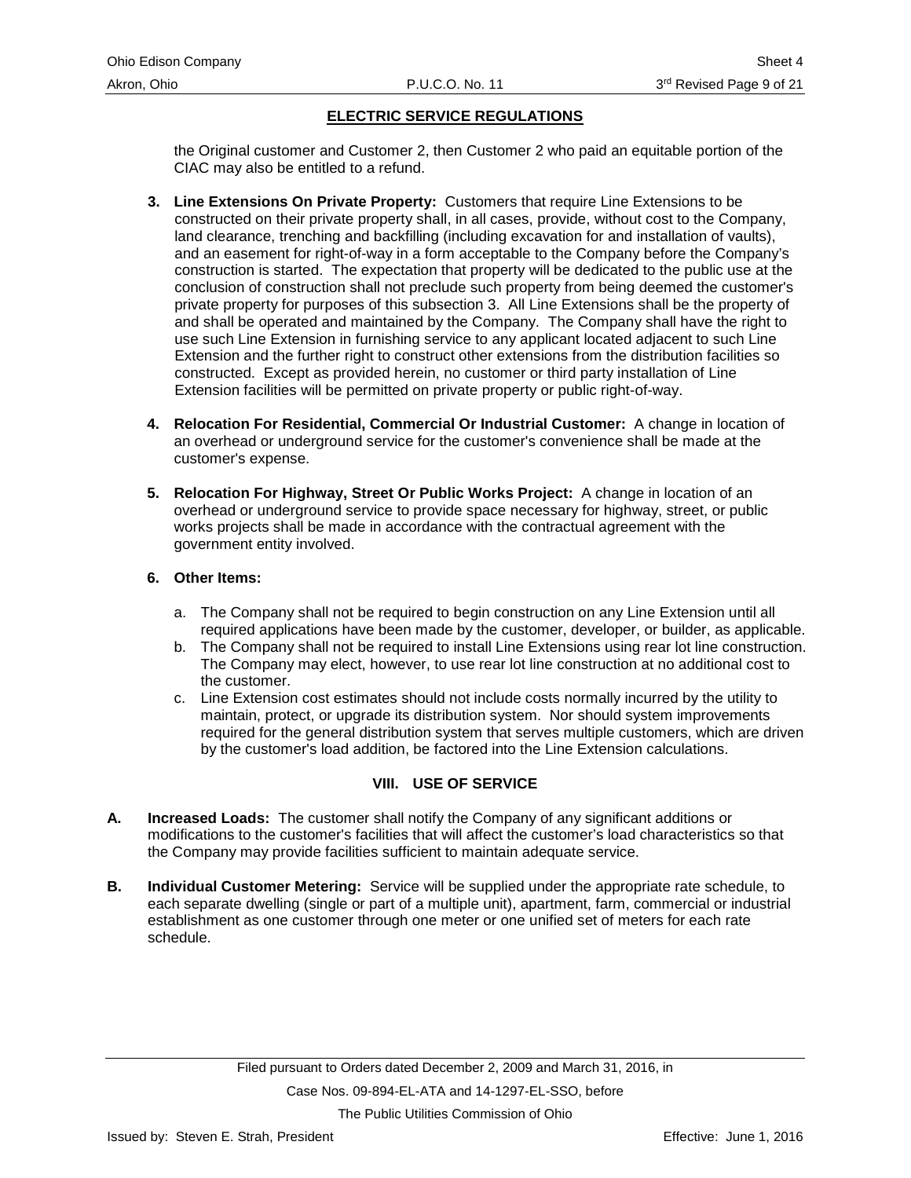## ELECTRIC SERVICE REGULATIONS

the Original customer and Customer 2, then Customer 2 who paid an equitable portion of the CIAC may also be entitled to a refund.

3. **Line Extensions On Private Property:** Customers that require Line Extensions to be constructed on their private property shall, in all cases, provide, without cost to the Company, land clearance, trenching and backfilling (including excavation for and installation of vaults), and an easement for right-of-way in a form acceptable to the Company before the Company's construction is started. The expectation that property will be dedicated to the public use at the conclusion of construction shall not preclude such property from being deemed the customer's private property for purposes of this subsection 3. All Line Extensions shall be the property of and shall be operated and maintained by the Company. The Company shall have the right to use such Line Extension in furnishing service to any applicant located adjacent to such Line Extension and the further right to construct other extensions from the distribution facilities so constructed. Except as provided herein, no customer or third party installation of Line Extension facilities will be permitted on private property or public right-of-way.

4. **Relocation For Residential, Commercial Or Industrial Customer:** A change in location of an overhead or underground service for the customer's convenience shall be made at the customer's expense.

5. **Relocation For Highway, Street Or Public Works Project:** A change in location of an overhead or underground service to provide space necessary for highway, street, or public works projects shall be made in accordance with the contractual agreement with the government entity involved.

6. **Other Items:**

   a. The Company shall not be required to begin construction on any Line Extension until all required applications have been made by the customer, developer, or builder, as applicable.
   b. The Company shall not be required to install Line Extensions using rear lot line construction. The Company may elect, however, to use rear lot line construction at no additional cost to the customer.
   c. Line Extension cost estimates should not include costs normally incurred by the utility to maintain, protect, or upgrade its distribution system. Nor should system improvements required for the general distribution system that serves multiple customers, which are driven by the customer's load addition, be factored into the Line Extension calculations.

### VIII. USE OF SERVICE

**A. Increased Loads:** The customer shall notify the Company of any significant additions or modifications to the customer's facilities that will affect the customer's load characteristics so that the Company may provide facilities sufficient to maintain adequate service.

**B. Individual Customer Metering:** Service will be supplied under the appropriate rate schedule, to each separate dwelling (single or part of a multiple unit), apartment, farm, commercial or industrial establishment as one customer through one meter or one unified set of meters for each rate schedule.

Filed pursuant to Orders dated December 2, 2009 and March 31, 2016, in Case Nos. 09-894-EL-ATA and 14-1297-EL-SSO, before The Public Utilities Commission of Ohio

Issued by: Steven E. Strah, President Effective: June 1, 2016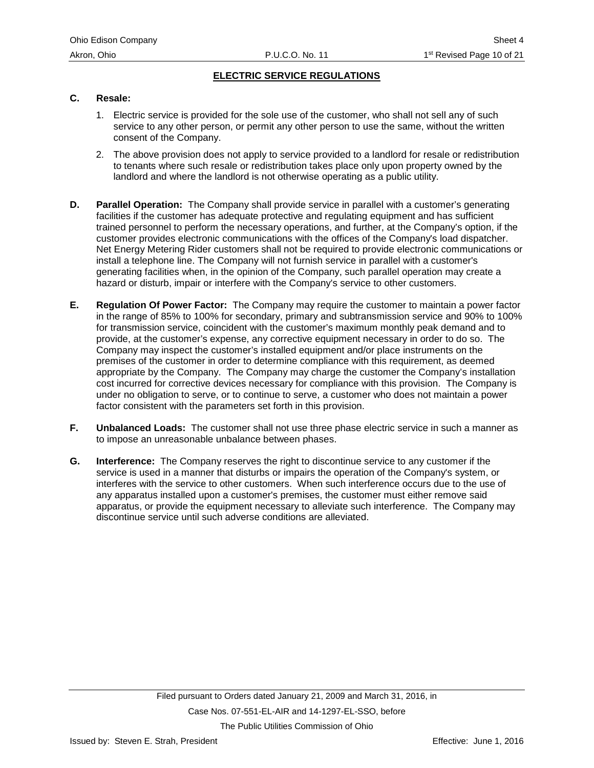## ELECTRIC SERVICE REGULATIONS

**C. Resale:**

1. Electric service is provided for the sole use of the customer, who shall not sell any of such service to any other person, or permit any other person to use the same, without the written consent of the Company.

2. The above provision does not apply to service provided to a landlord for resale or redistribution to tenants where such resale or redistribution takes place only upon property owned by the landlord and where the landlord is not otherwise operating as a public utility.

**D. Parallel Operation:** The Company shall provide service in parallel with a customer's generating facilities if the customer has adequate protective and regulating equipment and has sufficient trained personnel to perform the necessary operations, and further, at the Company's option, if the customer provides electronic communications with the offices of the Company's load dispatcher. Net Energy Metering Rider customers shall not be required to provide electronic communications or install a telephone line. The Company will not furnish service in parallel with a customer's generating facilities when, in the opinion of the Company, such parallel operation may create a hazard or disturb, impair or interfere with the Company's service to other customers.

**E. Regulation Of Power Factor:** The Company may require the customer to maintain a power factor in the range of 85% to 100% for secondary, primary and subtransmission service and 90% to 100% for transmission service, coincident with the customer's maximum monthly peak demand and to provide, at the customer's expense, any corrective equipment necessary in order to do so. The Company may inspect the customer's installed equipment and/or place instruments on the premises of the customer in order to determine compliance with this requirement, as deemed appropriate by the Company. The Company may charge the customer the Company's installation cost incurred for corrective devices necessary for compliance with this provision. The Company is under no obligation to serve, or to continue to serve, a customer who does not maintain a power factor consistent with the parameters set forth in this provision.

**F. Unbalanced Loads:** The customer shall not use three phase electric service in such a manner as to impose an unreasonable unbalance between phases.

**G. Interference:** The Company reserves the right to discontinue service to any customer if the service is used in a manner that disturbs or impairs the operation of the Company's system, or interferes with the service to other customers. When such interference occurs due to the use of any apparatus installed upon a customer's premises, the customer must either remove said apparatus, or provide the equipment necessary to alleviate such interference. The Company may discontinue service until such adverse conditions are alleviated.

Filed pursuant to Orders dated January 21, 2009 and March 31, 2016, in Case Nos. 07-551-EL-AIR and 14-1297-EL-SSO, before The Public Utilities Commission of Ohio

Issued by: Steven E. Strah, President

Effective: June 1, 2016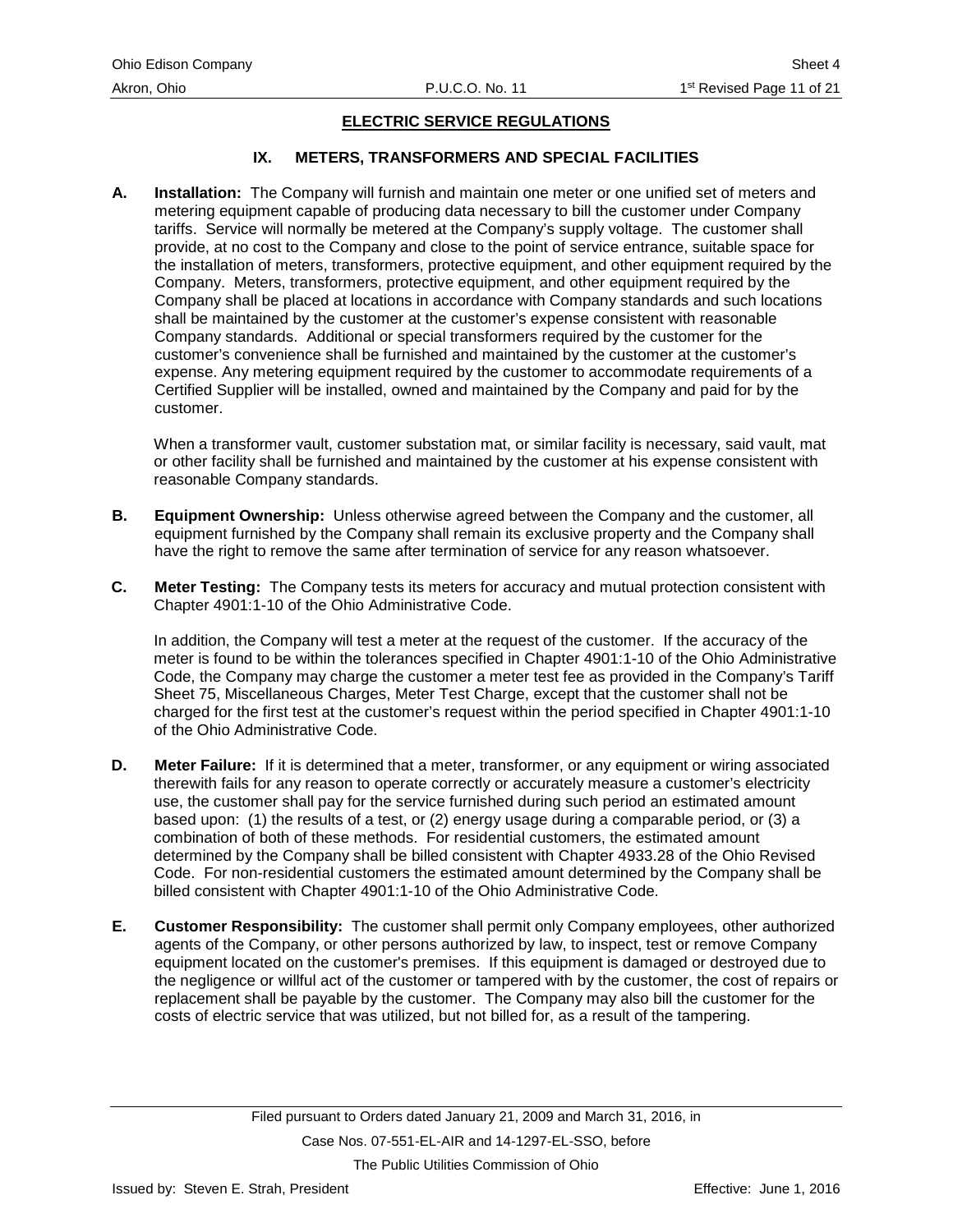## ELECTRIC SERVICE REGULATIONS

### IX. METERS, TRANSFORMERS AND SPECIAL FACILITIES

**A. Installation:** The Company will furnish and maintain one meter or one unified set of meters and metering equipment capable of producing data necessary to bill the customer under Company tariffs. Service will normally be metered at the Company's supply voltage. The customer shall provide, at no cost to the Company and close to the point of service entrance, suitable space for the installation of meters, transformers, protective equipment, and other equipment required by the Company. Meters, transformers, protective equipment, and other equipment required by the Company shall be placed at locations in accordance with Company standards and such locations shall be maintained by the customer at the customer's expense consistent with reasonable Company standards. Additional or special transformers required by the customer for the customer's convenience shall be furnished and maintained by the customer at the customer's expense. Any metering equipment required by the customer to accommodate requirements of a Certified Supplier will be installed, owned and maintained by the Company and paid for by the customer.

When a transformer vault, customer substation mat, or similar facility is necessary, said vault, mat or other facility shall be furnished and maintained by the customer at his expense consistent with reasonable Company standards.

**B. Equipment Ownership:** Unless otherwise agreed between the Company and the customer, all equipment furnished by the Company shall remain its exclusive property and the Company shall have the right to remove the same after termination of service for any reason whatsoever.

**C. Meter Testing:** The Company tests its meters for accuracy and mutual protection consistent with Chapter 4901:1-10 of the Ohio Administrative Code.

In addition, the Company will test a meter at the request of the customer. If the accuracy of the meter is found to be within the tolerances specified in Chapter 4901:1-10 of the Ohio Administrative Code, the Company may charge the customer a meter test fee as provided in the Company's Tariff Sheet 75, Miscellaneous Charges, Meter Test Charge, except that the customer shall not be charged for the first test at the customer's request within the period specified in Chapter 4901:1-10 of the Ohio Administrative Code.

**D. Meter Failure:** If it is determined that a meter, transformer, or any equipment or wiring associated therewith fails for any reason to operate correctly or accurately measure a customer's electricity use, the customer shall pay for the service furnished during such period an estimated amount based upon: (1) the results of a test, or (2) energy usage during a comparable period, or (3) a combination of both of these methods. For residential customers, the estimated amount determined by the Company shall be billed consistent with Chapter 4933.28 of the Ohio Revised Code. For non-residential customers the estimated amount determined by the Company shall be billed consistent with Chapter 4901:1-10 of the Ohio Administrative Code.

**E. Customer Responsibility:** The customer shall permit only Company employees, other authorized agents of the Company, or other persons authorized by law, to inspect, test or remove Company equipment located on the customer's premises. If this equipment is damaged or destroyed due to the negligence or willful act of the customer or tampered with by the customer, the cost of repairs or replacement shall be payable by the customer. The Company may also bill the customer for the costs of electric service that was utilized, but not billed for, as a result of the tampering.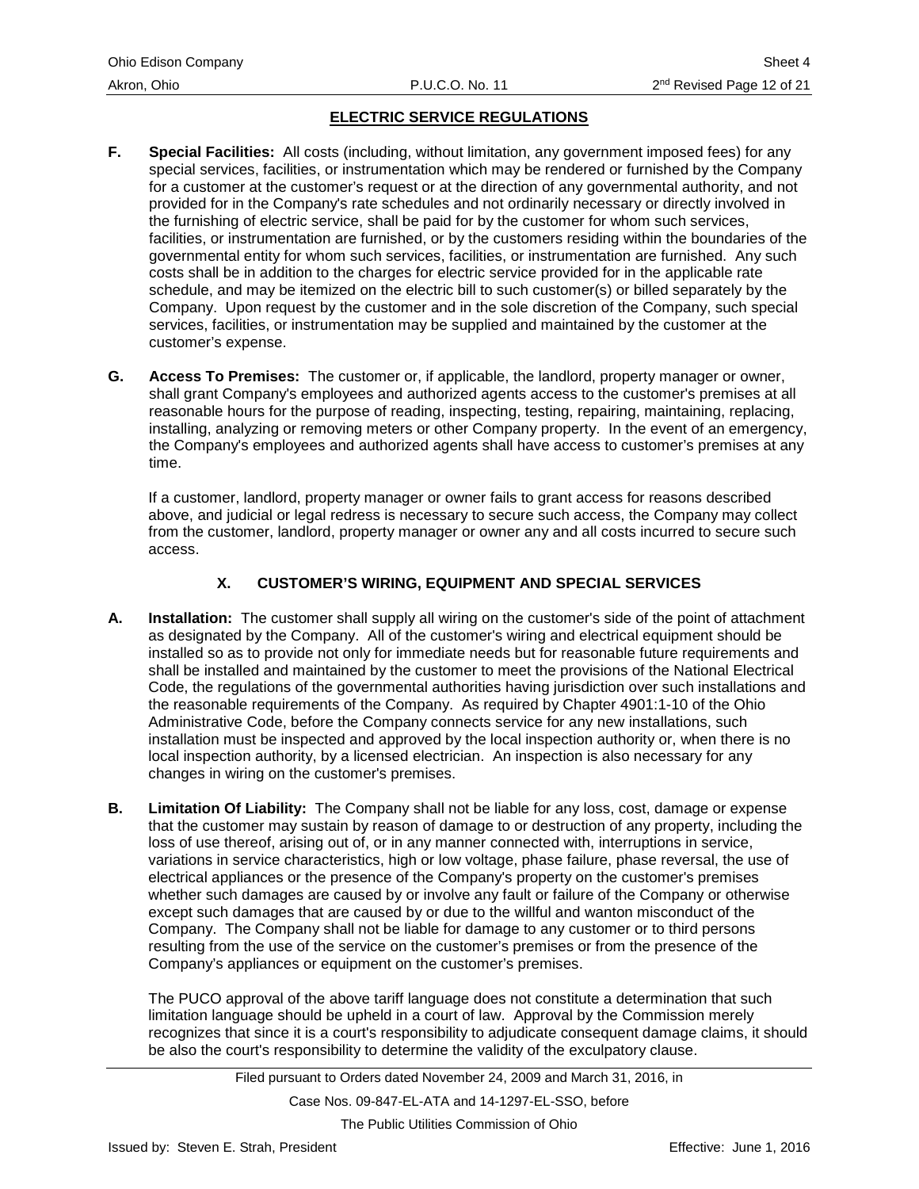## ELECTRIC SERVICE REGULATIONS

**F. Special Facilities:** All costs (including, without limitation, any government imposed fees) for any special services, facilities, or instrumentation which may be rendered or furnished by the Company for a customer at the customer's request or at the direction of any governmental authority, and not provided for in the Company's rate schedules and not ordinarily necessary or directly involved in the furnishing of electric service, shall be paid for by the customer for whom such services, facilities, or instrumentation are furnished, or by the customers residing within the boundaries of the governmental entity for whom such services, facilities, or instrumentation are furnished. Any such costs shall be in addition to the charges for electric service provided for in the applicable rate schedule, and may be itemized on the electric bill to such customer(s) or billed separately by the Company. Upon request by the customer and in the sole discretion of the Company, such special services, facilities, or instrumentation may be supplied and maintained by the customer at the customer's expense.

**G. Access To Premises:** The customer or, if applicable, the landlord, property manager or owner, shall grant Company's employees and authorized agents access to the customer's premises at all reasonable hours for the purpose of reading, inspecting, testing, repairing, maintaining, replacing, installing, analyzing or removing meters or other Company property. In the event of an emergency, the Company's employees and authorized agents shall have access to customer's premises at any time.

If a customer, landlord, property manager or owner fails to grant access for reasons described above, and judicial or legal redress is necessary to secure such access, the Company may collect from the customer, landlord, property manager or owner any and all costs incurred to secure such access.

### X. CUSTOMER'S WIRING, EQUIPMENT AND SPECIAL SERVICES

**A. Installation:** The customer shall supply all wiring on the customer's side of the point of attachment as designated by the Company. All of the customer's wiring and electrical equipment should be installed so as to provide not only for immediate needs but for reasonable future requirements and shall be installed and maintained by the customer to meet the provisions of the National Electrical Code, the regulations of the governmental authorities having jurisdiction over such installations and the reasonable requirements of the Company. As required by Chapter 4901:1-10 of the Ohio Administrative Code, before the Company connects service for any new installations, such installation must be inspected and approved by the local inspection authority or, when there is no local inspection authority, by a licensed electrician. An inspection is also necessary for any changes in wiring on the customer's premises.

**B. Limitation Of Liability:** The Company shall not be liable for any loss, cost, damage or expense that the customer may sustain by reason of damage to or destruction of any property, including the loss of use thereof, arising out of, or in any manner connected with, interruptions in service, variations in service characteristics, high or low voltage, phase failure, phase reversal, the use of electrical appliances or the presence of the Company's property on the customer's premises whether such damages are caused by or involve any fault or failure of the Company or otherwise except such damages that are caused by or due to the willful and wanton misconduct of the Company. The Company shall not be liable for damage to any customer or to third persons resulting from the use of the service on the customer's premises or from the presence of the Company's appliances or equipment on the customer's premises.

The PUCO approval of the above tariff language does not constitute a determination that such limitation language should be upheld in a court of law. Approval by the Commission merely recognizes that since it is a court's responsibility to adjudicate consequent damage claims, it should be also the court's responsibility to determine the validity of the exculpatory clause.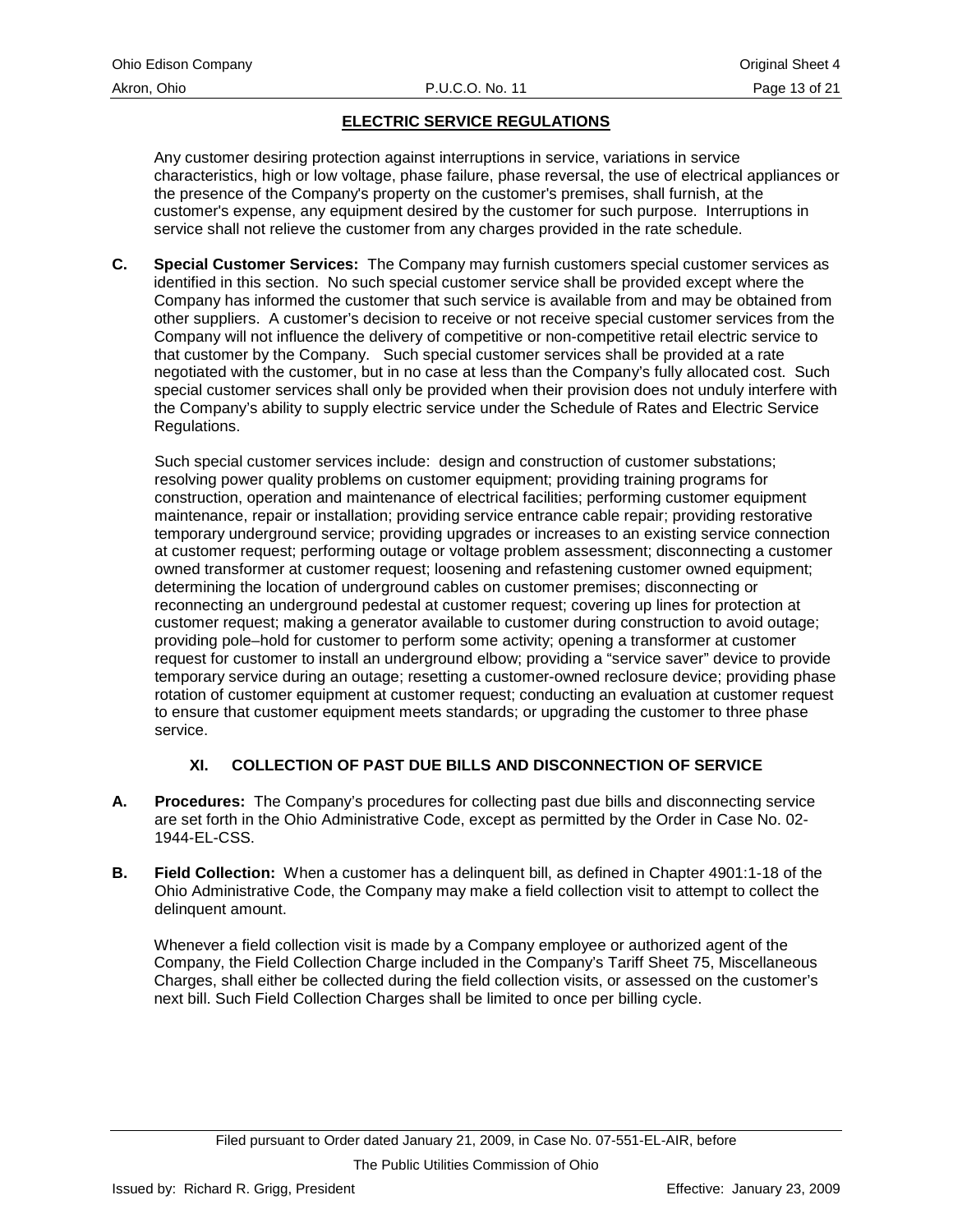## ELECTRIC SERVICE REGULATIONS

Any customer desiring protection against interruptions in service, variations in service characteristics, high or low voltage, phase failure, phase reversal, the use of electrical appliances or the presence of the Company's property on the customer's premises, shall furnish, at the customer's expense, any equipment desired by the customer for such purpose. Interruptions in service shall not relieve the customer from any charges provided in the rate schedule.

**C. Special Customer Services:** The Company may furnish customers special customer services as identified in this section. No such special customer service shall be provided except where the Company has informed the customer that such service is available from and may be obtained from other suppliers. A customer's decision to receive or not receive special customer services from the Company will not influence the delivery of competitive or non-competitive retail electric service to that customer by the Company. Such special customer services shall be provided at a rate negotiated with the customer, but in no case at less than the Company's fully allocated cost. Such special customer services shall only be provided when their provision does not unduly interfere with the Company's ability to supply electric service under the Schedule of Rates and Electric Service Regulations.

Such special customer services include: design and construction of customer substations; resolving power quality problems on customer equipment; providing training programs for construction, operation and maintenance of electrical facilities; performing customer equipment maintenance, repair or installation; providing service entrance cable repair; providing restorative temporary underground service; providing upgrades or increases to an existing service connection at customer request; performing outage or voltage problem assessment; disconnecting a customer owned transformer at customer request; loosening and refastening customer owned equipment; determining the location of underground cables on customer premises; disconnecting or reconnecting an underground pedestal at customer request; covering up lines for protection at customer request; making a generator available to customer during construction to avoid outage; providing pole–hold for customer to perform some activity; opening a transformer at customer request for customer to install an underground elbow; providing a "service saver" device to provide temporary service during an outage; resetting a customer-owned reclosure device; providing phase rotation of customer equipment at customer request; conducting an evaluation at customer request to ensure that customer equipment meets standards; or upgrading the customer to three phase service.

### XI. COLLECTION OF PAST DUE BILLS AND DISCONNECTION OF SERVICE

**A. Procedures:** The Company's procedures for collecting past due bills and disconnecting service are set forth in the Ohio Administrative Code, except as permitted by the Order in Case No. 02-1944-EL-CSS.

**B. Field Collection:** When a customer has a delinquent bill, as defined in Chapter 4901:1-18 of the Ohio Administrative Code, the Company may make a field collection visit to attempt to collect the delinquent amount.

Whenever a field collection visit is made by a Company employee or authorized agent of the Company, the Field Collection Charge included in the Company's Tariff Sheet 75, Miscellaneous Charges, shall either be collected during the field collection visits, or assessed on the customer's next bill. Such Field Collection Charges shall be limited to once per billing cycle.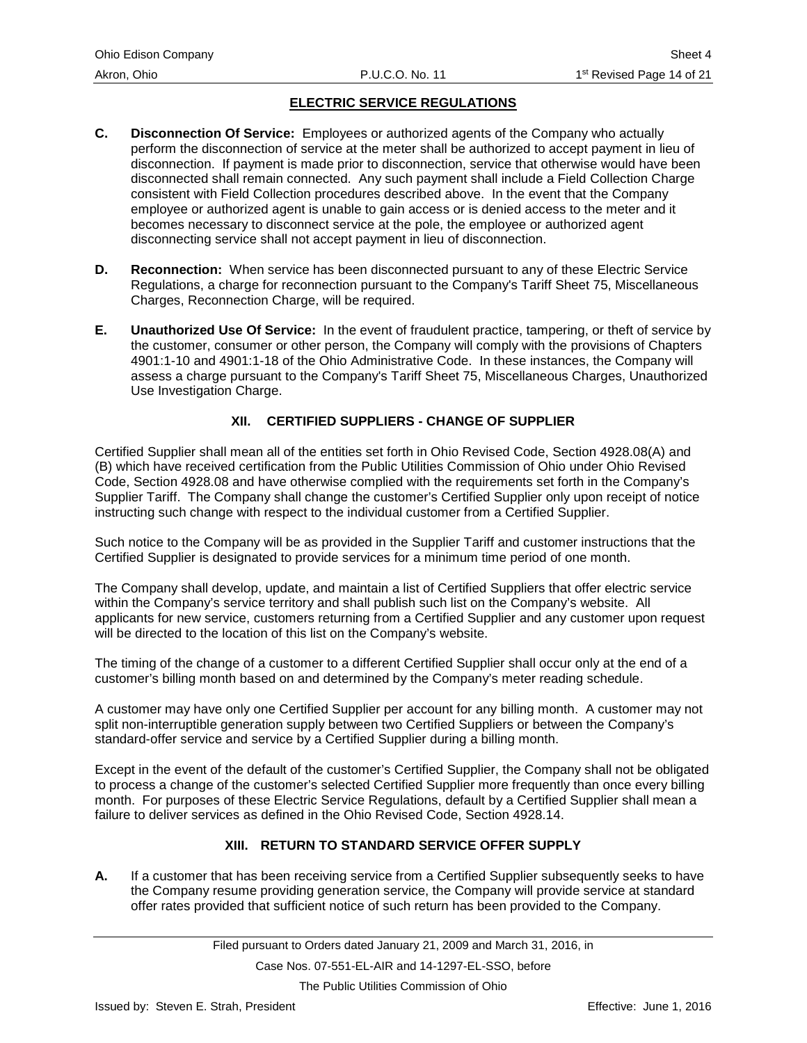## ELECTRIC SERVICE REGULATIONS

**C. Disconnection Of Service:** Employees or authorized agents of the Company who actually perform the disconnection of service at the meter shall be authorized to accept payment in lieu of disconnection. If payment is made prior to disconnection, service that otherwise would have been disconnected shall remain connected. Any such payment shall include a Field Collection Charge consistent with Field Collection procedures described above. In the event that the Company employee or authorized agent is unable to gain access or is denied access to the meter and it becomes necessary to disconnect service at the pole, the employee or authorized agent disconnecting service shall not accept payment in lieu of disconnection.

**D. Reconnection:** When service has been disconnected pursuant to any of these Electric Service Regulations, a charge for reconnection pursuant to the Company's Tariff Sheet 75, Miscellaneous Charges, Reconnection Charge, will be required.

**E. Unauthorized Use Of Service:** In the event of fraudulent practice, tampering, or theft of service by the customer, consumer or other person, the Company will comply with the provisions of Chapters 4901:1-10 and 4901:1-18 of the Ohio Administrative Code. In these instances, the Company will assess a charge pursuant to the Company's Tariff Sheet 75, Miscellaneous Charges, Unauthorized Use Investigation Charge.

### XII. CERTIFIED SUPPLIERS - CHANGE OF SUPPLIER

Certified Supplier shall mean all of the entities set forth in Ohio Revised Code, Section 4928.08(A) and (B) which have received certification from the Public Utilities Commission of Ohio under Ohio Revised Code, Section 4928.08 and have otherwise complied with the requirements set forth in the Company's Supplier Tariff. The Company shall change the customer's Certified Supplier only upon receipt of notice instructing such change with respect to the individual customer from a Certified Supplier.

Such notice to the Company will be as provided in the Supplier Tariff and customer instructions that the Certified Supplier is designated to provide services for a minimum time period of one month.

The Company shall develop, update, and maintain a list of Certified Suppliers that offer electric service within the Company's service territory and shall publish such list on the Company's website. All applicants for new service, customers returning from a Certified Supplier and any customer upon request will be directed to the location of this list on the Company's website.

The timing of the change of a customer to a different Certified Supplier shall occur only at the end of a customer's billing month based on and determined by the Company's meter reading schedule.

A customer may have only one Certified Supplier per account for any billing month. A customer may not split non-interruptible generation supply between two Certified Suppliers or between the Company's standard-offer service and service by a Certified Supplier during a billing month.

Except in the event of the default of the customer's Certified Supplier, the Company shall not be obligated to process a change of the customer's selected Certified Supplier more frequently than once every billing month. For purposes of these Electric Service Regulations, default by a Certified Supplier shall mean a failure to deliver services as defined in the Ohio Revised Code, Section 4928.14.

### XIII. RETURN TO STANDARD SERVICE OFFER SUPPLY

**A.** If a customer that has been receiving service from a Certified Supplier subsequently seeks to have the Company resume providing generation service, the Company will provide service at standard offer rates provided that sufficient notice of such return has been provided to the Company.

Filed pursuant to Orders dated January 21, 2009 and March 31, 2016, in Case Nos. 07-551-EL-AIR and 14-1297-EL-SSO, before The Public Utilities Commission of Ohio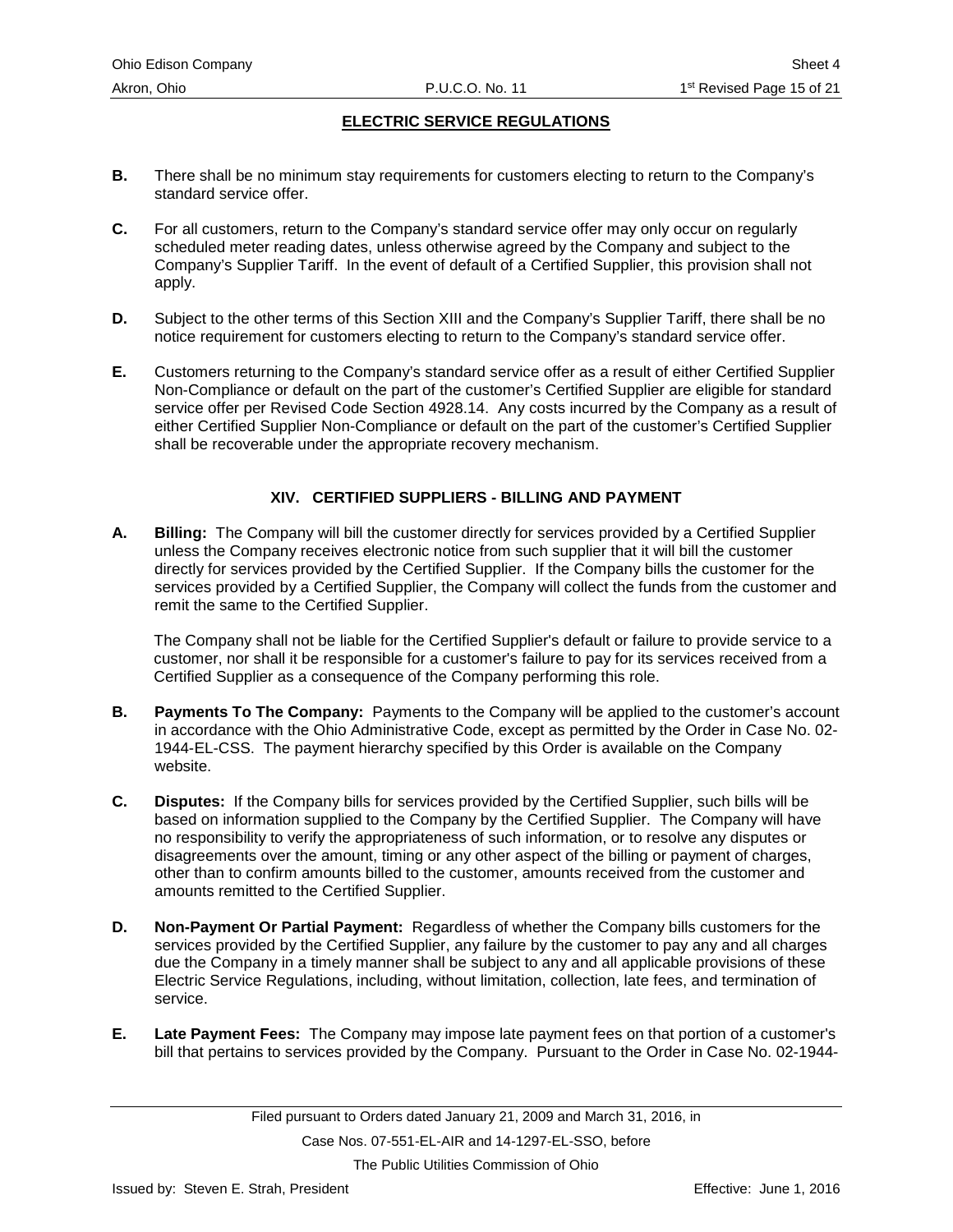## ELECTRIC SERVICE REGULATIONS

**B.** There shall be no minimum stay requirements for customers electing to return to the Company's standard service offer.

**C.** For all customers, return to the Company's standard service offer may only occur on regularly scheduled meter reading dates, unless otherwise agreed by the Company and subject to the Company's Supplier Tariff. In the event of default of a Certified Supplier, this provision shall not apply.

**D.** Subject to the other terms of this Section XIII and the Company's Supplier Tariff, there shall be no notice requirement for customers electing to return to the Company's standard service offer.

**E.** Customers returning to the Company's standard service offer as a result of either Certified Supplier Non-Compliance or default on the part of the customer's Certified Supplier are eligible for standard service offer per Revised Code Section 4928.14. Any costs incurred by the Company as a result of either Certified Supplier Non-Compliance or default on the part of the customer's Certified Supplier shall be recoverable under the appropriate recovery mechanism.

### XIV. CERTIFIED SUPPLIERS - BILLING AND PAYMENT

**A. Billing:** The Company will bill the customer directly for services provided by a Certified Supplier unless the Company receives electronic notice from such supplier that it will bill the customer directly for services provided by the Certified Supplier. If the Company bills the customer for the services provided by a Certified Supplier, the Company will collect the funds from the customer and remit the same to the Certified Supplier.

The Company shall not be liable for the Certified Supplier's default or failure to provide service to a customer, nor shall it be responsible for a customer's failure to pay for its services received from a Certified Supplier as a consequence of the Company performing this role.

**B. Payments To The Company:** Payments to the Company will be applied to the customer's account in accordance with the Ohio Administrative Code, except as permitted by the Order in Case No. 02-1944-EL-CSS. The payment hierarchy specified by this Order is available on the Company website.

**C. Disputes:** If the Company bills for services provided by the Certified Supplier, such bills will be based on information supplied to the Company by the Certified Supplier. The Company will have no responsibility to verify the appropriateness of such information, or to resolve any disputes or disagreements over the amount, timing or any other aspect of the billing or payment of charges, other than to confirm amounts billed to the customer, amounts received from the customer and amounts remitted to the Certified Supplier.

**D. Non-Payment Or Partial Payment:** Regardless of whether the Company bills customers for the services provided by the Certified Supplier, any failure by the customer to pay any and all charges due the Company in a timely manner shall be subject to any and all applicable provisions of these Electric Service Regulations, including, without limitation, collection, late fees, and termination of service.

**E. Late Payment Fees:** The Company may impose late payment fees on that portion of a customer's bill that pertains to services provided by the Company. Pursuant to the Order in Case No. 02-1944-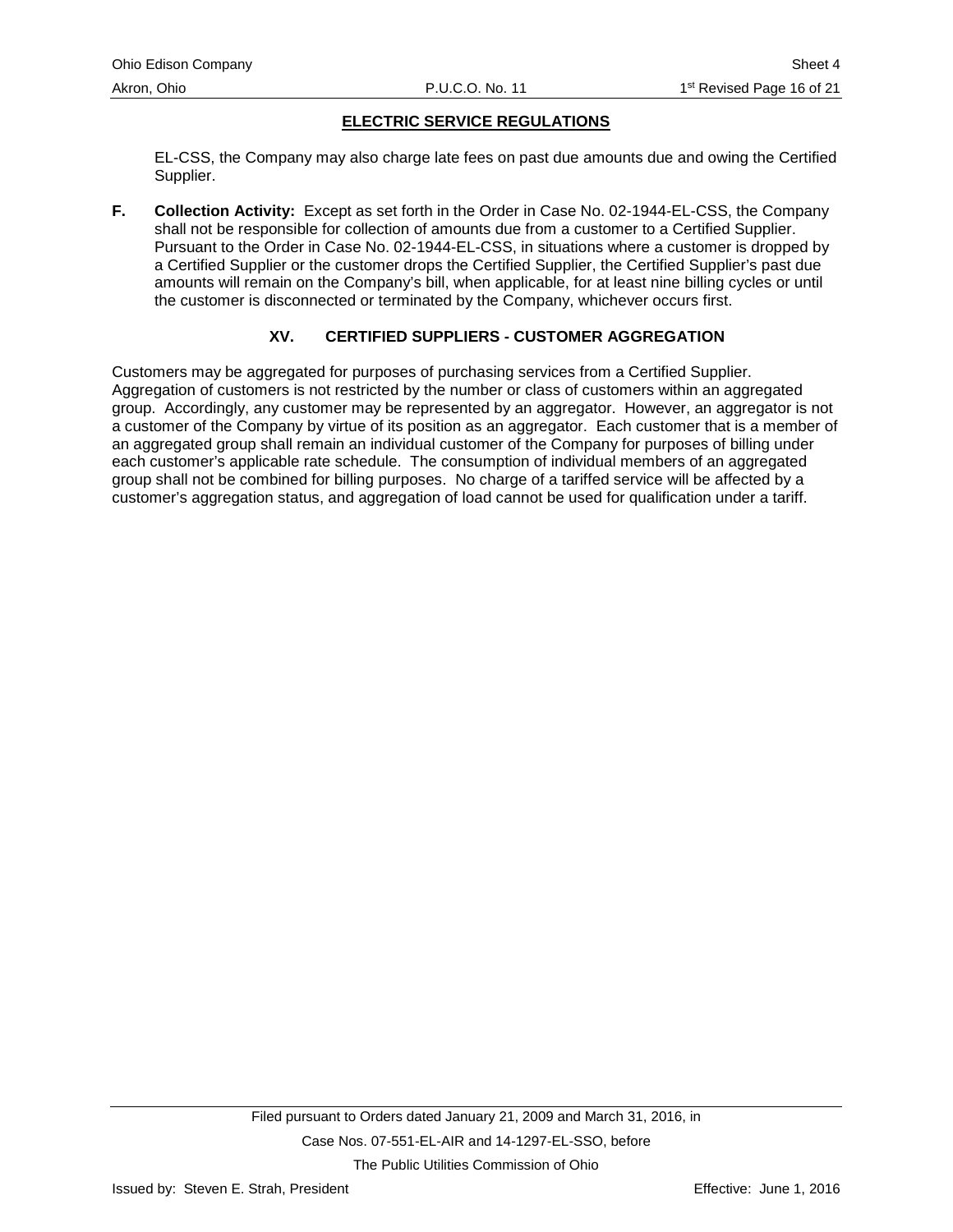EL-CSS, the Company may also charge late fees on past due amounts due and owing the Certified Supplier.

**F. Collection Activity:** Except as set forth in the Order in Case No. 02-1944-EL-CSS, the Company shall not be responsible for collection of amounts due from a customer to a Certified Supplier. Pursuant to the Order in Case No. 02-1944-EL-CSS, in situations where a customer is dropped by a Certified Supplier or the customer drops the Certified Supplier, the Certified Supplier's past due amounts will remain on the Company's bill, when applicable, for at least nine billing cycles or until the customer is disconnected or terminated by the Company, whichever occurs first.

## XV. CERTIFIED SUPPLIERS - CUSTOMER AGGREGATION

Customers may be aggregated for purposes of purchasing services from a Certified Supplier. Aggregation of customers is not restricted by the number or class of customers within an aggregated group. Accordingly, any customer may be represented by an aggregator. However, an aggregator is not a customer of the Company by virtue of its position as an aggregator. Each customer that is a member of an aggregated group shall remain an individual customer of the Company for purposes of billing under each customer's applicable rate schedule. The consumption of individual members of an aggregated group shall not be combined for billing purposes. No charge of a tariffed service will be affected by a customer's aggregation status, and aggregation of load cannot be used for qualification under a tariff.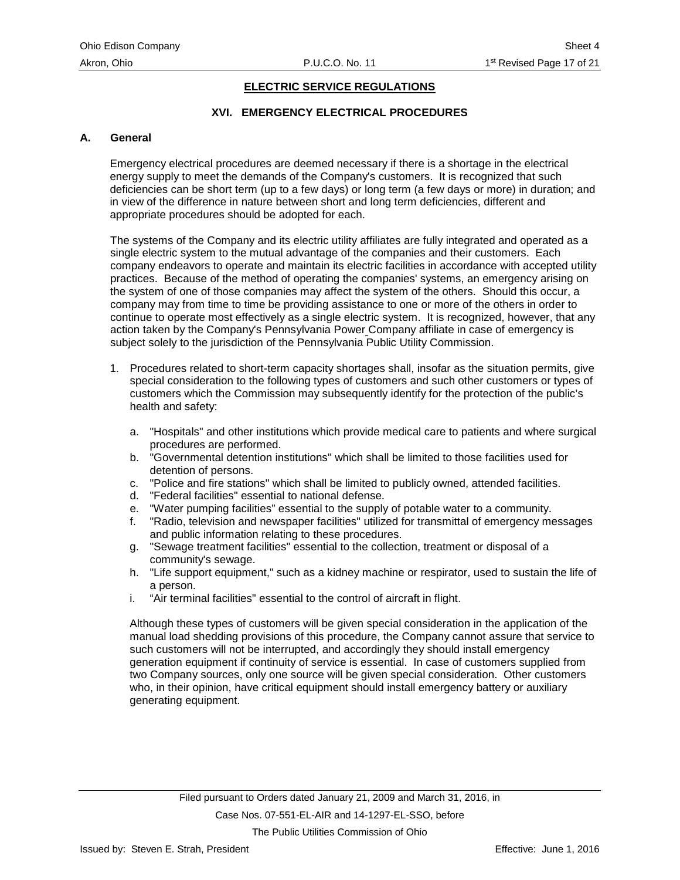## ELECTRIC SERVICE REGULATIONS

### XVI. EMERGENCY ELECTRICAL PROCEDURES

**A. General**

Emergency electrical procedures are deemed necessary if there is a shortage in the electrical energy supply to meet the demands of the Company's customers. It is recognized that such deficiencies can be short term (up to a few days) or long term (a few days or more) in duration; and in view of the difference in nature between short and long term deficiencies, different and appropriate procedures should be adopted for each.

The systems of the Company and its electric utility affiliates are fully integrated and operated as a single electric system to the mutual advantage of the companies and their customers. Each company endeavors to operate and maintain its electric facilities in accordance with accepted utility practices. Because of the method of operating the companies' systems, an emergency arising on the system of one of those companies may affect the system of the others. Should this occur, a company may from time to time be providing assistance to one or more of the others in order to continue to operate most effectively as a single electric system. It is recognized, however, that any action taken by the Company's Pennsylvania Power Company affiliate in case of emergency is subject solely to the jurisdiction of the Pennsylvania Public Utility Commission.

1. Procedures related to short-term capacity shortages shall, insofar as the situation permits, give special consideration to the following types of customers and such other customers or types of customers which the Commission may subsequently identify for the protection of the public's health and safety:

   a. "Hospitals" and other institutions which provide medical care to patients and where surgical procedures are performed.
   b. "Governmental detention institutions" which shall be limited to those facilities used for detention of persons.
   c. "Police and fire stations" which shall be limited to publicly owned, attended facilities.
   d. "Federal facilities" essential to national defense.
   e. "Water pumping facilities" essential to the supply of potable water to a community.
   f. "Radio, television and newspaper facilities" utilized for transmittal of emergency messages and public information relating to these procedures.
   g. "Sewage treatment facilities" essential to the collection, treatment or disposal of a community's sewage.
   h. "Life support equipment," such as a kidney machine or respirator, used to sustain the life of a person.
   i. "Air terminal facilities" essential to the control of aircraft in flight.

   Although these types of customers will be given special consideration in the application of the manual load shedding provisions of this procedure, the Company cannot assure that service to such customers will not be interrupted, and accordingly they should install emergency generation equipment if continuity of service is essential. In case of customers supplied from two Company sources, only one source will be given special consideration. Other customers who, in their opinion, have critical equipment should install emergency battery or auxiliary generating equipment.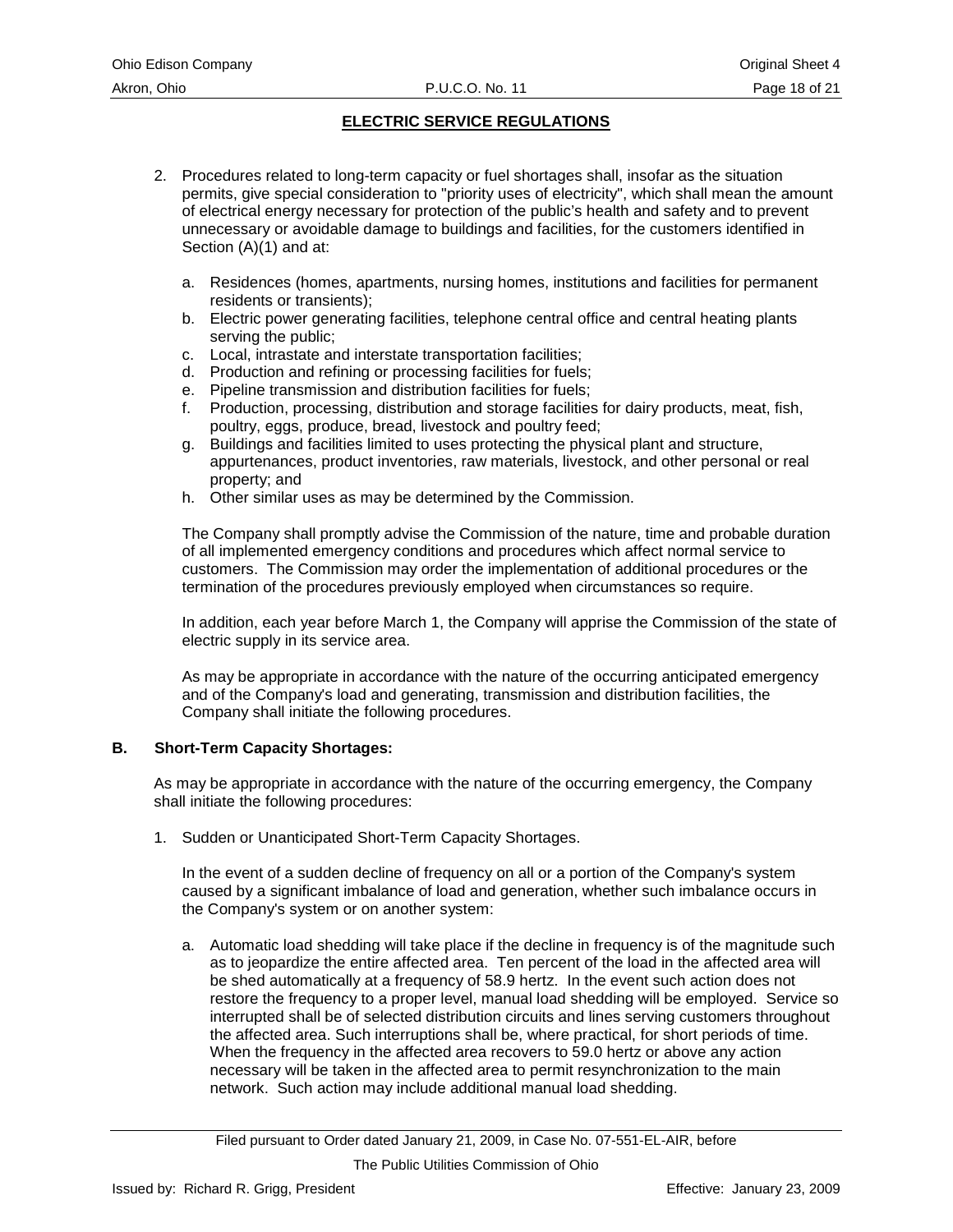## ELECTRIC SERVICE REGULATIONS

2. Procedures related to long-term capacity or fuel shortages shall, insofar as the situation permits, give special consideration to "priority uses of electricity", which shall mean the amount of electrical energy necessary for protection of the public's health and safety and to prevent unnecessary or avoidable damage to buildings and facilities, for the customers identified in Section (A)(1) and at:

   a. Residences (homes, apartments, nursing homes, institutions and facilities for permanent residents or transients);
   b. Electric power generating facilities, telephone central office and central heating plants serving the public;
   c. Local, intrastate and interstate transportation facilities;
   d. Production and refining or processing facilities for fuels;
   e. Pipeline transmission and distribution facilities for fuels;
   f. Production, processing, distribution and storage facilities for dairy products, meat, fish, poultry, eggs, produce, bread, livestock and poultry feed;
   g. Buildings and facilities limited to uses protecting the physical plant and structure, appurtenances, product inventories, raw materials, livestock, and other personal or real property; and
   h. Other similar uses as may be determined by the Commission.

   The Company shall promptly advise the Commission of the nature, time and probable duration of all implemented emergency conditions and procedures which affect normal service to customers. The Commission may order the implementation of additional procedures or the termination of the procedures previously employed when circumstances so require.

   In addition, each year before March 1, the Company will apprise the Commission of the state of electric supply in its service area.

   As may be appropriate in accordance with the nature of the occurring anticipated emergency and of the Company's load and generating, transmission and distribution facilities, the Company shall initiate the following procedures.

**B. Short-Term Capacity Shortages:**

As may be appropriate in accordance with the nature of the occurring emergency, the Company shall initiate the following procedures:

1. Sudden or Unanticipated Short-Term Capacity Shortages.

   In the event of a sudden decline of frequency on all or a portion of the Company's system caused by a significant imbalance of load and generation, whether such imbalance occurs in the Company's system or on another system:

   a. Automatic load shedding will take place if the decline in frequency is of the magnitude such as to jeopardize the entire affected area. Ten percent of the load in the affected area will be shed automatically at a frequency of 58.9 hertz. In the event such action does not restore the frequency to a proper level, manual load shedding will be employed. Service so interrupted shall be of selected distribution circuits and lines serving customers throughout the affected area. Such interruptions shall be, where practical, for short periods of time. When the frequency in the affected area recovers to 59.0 hertz or above any action necessary will be taken in the affected area to permit resynchronization to the main network. Such action may include additional manual load shedding.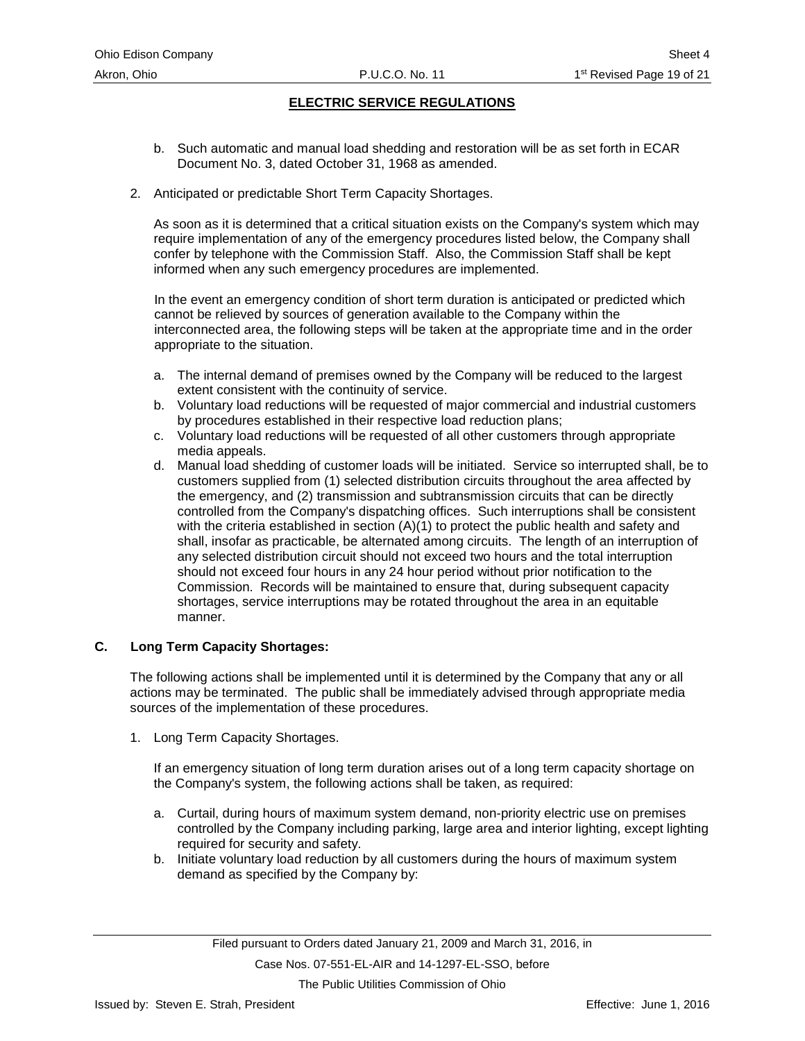## ELECTRIC SERVICE REGULATIONS

b. Such automatic and manual load shedding and restoration will be as set forth in ECAR Document No. 3, dated October 31, 1968 as amended.

2. Anticipated or predictable Short Term Capacity Shortages.

   As soon as it is determined that a critical situation exists on the Company's system which may require implementation of any of the emergency procedures listed below, the Company shall confer by telephone with the Commission Staff. Also, the Commission Staff shall be kept informed when any such emergency procedures are implemented.

   In the event an emergency condition of short term duration is anticipated or predicted which cannot be relieved by sources of generation available to the Company within the interconnected area, the following steps will be taken at the appropriate time and in the order appropriate to the situation.

   a. The internal demand of premises owned by the Company will be reduced to the largest extent consistent with the continuity of service.
   b. Voluntary load reductions will be requested of major commercial and industrial customers by procedures established in their respective load reduction plans;
   c. Voluntary load reductions will be requested of all other customers through appropriate media appeals.
   d. Manual load shedding of customer loads will be initiated. Service so interrupted shall, be to customers supplied from (1) selected distribution circuits throughout the area affected by the emergency, and (2) transmission and subtransmission circuits that can be directly controlled from the Company's dispatching offices. Such interruptions shall be consistent with the criteria established in section (A)(1) to protect the public health and safety and shall, insofar as practicable, be alternated among circuits. The length of an interruption of any selected distribution circuit should not exceed two hours and the total interruption should not exceed four hours in any 24 hour period without prior notification to the Commission. Records will be maintained to ensure that, during subsequent capacity shortages, service interruptions may be rotated throughout the area in an equitable manner.

### C. Long Term Capacity Shortages:

The following actions shall be implemented until it is determined by the Company that any or all actions may be terminated. The public shall be immediately advised through appropriate media sources of the implementation of these procedures.

1. Long Term Capacity Shortages.

   If an emergency situation of long term duration arises out of a long term capacity shortage on the Company's system, the following actions shall be taken, as required:

   a. Curtail, during hours of maximum system demand, non-priority electric use on premises controlled by the Company including parking, large area and interior lighting, except lighting required for security and safety.
   b. Initiate voluntary load reduction by all customers during the hours of maximum system demand as specified by the Company by: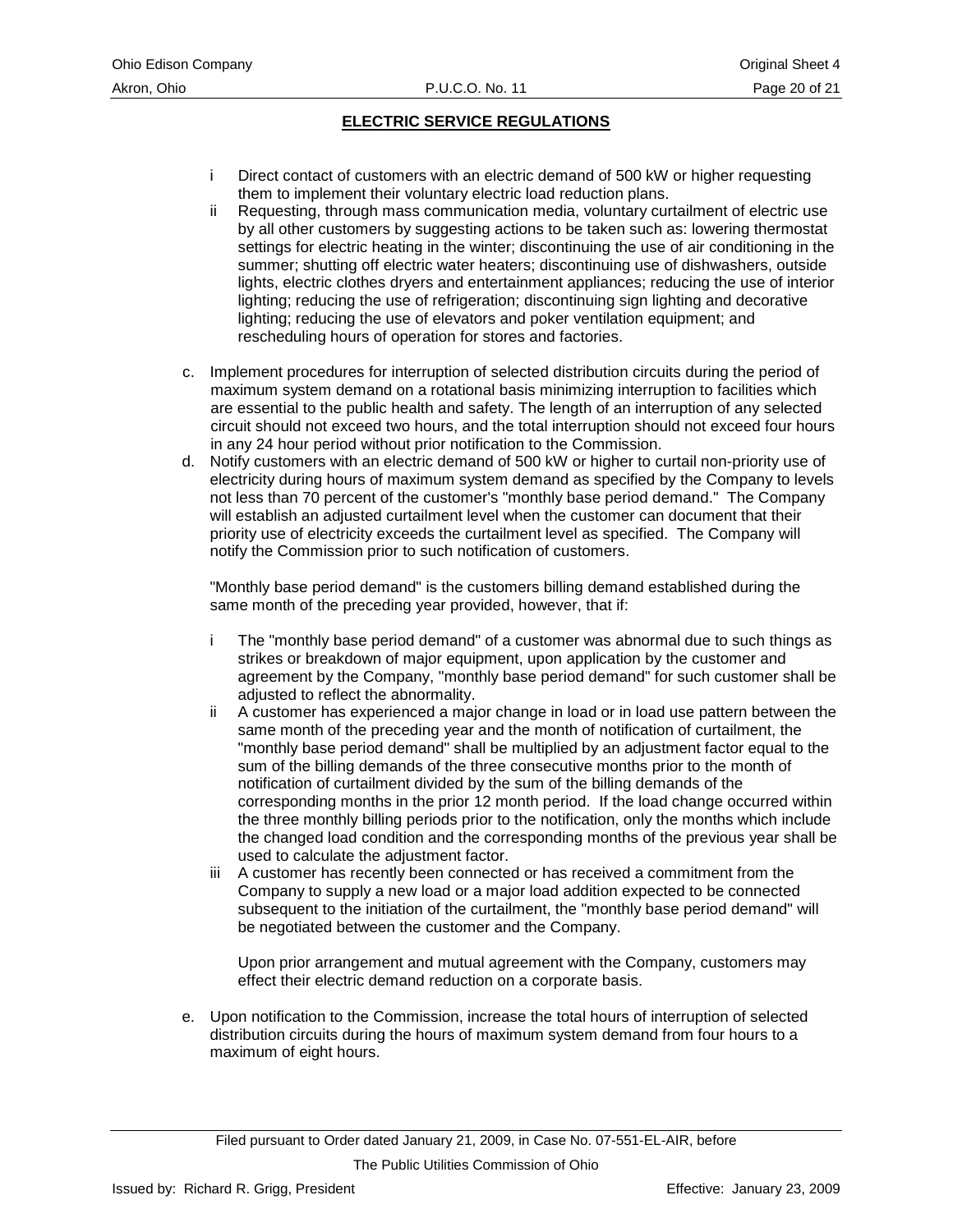## ELECTRIC SERVICE REGULATIONS

- i Direct contact of customers with an electric demand of 500 kW or higher requesting them to implement their voluntary electric load reduction plans.
- ii Requesting, through mass communication media, voluntary curtailment of electric use by all other customers by suggesting actions to be taken such as: lowering thermostat settings for electric heating in the winter; discontinuing the use of air conditioning in the summer; shutting off electric water heaters; discontinuing use of dishwashers, outside lights, electric clothes dryers and entertainment appliances; reducing the use of interior lighting; reducing the use of refrigeration; discontinuing sign lighting and decorative lighting; reducing the use of elevators and poker ventilation equipment; and rescheduling hours of operation for stores and factories.

c. Implement procedures for interruption of selected distribution circuits during the period of maximum system demand on a rotational basis minimizing interruption to facilities which are essential to the public health and safety. The length of an interruption of any selected circuit should not exceed two hours, and the total interruption should not exceed four hours in any 24 hour period without prior notification to the Commission.

d. Notify customers with an electric demand of 500 kW or higher to curtail non-priority use of electricity during hours of maximum system demand as specified by the Company to levels not less than 70 percent of the customer's "monthly base period demand." The Company will establish an adjusted curtailment level when the customer can document that their priority use of electricity exceeds the curtailment level as specified. The Company will notify the Commission prior to such notification of customers.

   "Monthly base period demand" is the customers billing demand established during the same month of the preceding year provided, however, that if:

   - i The "monthly base period demand" of a customer was abnormal due to such things as strikes or breakdown of major equipment, upon application by the customer and agreement by the Company, "monthly base period demand" for such customer shall be adjusted to reflect the abnormality.
   - ii A customer has experienced a major change in load or in load use pattern between the same month of the preceding year and the month of notification of curtailment, the "monthly base period demand" shall be multiplied by an adjustment factor equal to the sum of the billing demands of the three consecutive months prior to the month of notification of curtailment divided by the sum of the billing demands of the corresponding months in the prior 12 month period. If the load change occurred within the three monthly billing periods prior to the notification, only the months which include the changed load condition and the corresponding months of the previous year shall be used to calculate the adjustment factor.
   - iii A customer has recently been connected or has received a commitment from the Company to supply a new load or a major load addition expected to be connected subsequent to the initiation of the curtailment, the "monthly base period demand" will be negotiated between the customer and the Company.

     Upon prior arrangement and mutual agreement with the Company, customers may effect their electric demand reduction on a corporate basis.

e. Upon notification to the Commission, increase the total hours of interruption of selected distribution circuits during the hours of maximum system demand from four hours to a maximum of eight hours.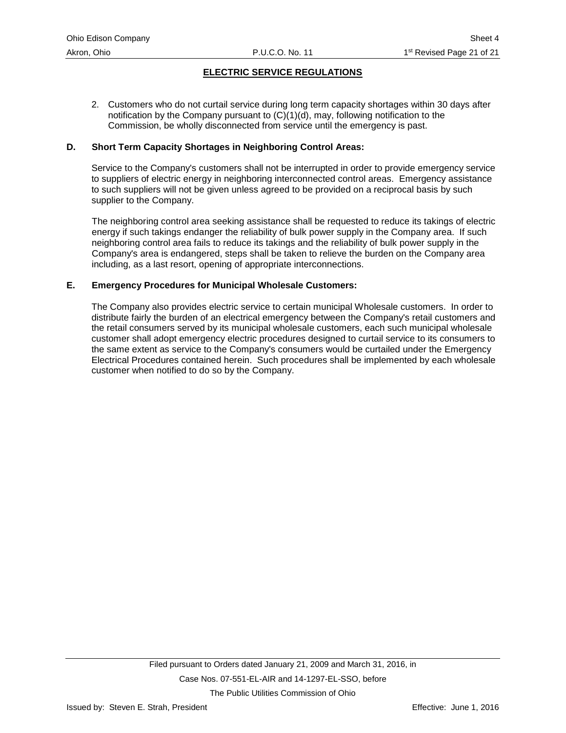## ELECTRIC SERVICE REGULATIONS

2. Customers who do not curtail service during long term capacity shortages within 30 days after notification by the Company pursuant to (C)(1)(d), may, following notification to the Commission, be wholly disconnected from service until the emergency is past.

**D. Short Term Capacity Shortages in Neighboring Control Areas:**

Service to the Company's customers shall not be interrupted in order to provide emergency service to suppliers of electric energy in neighboring interconnected control areas. Emergency assistance to such suppliers will not be given unless agreed to be provided on a reciprocal basis by such supplier to the Company.

The neighboring control area seeking assistance shall be requested to reduce its takings of electric energy if such takings endanger the reliability of bulk power supply in the Company area. If such neighboring control area fails to reduce its takings and the reliability of bulk power supply in the Company's area is endangered, steps shall be taken to relieve the burden on the Company area including, as a last resort, opening of appropriate interconnections.

**E. Emergency Procedures for Municipal Wholesale Customers:**

The Company also provides electric service to certain municipal Wholesale customers. In order to distribute fairly the burden of an electrical emergency between the Company's retail customers and the retail consumers served by its municipal wholesale customers, each such municipal wholesale customer shall adopt emergency electric procedures designed to curtail service to its consumers to the same extent as service to the Company's consumers would be curtailed under the Emergency Electrical Procedures contained herein. Such procedures shall be implemented by each wholesale customer when notified to do so by the Company.

Filed pursuant to Orders dated January 21, 2009 and March 31, 2016, in Case Nos. 07-551-EL-AIR and 14-1297-EL-SSO, before The Public Utilities Commission of Ohio

Issued by: Steven E. Strah, President

Effective: June 1, 2016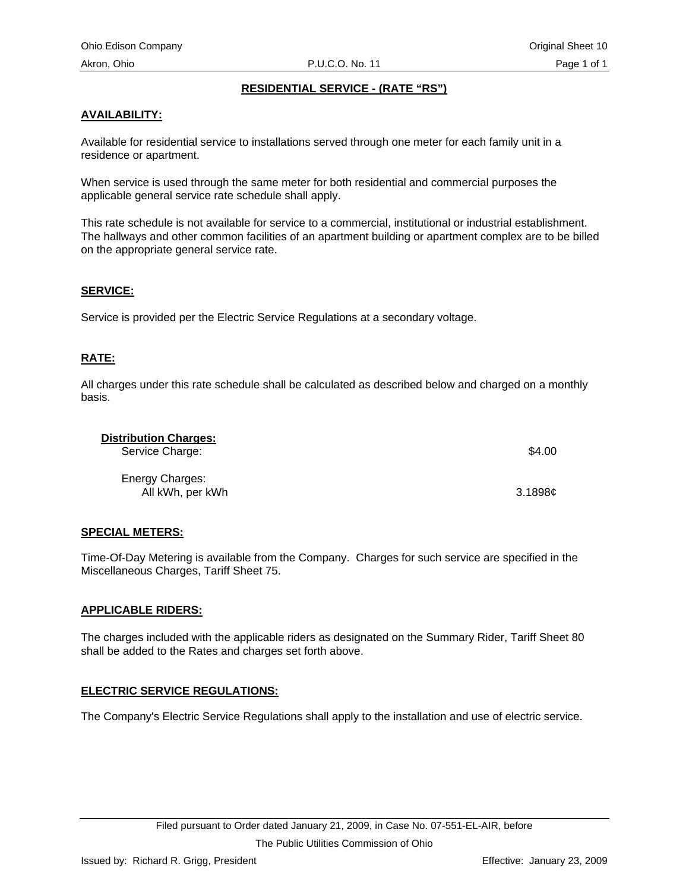## RESIDENTIAL SERVICE - (RATE "RS")

### AVAILABILITY:

Available for residential service to installations served through one meter for each family unit in a residence or apartment.

When service is used through the same meter for both residential and commercial purposes the applicable general service rate schedule shall apply.

This rate schedule is not available for service to a commercial, institutional or industrial establishment. The hallways and other common facilities of an apartment building or apartment complex are to be billed on the appropriate general service rate.

### SERVICE:

Service is provided per the Electric Service Regulations at a secondary voltage.

### RATE:

All charges under this rate schedule shall be calculated as described below and charged on a monthly basis.

**Distribution Charges:**

| | |
|---|---|
| Service Charge: | $4.00 |
| Energy Charges: | |
| All kWh, per kWh | 3.1898¢ |

### SPECIAL METERS:

Time-Of-Day Metering is available from the Company. Charges for such service are specified in the Miscellaneous Charges, Tariff Sheet 75.

### APPLICABLE RIDERS:

The charges included with the applicable riders as designated on the Summary Rider, Tariff Sheet 80 shall be added to the Rates and charges set forth above.

### ELECTRIC SERVICE REGULATIONS:

The Company's Electric Service Regulations shall apply to the installation and use of electric service.

Filed pursuant to Order dated January 21, 2009, in Case No. 07-551-EL-AIR, before The Public Utilities Commission of Ohio

Issued by: Richard R. Grigg, President

Effective: January 23, 2009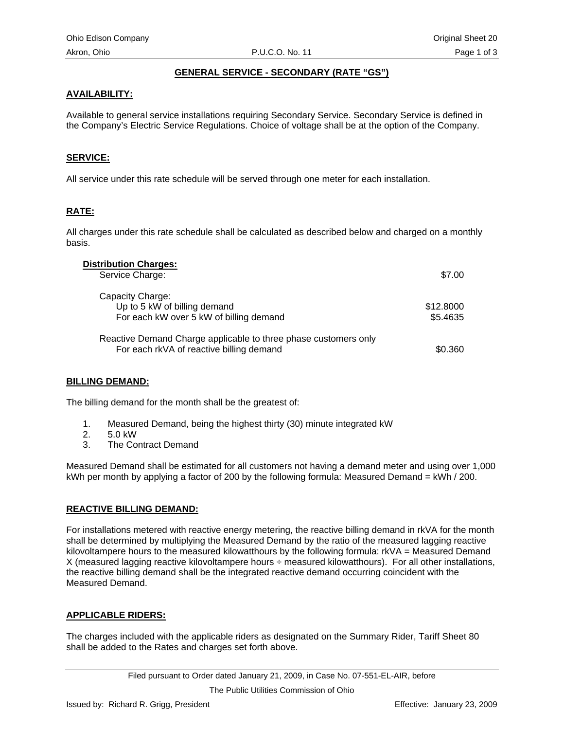# GENERAL SERVICE - SECONDARY (RATE "GS")

## AVAILABILITY:

Available to general service installations requiring Secondary Service. Secondary Service is defined in the Company's Electric Service Regulations. Choice of voltage shall be at the option of the Company.

## SERVICE:

All service under this rate schedule will be served through one meter for each installation.

## RATE:

All charges under this rate schedule shall be calculated as described below and charged on a monthly basis.

**Distribution Charges:**

| | |
|---|---|
| Service Charge: | $7.00 |
| Capacity Charge: | |
| Up to 5 kW of billing demand | $12.8000 |
| For each kW over 5 kW of billing demand | $5.4635 |
| Reactive Demand Charge applicable to three phase customers only | |
| For each rkVA of reactive billing demand | $0.360 |

## BILLING DEMAND:

The billing demand for the month shall be the greatest of:

1. Measured Demand, being the highest thirty (30) minute integrated kW
2. 5.0 kW
3. The Contract Demand

Measured Demand shall be estimated for all customers not having a demand meter and using over 1,000 kWh per month by applying a factor of 200 by the following formula: Measured Demand = kWh / 200.

## REACTIVE BILLING DEMAND:

For installations metered with reactive energy metering, the reactive billing demand in rkVA for the month shall be determined by multiplying the Measured Demand by the ratio of the measured lagging reactive kilovoltampere hours to the measured kilowatthours by the following formula: rkVA = Measured Demand X (measured lagging reactive kilovoltampere hours ÷ measured kilowatthours). For all other installations, the reactive billing demand shall be the integrated reactive demand occurring coincident with the Measured Demand.

## APPLICABLE RIDERS:

The charges included with the applicable riders as designated on the Summary Rider, Tariff Sheet 80 shall be added to the Rates and charges set forth above.

Filed pursuant to Order dated January 21, 2009, in Case No. 07-551-EL-AIR, before The Public Utilities Commission of Ohio

Issued by: Richard R. Grigg, President Effective: January 23, 2009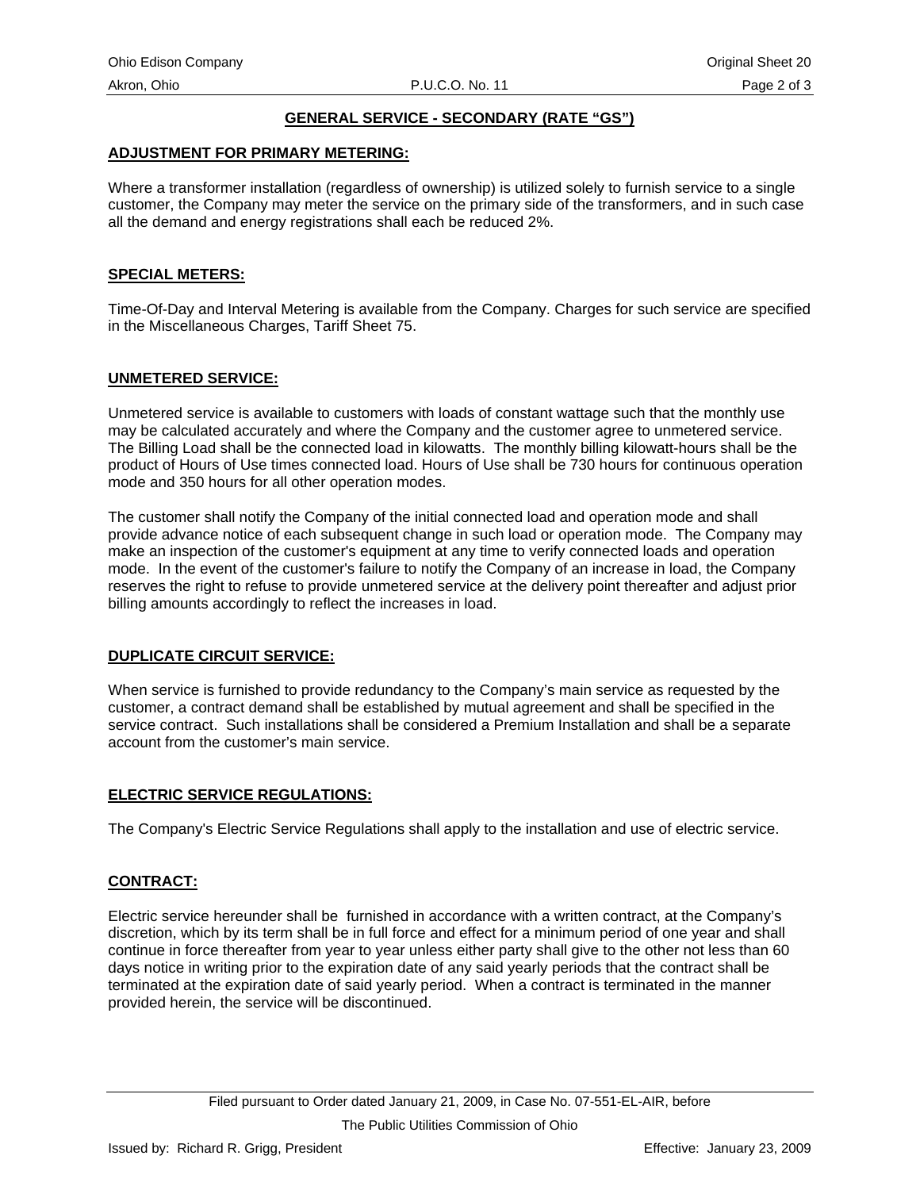## GENERAL SERVICE - SECONDARY (RATE "GS")

### ADJUSTMENT FOR PRIMARY METERING:

Where a transformer installation (regardless of ownership) is utilized solely to furnish service to a single customer, the Company may meter the service on the primary side of the transformers, and in such case all the demand and energy registrations shall each be reduced 2%.

### SPECIAL METERS:

Time-Of-Day and Interval Metering is available from the Company. Charges for such service are specified in the Miscellaneous Charges, Tariff Sheet 75.

### UNMETERED SERVICE:

Unmetered service is available to customers with loads of constant wattage such that the monthly use may be calculated accurately and where the Company and the customer agree to unmetered service. The Billing Load shall be the connected load in kilowatts. The monthly billing kilowatt-hours shall be the product of Hours of Use times connected load. Hours of Use shall be 730 hours for continuous operation mode and 350 hours for all other operation modes.

The customer shall notify the Company of the initial connected load and operation mode and shall provide advance notice of each subsequent change in such load or operation mode. The Company may make an inspection of the customer's equipment at any time to verify connected loads and operation mode. In the event of the customer's failure to notify the Company of an increase in load, the Company reserves the right to refuse to provide unmetered service at the delivery point thereafter and adjust prior billing amounts accordingly to reflect the increases in load.

### DUPLICATE CIRCUIT SERVICE:

When service is furnished to provide redundancy to the Company's main service as requested by the customer, a contract demand shall be established by mutual agreement and shall be specified in the service contract. Such installations shall be considered a Premium Installation and shall be a separate account from the customer's main service.

### ELECTRIC SERVICE REGULATIONS:

The Company's Electric Service Regulations shall apply to the installation and use of electric service.

### CONTRACT:

Electric service hereunder shall be furnished in accordance with a written contract, at the Company's discretion, which by its term shall be in full force and effect for a minimum period of one year and shall continue in force thereafter from year to year unless either party shall give to the other not less than 60 days notice in writing prior to the expiration date of any said yearly periods that the contract shall be terminated at the expiration date of said yearly period. When a contract is terminated in the manner provided herein, the service will be discontinued.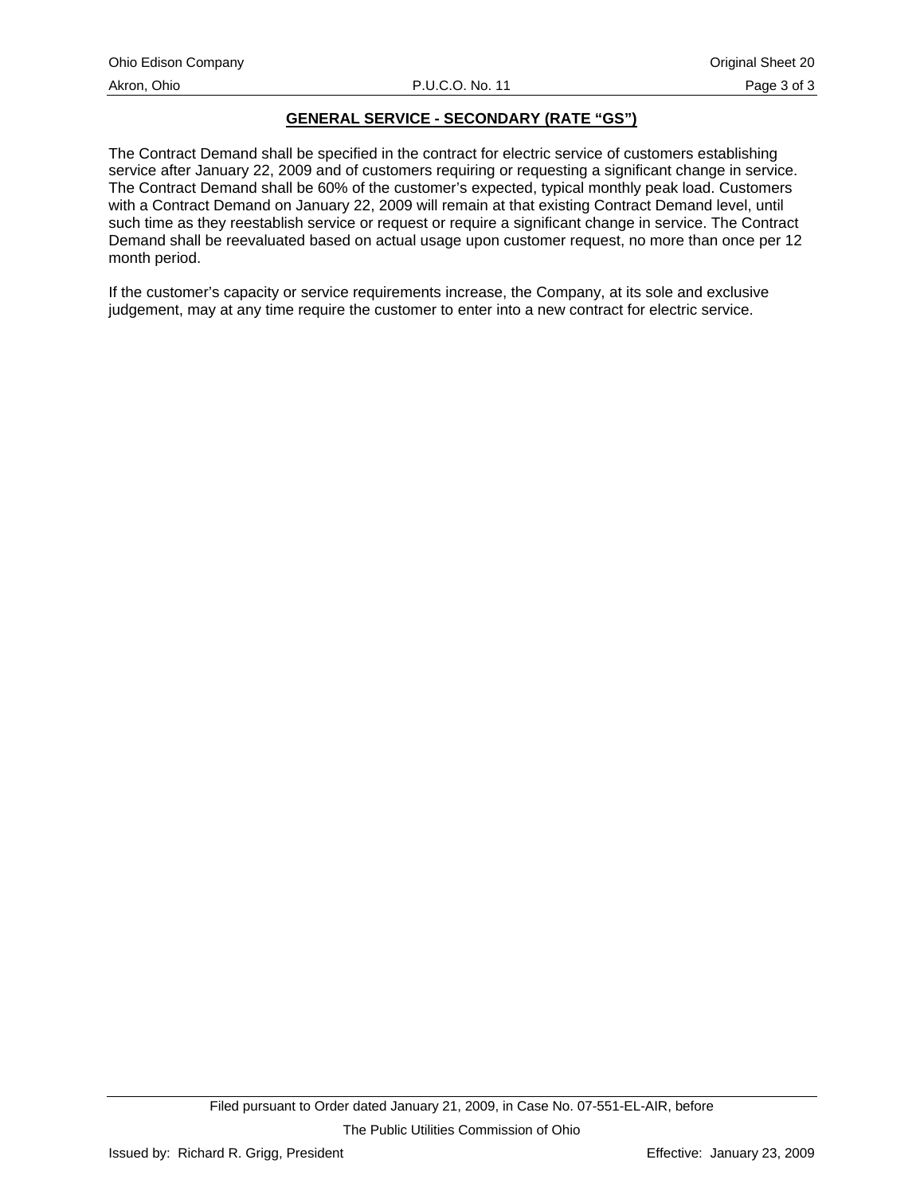## GENERAL SERVICE - SECONDARY (RATE "GS")

The Contract Demand shall be specified in the contract for electric service of customers establishing service after January 22, 2009 and of customers requiring or requesting a significant change in service. The Contract Demand shall be 60% of the customer's expected, typical monthly peak load. Customers with a Contract Demand on January 22, 2009 will remain at that existing Contract Demand level, until such time as they reestablish service or request or require a significant change in service. The Contract Demand shall be reevaluated based on actual usage upon customer request, no more than once per 12 month period.

If the customer's capacity or service requirements increase, the Company, at its sole and exclusive judgement, may at any time require the customer to enter into a new contract for electric service.

Filed pursuant to Order dated January 21, 2009, in Case No. 07-551-EL-AIR, before The Public Utilities Commission of Ohio

Issued by: Richard R. Grigg, President

Effective: January 23, 2009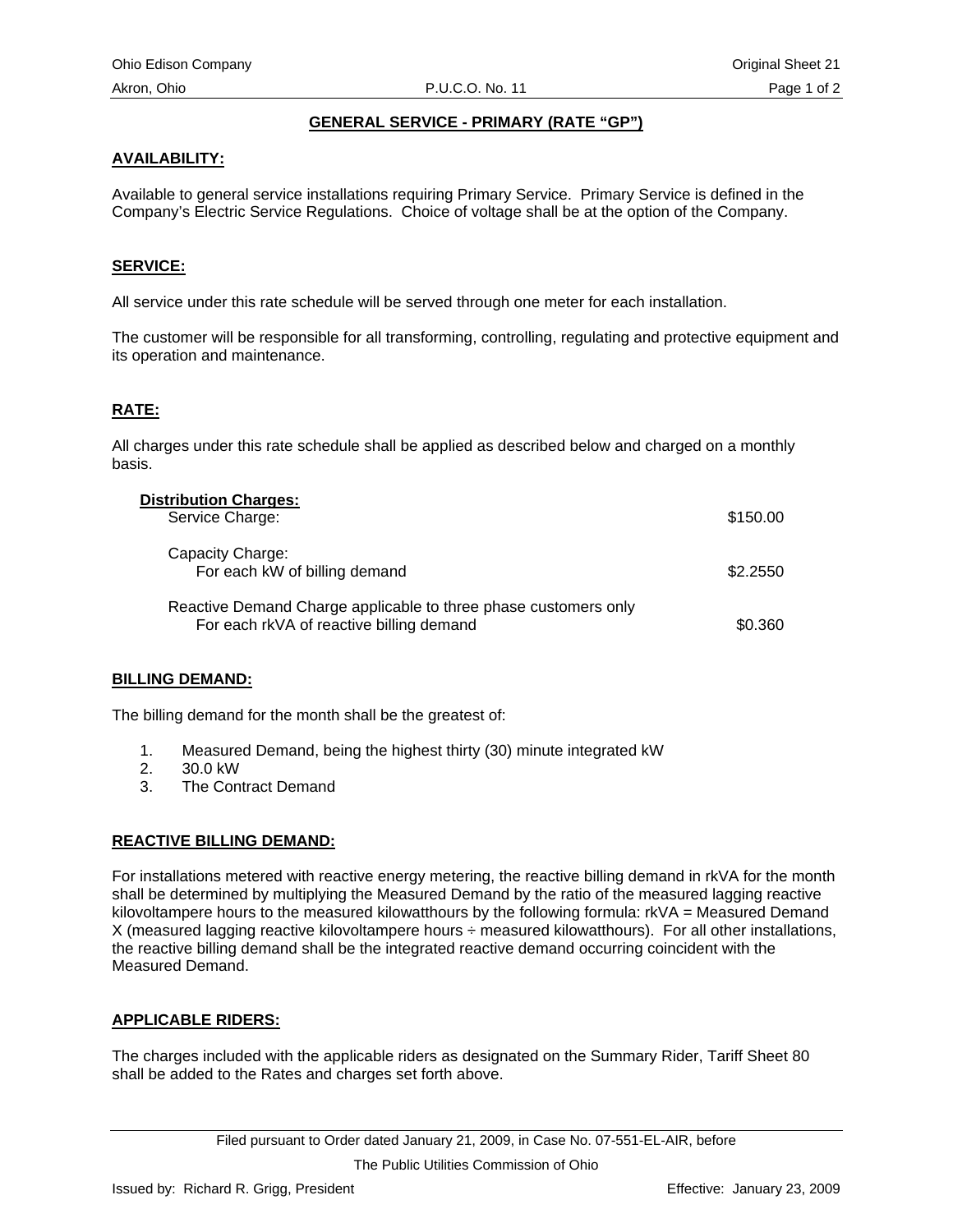## GENERAL SERVICE - PRIMARY (RATE "GP")

### AVAILABILITY:

Available to general service installations requiring Primary Service. Primary Service is defined in the Company's Electric Service Regulations. Choice of voltage shall be at the option of the Company.

### SERVICE:

All service under this rate schedule will be served through one meter for each installation.

The customer will be responsible for all transforming, controlling, regulating and protective equipment and its operation and maintenance.

### RATE:

All charges under this rate schedule shall be applied as described below and charged on a monthly basis.

**Distribution Charges:**

| | |
|---|---|
| Service Charge: | $150.00 |
| Capacity Charge: For each kW of billing demand | $2.2550 |
| Reactive Demand Charge applicable to three phase customers only For each rkVA of reactive billing demand | $0.360 |

### BILLING DEMAND:

The billing demand for the month shall be the greatest of:

1. Measured Demand, being the highest thirty (30) minute integrated kW
2. 30.0 kW
3. The Contract Demand

### REACTIVE BILLING DEMAND:

For installations metered with reactive energy metering, the reactive billing demand in rkVA for the month shall be determined by multiplying the Measured Demand by the ratio of the measured lagging reactive kilovoltampere hours to the measured kilowatthours by the following formula: rkVA = Measured Demand X (measured lagging reactive kilovoltampere hours ÷ measured kilowatthours). For all other installations, the reactive billing demand shall be the integrated reactive demand occurring coincident with the Measured Demand.

### APPLICABLE RIDERS:

The charges included with the applicable riders as designated on the Summary Rider, Tariff Sheet 80 shall be added to the Rates and charges set forth above.

Filed pursuant to Order dated January 21, 2009, in Case No. 07-551-EL-AIR, before The Public Utilities Commission of Ohio

Issued by: Richard R. Grigg, President

Effective: January 23, 2009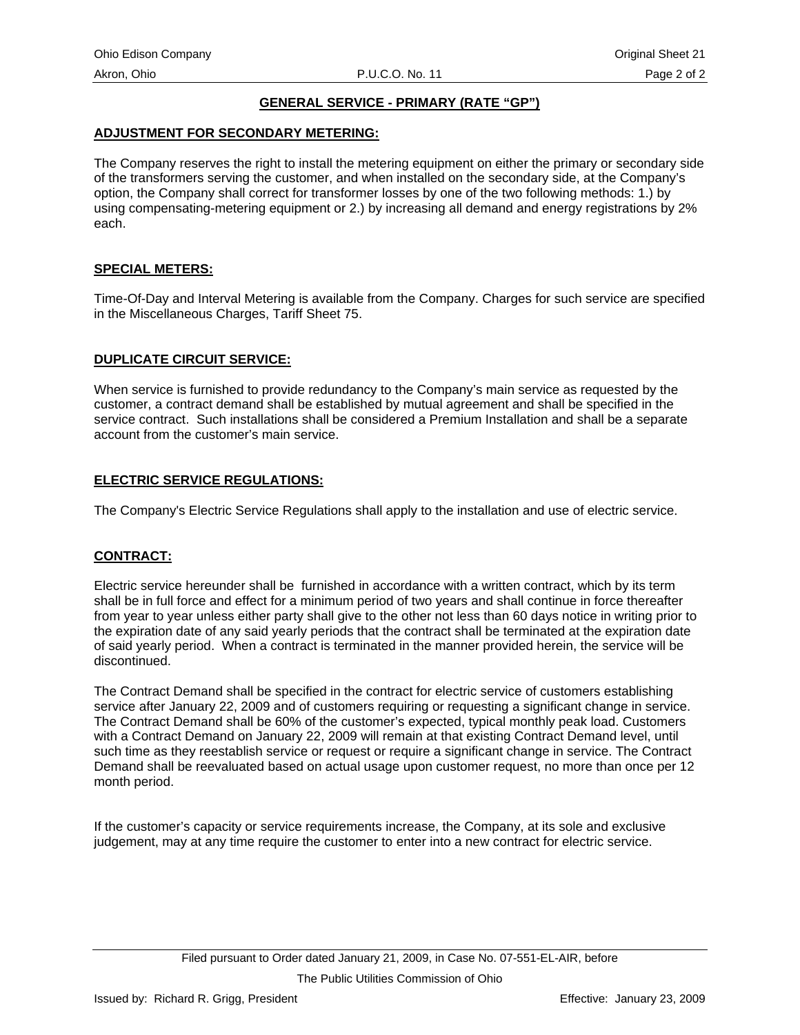## GENERAL SERVICE - PRIMARY (RATE "GP")

### ADJUSTMENT FOR SECONDARY METERING:

The Company reserves the right to install the metering equipment on either the primary or secondary side of the transformers serving the customer, and when installed on the secondary side, at the Company's option, the Company shall correct for transformer losses by one of the two following methods: 1.) by using compensating-metering equipment or 2.) by increasing all demand and energy registrations by 2% each.

### SPECIAL METERS:

Time-Of-Day and Interval Metering is available from the Company. Charges for such service are specified in the Miscellaneous Charges, Tariff Sheet 75.

### DUPLICATE CIRCUIT SERVICE:

When service is furnished to provide redundancy to the Company's main service as requested by the customer, a contract demand shall be established by mutual agreement and shall be specified in the service contract. Such installations shall be considered a Premium Installation and shall be a separate account from the customer's main service.

### ELECTRIC SERVICE REGULATIONS:

The Company's Electric Service Regulations shall apply to the installation and use of electric service.

### CONTRACT:

Electric service hereunder shall be furnished in accordance with a written contract, which by its term shall be in full force and effect for a minimum period of two years and shall continue in force thereafter from year to year unless either party shall give to the other not less than 60 days notice in writing prior to the expiration date of any said yearly periods that the contract shall be terminated at the expiration date of said yearly period. When a contract is terminated in the manner provided herein, the service will be discontinued.

The Contract Demand shall be specified in the contract for electric service of customers establishing service after January 22, 2009 and of customers requiring or requesting a significant change in service. The Contract Demand shall be 60% of the customer's expected, typical monthly peak load. Customers with a Contract Demand on January 22, 2009 will remain at that existing Contract Demand level, until such time as they reestablish service or request or require a significant change in service. The Contract Demand shall be reevaluated based on actual usage upon customer request, no more than once per 12 month period.

If the customer's capacity or service requirements increase, the Company, at its sole and exclusive judgement, may at any time require the customer to enter into a new contract for electric service.

Filed pursuant to Order dated January 21, 2009, in Case No. 07-551-EL-AIR, before The Public Utilities Commission of Ohio

Issued by: Richard R. Grigg, President

Effective: January 23, 2009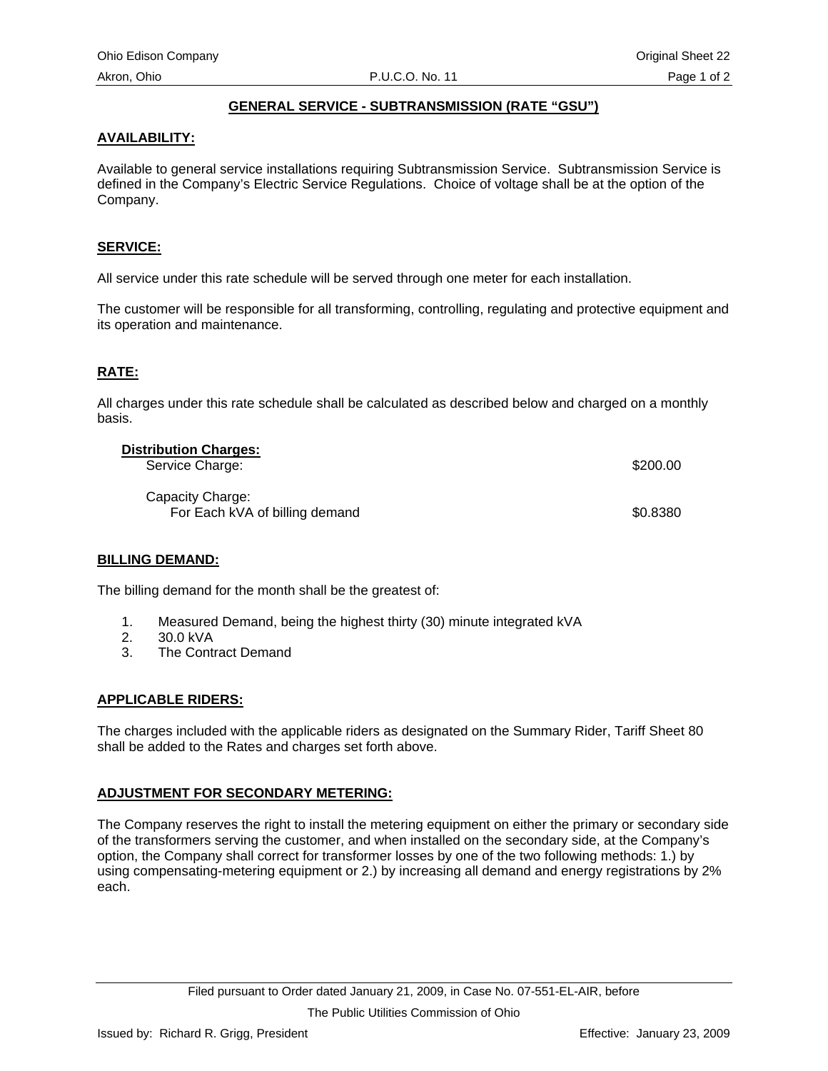## GENERAL SERVICE - SUBTRANSMISSION (RATE "GSU")

### AVAILABILITY:

Available to general service installations requiring Subtransmission Service. Subtransmission Service is defined in the Company's Electric Service Regulations. Choice of voltage shall be at the option of the Company.

### SERVICE:

All service under this rate schedule will be served through one meter for each installation.

The customer will be responsible for all transforming, controlling, regulating and protective equipment and its operation and maintenance.

### RATE:

All charges under this rate schedule shall be calculated as described below and charged on a monthly basis.

**Distribution Charges:**

| | |
|---|---|
| Service Charge: | $200.00 |
| Capacity Charge: For Each kVA of billing demand | $0.8380 |

### BILLING DEMAND:

The billing demand for the month shall be the greatest of:

1. Measured Demand, being the highest thirty (30) minute integrated kVA
2. 30.0 kVA
3. The Contract Demand

### APPLICABLE RIDERS:

The charges included with the applicable riders as designated on the Summary Rider, Tariff Sheet 80 shall be added to the Rates and charges set forth above.

### ADJUSTMENT FOR SECONDARY METERING:

The Company reserves the right to install the metering equipment on either the primary or secondary side of the transformers serving the customer, and when installed on the secondary side, at the Company's option, the Company shall correct for transformer losses by one of the two following methods: 1.) by using compensating-metering equipment or 2.) by increasing all demand and energy registrations by 2% each.

Filed pursuant to Order dated January 21, 2009, in Case No. 07-551-EL-AIR, before The Public Utilities Commission of Ohio

Issued by: Richard R. Grigg, President

Effective: January 23, 2009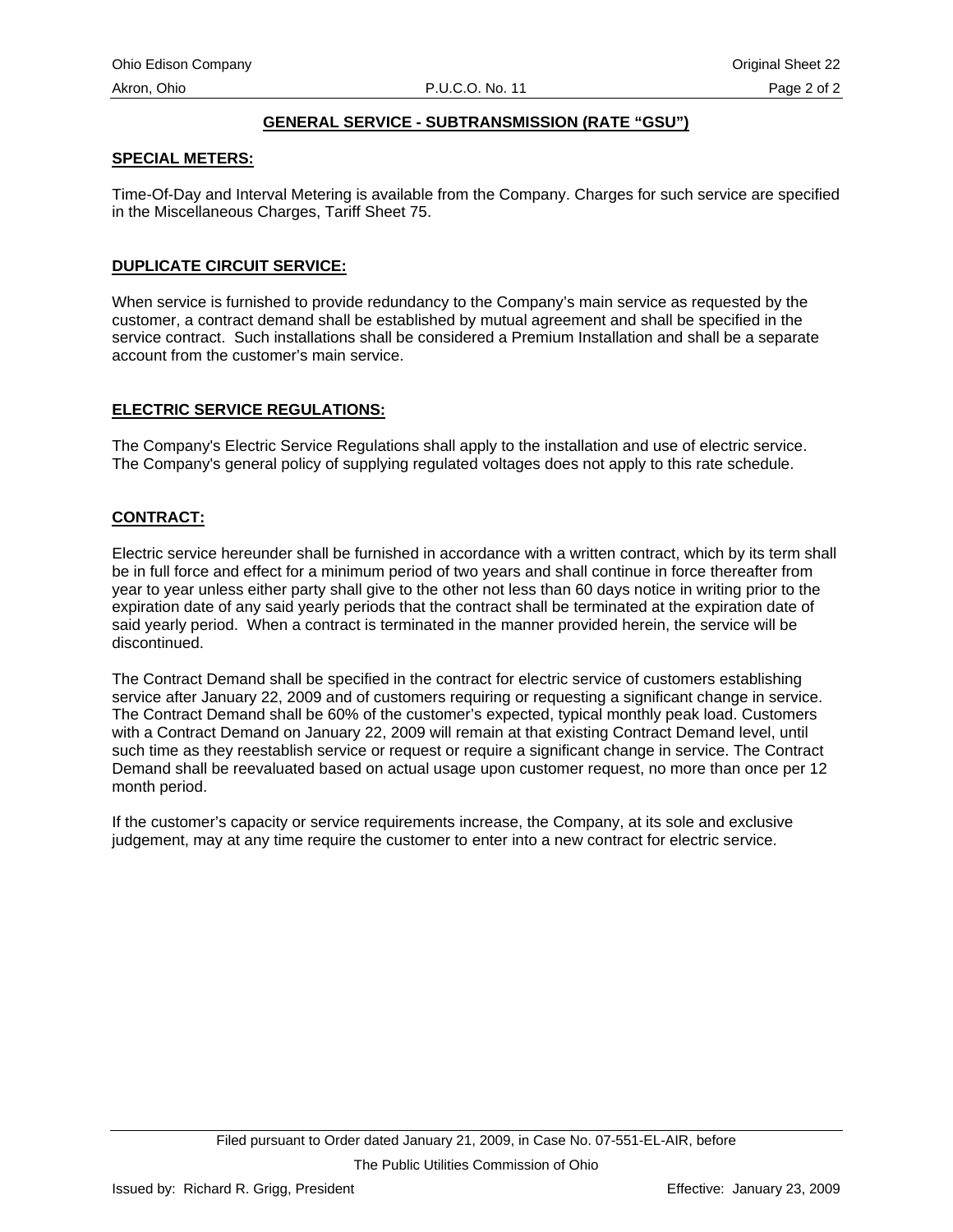## GENERAL SERVICE - SUBTRANSMISSION (RATE "GSU")

### SPECIAL METERS:

Time-Of-Day and Interval Metering is available from the Company. Charges for such service are specified in the Miscellaneous Charges, Tariff Sheet 75.

### DUPLICATE CIRCUIT SERVICE:

When service is furnished to provide redundancy to the Company's main service as requested by the customer, a contract demand shall be established by mutual agreement and shall be specified in the service contract. Such installations shall be considered a Premium Installation and shall be a separate account from the customer's main service.

### ELECTRIC SERVICE REGULATIONS:

The Company's Electric Service Regulations shall apply to the installation and use of electric service. The Company's general policy of supplying regulated voltages does not apply to this rate schedule.

### CONTRACT:

Electric service hereunder shall be furnished in accordance with a written contract, which by its term shall be in full force and effect for a minimum period of two years and shall continue in force thereafter from year to year unless either party shall give to the other not less than 60 days notice in writing prior to the expiration date of any said yearly periods that the contract shall be terminated at the expiration date of said yearly period. When a contract is terminated in the manner provided herein, the service will be discontinued.

The Contract Demand shall be specified in the contract for electric service of customers establishing service after January 22, 2009 and of customers requiring or requesting a significant change in service. The Contract Demand shall be 60% of the customer's expected, typical monthly peak load. Customers with a Contract Demand on January 22, 2009 will remain at that existing Contract Demand level, until such time as they reestablish service or request or require a significant change in service. The Contract Demand shall be reevaluated based on actual usage upon customer request, no more than once per 12 month period.

If the customer's capacity or service requirements increase, the Company, at its sole and exclusive judgement, may at any time require the customer to enter into a new contract for electric service.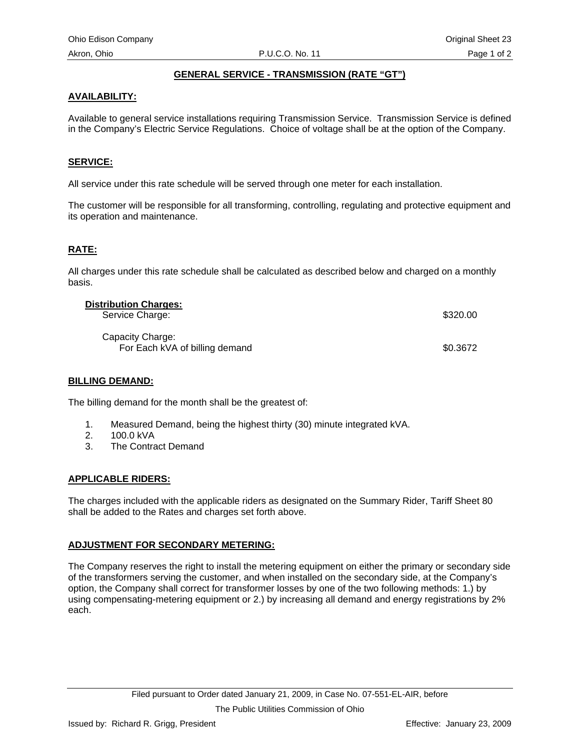# GENERAL SERVICE - TRANSMISSION (RATE "GT")

## AVAILABILITY:

Available to general service installations requiring Transmission Service. Transmission Service is defined in the Company's Electric Service Regulations. Choice of voltage shall be at the option of the Company.

## SERVICE:

All service under this rate schedule will be served through one meter for each installation.

The customer will be responsible for all transforming, controlling, regulating and protective equipment and its operation and maintenance.

## RATE:

All charges under this rate schedule shall be calculated as described below and charged on a monthly basis.

**Distribution Charges:**

| | |
|---|---|
| Service Charge: | $320.00 |
| Capacity Charge: For Each kVA of billing demand | $0.3672 |

## BILLING DEMAND:

The billing demand for the month shall be the greatest of:

1. Measured Demand, being the highest thirty (30) minute integrated kVA.
2. 100.0 kVA
3. The Contract Demand

## APPLICABLE RIDERS:

The charges included with the applicable riders as designated on the Summary Rider, Tariff Sheet 80 shall be added to the Rates and charges set forth above.

## ADJUSTMENT FOR SECONDARY METERING:

The Company reserves the right to install the metering equipment on either the primary or secondary side of the transformers serving the customer, and when installed on the secondary side, at the Company's option, the Company shall correct for transformer losses by one of the two following methods: 1.) by using compensating-metering equipment or 2.) by increasing all demand and energy registrations by 2% each.

Filed pursuant to Order dated January 21, 2009, in Case No. 07-551-EL-AIR, before The Public Utilities Commission of Ohio

Issued by: Richard R. Grigg, President

Effective: January 23, 2009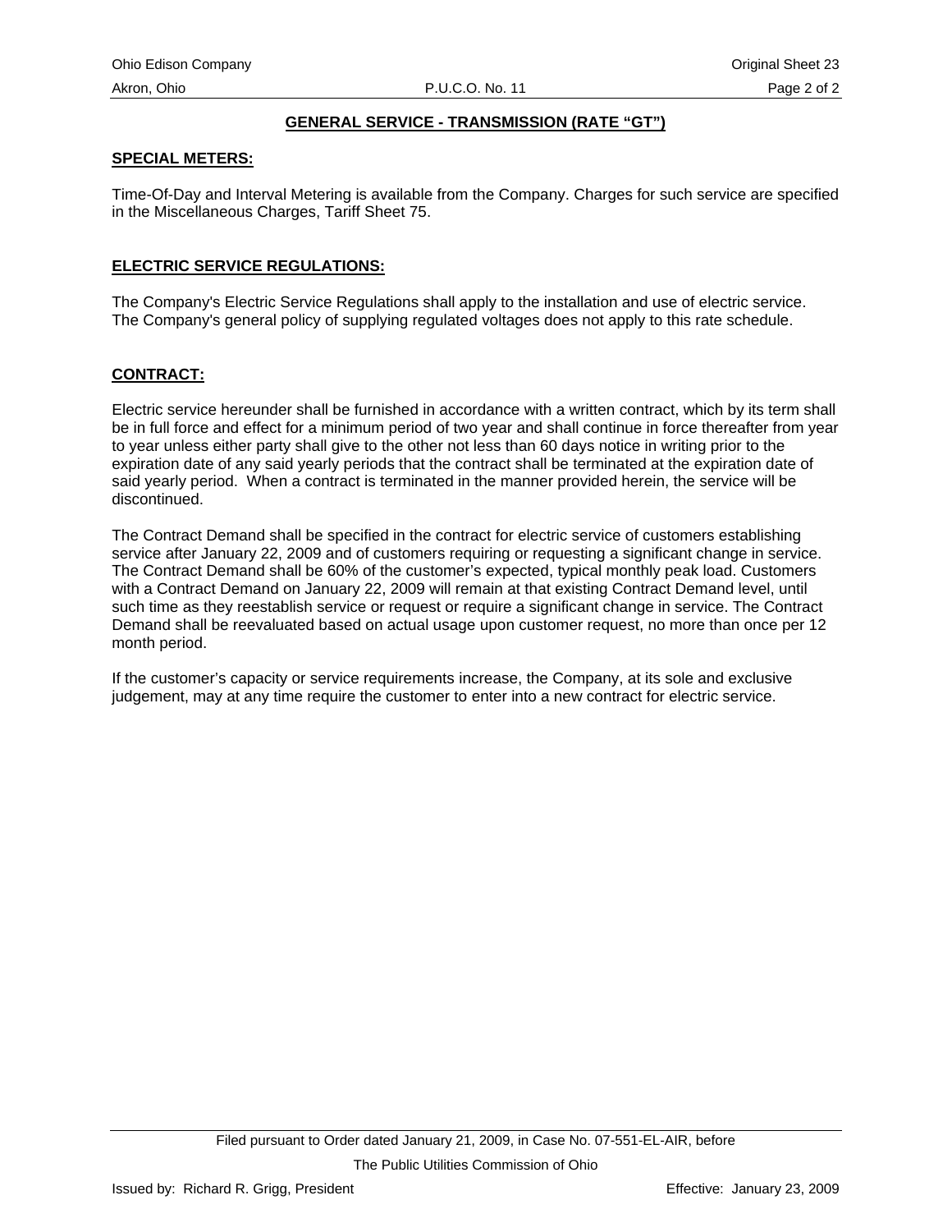## GENERAL SERVICE - TRANSMISSION (RATE "GT")

**SPECIAL METERS:**

Time-Of-Day and Interval Metering is available from the Company. Charges for such service are specified in the Miscellaneous Charges, Tariff Sheet 75.

**ELECTRIC SERVICE REGULATIONS:**

The Company's Electric Service Regulations shall apply to the installation and use of electric service. The Company's general policy of supplying regulated voltages does not apply to this rate schedule.

**CONTRACT:**

Electric service hereunder shall be furnished in accordance with a written contract, which by its term shall be in full force and effect for a minimum period of two year and shall continue in force thereafter from year to year unless either party shall give to the other not less than 60 days notice in writing prior to the expiration date of any said yearly periods that the contract shall be terminated at the expiration date of said yearly period. When a contract is terminated in the manner provided herein, the service will be discontinued.

The Contract Demand shall be specified in the contract for electric service of customers establishing service after January 22, 2009 and of customers requiring or requesting a significant change in service. The Contract Demand shall be 60% of the customer's expected, typical monthly peak load. Customers with a Contract Demand on January 22, 2009 will remain at that existing Contract Demand level, until such time as they reestablish service or request or require a significant change in service. The Contract Demand shall be reevaluated based on actual usage upon customer request, no more than once per 12 month period.

If the customer's capacity or service requirements increase, the Company, at its sole and exclusive judgement, may at any time require the customer to enter into a new contract for electric service.

Filed pursuant to Order dated January 21, 2009, in Case No. 07-551-EL-AIR, before The Public Utilities Commission of Ohio

Issued by: Richard R. Grigg, President

Effective: January 23, 2009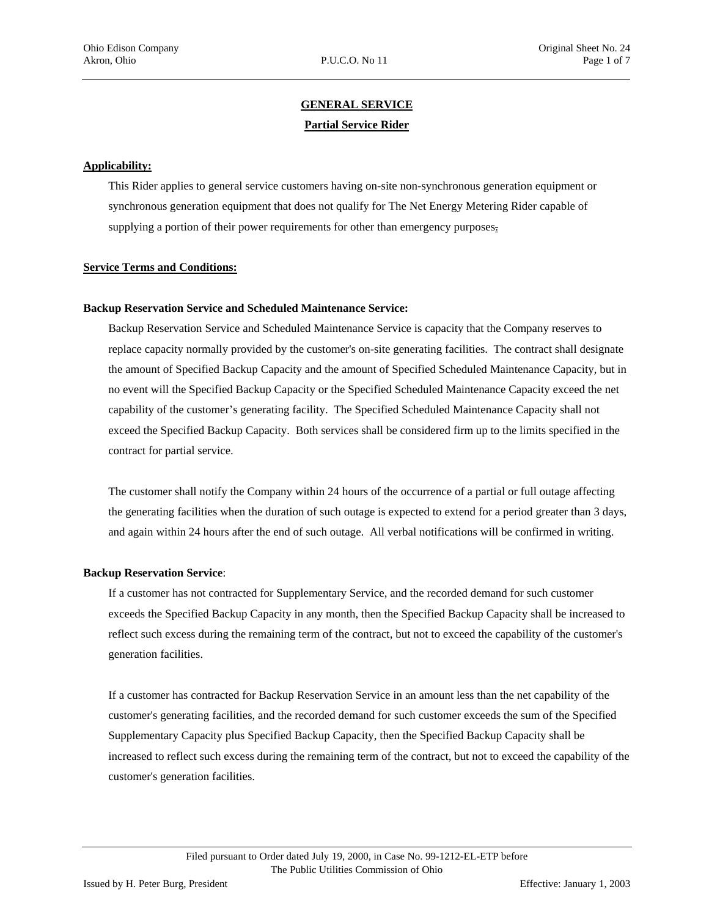## GENERAL SERVICE

### Partial Service Rider

**Applicability:**

This Rider applies to general service customers having on-site non-synchronous generation equipment or synchronous generation equipment that does not qualify for The Net Energy Metering Rider capable of supplying a portion of their power requirements for other than emergency purposes.

**Service Terms and Conditions:**

**Backup Reservation Service and Scheduled Maintenance Service:**

Backup Reservation Service and Scheduled Maintenance Service is capacity that the Company reserves to replace capacity normally provided by the customer's on-site generating facilities. The contract shall designate the amount of Specified Backup Capacity and the amount of Specified Scheduled Maintenance Capacity, but in no event will the Specified Backup Capacity or the Specified Scheduled Maintenance Capacity exceed the net capability of the customer's generating facility. The Specified Scheduled Maintenance Capacity shall not exceed the Specified Backup Capacity. Both services shall be considered firm up to the limits specified in the contract for partial service.

The customer shall notify the Company within 24 hours of the occurrence of a partial or full outage affecting the generating facilities when the duration of such outage is expected to extend for a period greater than 3 days, and again within 24 hours after the end of such outage. All verbal notifications will be confirmed in writing.

**Backup Reservation Service**:

If a customer has not contracted for Supplementary Service, and the recorded demand for such customer exceeds the Specified Backup Capacity in any month, then the Specified Backup Capacity shall be increased to reflect such excess during the remaining term of the contract, but not to exceed the capability of the customer's generation facilities.

If a customer has contracted for Backup Reservation Service in an amount less than the net capability of the customer's generating facilities, and the recorded demand for such customer exceeds the sum of the Specified Supplementary Capacity plus Specified Backup Capacity, then the Specified Backup Capacity shall be increased to reflect such excess during the remaining term of the contract, but not to exceed the capability of the customer's generation facilities.

Filed pursuant to Order dated July 19, 2000, in Case No. 99-1212-EL-ETP before The Public Utilities Commission of Ohio

Issued by H. Peter Burg, President    Effective: January 1, 2003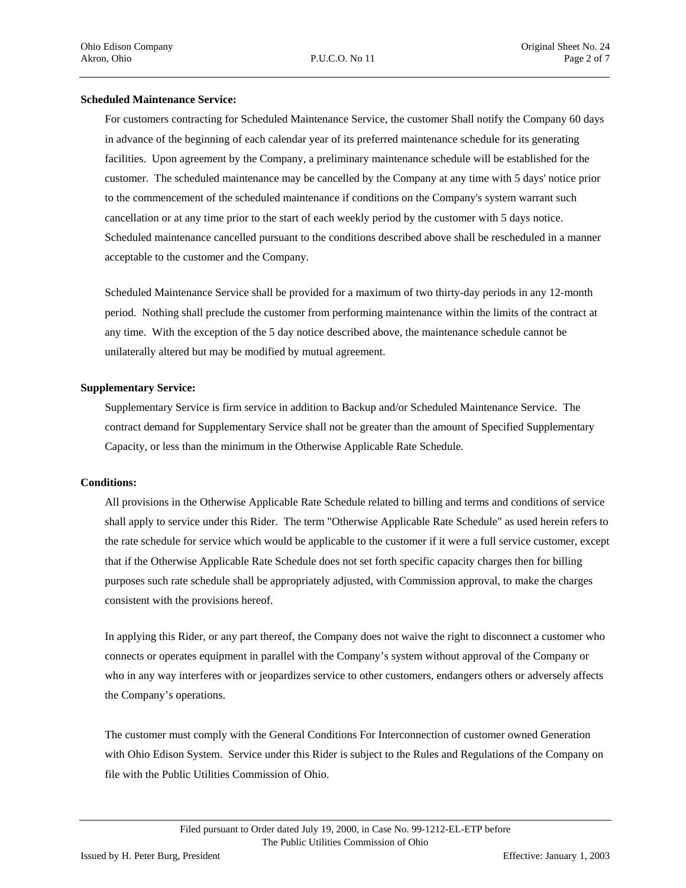**Scheduled Maintenance Service:**

For customers contracting for Scheduled Maintenance Service, the customer Shall notify the Company 60 days in advance of the beginning of each calendar year of its preferred maintenance schedule for its generating facilities. Upon agreement by the Company, a preliminary maintenance schedule will be established for the customer. The scheduled maintenance may be cancelled by the Company at any time with 5 days' notice prior to the commencement of the scheduled maintenance if conditions on the Company's system warrant such cancellation or at any time prior to the start of each weekly period by the customer with 5 days notice. Scheduled maintenance cancelled pursuant to the conditions described above shall be rescheduled in a manner acceptable to the customer and the Company.

Scheduled Maintenance Service shall be provided for a maximum of two thirty-day periods in any 12-month period. Nothing shall preclude the customer from performing maintenance within the limits of the contract at any time. With the exception of the 5 day notice described above, the maintenance schedule cannot be unilaterally altered but may be modified by mutual agreement.

**Supplementary Service:**

Supplementary Service is firm service in addition to Backup and/or Scheduled Maintenance Service. The contract demand for Supplementary Service shall not be greater than the amount of Specified Supplementary Capacity, or less than the minimum in the Otherwise Applicable Rate Schedule.

**Conditions:**

All provisions in the Otherwise Applicable Rate Schedule related to billing and terms and conditions of service shall apply to service under this Rider. The term "Otherwise Applicable Rate Schedule" as used herein refers to the rate schedule for service which would be applicable to the customer if it were a full service customer, except that if the Otherwise Applicable Rate Schedule does not set forth specific capacity charges then for billing purposes such rate schedule shall be appropriately adjusted, with Commission approval, to make the charges consistent with the provisions hereof.

In applying this Rider, or any part thereof, the Company does not waive the right to disconnect a customer who connects or operates equipment in parallel with the Company's system without approval of the Company or who in any way interferes with or jeopardizes service to other customers, endangers others or adversely affects the Company's operations.

The customer must comply with the General Conditions For Interconnection of customer owned Generation with Ohio Edison System. Service under this Rider is subject to the Rules and Regulations of the Company on file with the Public Utilities Commission of Ohio.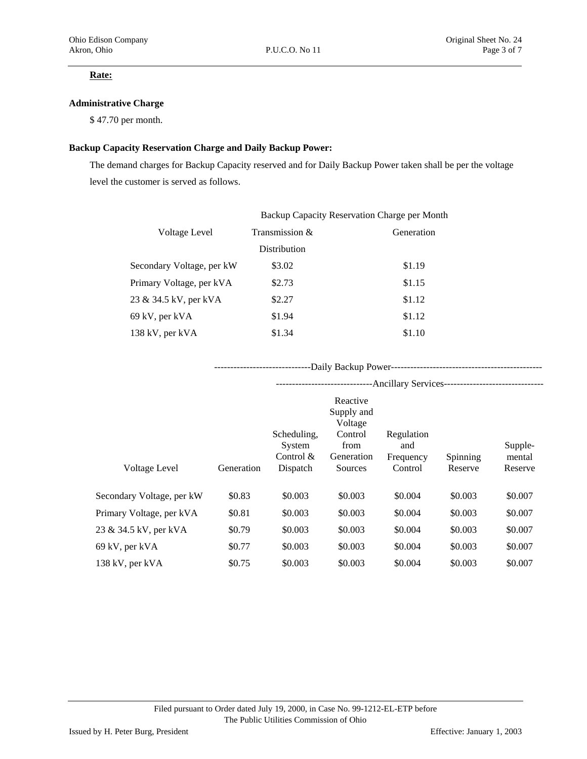**Rate:**

**Administrative Charge**

$ 47.70 per month.

**Backup Capacity Reservation Charge and Daily Backup Power:**

The demand charges for Backup Capacity reserved and for Daily Backup Power taken shall be per the voltage level the customer is served as follows.

| | Backup Capacity Reservation Charge per Month | |
|---|---|---|
| Voltage Level | Transmission & Distribution | Generation |
| Secondary Voltage, per kW | $3.02 | $1.19 |
| Primary Voltage, per kVA | $2.73 | $1.15 |
| 23 & 34.5 kV, per kVA | $2.27 | $1.12 |
| 69 kV, per kVA | $1.94 | $1.12 |
| 138 kV, per kVA | $1.34 | $1.10 |

| | Daily Backup Power | | | | | |
|---|---|---|---|---|---|---|
| | | Ancillary Services | | | | |
| Voltage Level | Generation | Scheduling, System Control & Dispatch | Reactive Supply and Voltage Control from Generation Sources | Regulation and Frequency Control | Spinning Reserve | Supple-mental Reserve |
| Secondary Voltage, per kW | $0.83 | $0.003 | $0.003 | $0.004 | $0.003 | $0.007 |
| Primary Voltage, per kVA | $0.81 | $0.003 | $0.003 | $0.004 | $0.003 | $0.007 |
| 23 & 34.5 kV, per kVA | $0.79 | $0.003 | $0.003 | $0.004 | $0.003 | $0.007 |
| 69 kV, per kVA | $0.77 | $0.003 | $0.003 | $0.004 | $0.003 | $0.007 |
| 138 kV, per kVA | $0.75 | $0.003 | $0.003 | $0.004 | $0.003 | $0.007 |

Filed pursuant to Order dated July 19, 2000, in Case No. 99-1212-EL-ETP before The Public Utilities Commission of Ohio

Issued by H. Peter Burg, President

Effective: January 1, 2003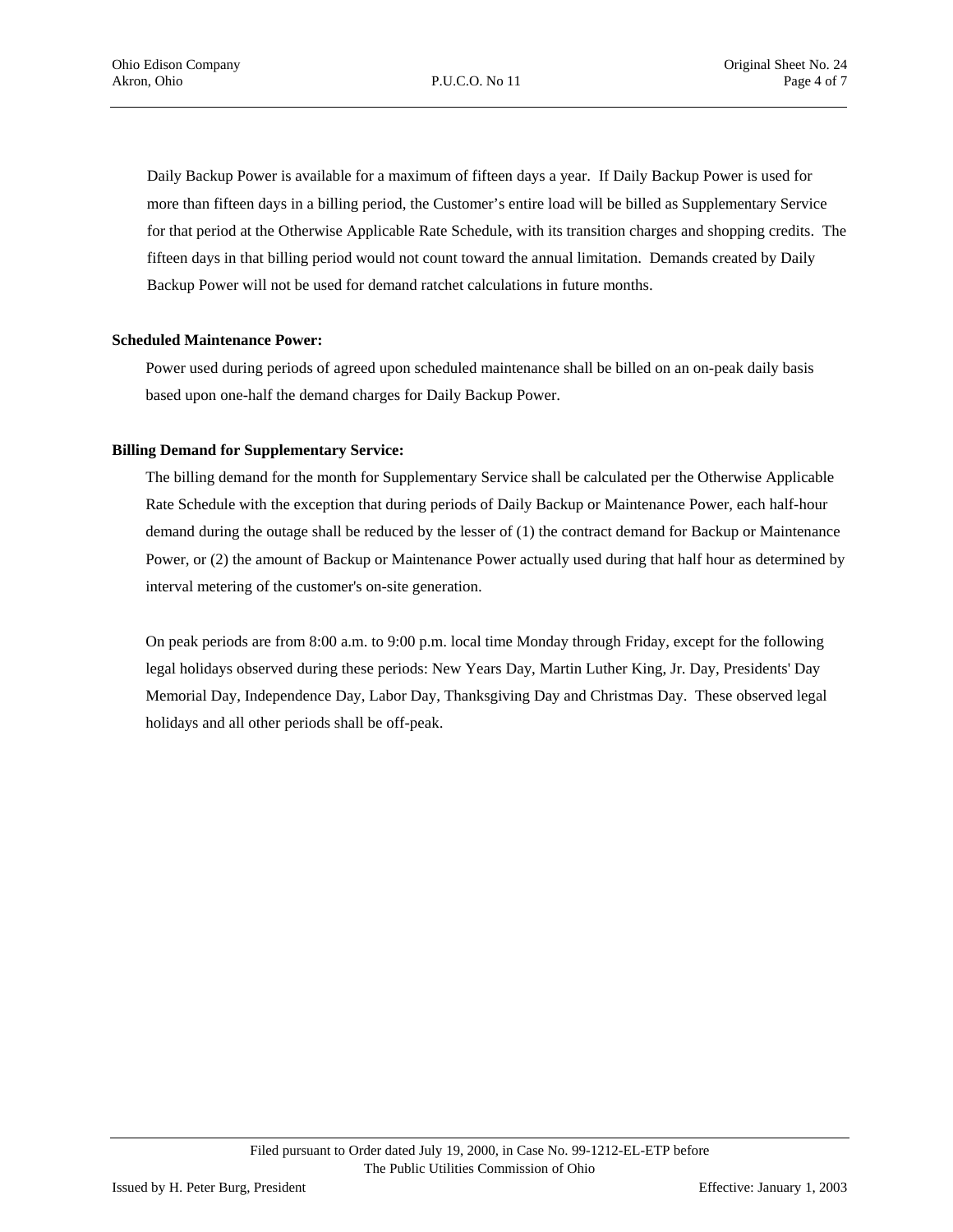Daily Backup Power is available for a maximum of fifteen days a year. If Daily Backup Power is used for more than fifteen days in a billing period, the Customer's entire load will be billed as Supplementary Service for that period at the Otherwise Applicable Rate Schedule, with its transition charges and shopping credits. The fifteen days in that billing period would not count toward the annual limitation. Demands created by Daily Backup Power will not be used for demand ratchet calculations in future months.

**Scheduled Maintenance Power:**

Power used during periods of agreed upon scheduled maintenance shall be billed on an on-peak daily basis based upon one-half the demand charges for Daily Backup Power.

**Billing Demand for Supplementary Service:**

The billing demand for the month for Supplementary Service shall be calculated per the Otherwise Applicable Rate Schedule with the exception that during periods of Daily Backup or Maintenance Power, each half-hour demand during the outage shall be reduced by the lesser of (1) the contract demand for Backup or Maintenance Power, or (2) the amount of Backup or Maintenance Power actually used during that half hour as determined by interval metering of the customer's on-site generation.

On peak periods are from 8:00 a.m. to 9:00 p.m. local time Monday through Friday, except for the following legal holidays observed during these periods: New Years Day, Martin Luther King, Jr. Day, Presidents' Day Memorial Day, Independence Day, Labor Day, Thanksgiving Day and Christmas Day. These observed legal holidays and all other periods shall be off-peak.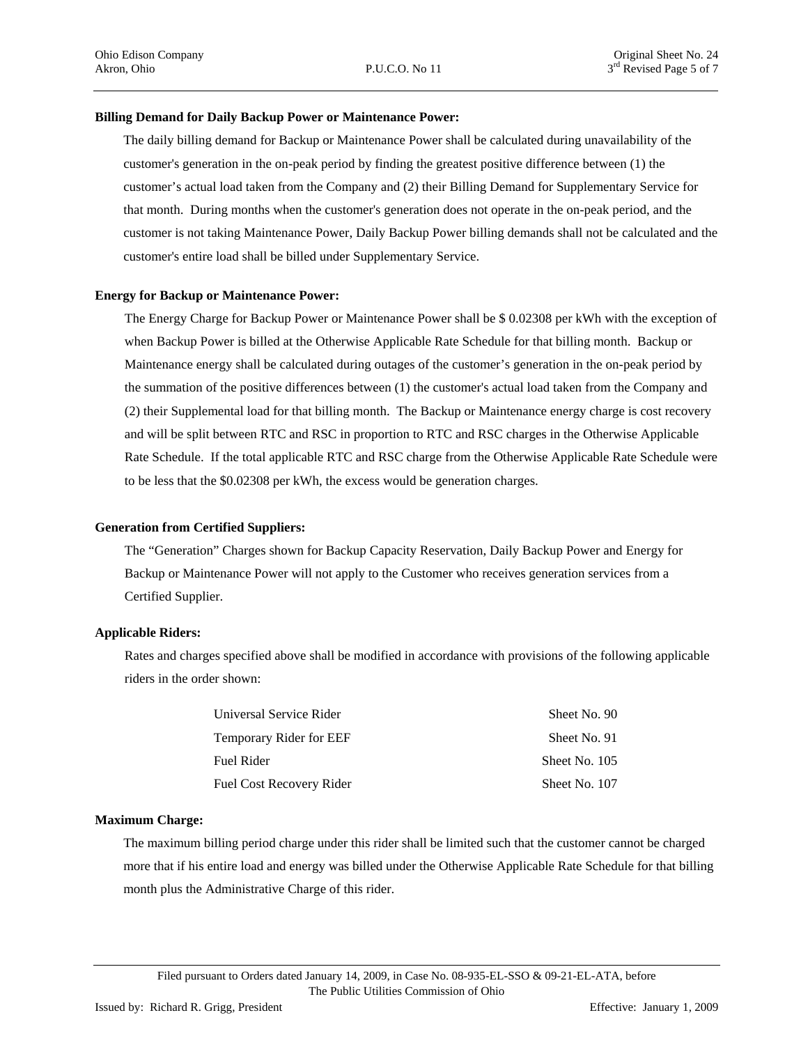**Billing Demand for Daily Backup Power or Maintenance Power:**

The daily billing demand for Backup or Maintenance Power shall be calculated during unavailability of the customer's generation in the on-peak period by finding the greatest positive difference between (1) the customer's actual load taken from the Company and (2) their Billing Demand for Supplementary Service for that month. During months when the customer's generation does not operate in the on-peak period, and the customer is not taking Maintenance Power, Daily Backup Power billing demands shall not be calculated and the customer's entire load shall be billed under Supplementary Service.

**Energy for Backup or Maintenance Power:**

The Energy Charge for Backup Power or Maintenance Power shall be $ 0.02308 per kWh with the exception of when Backup Power is billed at the Otherwise Applicable Rate Schedule for that billing month. Backup or Maintenance energy shall be calculated during outages of the customer's generation in the on-peak period by the summation of the positive differences between (1) the customer's actual load taken from the Company and (2) their Supplemental load for that billing month. The Backup or Maintenance energy charge is cost recovery and will be split between RTC and RSC in proportion to RTC and RSC charges in the Otherwise Applicable Rate Schedule. If the total applicable RTC and RSC charge from the Otherwise Applicable Rate Schedule were to be less that the $0.02308 per kWh, the excess would be generation charges.

**Generation from Certified Suppliers:**

The "Generation" Charges shown for Backup Capacity Reservation, Daily Backup Power and Energy for Backup or Maintenance Power will not apply to the Customer who receives generation services from a Certified Supplier.

**Applicable Riders:**

Rates and charges specified above shall be modified in accordance with provisions of the following applicable riders in the order shown:

| | |
|---|---|
| Universal Service Rider | Sheet No. 90 |
| Temporary Rider for EEF | Sheet No. 91 |
| Fuel Rider | Sheet No. 105 |
| Fuel Cost Recovery Rider | Sheet No. 107 |

**Maximum Charge:**

The maximum billing period charge under this rider shall be limited such that the customer cannot be charged more that if his entire load and energy was billed under the Otherwise Applicable Rate Schedule for that billing month plus the Administrative Charge of this rider.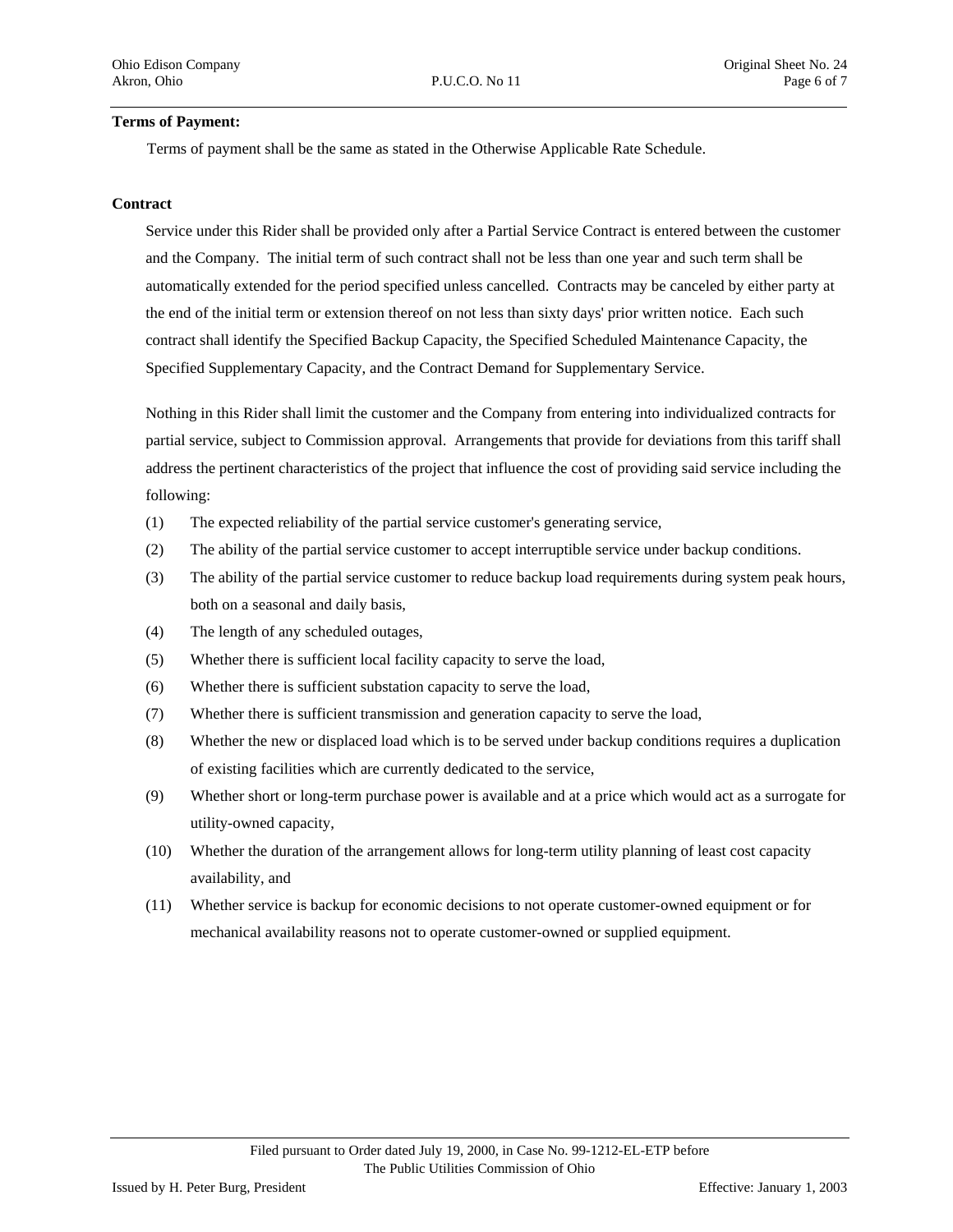**Terms of Payment:**

Terms of payment shall be the same as stated in the Otherwise Applicable Rate Schedule.

**Contract**

Service under this Rider shall be provided only after a Partial Service Contract is entered between the customer and the Company. The initial term of such contract shall not be less than one year and such term shall be automatically extended for the period specified unless cancelled. Contracts may be canceled by either party at the end of the initial term or extension thereof on not less than sixty days' prior written notice. Each such contract shall identify the Specified Backup Capacity, the Specified Scheduled Maintenance Capacity, the Specified Supplementary Capacity, and the Contract Demand for Supplementary Service.

Nothing in this Rider shall limit the customer and the Company from entering into individualized contracts for partial service, subject to Commission approval. Arrangements that provide for deviations from this tariff shall address the pertinent characteristics of the project that influence the cost of providing said service including the following:

(1) The expected reliability of the partial service customer's generating service,

(2) The ability of the partial service customer to accept interruptible service under backup conditions.

(3) The ability of the partial service customer to reduce backup load requirements during system peak hours, both on a seasonal and daily basis,

(4) The length of any scheduled outages,

(5) Whether there is sufficient local facility capacity to serve the load,

(6) Whether there is sufficient substation capacity to serve the load,

(7) Whether there is sufficient transmission and generation capacity to serve the load,

(8) Whether the new or displaced load which is to be served under backup conditions requires a duplication of existing facilities which are currently dedicated to the service,

(9) Whether short or long-term purchase power is available and at a price which would act as a surrogate for utility-owned capacity,

(10) Whether the duration of the arrangement allows for long-term utility planning of least cost capacity availability, and

(11) Whether service is backup for economic decisions to not operate customer-owned equipment or for mechanical availability reasons not to operate customer-owned or supplied equipment.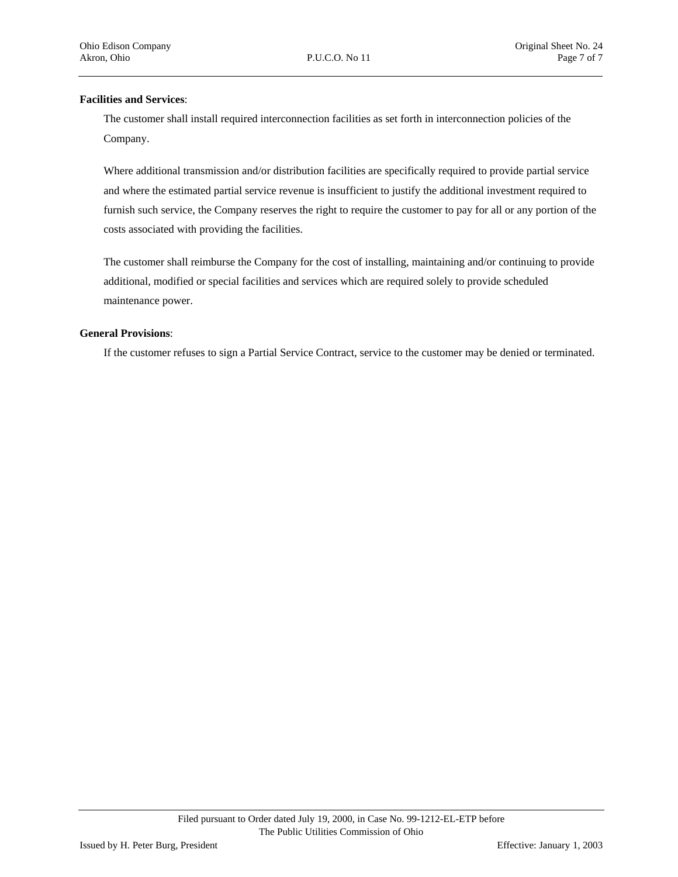**Facilities and Services**:

The customer shall install required interconnection facilities as set forth in interconnection policies of the Company.

Where additional transmission and/or distribution facilities are specifically required to provide partial service and where the estimated partial service revenue is insufficient to justify the additional investment required to furnish such service, the Company reserves the right to require the customer to pay for all or any portion of the costs associated with providing the facilities.

The customer shall reimburse the Company for the cost of installing, maintaining and/or continuing to provide additional, modified or special facilities and services which are required solely to provide scheduled maintenance power.

**General Provisions**:

If the customer refuses to sign a Partial Service Contract, service to the customer may be denied or terminated.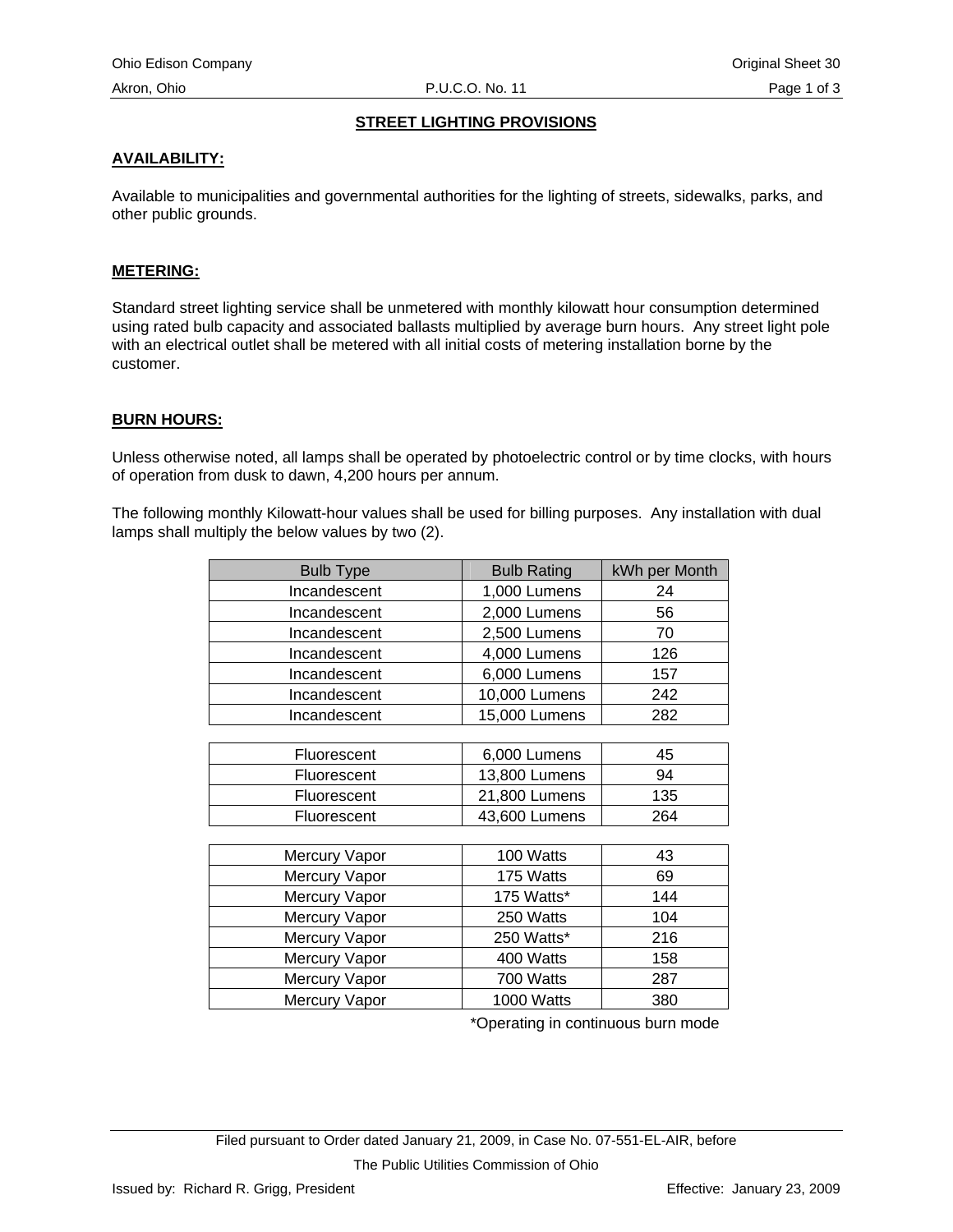## STREET LIGHTING PROVISIONS

### AVAILABILITY:

Available to municipalities and governmental authorities for the lighting of streets, sidewalks, parks, and other public grounds.

### METERING:

Standard street lighting service shall be unmetered with monthly kilowatt hour consumption determined using rated bulb capacity and associated ballasts multiplied by average burn hours. Any street light pole with an electrical outlet shall be metered with all initial costs of metering installation borne by the customer.

### BURN HOURS:

Unless otherwise noted, all lamps shall be operated by photoelectric control or by time clocks, with hours of operation from dusk to dawn, 4,200 hours per annum.

The following monthly Kilowatt-hour values shall be used for billing purposes. Any installation with dual lamps shall multiply the below values by two (2).

| Bulb Type | Bulb Rating | kWh per Month |
|---|---|---|
| Incandescent | 1,000 Lumens | 24 |
| Incandescent | 2,000 Lumens | 56 |
| Incandescent | 2,500 Lumens | 70 |
| Incandescent | 4,000 Lumens | 126 |
| Incandescent | 6,000 Lumens | 157 |
| Incandescent | 10,000 Lumens | 242 |
| Incandescent | 15,000 Lumens | 282 |
| Fluorescent | 6,000 Lumens | 45 |
| Fluorescent | 13,800 Lumens | 94 |
| Fluorescent | 21,800 Lumens | 135 |
| Fluorescent | 43,600 Lumens | 264 |
| Mercury Vapor | 100 Watts | 43 |
| Mercury Vapor | 175 Watts | 69 |
| Mercury Vapor | 175 Watts* | 144 |
| Mercury Vapor | 250 Watts | 104 |
| Mercury Vapor | 250 Watts* | 216 |
| Mercury Vapor | 400 Watts | 158 |
| Mercury Vapor | 700 Watts | 287 |
| Mercury Vapor | 1000 Watts | 380 |

*Operating in continuous burn mode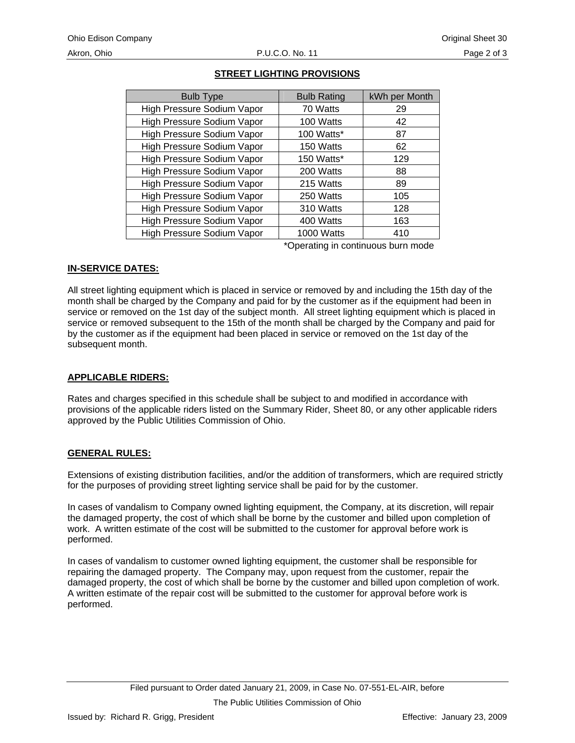## STREET LIGHTING PROVISIONS

| Bulb Type | Bulb Rating | kWh per Month |
|---|---|---|
| High Pressure Sodium Vapor | 70 Watts | 29 |
| High Pressure Sodium Vapor | 100 Watts | 42 |
| High Pressure Sodium Vapor | 100 Watts* | 87 |
| High Pressure Sodium Vapor | 150 Watts | 62 |
| High Pressure Sodium Vapor | 150 Watts* | 129 |
| High Pressure Sodium Vapor | 200 Watts | 88 |
| High Pressure Sodium Vapor | 215 Watts | 89 |
| High Pressure Sodium Vapor | 250 Watts | 105 |
| High Pressure Sodium Vapor | 310 Watts | 128 |
| High Pressure Sodium Vapor | 400 Watts | 163 |
| High Pressure Sodium Vapor | 1000 Watts | 410 |

*Operating in continuous burn mode

**IN-SERVICE DATES:**

All street lighting equipment which is placed in service or removed by and including the 15th day of the month shall be charged by the Company and paid for by the customer as if the equipment had been in service or removed on the 1st day of the subject month. All street lighting equipment which is placed in service or removed subsequent to the 15th of the month shall be charged by the Company and paid for by the customer as if the equipment had been placed in service or removed on the 1st day of the subsequent month.

**APPLICABLE RIDERS:**

Rates and charges specified in this schedule shall be subject to and modified in accordance with provisions of the applicable riders listed on the Summary Rider, Sheet 80, or any other applicable riders approved by the Public Utilities Commission of Ohio.

**GENERAL RULES:**

Extensions of existing distribution facilities, and/or the addition of transformers, which are required strictly for the purposes of providing street lighting service shall be paid for by the customer.

In cases of vandalism to Company owned lighting equipment, the Company, at its discretion, will repair the damaged property, the cost of which shall be borne by the customer and billed upon completion of work. A written estimate of the cost will be submitted to the customer for approval before work is performed.

In cases of vandalism to customer owned lighting equipment, the customer shall be responsible for repairing the damaged property. The Company may, upon request from the customer, repair the damaged property, the cost of which shall be borne by the customer and billed upon completion of work. A written estimate of the repair cost will be submitted to the customer for approval before work is performed.

Filed pursuant to Order dated January 21, 2009, in Case No. 07-551-EL-AIR, before The Public Utilities Commission of Ohio

Issued by: Richard R. Grigg, President

Effective: January 23, 2009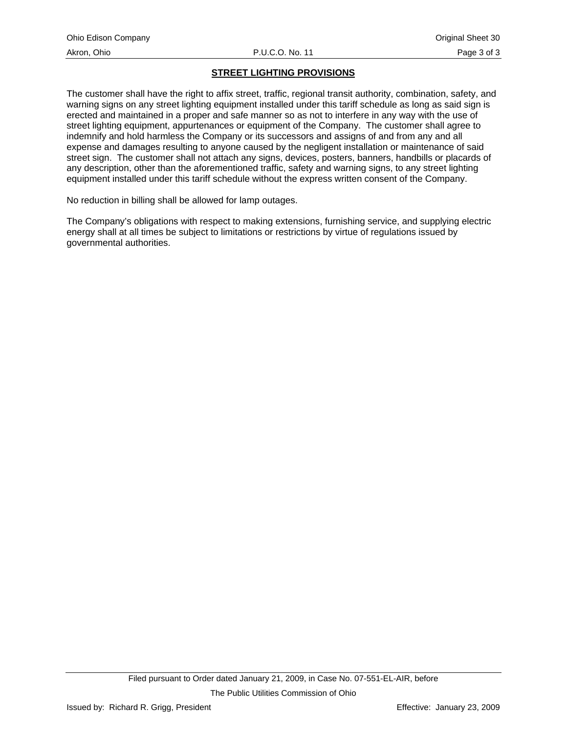## STREET LIGHTING PROVISIONS

The customer shall have the right to affix street, traffic, regional transit authority, combination, safety, and warning signs on any street lighting equipment installed under this tariff schedule as long as said sign is erected and maintained in a proper and safe manner so as not to interfere in any way with the use of street lighting equipment, appurtenances or equipment of the Company. The customer shall agree to indemnify and hold harmless the Company or its successors and assigns of and from any and all expense and damages resulting to anyone caused by the negligent installation or maintenance of said street sign. The customer shall not attach any signs, devices, posters, banners, handbills or placards of any description, other than the aforementioned traffic, safety and warning signs, to any street lighting equipment installed under this tariff schedule without the express written consent of the Company.

No reduction in billing shall be allowed for lamp outages.

The Company's obligations with respect to making extensions, furnishing service, and supplying electric energy shall at all times be subject to limitations or restrictions by virtue of regulations issued by governmental authorities.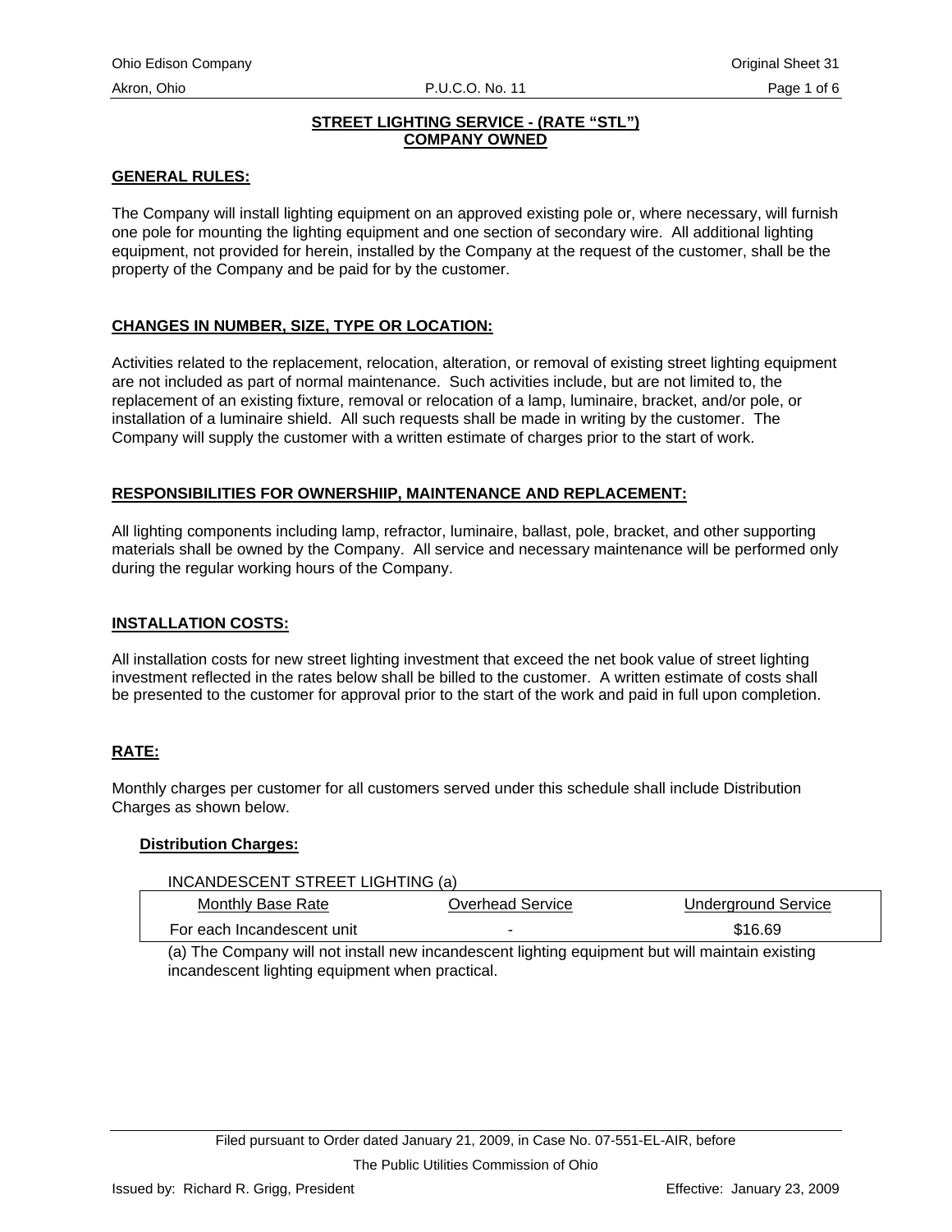## STREET LIGHTING SERVICE - (RATE "STL") COMPANY OWNED

### GENERAL RULES:

The Company will install lighting equipment on an approved existing pole or, where necessary, will furnish one pole for mounting the lighting equipment and one section of secondary wire. All additional lighting equipment, not provided for herein, installed by the Company at the request of the customer, shall be the property of the Company and be paid for by the customer.

### CHANGES IN NUMBER, SIZE, TYPE OR LOCATION:

Activities related to the replacement, relocation, alteration, or removal of existing street lighting equipment are not included as part of normal maintenance. Such activities include, but are not limited to, the replacement of an existing fixture, removal or relocation of a lamp, luminaire, bracket, and/or pole, or installation of a luminaire shield. All such requests shall be made in writing by the customer. The Company will supply the customer with a written estimate of charges prior to the start of work.

### RESPONSIBILITIES FOR OWNERSHIIP, MAINTENANCE AND REPLACEMENT:

All lighting components including lamp, refractor, luminaire, ballast, pole, bracket, and other supporting materials shall be owned by the Company. All service and necessary maintenance will be performed only during the regular working hours of the Company.

### INSTALLATION COSTS:

All installation costs for new street lighting investment that exceed the net book value of street lighting investment reflected in the rates below shall be billed to the customer. A written estimate of costs shall be presented to the customer for approval prior to the start of the work and paid in full upon completion.

### RATE:

Monthly charges per customer for all customers served under this schedule shall include Distribution Charges as shown below.

#### Distribution Charges:

INCANDESCENT STREET LIGHTING (a)

| Monthly Base Rate | Overhead Service | Underground Service |
|---|---|---|
| For each Incandescent unit | - | $16.69 |

(a) The Company will not install new incandescent lighting equipment but will maintain existing incandescent lighting equipment when practical.

Filed pursuant to Order dated January 21, 2009, in Case No. 07-551-EL-AIR, before The Public Utilities Commission of Ohio

Issued by: Richard R. Grigg, President

Effective: January 23, 2009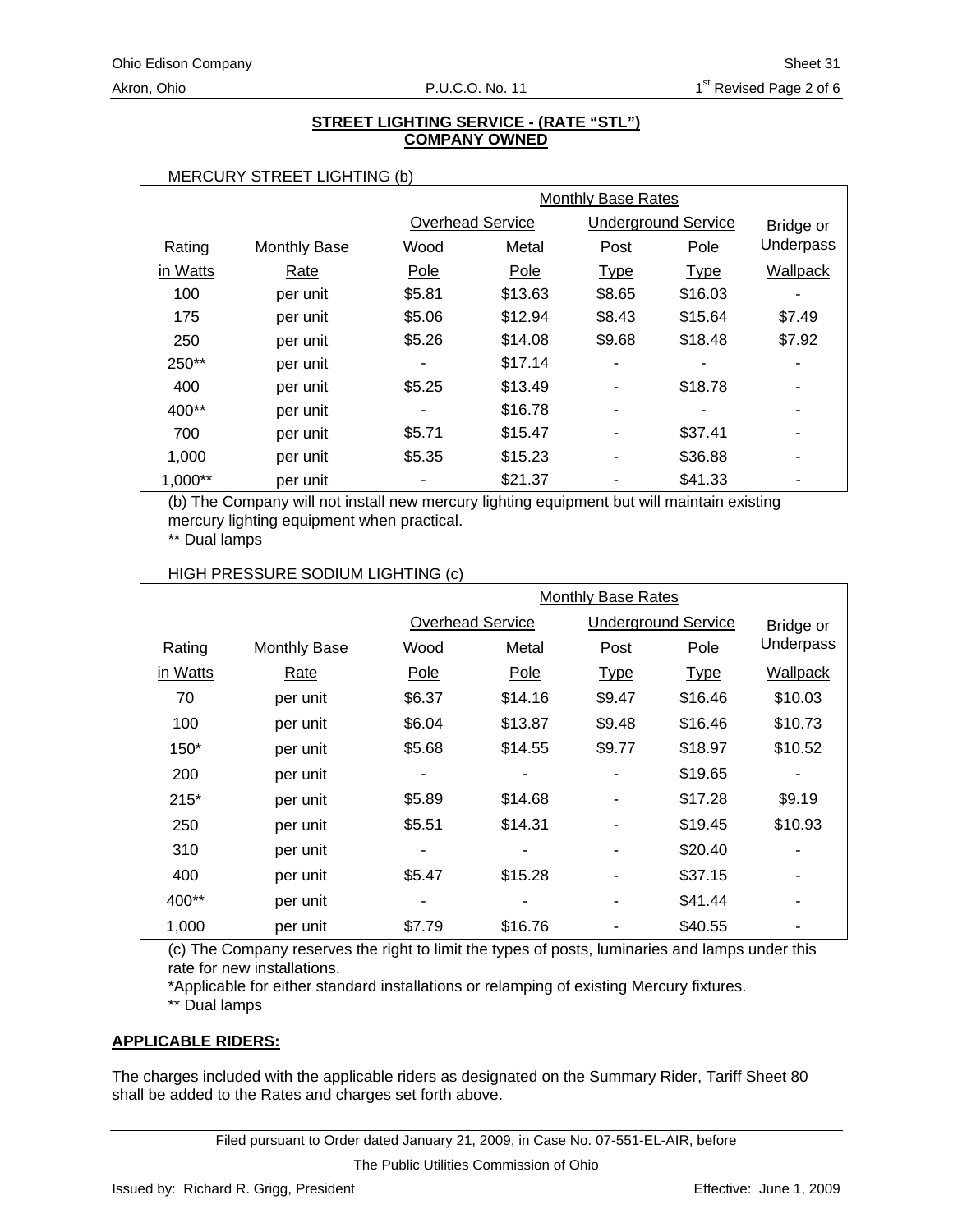## STREET LIGHTING SERVICE - (RATE "STL")
## COMPANY OWNED

MERCURY STREET LIGHTING (b)

| | | Monthly Base Rates | | | | |
|---|---|---|---|---|---|---|
| | | Overhead Service | | Underground Service | | Bridge or |
| Rating | Monthly Base | Wood | Metal | Post | Pole | Underpass |
| in Watts | Rate | Pole | Pole | Type | Type | Wallpack |
| 100 | per unit | $5.81 | $13.63 | $8.65 | $16.03 | - |
| 175 | per unit | $5.06 | $12.94 | $8.43 | $15.64 | $7.49 |
| 250 | per unit | $5.26 | $14.08 | $9.68 | $18.48 | $7.92 |
| 250** | per unit | - | $17.14 | - | - | - |
| 400 | per unit | $5.25 | $13.49 | - | $18.78 | - |
| 400** | per unit | - | $16.78 | - | - | - |
| 700 | per unit | $5.71 | $15.47 | - | $37.41 | - |
| 1,000 | per unit | $5.35 | $15.23 | - | $36.88 | - |
| 1,000** | per unit | - | $21.37 | - | $41.33 | - |

(b) The Company will not install new mercury lighting equipment but will maintain existing mercury lighting equipment when practical.

** Dual lamps

HIGH PRESSURE SODIUM LIGHTING (c)

| | | Monthly Base Rates | | | | |
|---|---|---|---|---|---|---|
| | | Overhead Service | | Underground Service | | Bridge or |
| Rating | Monthly Base | Wood | Metal | Post | Pole | Underpass |
| in Watts | Rate | Pole | Pole | Type | Type | Wallpack |
| 70 | per unit | $6.37 | $14.16 | $9.47 | $16.46 | $10.03 |
| 100 | per unit | $6.04 | $13.87 | $9.48 | $16.46 | $10.73 |
| 150* | per unit | $5.68 | $14.55 | $9.77 | $18.97 | $10.52 |
| 200 | per unit | - | - | - | $19.65 | - |
| 215* | per unit | $5.89 | $14.68 | - | $17.28 | $9.19 |
| 250 | per unit | $5.51 | $14.31 | - | $19.45 | $10.93 |
| 310 | per unit | - | - | - | $20.40 | - |
| 400 | per unit | $5.47 | $15.28 | - | $37.15 | - |
| 400** | per unit | - | - | - | $41.44 | - |
| 1,000 | per unit | $7.79 | $16.76 | - | $40.55 | - |

(c) The Company reserves the right to limit the types of posts, luminaries and lamps under this rate for new installations.

*Applicable for either standard installations or relamping of existing Mercury fixtures.

** Dual lamps

**APPLICABLE RIDERS:**

The charges included with the applicable riders as designated on the Summary Rider, Tariff Sheet 80 shall be added to the Rates and charges set forth above.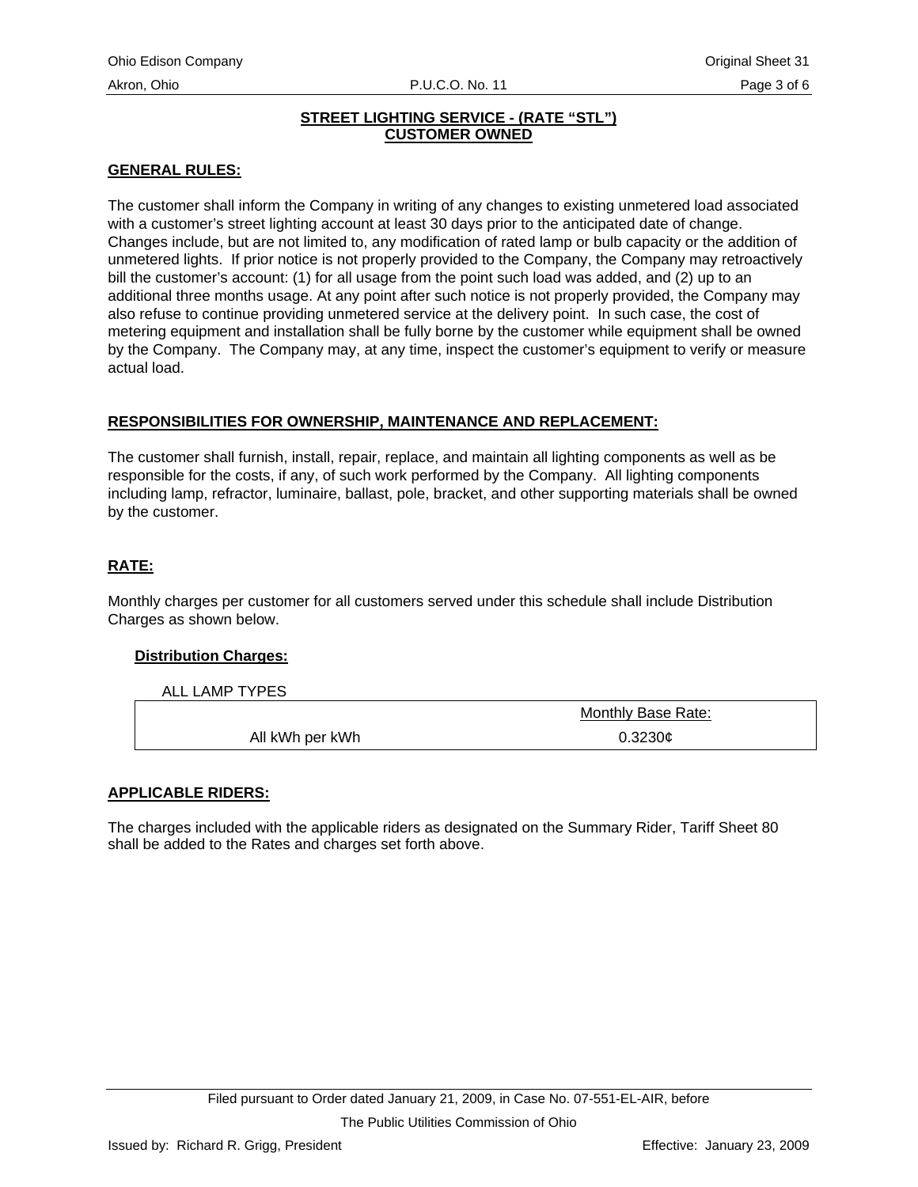## STREET LIGHTING SERVICE - (RATE "STL")
## CUSTOMER OWNED

### GENERAL RULES:

The customer shall inform the Company in writing of any changes to existing unmetered load associated with a customer's street lighting account at least 30 days prior to the anticipated date of change. Changes include, but are not limited to, any modification of rated lamp or bulb capacity or the addition of unmetered lights. If prior notice is not properly provided to the Company, the Company may retroactively bill the customer's account: (1) for all usage from the point such load was added, and (2) up to an additional three months usage. At any point after such notice is not properly provided, the Company may also refuse to continue providing unmetered service at the delivery point. In such case, the cost of metering equipment and installation shall be fully borne by the customer while equipment shall be owned by the Company. The Company may, at any time, inspect the customer's equipment to verify or measure actual load.

### RESPONSIBILITIES FOR OWNERSHIP, MAINTENANCE AND REPLACEMENT:

The customer shall furnish, install, repair, replace, and maintain all lighting components as well as be responsible for the costs, if any, of such work performed by the Company. All lighting components including lamp, refractor, luminaire, ballast, pole, bracket, and other supporting materials shall be owned by the customer.

### RATE:

Monthly charges per customer for all customers served under this schedule shall include Distribution Charges as shown below.

#### Distribution Charges:

ALL LAMP TYPES

| | Monthly Base Rate: |
|---|---|
| All kWh per kWh | 0.3230¢ |

### APPLICABLE RIDERS:

The charges included with the applicable riders as designated on the Summary Rider, Tariff Sheet 80 shall be added to the Rates and charges set forth above.

Filed pursuant to Order dated January 21, 2009, in Case No. 07-551-EL-AIR, before The Public Utilities Commission of Ohio

Issued by: Richard R. Grigg, President

Effective: January 23, 2009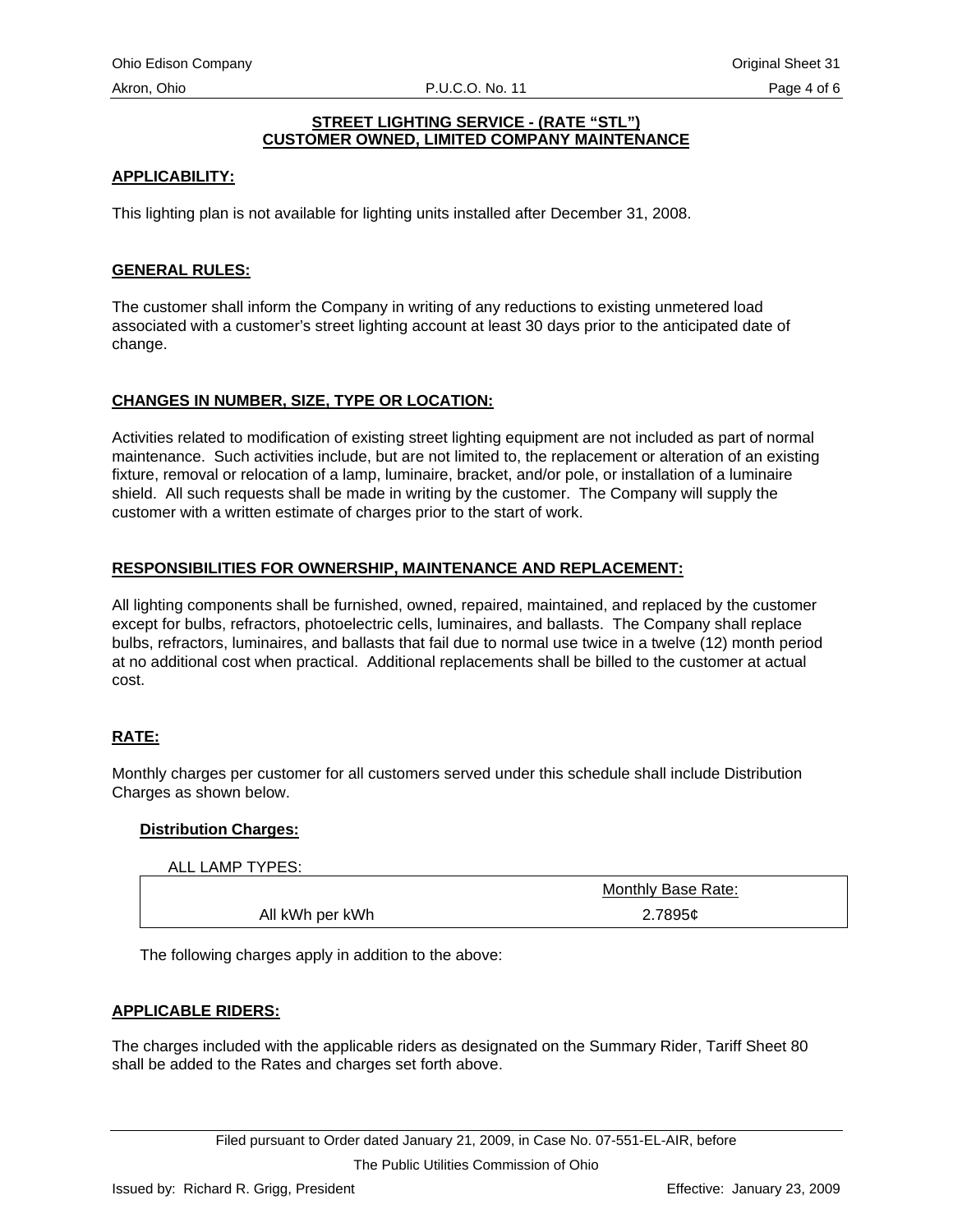## STREET LIGHTING SERVICE - (RATE "STL")
## CUSTOMER OWNED, LIMITED COMPANY MAINTENANCE

### APPLICABILITY:

This lighting plan is not available for lighting units installed after December 31, 2008.

### GENERAL RULES:

The customer shall inform the Company in writing of any reductions to existing unmetered load associated with a customer's street lighting account at least 30 days prior to the anticipated date of change.

### CHANGES IN NUMBER, SIZE, TYPE OR LOCATION:

Activities related to modification of existing street lighting equipment are not included as part of normal maintenance. Such activities include, but are not limited to, the replacement or alteration of an existing fixture, removal or relocation of a lamp, luminaire, bracket, and/or pole, or installation of a luminaire shield. All such requests shall be made in writing by the customer. The Company will supply the customer with a written estimate of charges prior to the start of work.

### RESPONSIBILITIES FOR OWNERSHIP, MAINTENANCE AND REPLACEMENT:

All lighting components shall be furnished, owned, repaired, maintained, and replaced by the customer except for bulbs, refractors, photoelectric cells, luminaires, and ballasts. The Company shall replace bulbs, refractors, luminaires, and ballasts that fail due to normal use twice in a twelve (12) month period at no additional cost when practical. Additional replacements shall be billed to the customer at actual cost.

### RATE:

Monthly charges per customer for all customers served under this schedule shall include Distribution Charges as shown below.

#### Distribution Charges:

ALL LAMP TYPES:

| | Monthly Base Rate: |
|---|---|
| All kWh per kWh | 2.7895¢ |

The following charges apply in addition to the above:

### APPLICABLE RIDERS:

The charges included with the applicable riders as designated on the Summary Rider, Tariff Sheet 80 shall be added to the Rates and charges set forth above.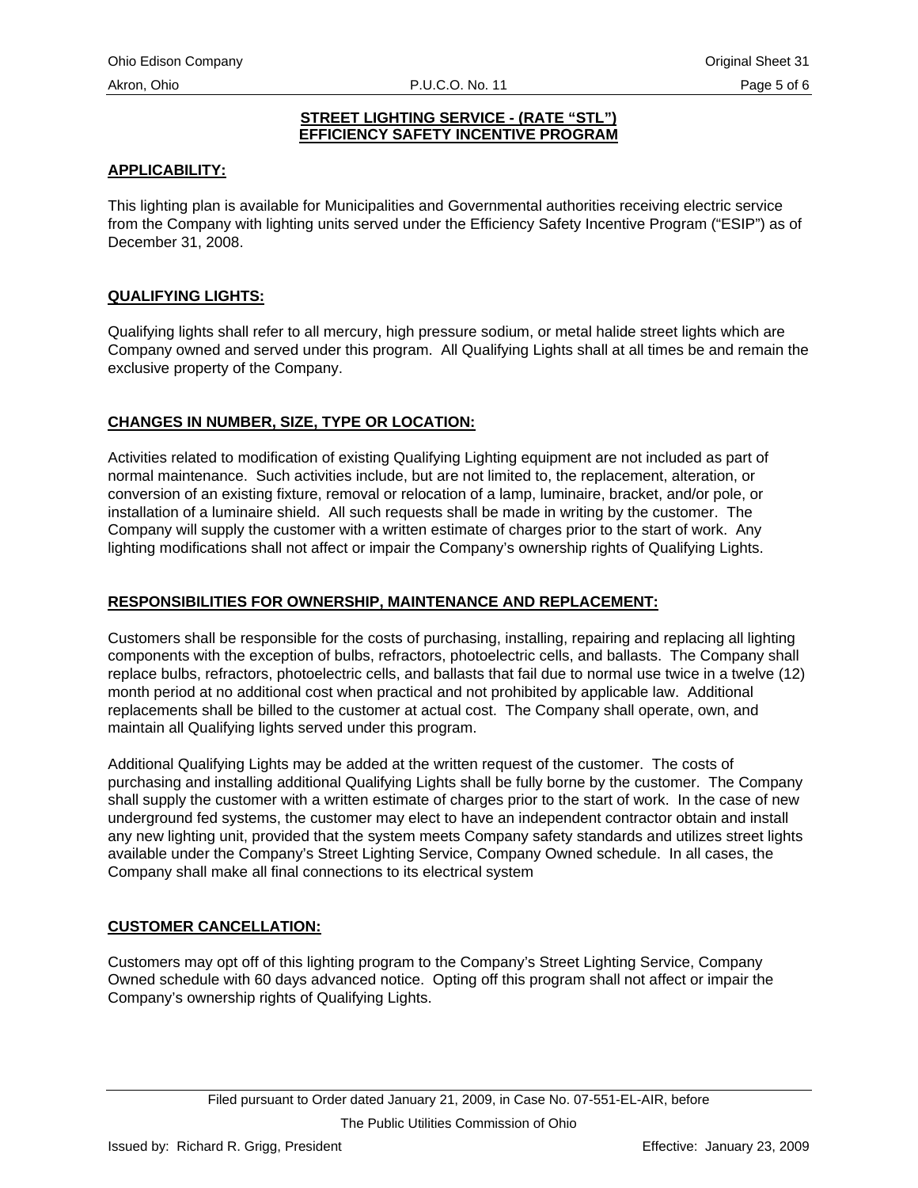## STREET LIGHTING SERVICE - (RATE "STL")
## EFFICIENCY SAFETY INCENTIVE PROGRAM

**APPLICABILITY:**

This lighting plan is available for Municipalities and Governmental authorities receiving electric service from the Company with lighting units served under the Efficiency Safety Incentive Program ("ESIP") as of December 31, 2008.

**QUALIFYING LIGHTS:**

Qualifying lights shall refer to all mercury, high pressure sodium, or metal halide street lights which are Company owned and served under this program. All Qualifying Lights shall at all times be and remain the exclusive property of the Company.

**CHANGES IN NUMBER, SIZE, TYPE OR LOCATION:**

Activities related to modification of existing Qualifying Lighting equipment are not included as part of normal maintenance. Such activities include, but are not limited to, the replacement, alteration, or conversion of an existing fixture, removal or relocation of a lamp, luminaire, bracket, and/or pole, or installation of a luminaire shield. All such requests shall be made in writing by the customer. The Company will supply the customer with a written estimate of charges prior to the start of work. Any lighting modifications shall not affect or impair the Company's ownership rights of Qualifying Lights.

**RESPONSIBILITIES FOR OWNERSHIP, MAINTENANCE AND REPLACEMENT:**

Customers shall be responsible for the costs of purchasing, installing, repairing and replacing all lighting components with the exception of bulbs, refractors, photoelectric cells, and ballasts. The Company shall replace bulbs, refractors, photoelectric cells, and ballasts that fail due to normal use twice in a twelve (12) month period at no additional cost when practical and not prohibited by applicable law. Additional replacements shall be billed to the customer at actual cost. The Company shall operate, own, and maintain all Qualifying lights served under this program.

Additional Qualifying Lights may be added at the written request of the customer. The costs of purchasing and installing additional Qualifying Lights shall be fully borne by the customer. The Company shall supply the customer with a written estimate of charges prior to the start of work. In the case of new underground fed systems, the customer may elect to have an independent contractor obtain and install any new lighting unit, provided that the system meets Company safety standards and utilizes street lights available under the Company's Street Lighting Service, Company Owned schedule. In all cases, the Company shall make all final connections to its electrical system

**CUSTOMER CANCELLATION:**

Customers may opt off of this lighting program to the Company's Street Lighting Service, Company Owned schedule with 60 days advanced notice. Opting off this program shall not affect or impair the Company's ownership rights of Qualifying Lights.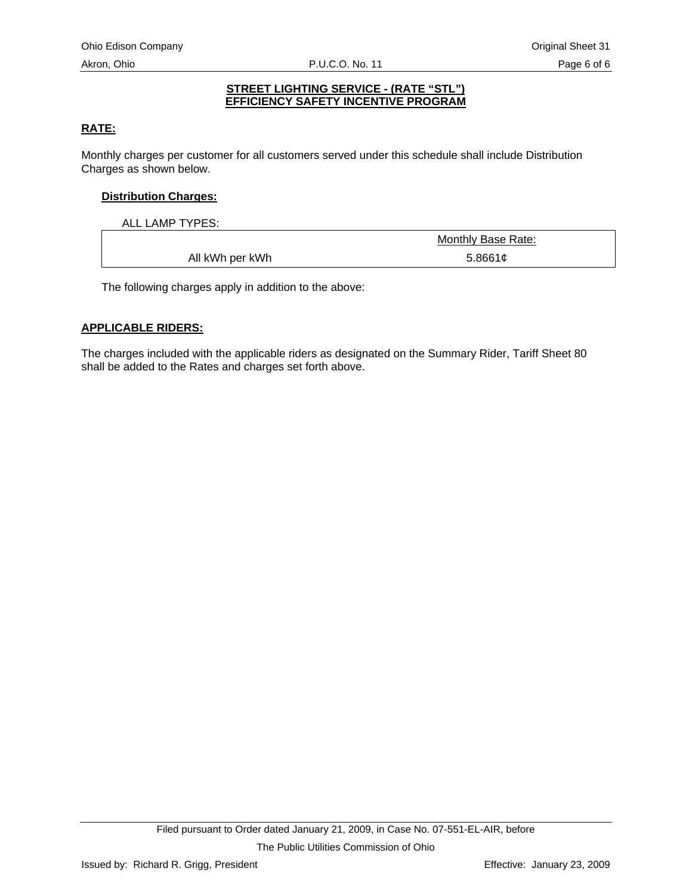## STREET LIGHTING SERVICE - (RATE "STL")
## EFFICIENCY SAFETY INCENTIVE PROGRAM

**RATE:**

Monthly charges per customer for all customers served under this schedule shall include Distribution Charges as shown below.

**Distribution Charges:**

ALL LAMP TYPES:

| | Monthly Base Rate: |
|---|---|
| All kWh per kWh | 5.8661¢ |

The following charges apply in addition to the above:

**APPLICABLE RIDERS:**

The charges included with the applicable riders as designated on the Summary Rider, Tariff Sheet 80 shall be added to the Rates and charges set forth above.

Filed pursuant to Order dated January 21, 2009, in Case No. 07-551-EL-AIR, before The Public Utilities Commission of Ohio

Issued by: Richard R. Grigg, President

Effective: January 23, 2009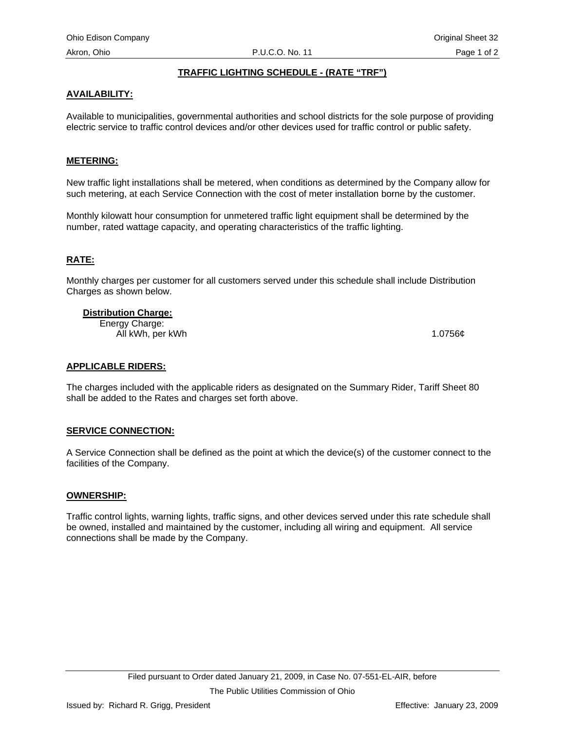## TRAFFIC LIGHTING SCHEDULE - (RATE "TRF")

### AVAILABILITY:

Available to municipalities, governmental authorities and school districts for the sole purpose of providing electric service to traffic control devices and/or other devices used for traffic control or public safety.

### METERING:

New traffic light installations shall be metered, when conditions as determined by the Company allow for such metering, at each Service Connection with the cost of meter installation borne by the customer.

Monthly kilowatt hour consumption for unmetered traffic light equipment shall be determined by the number, rated wattage capacity, and operating characteristics of the traffic lighting.

### RATE:

Monthly charges per customer for all customers served under this schedule shall include Distribution Charges as shown below.

**Distribution Charge:**

Energy Charge:

All kWh, per kWh 1.0756¢

### APPLICABLE RIDERS:

The charges included with the applicable riders as designated on the Summary Rider, Tariff Sheet 80 shall be added to the Rates and charges set forth above.

### SERVICE CONNECTION:

A Service Connection shall be defined as the point at which the device(s) of the customer connect to the facilities of the Company.

### OWNERSHIP:

Traffic control lights, warning lights, traffic signs, and other devices served under this rate schedule shall be owned, installed and maintained by the customer, including all wiring and equipment. All service connections shall be made by the Company.

Filed pursuant to Order dated January 21, 2009, in Case No. 07-551-EL-AIR, before The Public Utilities Commission of Ohio

Issued by: Richard R. Grigg, President

Effective: January 23, 2009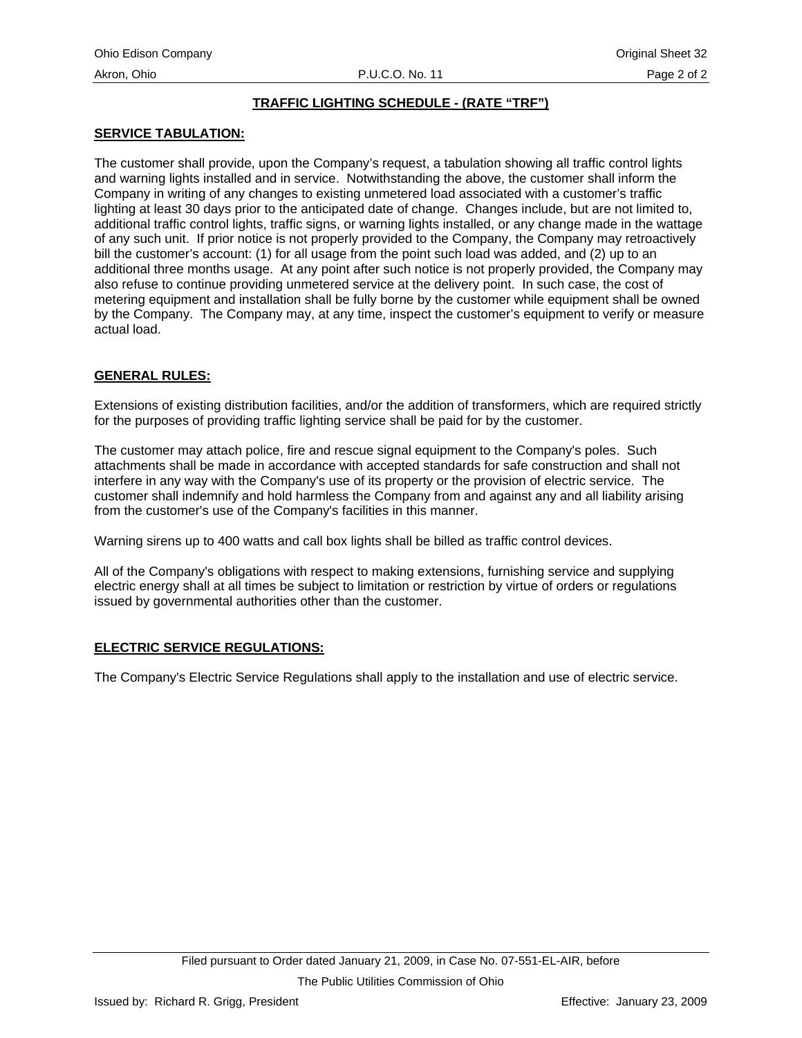## TRAFFIC LIGHTING SCHEDULE - (RATE "TRF")

### SERVICE TABULATION:

The customer shall provide, upon the Company's request, a tabulation showing all traffic control lights and warning lights installed and in service. Notwithstanding the above, the customer shall inform the Company in writing of any changes to existing unmetered load associated with a customer's traffic lighting at least 30 days prior to the anticipated date of change. Changes include, but are not limited to, additional traffic control lights, traffic signs, or warning lights installed, or any change made in the wattage of any such unit. If prior notice is not properly provided to the Company, the Company may retroactively bill the customer's account: (1) for all usage from the point such load was added, and (2) up to an additional three months usage. At any point after such notice is not properly provided, the Company may also refuse to continue providing unmetered service at the delivery point. In such case, the cost of metering equipment and installation shall be fully borne by the customer while equipment shall be owned by the Company. The Company may, at any time, inspect the customer's equipment to verify or measure actual load.

### GENERAL RULES:

Extensions of existing distribution facilities, and/or the addition of transformers, which are required strictly for the purposes of providing traffic lighting service shall be paid for by the customer.

The customer may attach police, fire and rescue signal equipment to the Company's poles. Such attachments shall be made in accordance with accepted standards for safe construction and shall not interfere in any way with the Company's use of its property or the provision of electric service. The customer shall indemnify and hold harmless the Company from and against any and all liability arising from the customer's use of the Company's facilities in this manner.

Warning sirens up to 400 watts and call box lights shall be billed as traffic control devices.

All of the Company's obligations with respect to making extensions, furnishing service and supplying electric energy shall at all times be subject to limitation or restriction by virtue of orders or regulations issued by governmental authorities other than the customer.

### ELECTRIC SERVICE REGULATIONS:

The Company's Electric Service Regulations shall apply to the installation and use of electric service.

Filed pursuant to Order dated January 21, 2009, in Case No. 07-551-EL-AIR, before The Public Utilities Commission of Ohio

Issued by: Richard R. Grigg, President

Effective: January 23, 2009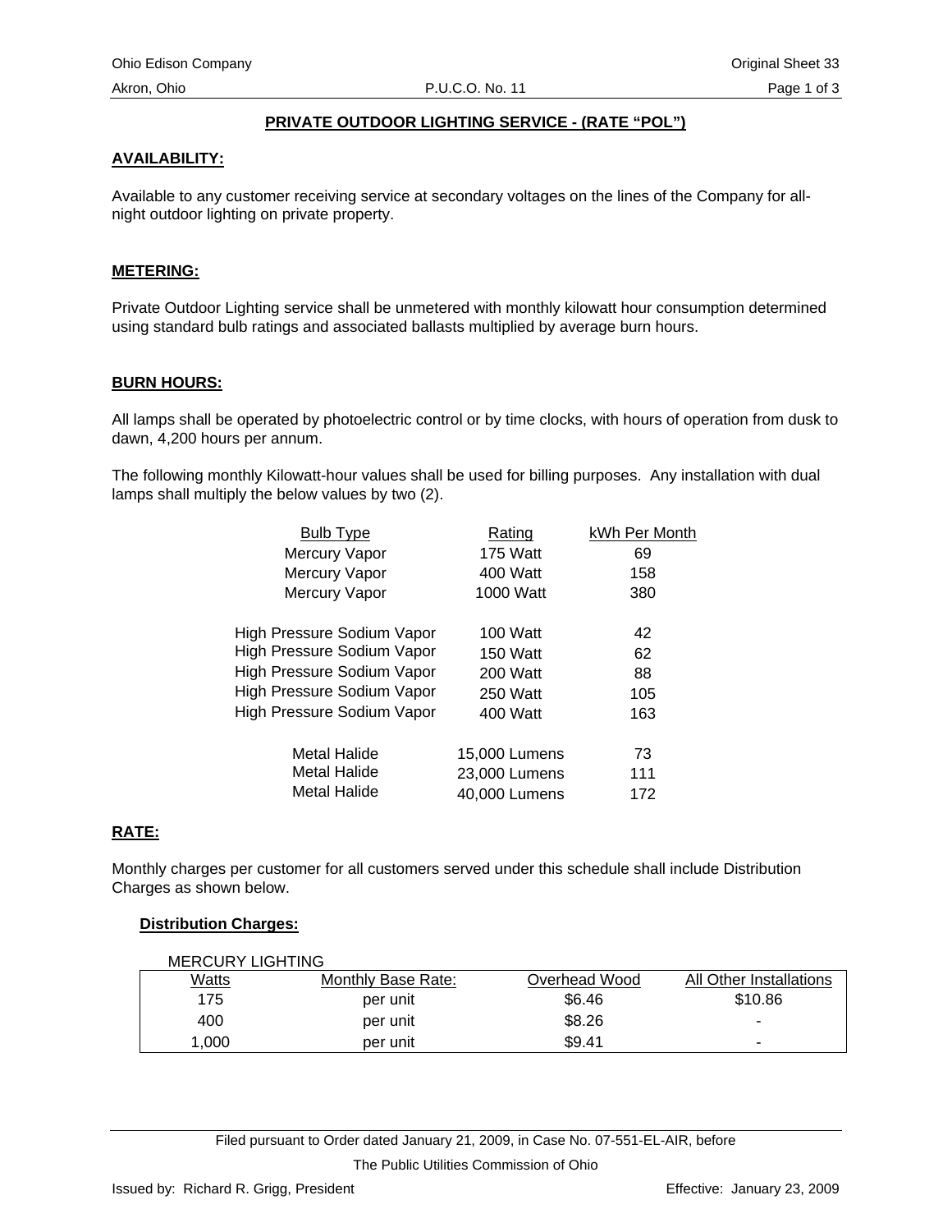## PRIVATE OUTDOOR LIGHTING SERVICE - (RATE "POL")

### AVAILABILITY:

Available to any customer receiving service at secondary voltages on the lines of the Company for all-night outdoor lighting on private property.

### METERING:

Private Outdoor Lighting service shall be unmetered with monthly kilowatt hour consumption determined using standard bulb ratings and associated ballasts multiplied by average burn hours.

### BURN HOURS:

All lamps shall be operated by photoelectric control or by time clocks, with hours of operation from dusk to dawn, 4,200 hours per annum.

The following monthly Kilowatt-hour values shall be used for billing purposes. Any installation with dual lamps shall multiply the below values by two (2).

| Bulb Type | Rating | kWh Per Month |
|---|---|---|
| Mercury Vapor | 175 Watt | 69 |
| Mercury Vapor | 400 Watt | 158 |
| Mercury Vapor | 1000 Watt | 380 |
| High Pressure Sodium Vapor | 100 Watt | 42 |
| High Pressure Sodium Vapor | 150 Watt | 62 |
| High Pressure Sodium Vapor | 200 Watt | 88 |
| High Pressure Sodium Vapor | 250 Watt | 105 |
| High Pressure Sodium Vapor | 400 Watt | 163 |
| Metal Halide | 15,000 Lumens | 73 |
| Metal Halide | 23,000 Lumens | 111 |
| Metal Halide | 40,000 Lumens | 172 |

### RATE:

Monthly charges per customer for all customers served under this schedule shall include Distribution Charges as shown below.

**Distribution Charges:**

MERCURY LIGHTING

| Watts | Monthly Base Rate: | Overhead Wood | All Other Installations |
|---|---|---|---|
| 175 | per unit | $6.46 | $10.86 |
| 400 | per unit | $8.26 | - |
| 1,000 | per unit | $9.41 | - |

Filed pursuant to Order dated January 21, 2009, in Case No. 07-551-EL-AIR, before The Public Utilities Commission of Ohio

Issued by: Richard R. Grigg, President

Effective: January 23, 2009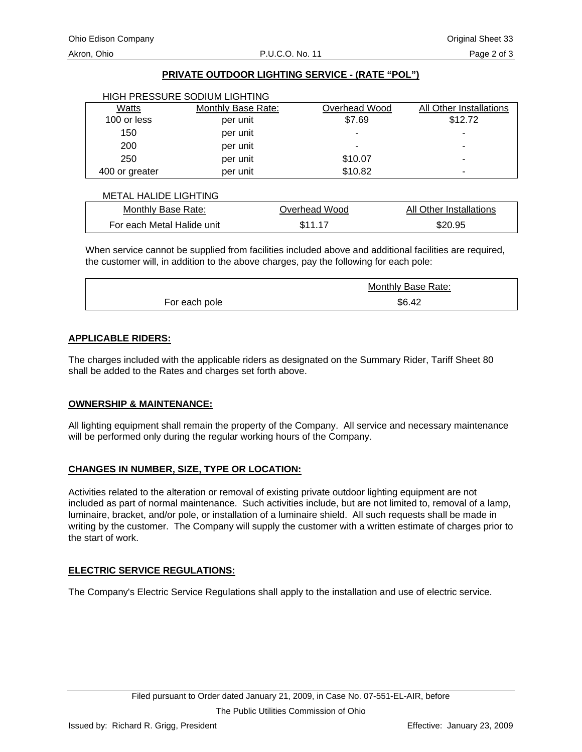## PRIVATE OUTDOOR LIGHTING SERVICE - (RATE "POL")

HIGH PRESSURE SODIUM LIGHTING

| Watts | Monthly Base Rate: | Overhead Wood | All Other Installations |
|---|---|---|---|
| 100 or less | per unit | $7.69 | $12.72 |
| 150 | per unit | - | - |
| 200 | per unit | - | - |
| 250 | per unit | $10.07 | - |
| 400 or greater | per unit | $10.82 | - |

METAL HALIDE LIGHTING

| Monthly Base Rate: | Overhead Wood | All Other Installations |
|---|---|---|
| For each Metal Halide unit | $11.17 | $20.95 |

When service cannot be supplied from facilities included above and additional facilities are required, the customer will, in addition to the above charges, pay the following for each pole:

| | Monthly Base Rate: |
|---|---|
| For each pole | $6.42 |

### APPLICABLE RIDERS:

The charges included with the applicable riders as designated on the Summary Rider, Tariff Sheet 80 shall be added to the Rates and charges set forth above.

### OWNERSHIP & MAINTENANCE:

All lighting equipment shall remain the property of the Company. All service and necessary maintenance will be performed only during the regular working hours of the Company.

### CHANGES IN NUMBER, SIZE, TYPE OR LOCATION:

Activities related to the alteration or removal of existing private outdoor lighting equipment are not included as part of normal maintenance. Such activities include, but are not limited to, removal of a lamp, luminaire, bracket, and/or pole, or installation of a luminaire shield. All such requests shall be made in writing by the customer. The Company will supply the customer with a written estimate of charges prior to the start of work.

### ELECTRIC SERVICE REGULATIONS:

The Company's Electric Service Regulations shall apply to the installation and use of electric service.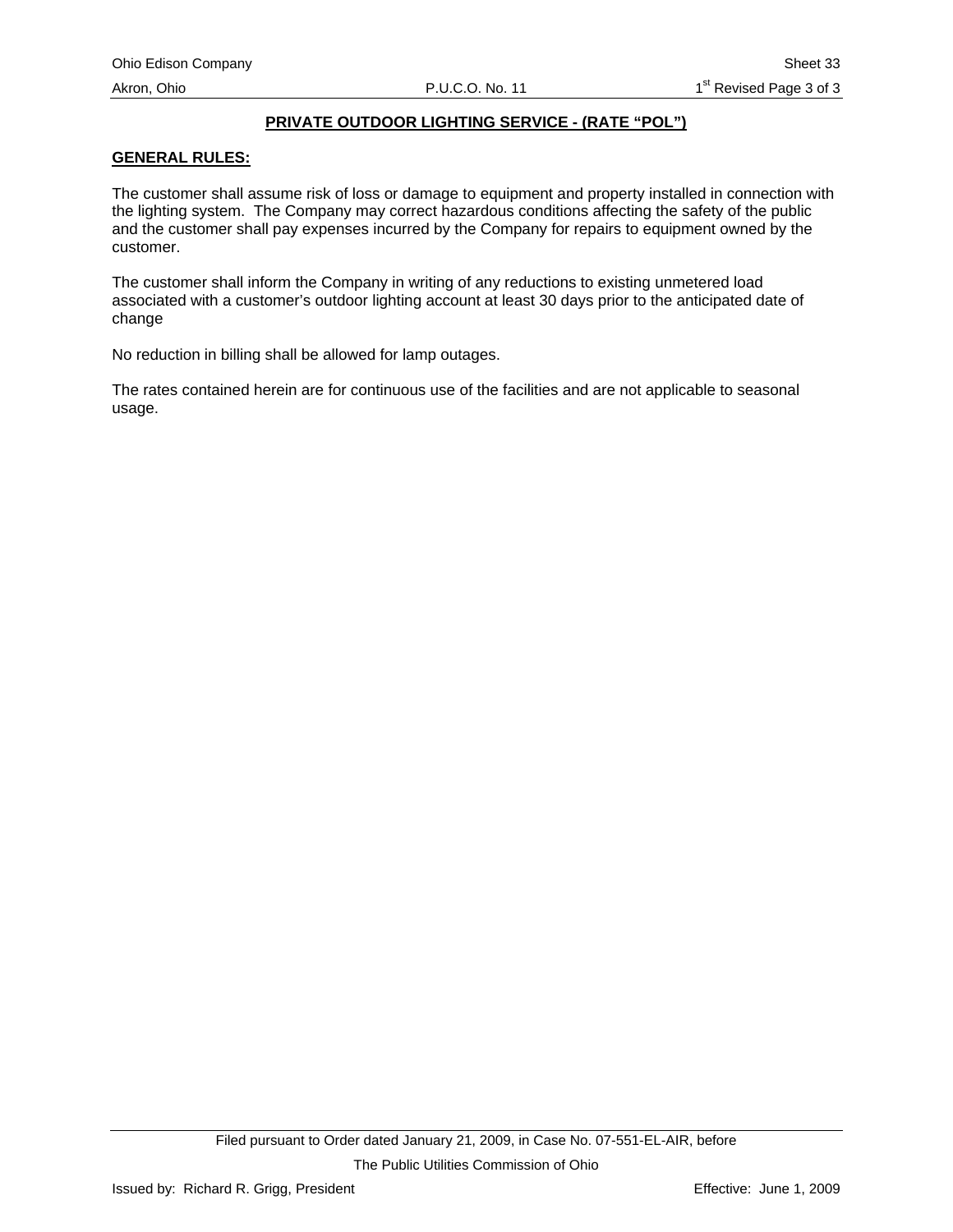## PRIVATE OUTDOOR LIGHTING SERVICE - (RATE "POL")

### GENERAL RULES:

The customer shall assume risk of loss or damage to equipment and property installed in connection with the lighting system. The Company may correct hazardous conditions affecting the safety of the public and the customer shall pay expenses incurred by the Company for repairs to equipment owned by the customer.

The customer shall inform the Company in writing of any reductions to existing unmetered load associated with a customer's outdoor lighting account at least 30 days prior to the anticipated date of change

No reduction in billing shall be allowed for lamp outages.

The rates contained herein are for continuous use of the facilities and are not applicable to seasonal usage.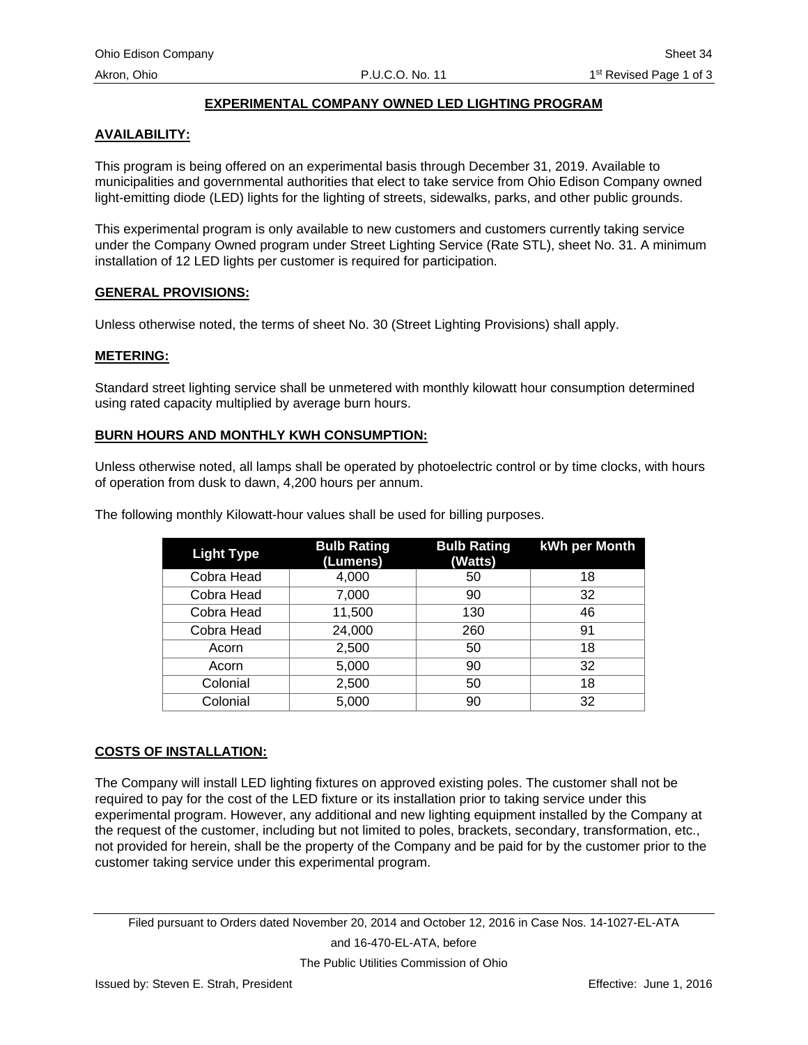## EXPERIMENTAL COMPANY OWNED LED LIGHTING PROGRAM

### AVAILABILITY:

This program is being offered on an experimental basis through December 31, 2019. Available to municipalities and governmental authorities that elect to take service from Ohio Edison Company owned light-emitting diode (LED) lights for the lighting of streets, sidewalks, parks, and other public grounds.

This experimental program is only available to new customers and customers currently taking service under the Company Owned program under Street Lighting Service (Rate STL), sheet No. 31. A minimum installation of 12 LED lights per customer is required for participation.

### GENERAL PROVISIONS:

Unless otherwise noted, the terms of sheet No. 30 (Street Lighting Provisions) shall apply.

### METERING:

Standard street lighting service shall be unmetered with monthly kilowatt hour consumption determined using rated capacity multiplied by average burn hours.

### BURN HOURS AND MONTHLY KWH CONSUMPTION:

Unless otherwise noted, all lamps shall be operated by photoelectric control or by time clocks, with hours of operation from dusk to dawn, 4,200 hours per annum.

The following monthly Kilowatt-hour values shall be used for billing purposes.

| Light Type | Bulb Rating (Lumens) | Bulb Rating (Watts) | kWh per Month |
|---|---|---|---|
| Cobra Head | 4,000 | 50 | 18 |
| Cobra Head | 7,000 | 90 | 32 |
| Cobra Head | 11,500 | 130 | 46 |
| Cobra Head | 24,000 | 260 | 91 |
| Acorn | 2,500 | 50 | 18 |
| Acorn | 5,000 | 90 | 32 |
| Colonial | 2,500 | 50 | 18 |
| Colonial | 5,000 | 90 | 32 |

### COSTS OF INSTALLATION:

The Company will install LED lighting fixtures on approved existing poles. The customer shall not be required to pay for the cost of the LED fixture or its installation prior to taking service under this experimental program. However, any additional and new lighting equipment installed by the Company at the request of the customer, including but not limited to poles, brackets, secondary, transformation, etc., not provided for herein, shall be the property of the Company and be paid for by the customer prior to the customer taking service under this experimental program.

Filed pursuant to Orders dated November 20, 2014 and October 12, 2016 in Case Nos. 14-1027-EL-ATA and 16-470-EL-ATA, before The Public Utilities Commission of Ohio

Issued by: Steven E. Strah, President

Effective: June 1, 2016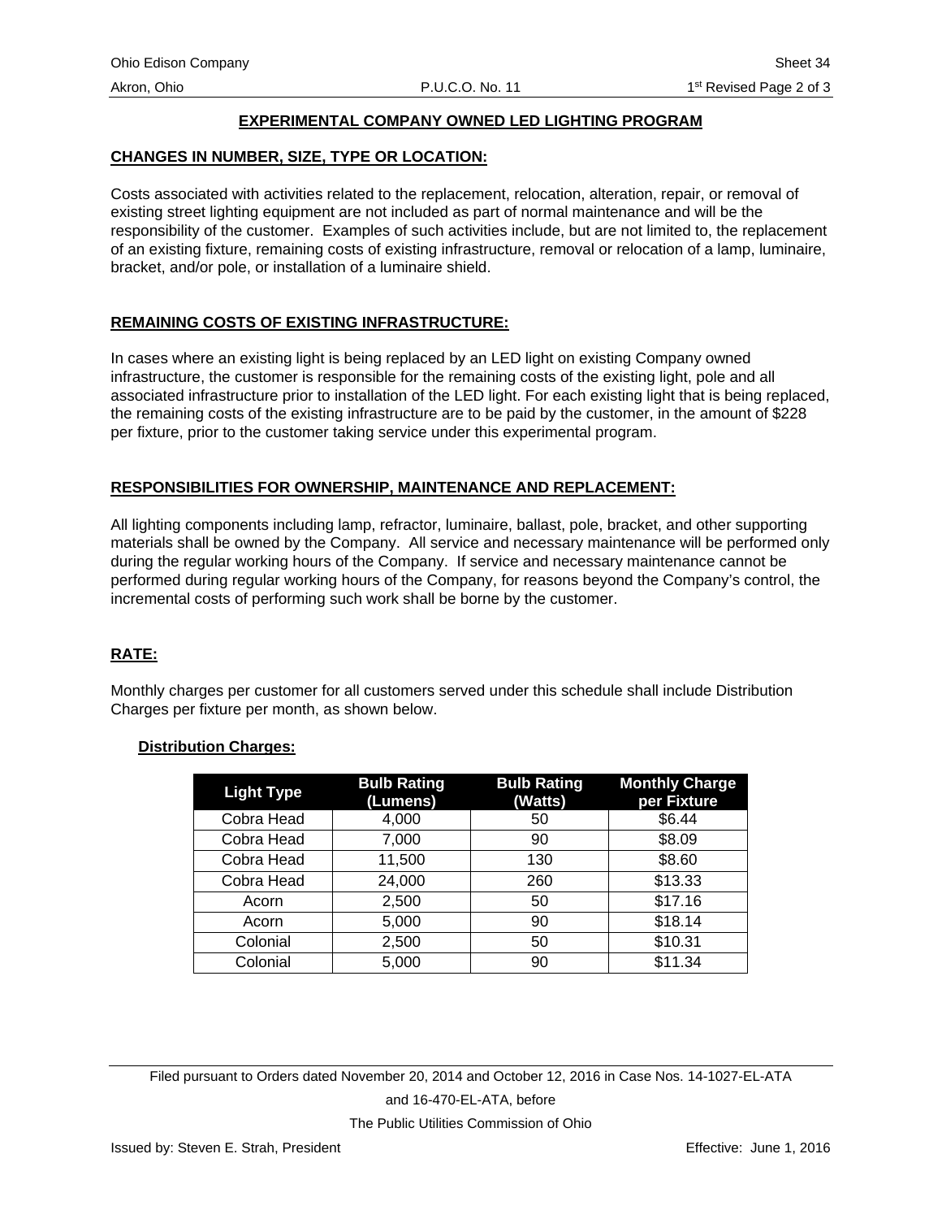## EXPERIMENTAL COMPANY OWNED LED LIGHTING PROGRAM

### CHANGES IN NUMBER, SIZE, TYPE OR LOCATION:

Costs associated with activities related to the replacement, relocation, alteration, repair, or removal of existing street lighting equipment are not included as part of normal maintenance and will be the responsibility of the customer. Examples of such activities include, but are not limited to, the replacement of an existing fixture, remaining costs of existing infrastructure, removal or relocation of a lamp, luminaire, bracket, and/or pole, or installation of a luminaire shield.

### REMAINING COSTS OF EXISTING INFRASTRUCTURE:

In cases where an existing light is being replaced by an LED light on existing Company owned infrastructure, the customer is responsible for the remaining costs of the existing light, pole and all associated infrastructure prior to installation of the LED light. For each existing light that is being replaced, the remaining costs of the existing infrastructure are to be paid by the customer, in the amount of $228 per fixture, prior to the customer taking service under this experimental program.

### RESPONSIBILITIES FOR OWNERSHIP, MAINTENANCE AND REPLACEMENT:

All lighting components including lamp, refractor, luminaire, ballast, pole, bracket, and other supporting materials shall be owned by the Company. All service and necessary maintenance will be performed only during the regular working hours of the Company. If service and necessary maintenance cannot be performed during regular working hours of the Company, for reasons beyond the Company's control, the incremental costs of performing such work shall be borne by the customer.

### RATE:

Monthly charges per customer for all customers served under this schedule shall include Distribution Charges per fixture per month, as shown below.

#### Distribution Charges:

| Light Type | Bulb Rating (Lumens) | Bulb Rating (Watts) | Monthly Charge per Fixture |
|---|---|---|---|
| Cobra Head | 4,000 | 50 | $6.44 |
| Cobra Head | 7,000 | 90 | $8.09 |
| Cobra Head | 11,500 | 130 | $8.60 |
| Cobra Head | 24,000 | 260 | $13.33 |
| Acorn | 2,500 | 50 | $17.16 |
| Acorn | 5,000 | 90 | $18.14 |
| Colonial | 2,500 | 50 | $10.31 |
| Colonial | 5,000 | 90 | $11.34 |

Filed pursuant to Orders dated November 20, 2014 and October 12, 2016 in Case Nos. 14-1027-EL-ATA and 16-470-EL-ATA, before The Public Utilities Commission of Ohio

Issued by: Steven E. Strah, President

Effective: June 1, 2016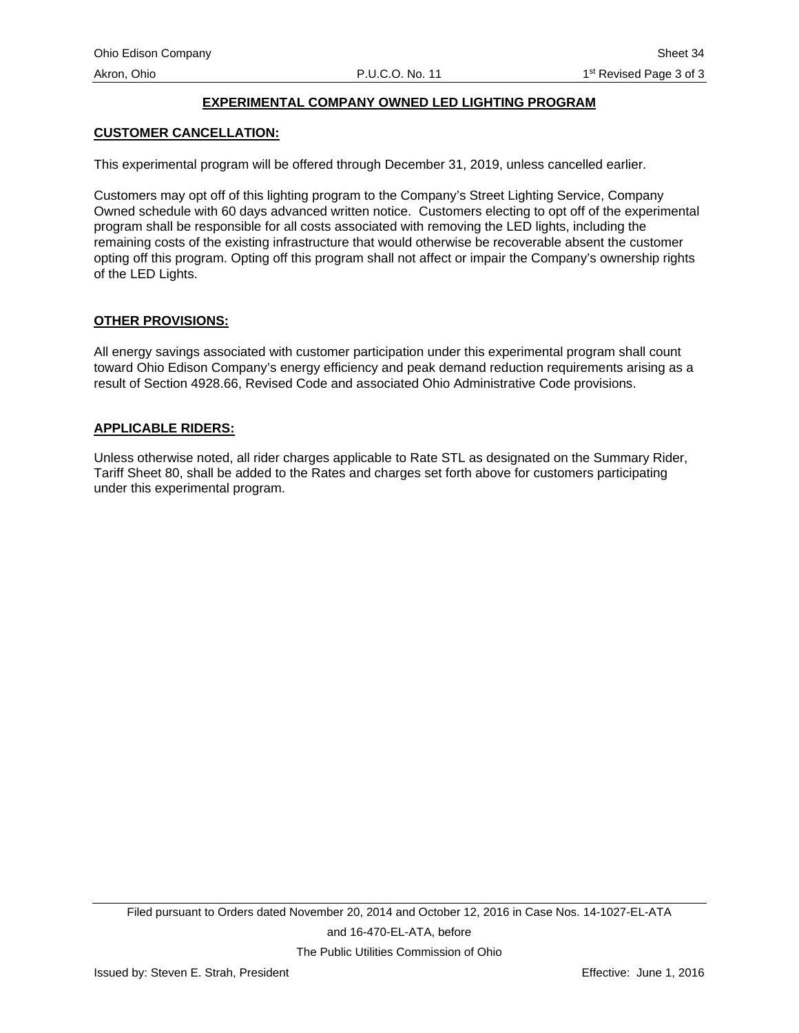## EXPERIMENTAL COMPANY OWNED LED LIGHTING PROGRAM

### CUSTOMER CANCELLATION:

This experimental program will be offered through December 31, 2019, unless cancelled earlier.

Customers may opt off of this lighting program to the Company's Street Lighting Service, Company Owned schedule with 60 days advanced written notice. Customers electing to opt off of the experimental program shall be responsible for all costs associated with removing the LED lights, including the remaining costs of the existing infrastructure that would otherwise be recoverable absent the customer opting off this program. Opting off this program shall not affect or impair the Company's ownership rights of the LED Lights.

### OTHER PROVISIONS:

All energy savings associated with customer participation under this experimental program shall count toward Ohio Edison Company's energy efficiency and peak demand reduction requirements arising as a result of Section 4928.66, Revised Code and associated Ohio Administrative Code provisions.

### APPLICABLE RIDERS:

Unless otherwise noted, all rider charges applicable to Rate STL as designated on the Summary Rider, Tariff Sheet 80, shall be added to the Rates and charges set forth above for customers participating under this experimental program.

Filed pursuant to Orders dated November 20, 2014 and October 12, 2016 in Case Nos. 14-1027-EL-ATA and 16-470-EL-ATA, before The Public Utilities Commission of Ohio

Issued by: Steven E. Strah, President Effective: June 1, 2016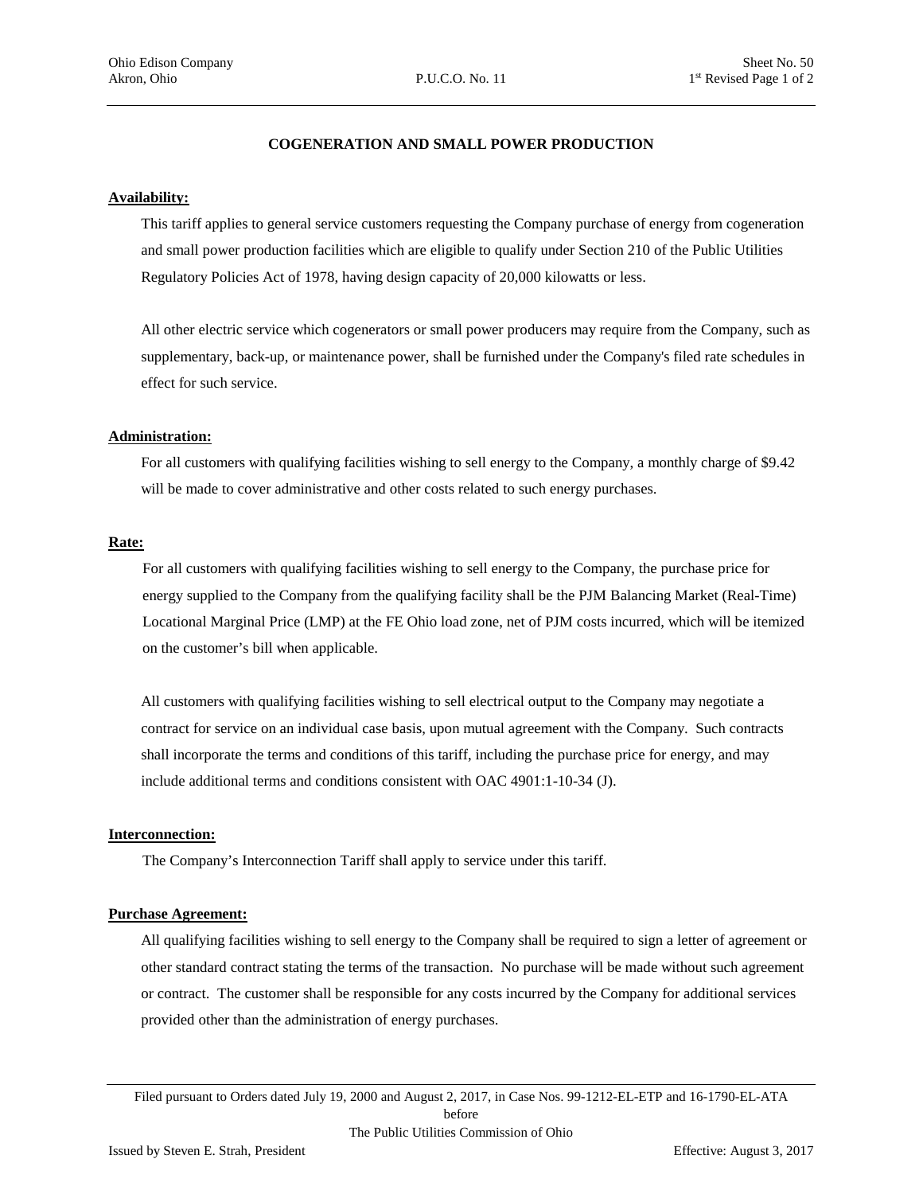# COGENERATION AND SMALL POWER PRODUCTION

**Availability:**

This tariff applies to general service customers requesting the Company purchase of energy from cogeneration and small power production facilities which are eligible to qualify under Section 210 of the Public Utilities Regulatory Policies Act of 1978, having design capacity of 20,000 kilowatts or less.

All other electric service which cogenerators or small power producers may require from the Company, such as supplementary, back-up, or maintenance power, shall be furnished under the Company's filed rate schedules in effect for such service.

**Administration:**

For all customers with qualifying facilities wishing to sell energy to the Company, a monthly charge of $9.42 will be made to cover administrative and other costs related to such energy purchases.

**Rate:**

For all customers with qualifying facilities wishing to sell energy to the Company, the purchase price for energy supplied to the Company from the qualifying facility shall be the PJM Balancing Market (Real-Time) Locational Marginal Price (LMP) at the FE Ohio load zone, net of PJM costs incurred, which will be itemized on the customer's bill when applicable.

All customers with qualifying facilities wishing to sell electrical output to the Company may negotiate a contract for service on an individual case basis, upon mutual agreement with the Company. Such contracts shall incorporate the terms and conditions of this tariff, including the purchase price for energy, and may include additional terms and conditions consistent with OAC 4901:1-10-34 (J).

**Interconnection:**

The Company's Interconnection Tariff shall apply to service under this tariff.

**Purchase Agreement:**

All qualifying facilities wishing to sell energy to the Company shall be required to sign a letter of agreement or other standard contract stating the terms of the transaction. No purchase will be made without such agreement or contract. The customer shall be responsible for any costs incurred by the Company for additional services provided other than the administration of energy purchases.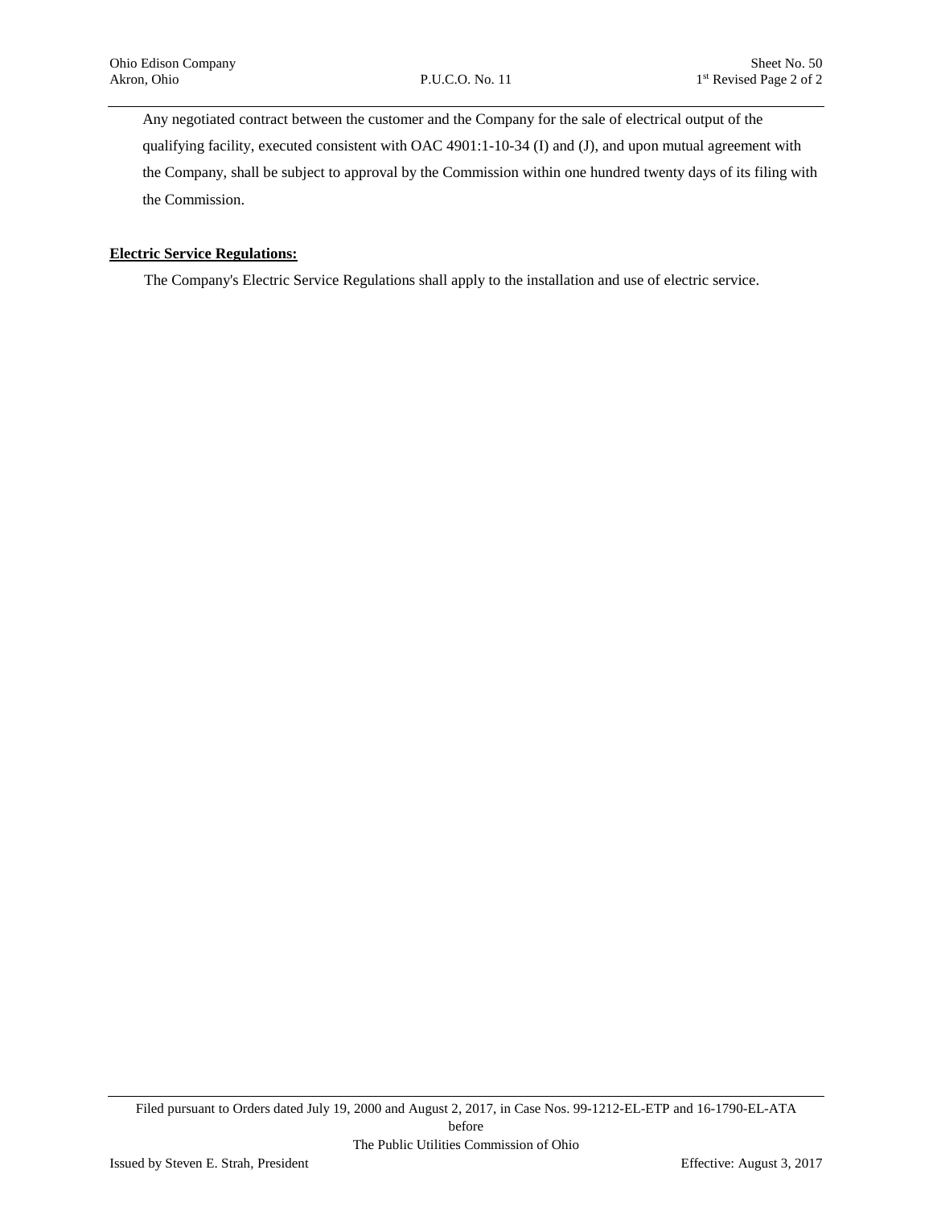Any negotiated contract between the customer and the Company for the sale of electrical output of the qualifying facility, executed consistent with OAC 4901:1-10-34 (I) and (J), and upon mutual agreement with the Company, shall be subject to approval by the Commission within one hundred twenty days of its filing with the Commission.

**Electric Service Regulations:**

The Company's Electric Service Regulations shall apply to the installation and use of electric service.

Filed pursuant to Orders dated July 19, 2000 and August 2, 2017, in Case Nos. 99-1212-EL-ETP and 16-1790-EL-ATA before The Public Utilities Commission of Ohio

Issued by Steven E. Strah, President

Effective: August 3, 2017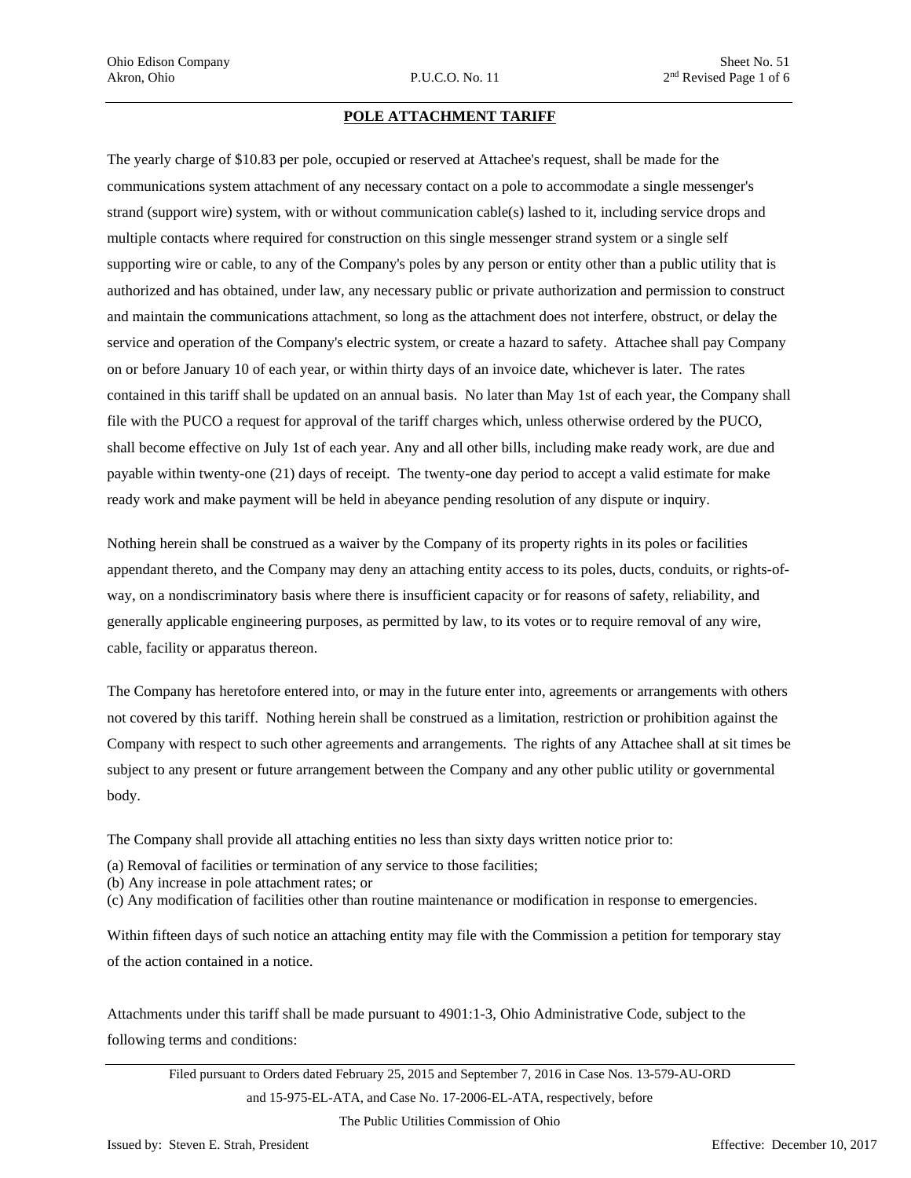# POLE ATTACHMENT TARIFF

The yearly charge of $10.83 per pole, occupied or reserved at Attachee's request, shall be made for the communications system attachment of any necessary contact on a pole to accommodate a single messenger's strand (support wire) system, with or without communication cable(s) lashed to it, including service drops and multiple contacts where required for construction on this single messenger strand system or a single self supporting wire or cable, to any of the Company's poles by any person or entity other than a public utility that is authorized and has obtained, under law, any necessary public or private authorization and permission to construct and maintain the communications attachment, so long as the attachment does not interfere, obstruct, or delay the service and operation of the Company's electric system, or create a hazard to safety. Attachee shall pay Company on or before January 10 of each year, or within thirty days of an invoice date, whichever is later. The rates contained in this tariff shall be updated on an annual basis. No later than May 1st of each year, the Company shall file with the PUCO a request for approval of the tariff charges which, unless otherwise ordered by the PUCO, shall become effective on July 1st of each year. Any and all other bills, including make ready work, are due and payable within twenty-one (21) days of receipt. The twenty-one day period to accept a valid estimate for make ready work and make payment will be held in abeyance pending resolution of any dispute or inquiry.

Nothing herein shall be construed as a waiver by the Company of its property rights in its poles or facilities appendant thereto, and the Company may deny an attaching entity access to its poles, ducts, conduits, or rights-of-way, on a nondiscriminatory basis where there is insufficient capacity or for reasons of safety, reliability, and generally applicable engineering purposes, as permitted by law, to its votes or to require removal of any wire, cable, facility or apparatus thereon.

The Company has heretofore entered into, or may in the future enter into, agreements or arrangements with others not covered by this tariff. Nothing herein shall be construed as a limitation, restriction or prohibition against the Company with respect to such other agreements and arrangements. The rights of any Attachee shall at sit times be subject to any present or future arrangement between the Company and any other public utility or governmental body.

The Company shall provide all attaching entities no less than sixty days written notice prior to:

(a) Removal of facilities or termination of any service to those facilities;
(b) Any increase in pole attachment rates; or
(c) Any modification of facilities other than routine maintenance or modification in response to emergencies.

Within fifteen days of such notice an attaching entity may file with the Commission a petition for temporary stay of the action contained in a notice.

Attachments under this tariff shall be made pursuant to 4901:1-3, Ohio Administrative Code, subject to the following terms and conditions: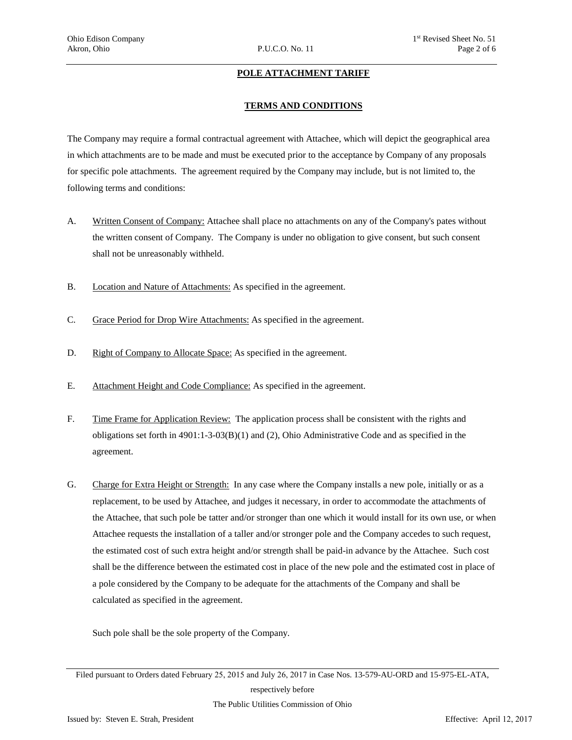## POLE ATTACHMENT TARIFF

### TERMS AND CONDITIONS

The Company may require a formal contractual agreement with Attachee, which will depict the geographical area in which attachments are to be made and must be executed prior to the acceptance by Company of any proposals for specific pole attachments. The agreement required by the Company may include, but is not limited to, the following terms and conditions:

A. Written Consent of Company: Attachee shall place no attachments on any of the Company's pates without the written consent of Company. The Company is under no obligation to give consent, but such consent shall not be unreasonably withheld.

B. Location and Nature of Attachments: As specified in the agreement.

C. Grace Period for Drop Wire Attachments: As specified in the agreement.

D. Right of Company to Allocate Space: As specified in the agreement.

E. Attachment Height and Code Compliance: As specified in the agreement.

F. Time Frame for Application Review: The application process shall be consistent with the rights and obligations set forth in 4901:1-3-03(B)(1) and (2), Ohio Administrative Code and as specified in the agreement.

G. Charge for Extra Height or Strength: In any case where the Company installs a new pole, initially or as a replacement, to be used by Attachee, and judges it necessary, in order to accommodate the attachments of the Attachee, that such pole be tatter and/or stronger than one which it would install for its own use, or when Attachee requests the installation of a taller and/or stronger pole and the Company accedes to such request, the estimated cost of such extra height and/or strength shall be paid-in advance by the Attachee. Such cost shall be the difference between the estimated cost in place of the new pole and the estimated cost in place of a pole considered by the Company to be adequate for the attachments of the Company and shall be calculated as specified in the agreement.

Such pole shall be the sole property of the Company.

Filed pursuant to Orders dated February 25, 2015 and July 26, 2017 in Case Nos. 13-579-AU-ORD and 15-975-EL-ATA, respectively before

The Public Utilities Commission of Ohio

Issued by: Steven E. Strah, President

Effective: April 12, 2017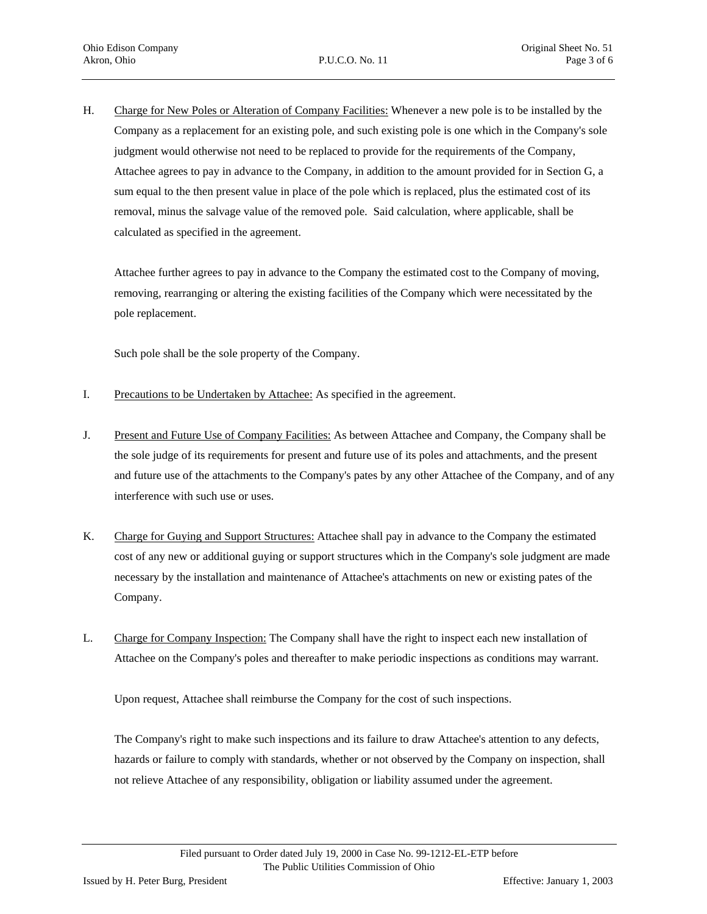H. <u>Charge for New Poles or Alteration of Company Facilities:</u> Whenever a new pole is to be installed by the Company as a replacement for an existing pole, and such existing pole is one which in the Company's sole judgment would otherwise not need to be replaced to provide for the requirements of the Company, Attachee agrees to pay in advance to the Company, in addition to the amount provided for in Section G, a sum equal to the then present value in place of the pole which is replaced, plus the estimated cost of its removal, minus the salvage value of the removed pole. Said calculation, where applicable, shall be calculated as specified in the agreement.

   Attachee further agrees to pay in advance to the Company the estimated cost to the Company of moving, removing, rearranging or altering the existing facilities of the Company which were necessitated by the pole replacement.

   Such pole shall be the sole property of the Company.

I. <u>Precautions to be Undertaken by Attachee:</u> As specified in the agreement.

J. <u>Present and Future Use of Company Facilities:</u> As between Attachee and Company, the Company shall be the sole judge of its requirements for present and future use of its poles and attachments, and the present and future use of the attachments to the Company's pates by any other Attachee of the Company, and of any interference with such use or uses.

K. <u>Charge for Guying and Support Structures:</u> Attachee shall pay in advance to the Company the estimated cost of any new or additional guying or support structures which in the Company's sole judgment are made necessary by the installation and maintenance of Attachee's attachments on new or existing pates of the Company.

L. <u>Charge for Company Inspection:</u> The Company shall have the right to inspect each new installation of Attachee on the Company's poles and thereafter to make periodic inspections as conditions may warrant.

   Upon request, Attachee shall reimburse the Company for the cost of such inspections.

   The Company's right to make such inspections and its failure to draw Attachee's attention to any defects, hazards or failure to comply with standards, whether or not observed by the Company on inspection, shall not relieve Attachee of any responsibility, obligation or liability assumed under the agreement.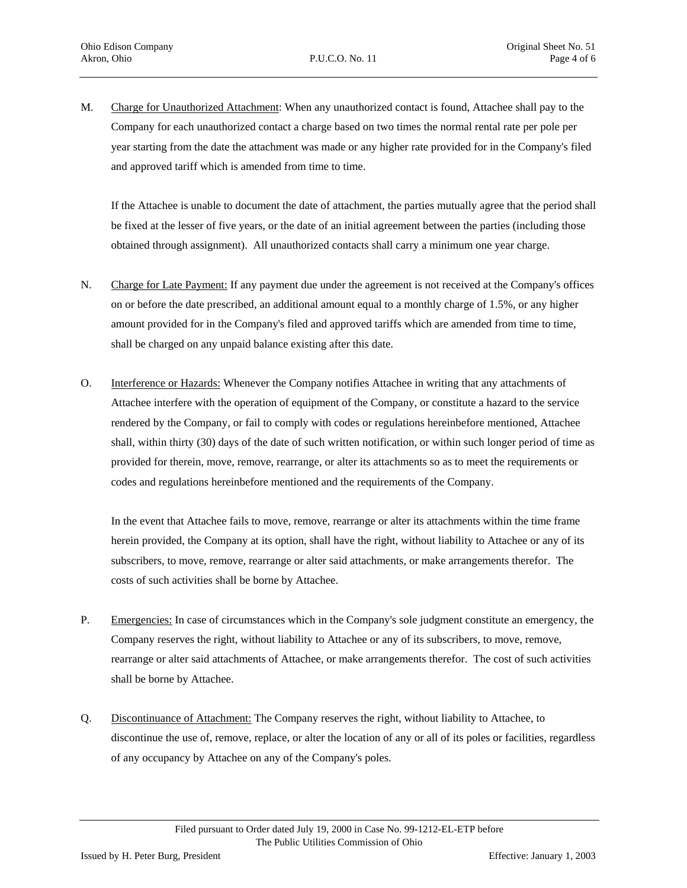M. Charge for Unauthorized Attachment: When any unauthorized contact is found, Attachee shall pay to the Company for each unauthorized contact a charge based on two times the normal rental rate per pole per year starting from the date the attachment was made or any higher rate provided for in the Company's filed and approved tariff which is amended from time to time.

If the Attachee is unable to document the date of attachment, the parties mutually agree that the period shall be fixed at the lesser of five years, or the date of an initial agreement between the parties (including those obtained through assignment). All unauthorized contacts shall carry a minimum one year charge.

N. Charge for Late Payment: If any payment due under the agreement is not received at the Company's offices on or before the date prescribed, an additional amount equal to a monthly charge of 1.5%, or any higher amount provided for in the Company's filed and approved tariffs which are amended from time to time, shall be charged on any unpaid balance existing after this date.

O. Interference or Hazards: Whenever the Company notifies Attachee in writing that any attachments of Attachee interfere with the operation of equipment of the Company, or constitute a hazard to the service rendered by the Company, or fail to comply with codes or regulations hereinbefore mentioned, Attachee shall, within thirty (30) days of the date of such written notification, or within such longer period of time as provided for therein, move, remove, rearrange, or alter its attachments so as to meet the requirements or codes and regulations hereinbefore mentioned and the requirements of the Company.

In the event that Attachee fails to move, remove, rearrange or alter its attachments within the time frame herein provided, the Company at its option, shall have the right, without liability to Attachee or any of its subscribers, to move, remove, rearrange or alter said attachments, or make arrangements therefor. The costs of such activities shall be borne by Attachee.

P. Emergencies: In case of circumstances which in the Company's sole judgment constitute an emergency, the Company reserves the right, without liability to Attachee or any of its subscribers, to move, remove, rearrange or alter said attachments of Attachee, or make arrangements therefor. The cost of such activities shall be borne by Attachee.

Q. Discontinuance of Attachment: The Company reserves the right, without liability to Attachee, to discontinue the use of, remove, replace, or alter the location of any or all of its poles or facilities, regardless of any occupancy by Attachee on any of the Company's poles.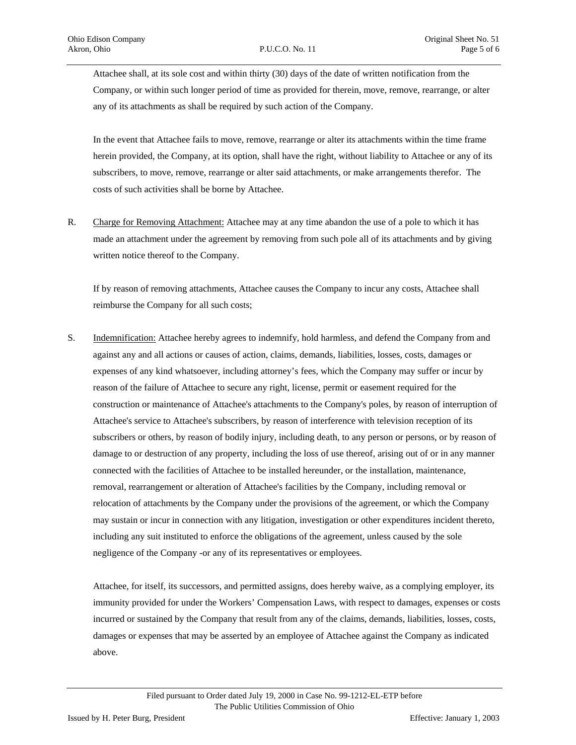Attachee shall, at its sole cost and within thirty (30) days of the date of written notification from the Company, or within such longer period of time as provided for therein, move, remove, rearrange, or alter any of its attachments as shall be required by such action of the Company.

In the event that Attachee fails to move, remove, rearrange or alter its attachments within the time frame herein provided, the Company, at its option, shall have the right, without liability to Attachee or any of its subscribers, to move, remove, rearrange or alter said attachments, or make arrangements therefor. The costs of such activities shall be borne by Attachee.

R. Charge for Removing Attachment: Attachee may at any time abandon the use of a pole to which it has made an attachment under the agreement by removing from such pole all of its attachments and by giving written notice thereof to the Company.

If by reason of removing attachments, Attachee causes the Company to incur any costs, Attachee shall reimburse the Company for all such costs;

S. Indemnification: Attachee hereby agrees to indemnify, hold harmless, and defend the Company from and against any and all actions or causes of action, claims, demands, liabilities, losses, costs, damages or expenses of any kind whatsoever, including attorney's fees, which the Company may suffer or incur by reason of the failure of Attachee to secure any right, license, permit or easement required for the construction or maintenance of Attachee's attachments to the Company's poles, by reason of interruption of Attachee's service to Attachee's subscribers, by reason of interference with television reception of its subscribers or others, by reason of bodily injury, including death, to any person or persons, or by reason of damage to or destruction of any property, including the loss of use thereof, arising out of or in any manner connected with the facilities of Attachee to be installed hereunder, or the installation, maintenance, removal, rearrangement or alteration of Attachee's facilities by the Company, including removal or relocation of attachments by the Company under the provisions of the agreement, or which the Company may sustain or incur in connection with any litigation, investigation or other expenditures incident thereto, including any suit instituted to enforce the obligations of the agreement, unless caused by the sole negligence of the Company -or any of its representatives or employees.

Attachee, for itself, its successors, and permitted assigns, does hereby waive, as a complying employer, its immunity provided for under the Workers' Compensation Laws, with respect to damages, expenses or costs incurred or sustained by the Company that result from any of the claims, demands, liabilities, losses, costs, damages or expenses that may be asserted by an employee of Attachee against the Company as indicated above.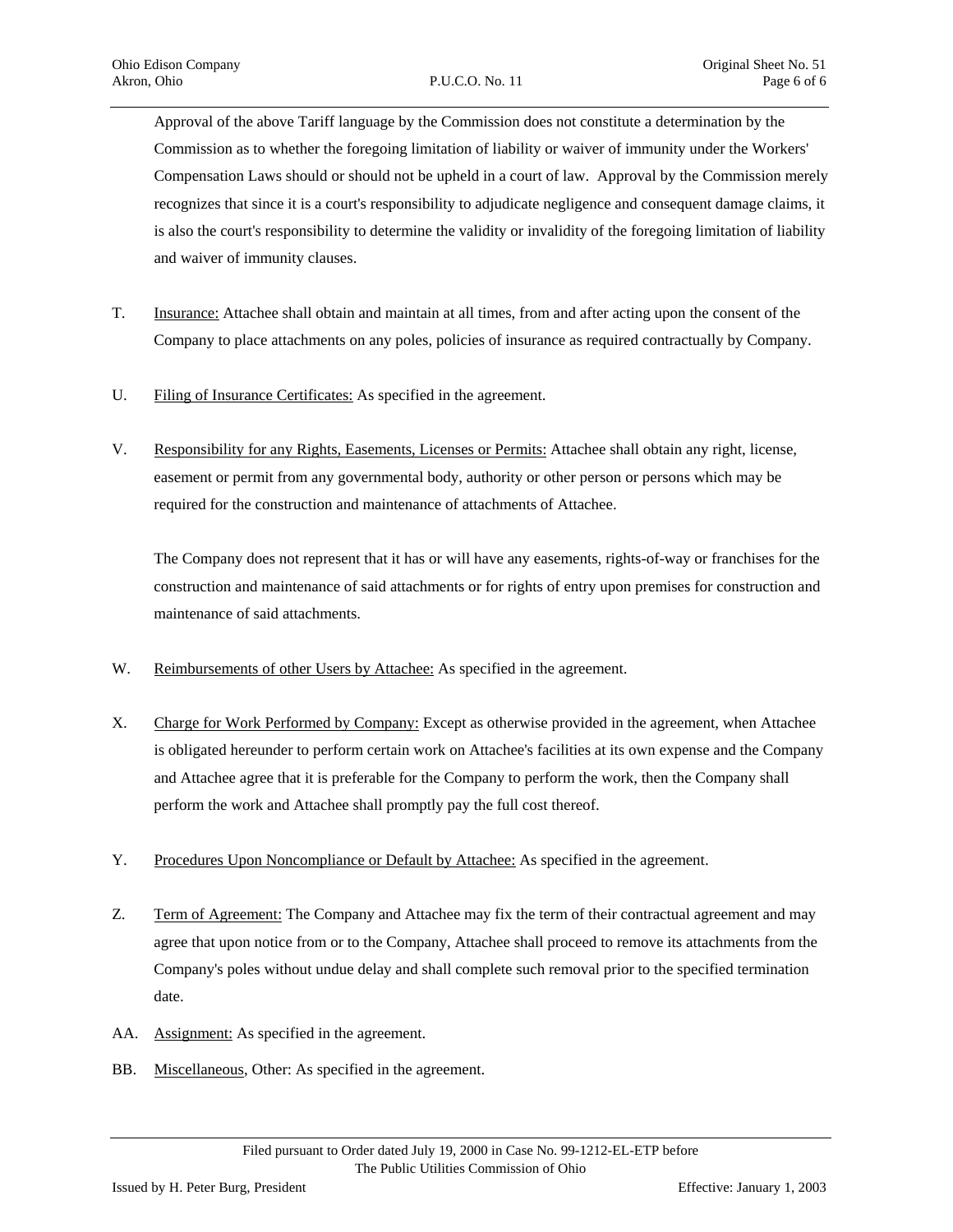Approval of the above Tariff language by the Commission does not constitute a determination by the Commission as to whether the foregoing limitation of liability or waiver of immunity under the Workers' Compensation Laws should or should not be upheld in a court of law. Approval by the Commission merely recognizes that since it is a court's responsibility to adjudicate negligence and consequent damage claims, it is also the court's responsibility to determine the validity or invalidity of the foregoing limitation of liability and waiver of immunity clauses.

T. Insurance: Attachee shall obtain and maintain at all times, from and after acting upon the consent of the Company to place attachments on any poles, policies of insurance as required contractually by Company.

U. Filing of Insurance Certificates: As specified in the agreement.

V. Responsibility for any Rights, Easements, Licenses or Permits: Attachee shall obtain any right, license, easement or permit from any governmental body, authority or other person or persons which may be required for the construction and maintenance of attachments of Attachee.

The Company does not represent that it has or will have any easements, rights-of-way or franchises for the construction and maintenance of said attachments or for rights of entry upon premises for construction and maintenance of said attachments.

W. Reimbursements of other Users by Attachee: As specified in the agreement.

X. Charge for Work Performed by Company: Except as otherwise provided in the agreement, when Attachee is obligated hereunder to perform certain work on Attachee's facilities at its own expense and the Company and Attachee agree that it is preferable for the Company to perform the work, then the Company shall perform the work and Attachee shall promptly pay the full cost thereof.

Y. Procedures Upon Noncompliance or Default by Attachee: As specified in the agreement.

Z. Term of Agreement: The Company and Attachee may fix the term of their contractual agreement and may agree that upon notice from or to the Company, Attachee shall proceed to remove its attachments from the Company's poles without undue delay and shall complete such removal prior to the specified termination date.

AA. Assignment: As specified in the agreement.

BB. Miscellaneous, Other: As specified in the agreement.

Filed pursuant to Order dated July 19, 2000 in Case No. 99-1212-EL-ETP before The Public Utilities Commission of Ohio

Issued by H. Peter Burg, President Effective: January 1, 2003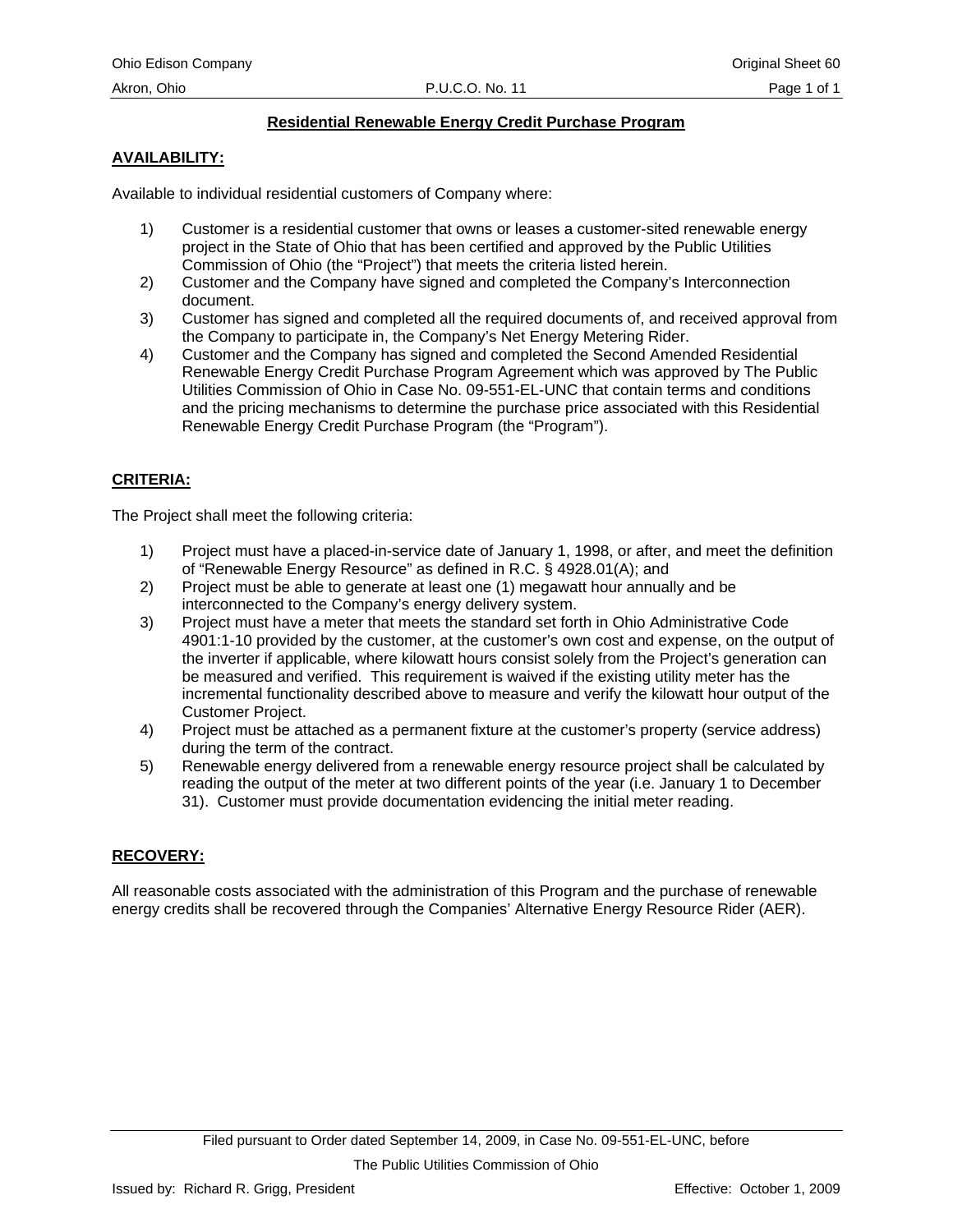## Residential Renewable Energy Credit Purchase Program

### AVAILABILITY:

Available to individual residential customers of Company where:

1) Customer is a residential customer that owns or leases a customer-sited renewable energy project in the State of Ohio that has been certified and approved by the Public Utilities Commission of Ohio (the "Project") that meets the criteria listed herein.
2) Customer and the Company have signed and completed the Company's Interconnection document.
3) Customer has signed and completed all the required documents of, and received approval from the Company to participate in, the Company's Net Energy Metering Rider.
4) Customer and the Company has signed and completed the Second Amended Residential Renewable Energy Credit Purchase Program Agreement which was approved by The Public Utilities Commission of Ohio in Case No. 09-551-EL-UNC that contain terms and conditions and the pricing mechanisms to determine the purchase price associated with this Residential Renewable Energy Credit Purchase Program (the "Program").

### CRITERIA:

The Project shall meet the following criteria:

1) Project must have a placed-in-service date of January 1, 1998, or after, and meet the definition of "Renewable Energy Resource" as defined in R.C. § 4928.01(A); and
2) Project must be able to generate at least one (1) megawatt hour annually and be interconnected to the Company's energy delivery system.
3) Project must have a meter that meets the standard set forth in Ohio Administrative Code 4901:1-10 provided by the customer, at the customer's own cost and expense, on the output of the inverter if applicable, where kilowatt hours consist solely from the Project's generation can be measured and verified. This requirement is waived if the existing utility meter has the incremental functionality described above to measure and verify the kilowatt hour output of the Customer Project.
4) Project must be attached as a permanent fixture at the customer's property (service address) during the term of the contract.
5) Renewable energy delivered from a renewable energy resource project shall be calculated by reading the output of the meter at two different points of the year (i.e. January 1 to December 31). Customer must provide documentation evidencing the initial meter reading.

### RECOVERY:

All reasonable costs associated with the administration of this Program and the purchase of renewable energy credits shall be recovered through the Companies' Alternative Energy Resource Rider (AER).

Filed pursuant to Order dated September 14, 2009, in Case No. 09-551-EL-UNC, before The Public Utilities Commission of Ohio

Issued by: Richard R. Grigg, President

Effective: October 1, 2009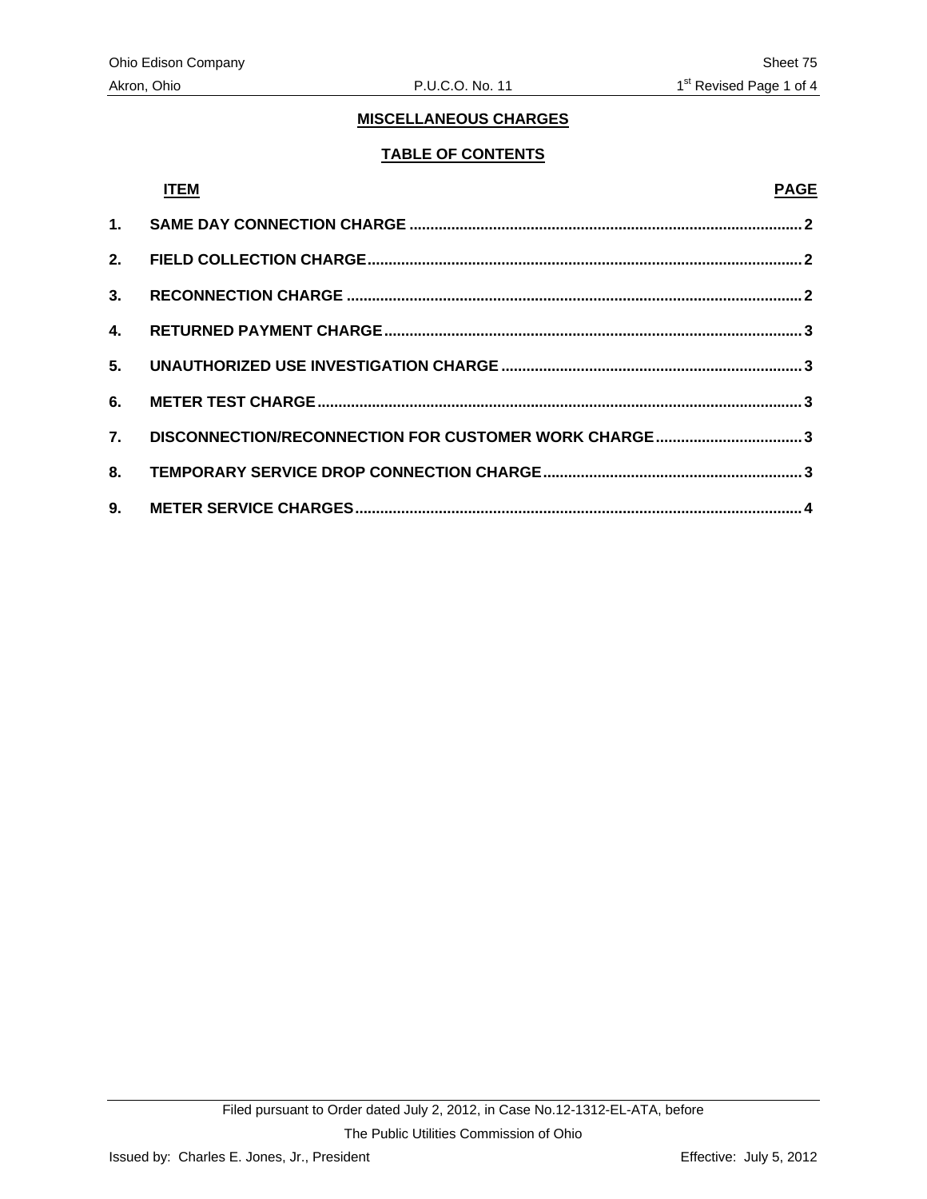## MISCELLANEOUS CHARGES

### TABLE OF CONTENTS

| ITEM | | PAGE |
|---|---|---|
| 1. | SAME DAY CONNECTION CHARGE | 2 |
| 2. | FIELD COLLECTION CHARGE | 2 |
| 3. | RECONNECTION CHARGE | 2 |
| 4. | RETURNED PAYMENT CHARGE | 3 |
| 5. | UNAUTHORIZED USE INVESTIGATION CHARGE | 3 |
| 6. | METER TEST CHARGE | 3 |
| 7. | DISCONNECTION/RECONNECTION FOR CUSTOMER WORK CHARGE | 3 |
| 8. | TEMPORARY SERVICE DROP CONNECTION CHARGE | 3 |
| 9. | METER SERVICE CHARGES | 4 |

Filed pursuant to Order dated July 2, 2012, in Case No.12-1312-EL-ATA, before The Public Utilities Commission of Ohio

Issued by: Charles E. Jones, Jr., President

Effective: July 5, 2012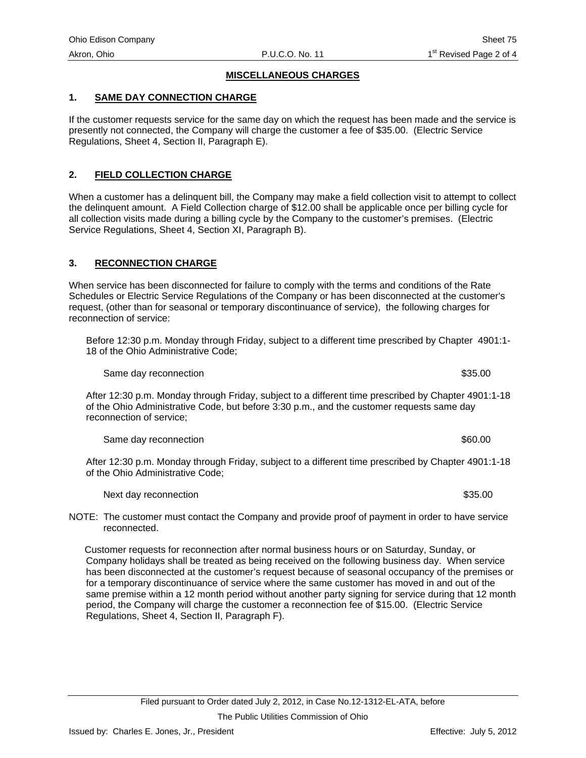## MISCELLANEOUS CHARGES

### 1. SAME DAY CONNECTION CHARGE

If the customer requests service for the same day on which the request has been made and the service is presently not connected, the Company will charge the customer a fee of $35.00. (Electric Service Regulations, Sheet 4, Section II, Paragraph E).

### 2. FIELD COLLECTION CHARGE

When a customer has a delinquent bill, the Company may make a field collection visit to attempt to collect the delinquent amount. A Field Collection charge of $12.00 shall be applicable once per billing cycle for all collection visits made during a billing cycle by the Company to the customer's premises. (Electric Service Regulations, Sheet 4, Section XI, Paragraph B).

### 3. RECONNECTION CHARGE

When service has been disconnected for failure to comply with the terms and conditions of the Rate Schedules or Electric Service Regulations of the Company or has been disconnected at the customer's request, (other than for seasonal or temporary discontinuance of service), the following charges for reconnection of service:

Before 12:30 p.m. Monday through Friday, subject to a different time prescribed by Chapter 4901:1-18 of the Ohio Administrative Code;

| | |
|---|---|
| Same day reconnection | $35.00 |

After 12:30 p.m. Monday through Friday, subject to a different time prescribed by Chapter 4901:1-18 of the Ohio Administrative Code, but before 3:30 p.m., and the customer requests same day reconnection of service;

| | |
|---|---|
| Same day reconnection | $60.00 |

After 12:30 p.m. Monday through Friday, subject to a different time prescribed by Chapter 4901:1-18 of the Ohio Administrative Code;

| | |
|---|---|
| Next day reconnection | $35.00 |

NOTE: The customer must contact the Company and provide proof of payment in order to have service reconnected.

Customer requests for reconnection after normal business hours or on Saturday, Sunday, or Company holidays shall be treated as being received on the following business day. When service has been disconnected at the customer's request because of seasonal occupancy of the premises or for a temporary discontinuance of service where the same customer has moved in and out of the same premise within a 12 month period without another party signing for service during that 12 month period, the Company will charge the customer a reconnection fee of $15.00. (Electric Service Regulations, Sheet 4, Section II, Paragraph F).

Filed pursuant to Order dated July 2, 2012, in Case No.12-1312-EL-ATA, before The Public Utilities Commission of Ohio

Issued by: Charles E. Jones, Jr., President

Effective: July 5, 2012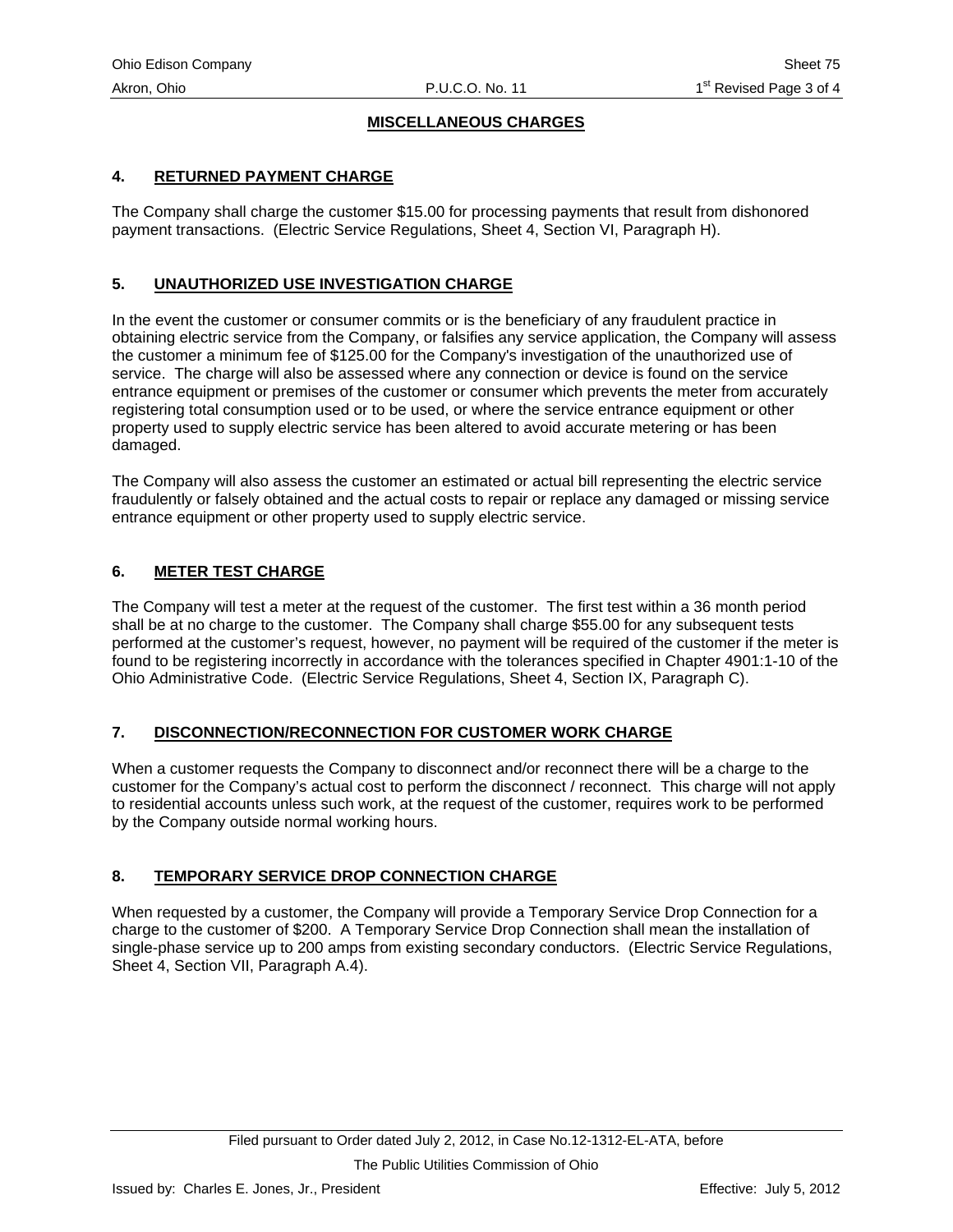## MISCELLANEOUS CHARGES

### 4. RETURNED PAYMENT CHARGE

The Company shall charge the customer $15.00 for processing payments that result from dishonored payment transactions. (Electric Service Regulations, Sheet 4, Section VI, Paragraph H).

### 5. UNAUTHORIZED USE INVESTIGATION CHARGE

In the event the customer or consumer commits or is the beneficiary of any fraudulent practice in obtaining electric service from the Company, or falsifies any service application, the Company will assess the customer a minimum fee of $125.00 for the Company's investigation of the unauthorized use of service. The charge will also be assessed where any connection or device is found on the service entrance equipment or premises of the customer or consumer which prevents the meter from accurately registering total consumption used or to be used, or where the service entrance equipment or other property used to supply electric service has been altered to avoid accurate metering or has been damaged.

The Company will also assess the customer an estimated or actual bill representing the electric service fraudulently or falsely obtained and the actual costs to repair or replace any damaged or missing service entrance equipment or other property used to supply electric service.

### 6. METER TEST CHARGE

The Company will test a meter at the request of the customer. The first test within a 36 month period shall be at no charge to the customer. The Company shall charge $55.00 for any subsequent tests performed at the customer's request, however, no payment will be required of the customer if the meter is found to be registering incorrectly in accordance with the tolerances specified in Chapter 4901:1-10 of the Ohio Administrative Code. (Electric Service Regulations, Sheet 4, Section IX, Paragraph C).

### 7. DISCONNECTION/RECONNECTION FOR CUSTOMER WORK CHARGE

When a customer requests the Company to disconnect and/or reconnect there will be a charge to the customer for the Company's actual cost to perform the disconnect / reconnect. This charge will not apply to residential accounts unless such work, at the request of the customer, requires work to be performed by the Company outside normal working hours.

### 8. TEMPORARY SERVICE DROP CONNECTION CHARGE

When requested by a customer, the Company will provide a Temporary Service Drop Connection for a charge to the customer of $200. A Temporary Service Drop Connection shall mean the installation of single-phase service up to 200 amps from existing secondary conductors. (Electric Service Regulations, Sheet 4, Section VII, Paragraph A.4).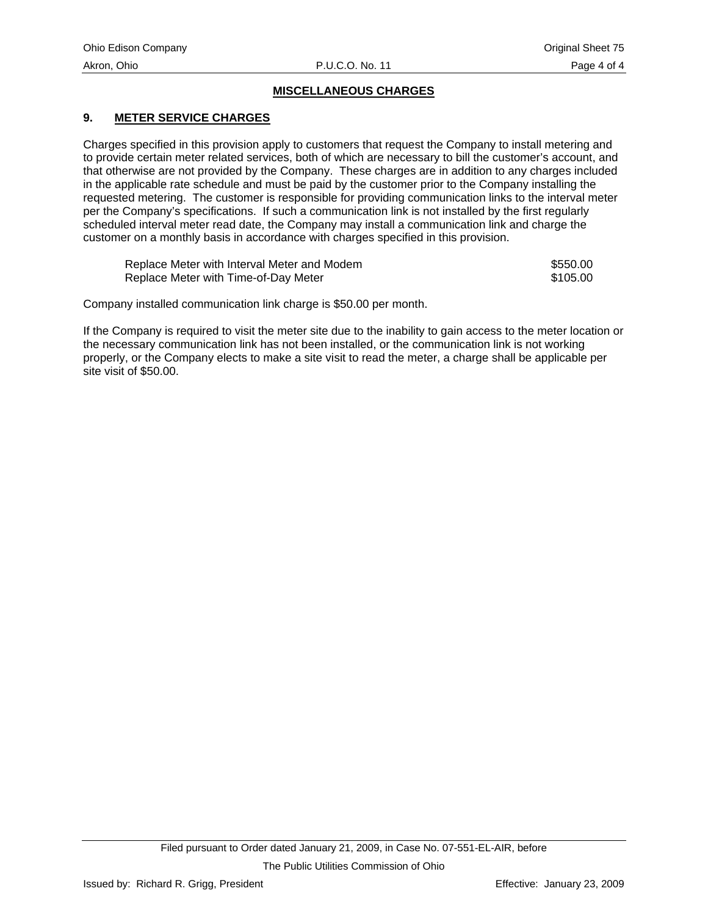## MISCELLANEOUS CHARGES

### 9. METER SERVICE CHARGES

Charges specified in this provision apply to customers that request the Company to install metering and to provide certain meter related services, both of which are necessary to bill the customer's account, and that otherwise are not provided by the Company. These charges are in addition to any charges included in the applicable rate schedule and must be paid by the customer prior to the Company installing the requested metering. The customer is responsible for providing communication links to the interval meter per the Company's specifications. If such a communication link is not installed by the first regularly scheduled interval meter read date, the Company may install a communication link and charge the customer on a monthly basis in accordance with charges specified in this provision.

| | |
|---|---|
| Replace Meter with Interval Meter and Modem | $550.00 |
| Replace Meter with Time-of-Day Meter | $105.00 |

Company installed communication link charge is $50.00 per month.

If the Company is required to visit the meter site due to the inability to gain access to the meter location or the necessary communication link has not been installed, or the communication link is not working properly, or the Company elects to make a site visit to read the meter, a charge shall be applicable per site visit of $50.00.

Filed pursuant to Order dated January 21, 2009, in Case No. 07-551-EL-AIR, before The Public Utilities Commission of Ohio

Issued by: Richard R. Grigg, President

Effective: January 23, 2009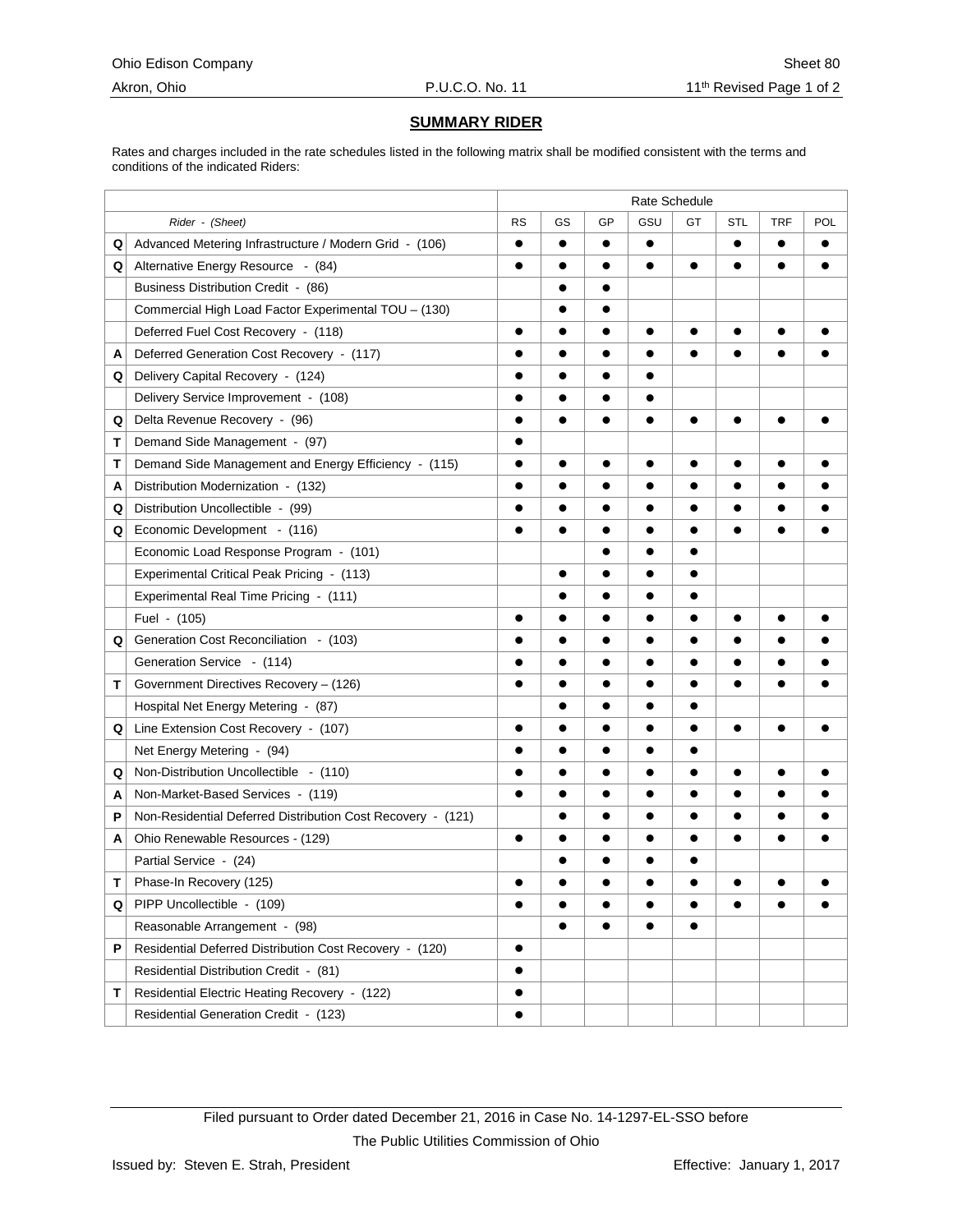## SUMMARY RIDER

Rates and charges included in the rate schedules listed in the following matrix shall be modified consistent with the terms and conditions of the indicated Riders:

| | | Rate Schedule | | | | | | | |
|---|---|---|---|---|---|---|---|---|---|
| | *Rider - (Sheet)* | RS | GS | GP | GSU | GT | STL | TRF | POL |
| Q | Advanced Metering Infrastructure / Modern Grid - (106) | ● | ● | ● | ● | | ● | ● | ● |
| Q | Alternative Energy Resource - (84) | ● | ● | ● | ● | ● | ● | ● | ● |
| | Business Distribution Credit - (86) | | ● | ● | | | | | |
| | Commercial High Load Factor Experimental TOU – (130) | | ● | ● | | | | | |
| | Deferred Fuel Cost Recovery - (118) | ● | ● | ● | ● | ● | ● | ● | ● |
| A | Deferred Generation Cost Recovery - (117) | ● | ● | ● | ● | ● | ● | ● | ● |
| Q | Delivery Capital Recovery - (124) | ● | ● | ● | ● | | | | |
| | Delivery Service Improvement - (108) | ● | ● | ● | ● | | | | |
| Q | Delta Revenue Recovery - (96) | ● | ● | ● | ● | ● | ● | ● | ● |
| T | Demand Side Management - (97) | ● | | | | | | | |
| T | Demand Side Management and Energy Efficiency - (115) | ● | ● | ● | ● | ● | ● | ● | ● |
| A | Distribution Modernization - (132) | ● | ● | ● | ● | ● | ● | ● | ● |
| Q | Distribution Uncollectible - (99) | ● | ● | ● | ● | ● | ● | ● | ● |
| Q | Economic Development - (116) | ● | ● | ● | ● | ● | ● | ● | ● |
| | Economic Load Response Program - (101) | | | ● | ● | ● | | | |
| | Experimental Critical Peak Pricing - (113) | | ● | ● | ● | ● | | | |
| | Experimental Real Time Pricing - (111) | | ● | ● | ● | ● | | | |
| | Fuel - (105) | ● | ● | ● | ● | ● | ● | ● | ● |
| Q | Generation Cost Reconciliation - (103) | ● | ● | ● | ● | ● | ● | ● | ● |
| | Generation Service - (114) | ● | ● | ● | ● | ● | ● | ● | ● |
| T | Government Directives Recovery – (126) | ● | ● | ● | ● | ● | ● | ● | ● |
| | Hospital Net Energy Metering - (87) | | ● | ● | ● | ● | | | |
| Q | Line Extension Cost Recovery - (107) | ● | ● | ● | ● | ● | ● | ● | ● |
| | Net Energy Metering - (94) | ● | ● | ● | ● | ● | | | |
| Q | Non-Distribution Uncollectible - (110) | ● | ● | ● | ● | ● | ● | ● | ● |
| A | Non-Market-Based Services - (119) | ● | ● | ● | ● | ● | ● | ● | ● |
| P | Non-Residential Deferred Distribution Cost Recovery - (121) | | ● | ● | ● | ● | ● | ● | ● |
| A | Ohio Renewable Resources - (129) | ● | ● | ● | ● | ● | ● | ● | ● |
| | Partial Service - (24) | | ● | ● | ● | ● | | | |
| T | Phase-In Recovery (125) | ● | ● | ● | ● | ● | ● | ● | ● |
| Q | PIPP Uncollectible - (109) | ● | ● | ● | ● | ● | ● | ● | ● |
| | Reasonable Arrangement - (98) | | ● | ● | ● | ● | | | |
| P | Residential Deferred Distribution Cost Recovery - (120) | ● | | | | | | | |
| | Residential Distribution Credit - (81) | ● | | | | | | | |
| T | Residential Electric Heating Recovery - (122) | ● | | | | | | | |
| | Residential Generation Credit - (123) | ● | | | | | | | |

Filed pursuant to Order dated December 21, 2016 in Case No. 14-1297-EL-SSO before The Public Utilities Commission of Ohio

Issued by: Steven E. Strah, President

Effective: January 1, 2017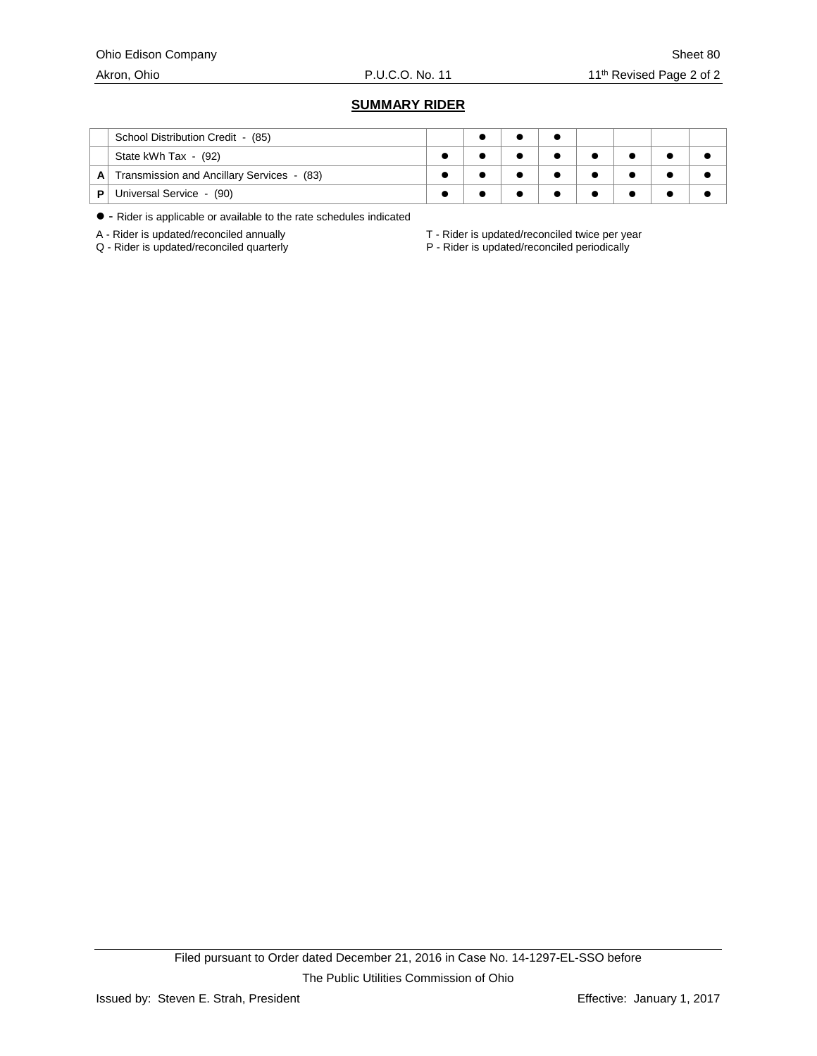## SUMMARY RIDER

| | | | | | | | | | |
|---|---|---|---|---|---|---|---|---|---|
| | School Distribution Credit - (85) | | ● | ● | ● | | | | |
| | State kWh Tax - (92) | ● | ● | ● | ● | ● | ● | ● | ● |
| **A** | Transmission and Ancillary Services - (83) | ● | ● | ● | ● | ● | ● | ● | ● |
| **P** | Universal Service - (90) | ● | ● | ● | ● | ● | ● | ● | ● |

● - Rider is applicable or available to the rate schedules indicated

A - Rider is updated/reconciled annually
Q - Rider is updated/reconciled quarterly
T - Rider is updated/reconciled twice per year
P - Rider is updated/reconciled periodically

Filed pursuant to Order dated December 21, 2016 in Case No. 14-1297-EL-SSO before The Public Utilities Commission of Ohio

Issued by: Steven E. Strah, President

Effective: January 1, 2017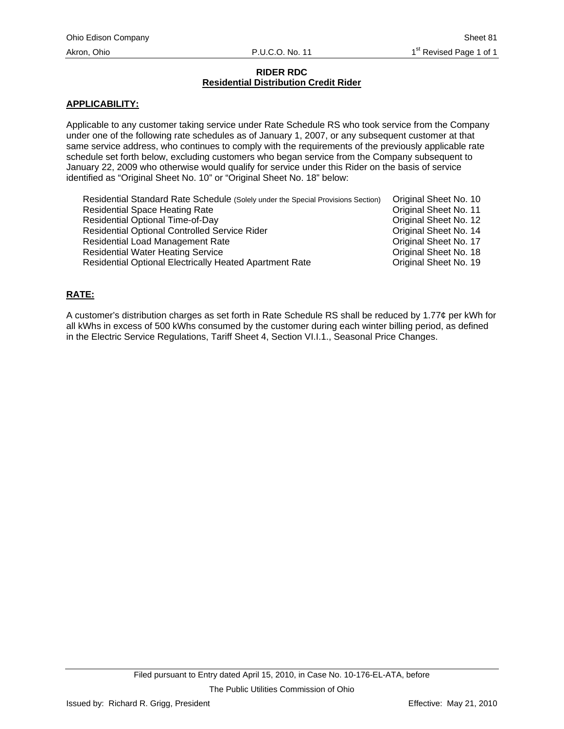## RIDER RDC
## Residential Distribution Credit Rider

**APPLICABILITY:**

Applicable to any customer taking service under Rate Schedule RS who took service from the Company under one of the following rate schedules as of January 1, 2007, or any subsequent customer at that same service address, who continues to comply with the requirements of the previously applicable rate schedule set forth below, excluding customers who began service from the Company subsequent to January 22, 2009 who otherwise would qualify for service under this Rider on the basis of service identified as "Original Sheet No. 10" or "Original Sheet No. 18" below:

| | |
|---|---|
| Residential Standard Rate Schedule (Solely under the Special Provisions Section) | Original Sheet No. 10 |
| Residential Space Heating Rate | Original Sheet No. 11 |
| Residential Optional Time-of-Day | Original Sheet No. 12 |
| Residential Optional Controlled Service Rider | Original Sheet No. 14 |
| Residential Load Management Rate | Original Sheet No. 17 |
| Residential Water Heating Service | Original Sheet No. 18 |
| Residential Optional Electrically Heated Apartment Rate | Original Sheet No. 19 |

**RATE:**

A customer's distribution charges as set forth in Rate Schedule RS shall be reduced by 1.77¢ per kWh for all kWhs in excess of 500 kWhs consumed by the customer during each winter billing period, as defined in the Electric Service Regulations, Tariff Sheet 4, Section VI.I.1., Seasonal Price Changes.

Filed pursuant to Entry dated April 15, 2010, in Case No. 10-176-EL-ATA, before The Public Utilities Commission of Ohio

Issued by: Richard R. Grigg, President

Effective: May 21, 2010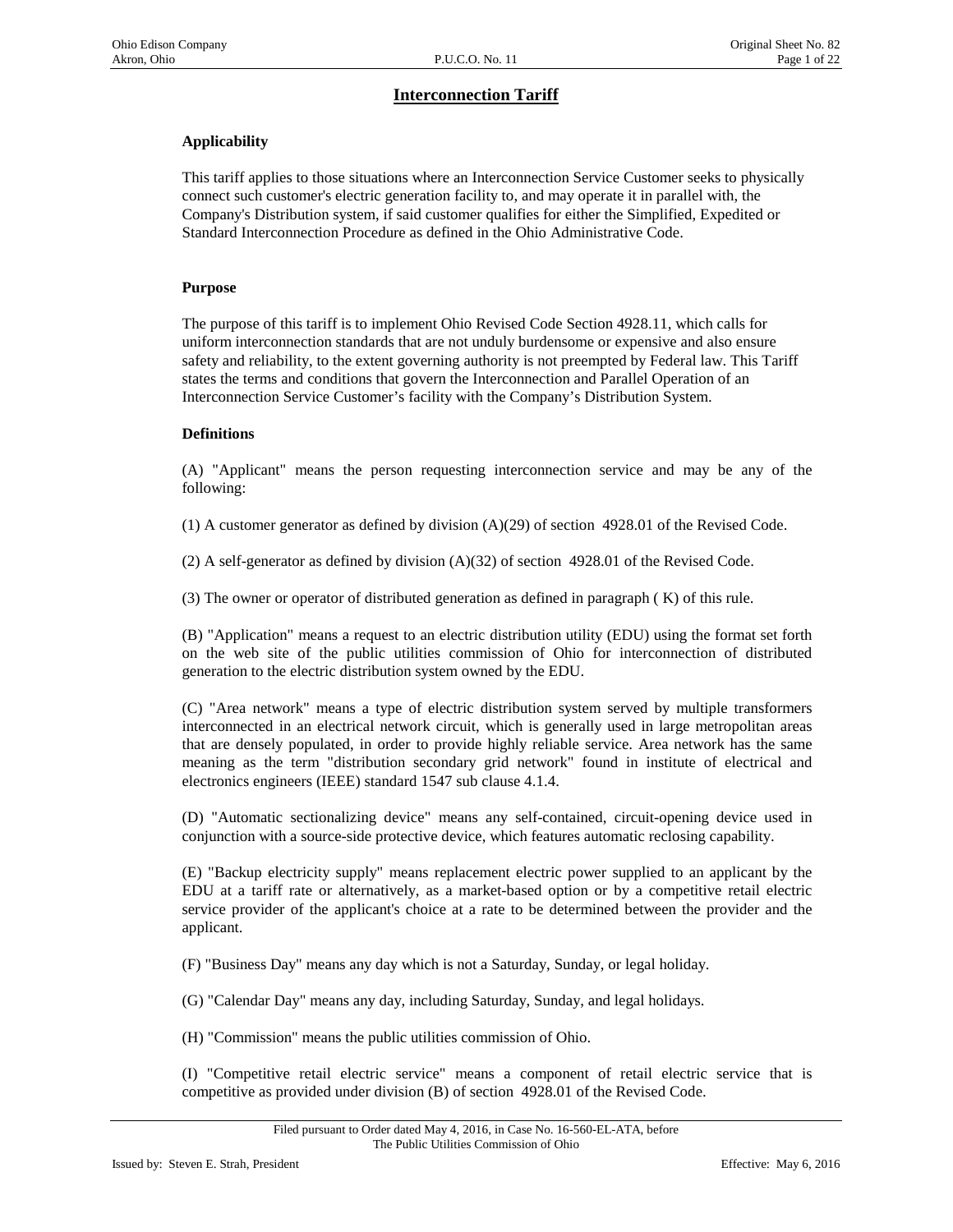# Interconnection Tariff

## Applicability

This tariff applies to those situations where an Interconnection Service Customer seeks to physically connect such customer's electric generation facility to, and may operate it in parallel with, the Company's Distribution system, if said customer qualifies for either the Simplified, Expedited or Standard Interconnection Procedure as defined in the Ohio Administrative Code.

## Purpose

The purpose of this tariff is to implement Ohio Revised Code Section 4928.11, which calls for uniform interconnection standards that are not unduly burdensome or expensive and also ensure safety and reliability, to the extent governing authority is not preempted by Federal law. This Tariff states the terms and conditions that govern the Interconnection and Parallel Operation of an Interconnection Service Customer's facility with the Company's Distribution System.

## Definitions

(A) "Applicant" means the person requesting interconnection service and may be any of the following:

(1) A customer generator as defined by division (A)(29) of section 4928.01 of the Revised Code.

(2) A self-generator as defined by division (A)(32) of section 4928.01 of the Revised Code.

(3) The owner or operator of distributed generation as defined in paragraph ( K) of this rule.

(B) "Application" means a request to an electric distribution utility (EDU) using the format set forth on the web site of the public utilities commission of Ohio for interconnection of distributed generation to the electric distribution system owned by the EDU.

(C) "Area network" means a type of electric distribution system served by multiple transformers interconnected in an electrical network circuit, which is generally used in large metropolitan areas that are densely populated, in order to provide highly reliable service. Area network has the same meaning as the term "distribution secondary grid network" found in institute of electrical and electronics engineers (IEEE) standard 1547 sub clause 4.1.4.

(D) "Automatic sectionalizing device" means any self-contained, circuit-opening device used in conjunction with a source-side protective device, which features automatic reclosing capability.

(E) "Backup electricity supply" means replacement electric power supplied to an applicant by the EDU at a tariff rate or alternatively, as a market-based option or by a competitive retail electric service provider of the applicant's choice at a rate to be determined between the provider and the applicant.

(F) "Business Day" means any day which is not a Saturday, Sunday, or legal holiday.

(G) "Calendar Day" means any day, including Saturday, Sunday, and legal holidays.

(H) "Commission" means the public utilities commission of Ohio.

(I) "Competitive retail electric service" means a component of retail electric service that is competitive as provided under division (B) of section 4928.01 of the Revised Code.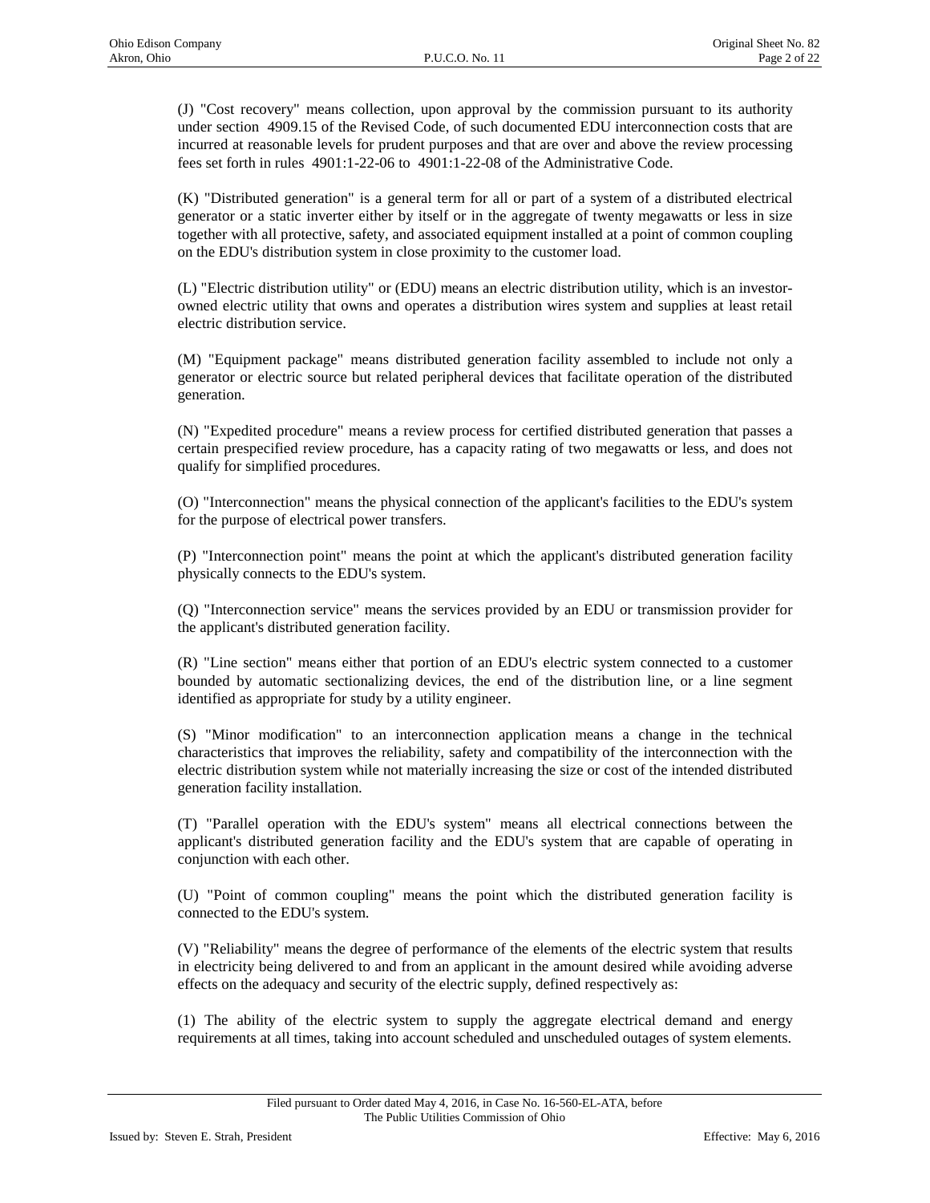(J) "Cost recovery" means collection, upon approval by the commission pursuant to its authority under section 4909.15 of the Revised Code, of such documented EDU interconnection costs that are incurred at reasonable levels for prudent purposes and that are over and above the review processing fees set forth in rules 4901:1-22-06 to 4901:1-22-08 of the Administrative Code.

(K) "Distributed generation" is a general term for all or part of a system of a distributed electrical generator or a static inverter either by itself or in the aggregate of twenty megawatts or less in size together with all protective, safety, and associated equipment installed at a point of common coupling on the EDU's distribution system in close proximity to the customer load.

(L) "Electric distribution utility" or (EDU) means an electric distribution utility, which is an investor-owned electric utility that owns and operates a distribution wires system and supplies at least retail electric distribution service.

(M) "Equipment package" means distributed generation facility assembled to include not only a generator or electric source but related peripheral devices that facilitate operation of the distributed generation.

(N) "Expedited procedure" means a review process for certified distributed generation that passes a certain prespecified review procedure, has a capacity rating of two megawatts or less, and does not qualify for simplified procedures.

(O) "Interconnection" means the physical connection of the applicant's facilities to the EDU's system for the purpose of electrical power transfers.

(P) "Interconnection point" means the point at which the applicant's distributed generation facility physically connects to the EDU's system.

(Q) "Interconnection service" means the services provided by an EDU or transmission provider for the applicant's distributed generation facility.

(R) "Line section" means either that portion of an EDU's electric system connected to a customer bounded by automatic sectionalizing devices, the end of the distribution line, or a line segment identified as appropriate for study by a utility engineer.

(S) "Minor modification" to an interconnection application means a change in the technical characteristics that improves the reliability, safety and compatibility of the interconnection with the electric distribution system while not materially increasing the size or cost of the intended distributed generation facility installation.

(T) "Parallel operation with the EDU's system" means all electrical connections between the applicant's distributed generation facility and the EDU's system that are capable of operating in conjunction with each other.

(U) "Point of common coupling" means the point which the distributed generation facility is connected to the EDU's system.

(V) "Reliability" means the degree of performance of the elements of the electric system that results in electricity being delivered to and from an applicant in the amount desired while avoiding adverse effects on the adequacy and security of the electric supply, defined respectively as:

(1) The ability of the electric system to supply the aggregate electrical demand and energy requirements at all times, taking into account scheduled and unscheduled outages of system elements.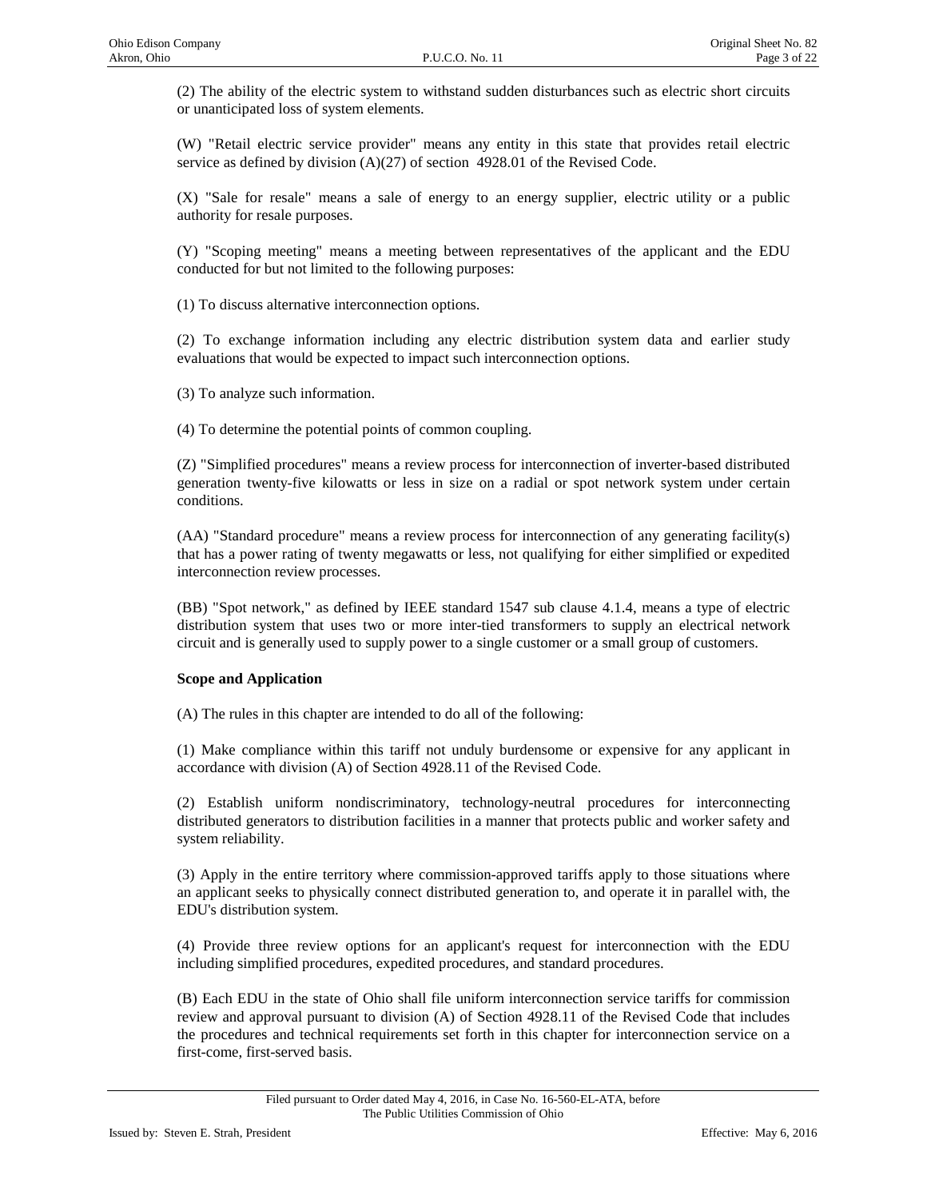(2) The ability of the electric system to withstand sudden disturbances such as electric short circuits or unanticipated loss of system elements.

(W) "Retail electric service provider" means any entity in this state that provides retail electric service as defined by division (A)(27) of section 4928.01 of the Revised Code.

(X) "Sale for resale" means a sale of energy to an energy supplier, electric utility or a public authority for resale purposes.

(Y) "Scoping meeting" means a meeting between representatives of the applicant and the EDU conducted for but not limited to the following purposes:

(1) To discuss alternative interconnection options.

(2) To exchange information including any electric distribution system data and earlier study evaluations that would be expected to impact such interconnection options.

(3) To analyze such information.

(4) To determine the potential points of common coupling.

(Z) "Simplified procedures" means a review process for interconnection of inverter-based distributed generation twenty-five kilowatts or less in size on a radial or spot network system under certain conditions.

(AA) "Standard procedure" means a review process for interconnection of any generating facility(s) that has a power rating of twenty megawatts or less, not qualifying for either simplified or expedited interconnection review processes.

(BB) "Spot network," as defined by IEEE standard 1547 sub clause 4.1.4, means a type of electric distribution system that uses two or more inter-tied transformers to supply an electrical network circuit and is generally used to supply power to a single customer or a small group of customers.

**Scope and Application**

(A) The rules in this chapter are intended to do all of the following:

(1) Make compliance within this tariff not unduly burdensome or expensive for any applicant in accordance with division (A) of Section 4928.11 of the Revised Code.

(2) Establish uniform nondiscriminatory, technology-neutral procedures for interconnecting distributed generators to distribution facilities in a manner that protects public and worker safety and system reliability.

(3) Apply in the entire territory where commission-approved tariffs apply to those situations where an applicant seeks to physically connect distributed generation to, and operate it in parallel with, the EDU's distribution system.

(4) Provide three review options for an applicant's request for interconnection with the EDU including simplified procedures, expedited procedures, and standard procedures.

(B) Each EDU in the state of Ohio shall file uniform interconnection service tariffs for commission review and approval pursuant to division (A) of Section 4928.11 of the Revised Code that includes the procedures and technical requirements set forth in this chapter for interconnection service on a first-come, first-served basis.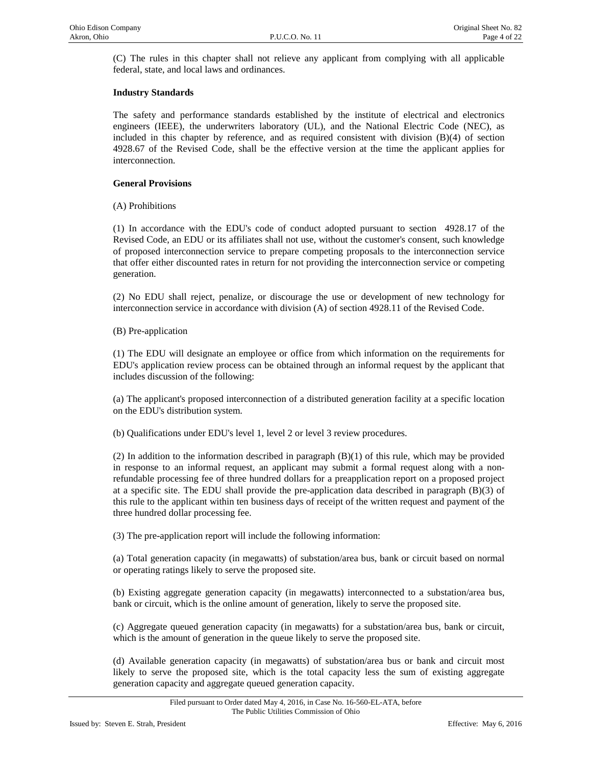(C) The rules in this chapter shall not relieve any applicant from complying with all applicable federal, state, and local laws and ordinances.

**Industry Standards**

The safety and performance standards established by the institute of electrical and electronics engineers (IEEE), the underwriters laboratory (UL), and the National Electric Code (NEC), as included in this chapter by reference, and as required consistent with division (B)(4) of section 4928.67 of the Revised Code, shall be the effective version at the time the applicant applies for interconnection.

**General Provisions**

(A) Prohibitions

(1) In accordance with the EDU's code of conduct adopted pursuant to section 4928.17 of the Revised Code, an EDU or its affiliates shall not use, without the customer's consent, such knowledge of proposed interconnection service to prepare competing proposals to the interconnection service that offer either discounted rates in return for not providing the interconnection service or competing generation.

(2) No EDU shall reject, penalize, or discourage the use or development of new technology for interconnection service in accordance with division (A) of section 4928.11 of the Revised Code.

(B) Pre-application

(1) The EDU will designate an employee or office from which information on the requirements for EDU's application review process can be obtained through an informal request by the applicant that includes discussion of the following:

(a) The applicant's proposed interconnection of a distributed generation facility at a specific location on the EDU's distribution system.

(b) Qualifications under EDU's level 1, level 2 or level 3 review procedures.

(2) In addition to the information described in paragraph (B)(1) of this rule, which may be provided in response to an informal request, an applicant may submit a formal request along with a non-refundable processing fee of three hundred dollars for a preapplication report on a proposed project at a specific site. The EDU shall provide the pre-application data described in paragraph (B)(3) of this rule to the applicant within ten business days of receipt of the written request and payment of the three hundred dollar processing fee.

(3) The pre-application report will include the following information:

(a) Total generation capacity (in megawatts) of substation/area bus, bank or circuit based on normal or operating ratings likely to serve the proposed site.

(b) Existing aggregate generation capacity (in megawatts) interconnected to a substation/area bus, bank or circuit, which is the online amount of generation, likely to serve the proposed site.

(c) Aggregate queued generation capacity (in megawatts) for a substation/area bus, bank or circuit, which is the amount of generation in the queue likely to serve the proposed site.

(d) Available generation capacity (in megawatts) of substation/area bus or bank and circuit most likely to serve the proposed site, which is the total capacity less the sum of existing aggregate generation capacity and aggregate queued generation capacity.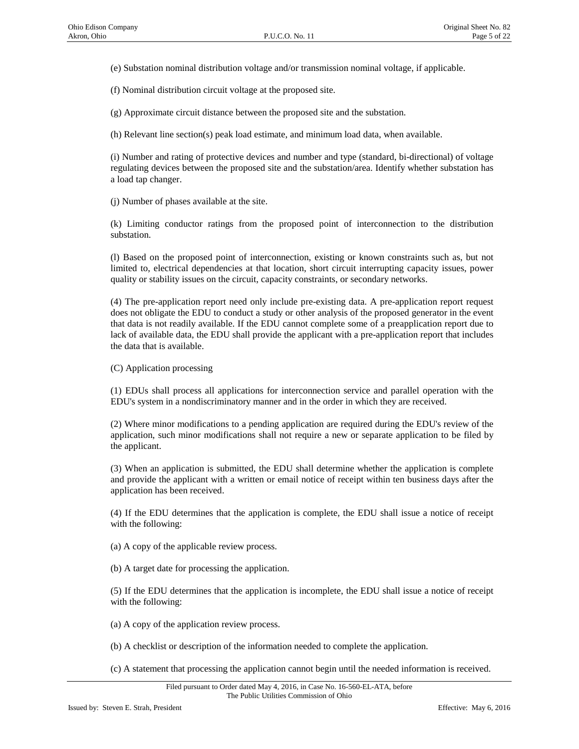(e) Substation nominal distribution voltage and/or transmission nominal voltage, if applicable.

(f) Nominal distribution circuit voltage at the proposed site.

(g) Approximate circuit distance between the proposed site and the substation.

(h) Relevant line section(s) peak load estimate, and minimum load data, when available.

(i) Number and rating of protective devices and number and type (standard, bi-directional) of voltage regulating devices between the proposed site and the substation/area. Identify whether substation has a load tap changer.

(j) Number of phases available at the site.

(k) Limiting conductor ratings from the proposed point of interconnection to the distribution substation.

(l) Based on the proposed point of interconnection, existing or known constraints such as, but not limited to, electrical dependencies at that location, short circuit interrupting capacity issues, power quality or stability issues on the circuit, capacity constraints, or secondary networks.

(4) The pre-application report need only include pre-existing data. A pre-application report request does not obligate the EDU to conduct a study or other analysis of the proposed generator in the event that data is not readily available. If the EDU cannot complete some of a preapplication report due to lack of available data, the EDU shall provide the applicant with a pre-application report that includes the data that is available.

(C) Application processing

(1) EDUs shall process all applications for interconnection service and parallel operation with the EDU's system in a nondiscriminatory manner and in the order in which they are received.

(2) Where minor modifications to a pending application are required during the EDU's review of the application, such minor modifications shall not require a new or separate application to be filed by the applicant.

(3) When an application is submitted, the EDU shall determine whether the application is complete and provide the applicant with a written or email notice of receipt within ten business days after the application has been received.

(4) If the EDU determines that the application is complete, the EDU shall issue a notice of receipt with the following:

(a) A copy of the applicable review process.

(b) A target date for processing the application.

(5) If the EDU determines that the application is incomplete, the EDU shall issue a notice of receipt with the following:

(a) A copy of the application review process.

(b) A checklist or description of the information needed to complete the application.

(c) A statement that processing the application cannot begin until the needed information is received.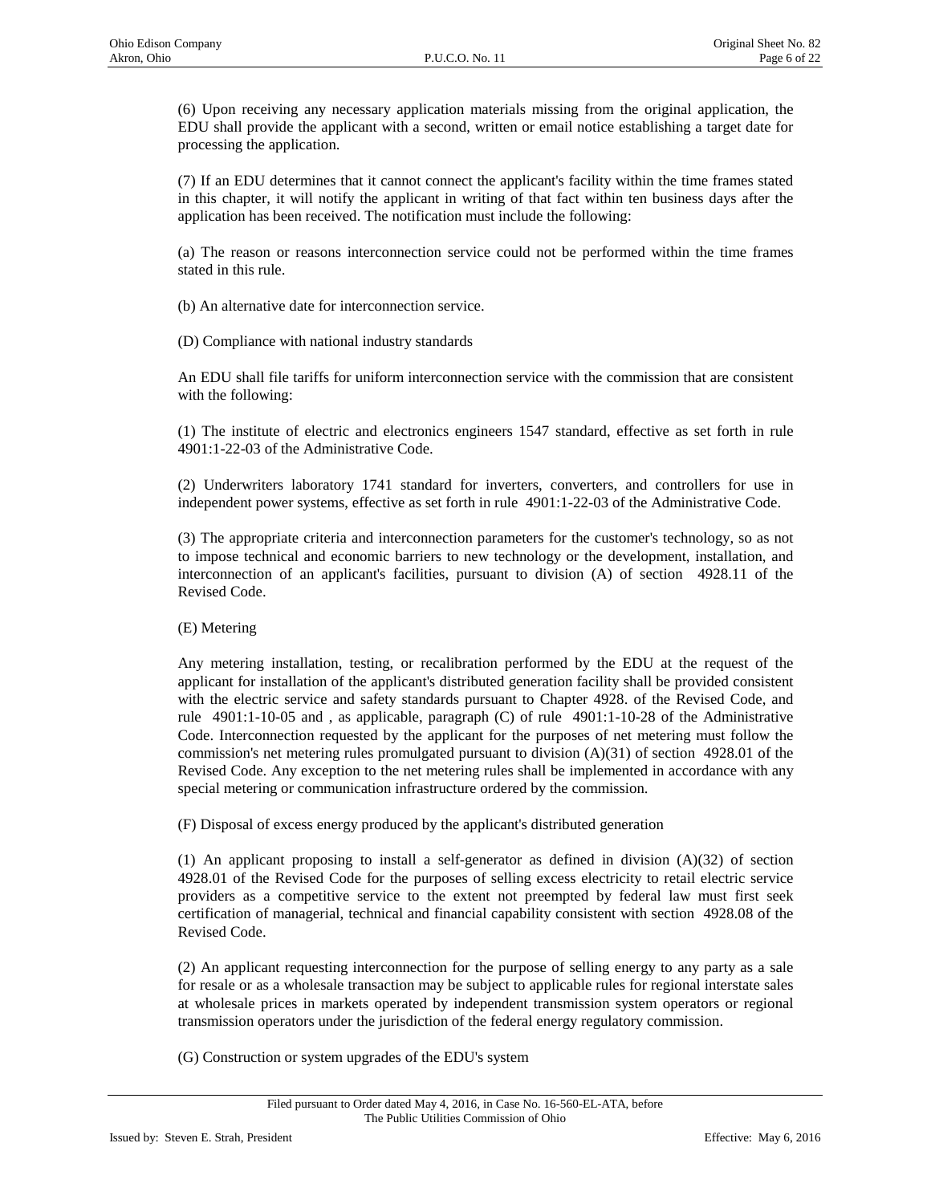(6) Upon receiving any necessary application materials missing from the original application, the EDU shall provide the applicant with a second, written or email notice establishing a target date for processing the application.

(7) If an EDU determines that it cannot connect the applicant's facility within the time frames stated in this chapter, it will notify the applicant in writing of that fact within ten business days after the application has been received. The notification must include the following:

(a) The reason or reasons interconnection service could not be performed within the time frames stated in this rule.

(b) An alternative date for interconnection service.

(D) Compliance with national industry standards

An EDU shall file tariffs for uniform interconnection service with the commission that are consistent with the following:

(1) The institute of electric and electronics engineers 1547 standard, effective as set forth in rule 4901:1-22-03 of the Administrative Code.

(2) Underwriters laboratory 1741 standard for inverters, converters, and controllers for use in independent power systems, effective as set forth in rule 4901:1-22-03 of the Administrative Code.

(3) The appropriate criteria and interconnection parameters for the customer's technology, so as not to impose technical and economic barriers to new technology or the development, installation, and interconnection of an applicant's facilities, pursuant to division (A) of section 4928.11 of the Revised Code.

(E) Metering

Any metering installation, testing, or recalibration performed by the EDU at the request of the applicant for installation of the applicant's distributed generation facility shall be provided consistent with the electric service and safety standards pursuant to Chapter 4928. of the Revised Code, and rule 4901:1-10-05 and , as applicable, paragraph (C) of rule 4901:1-10-28 of the Administrative Code. Interconnection requested by the applicant for the purposes of net metering must follow the commission's net metering rules promulgated pursuant to division (A)(31) of section 4928.01 of the Revised Code. Any exception to the net metering rules shall be implemented in accordance with any special metering or communication infrastructure ordered by the commission.

(F) Disposal of excess energy produced by the applicant's distributed generation

(1) An applicant proposing to install a self-generator as defined in division (A)(32) of section 4928.01 of the Revised Code for the purposes of selling excess electricity to retail electric service providers as a competitive service to the extent not preempted by federal law must first seek certification of managerial, technical and financial capability consistent with section 4928.08 of the Revised Code.

(2) An applicant requesting interconnection for the purpose of selling energy to any party as a sale for resale or as a wholesale transaction may be subject to applicable rules for regional interstate sales at wholesale prices in markets operated by independent transmission system operators or regional transmission operators under the jurisdiction of the federal energy regulatory commission.

(G) Construction or system upgrades of the EDU's system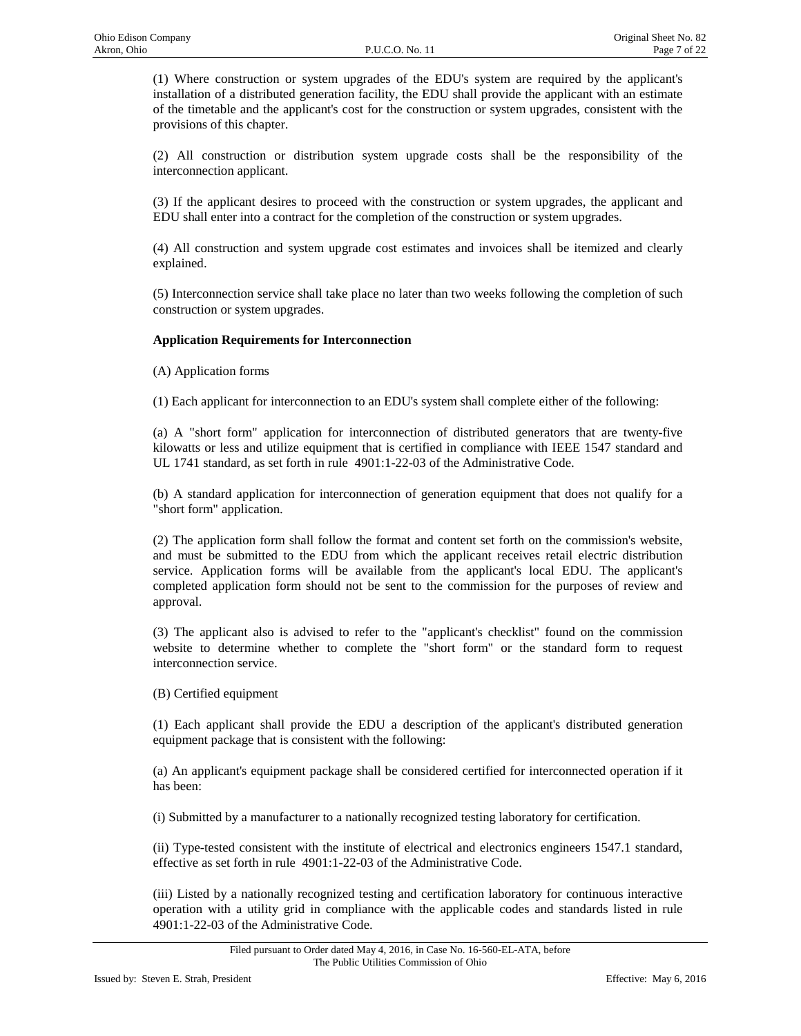(1) Where construction or system upgrades of the EDU's system are required by the applicant's installation of a distributed generation facility, the EDU shall provide the applicant with an estimate of the timetable and the applicant's cost for the construction or system upgrades, consistent with the provisions of this chapter.

(2) All construction or distribution system upgrade costs shall be the responsibility of the interconnection applicant.

(3) If the applicant desires to proceed with the construction or system upgrades, the applicant and EDU shall enter into a contract for the completion of the construction or system upgrades.

(4) All construction and system upgrade cost estimates and invoices shall be itemized and clearly explained.

(5) Interconnection service shall take place no later than two weeks following the completion of such construction or system upgrades.

**Application Requirements for Interconnection**

(A) Application forms

(1) Each applicant for interconnection to an EDU's system shall complete either of the following:

(a) A "short form" application for interconnection of distributed generators that are twenty-five kilowatts or less and utilize equipment that is certified in compliance with IEEE 1547 standard and UL 1741 standard, as set forth in rule 4901:1-22-03 of the Administrative Code.

(b) A standard application for interconnection of generation equipment that does not qualify for a "short form" application.

(2) The application form shall follow the format and content set forth on the commission's website, and must be submitted to the EDU from which the applicant receives retail electric distribution service. Application forms will be available from the applicant's local EDU. The applicant's completed application form should not be sent to the commission for the purposes of review and approval.

(3) The applicant also is advised to refer to the "applicant's checklist" found on the commission website to determine whether to complete the "short form" or the standard form to request interconnection service.

(B) Certified equipment

(1) Each applicant shall provide the EDU a description of the applicant's distributed generation equipment package that is consistent with the following:

(a) An applicant's equipment package shall be considered certified for interconnected operation if it has been:

(i) Submitted by a manufacturer to a nationally recognized testing laboratory for certification.

(ii) Type-tested consistent with the institute of electrical and electronics engineers 1547.1 standard, effective as set forth in rule 4901:1-22-03 of the Administrative Code.

(iii) Listed by a nationally recognized testing and certification laboratory for continuous interactive operation with a utility grid in compliance with the applicable codes and standards listed in rule 4901:1-22-03 of the Administrative Code.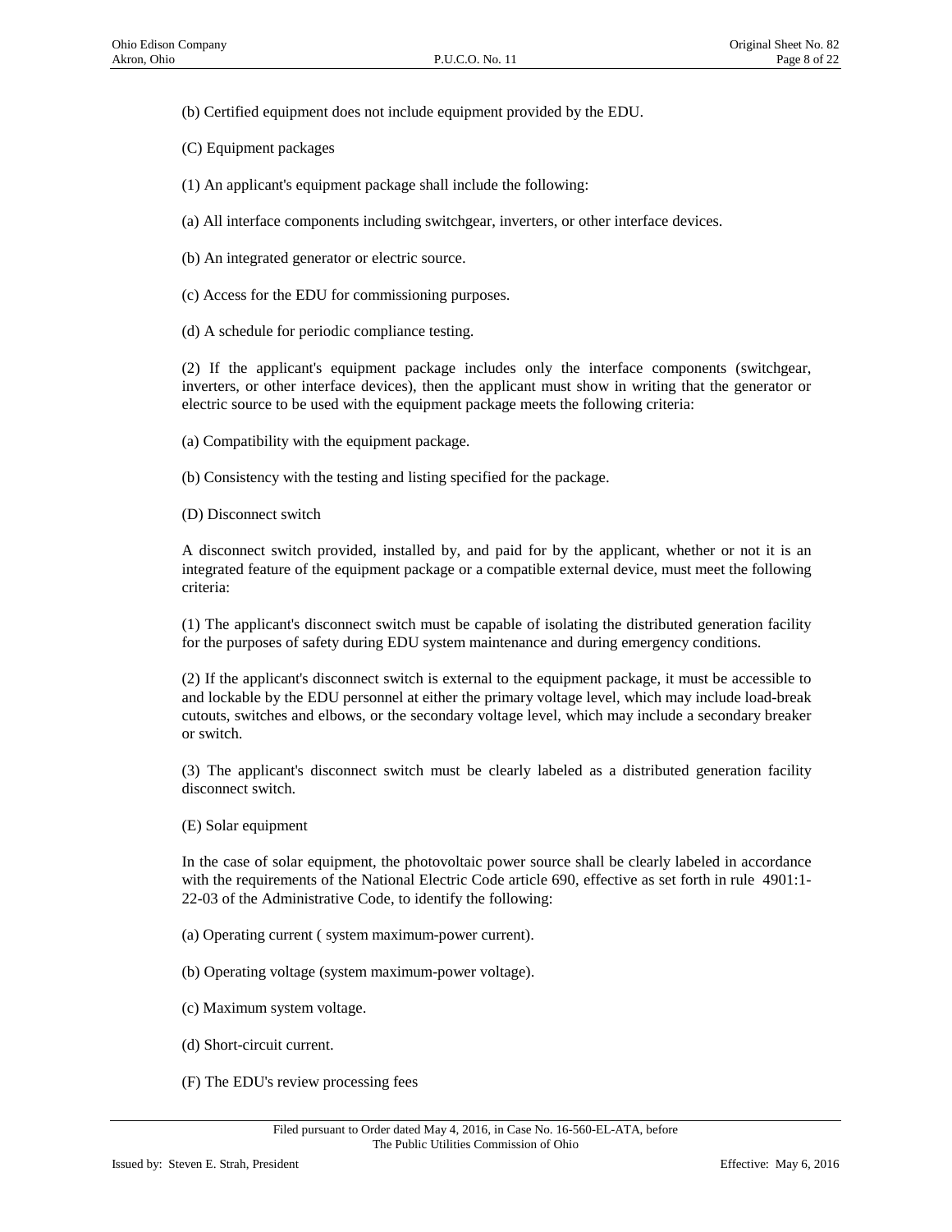(b) Certified equipment does not include equipment provided by the EDU.

(C) Equipment packages

(1) An applicant's equipment package shall include the following:

(a) All interface components including switchgear, inverters, or other interface devices.

(b) An integrated generator or electric source.

(c) Access for the EDU for commissioning purposes.

(d) A schedule for periodic compliance testing.

(2) If the applicant's equipment package includes only the interface components (switchgear, inverters, or other interface devices), then the applicant must show in writing that the generator or electric source to be used with the equipment package meets the following criteria:

(a) Compatibility with the equipment package.

(b) Consistency with the testing and listing specified for the package.

(D) Disconnect switch

A disconnect switch provided, installed by, and paid for by the applicant, whether or not it is an integrated feature of the equipment package or a compatible external device, must meet the following criteria:

(1) The applicant's disconnect switch must be capable of isolating the distributed generation facility for the purposes of safety during EDU system maintenance and during emergency conditions.

(2) If the applicant's disconnect switch is external to the equipment package, it must be accessible to and lockable by the EDU personnel at either the primary voltage level, which may include load-break cutouts, switches and elbows, or the secondary voltage level, which may include a secondary breaker or switch.

(3) The applicant's disconnect switch must be clearly labeled as a distributed generation facility disconnect switch.

(E) Solar equipment

In the case of solar equipment, the photovoltaic power source shall be clearly labeled in accordance with the requirements of the National Electric Code article 690, effective as set forth in rule 4901:1-22-03 of the Administrative Code, to identify the following:

(a) Operating current ( system maximum-power current).

(b) Operating voltage (system maximum-power voltage).

(c) Maximum system voltage.

(d) Short-circuit current.

(F) The EDU's review processing fees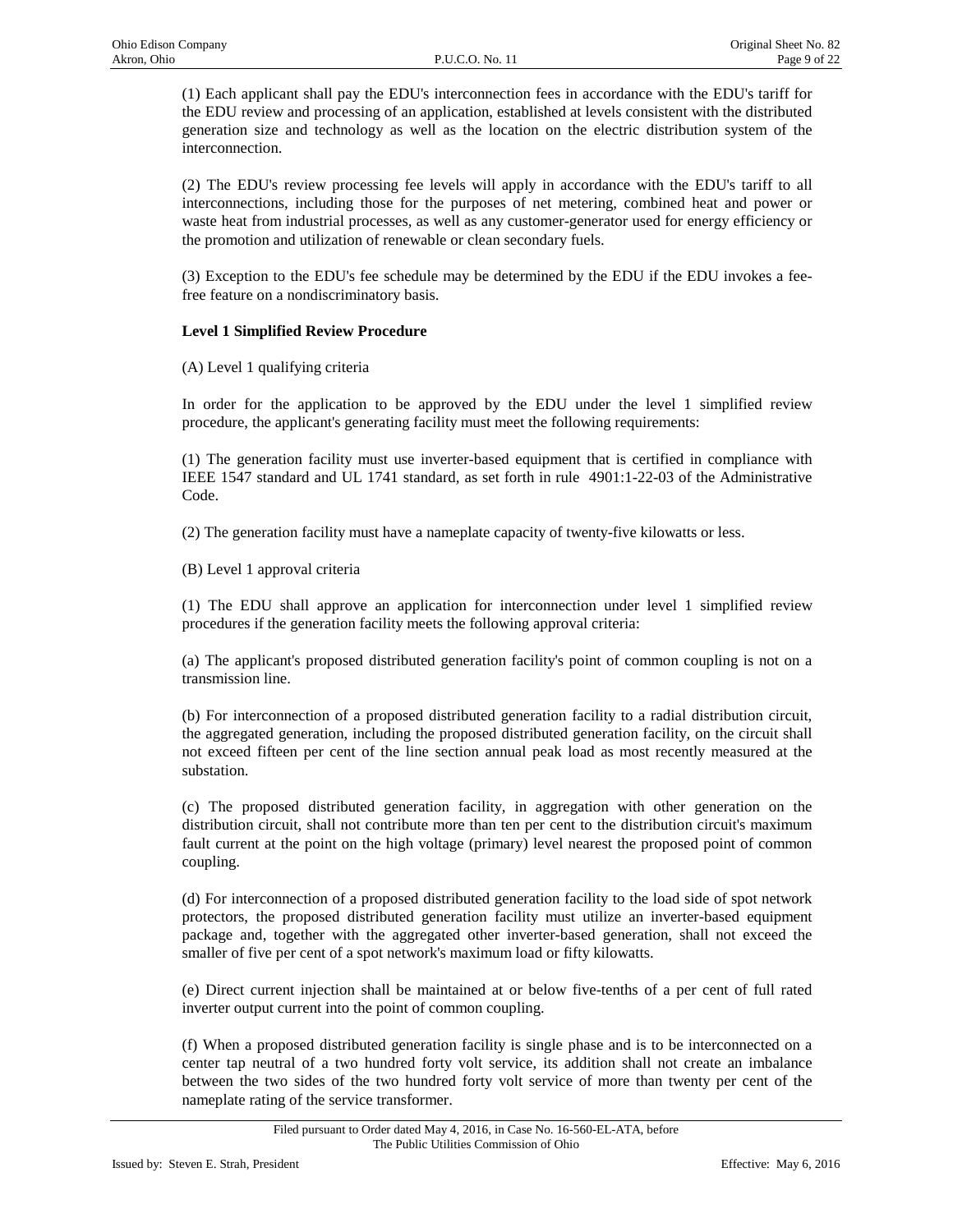(1) Each applicant shall pay the EDU's interconnection fees in accordance with the EDU's tariff for the EDU review and processing of an application, established at levels consistent with the distributed generation size and technology as well as the location on the electric distribution system of the interconnection.

(2) The EDU's review processing fee levels will apply in accordance with the EDU's tariff to all interconnections, including those for the purposes of net metering, combined heat and power or waste heat from industrial processes, as well as any customer-generator used for energy efficiency or the promotion and utilization of renewable or clean secondary fuels.

(3) Exception to the EDU's fee schedule may be determined by the EDU if the EDU invokes a fee-free feature on a nondiscriminatory basis.

**Level 1 Simplified Review Procedure**

(A) Level 1 qualifying criteria

In order for the application to be approved by the EDU under the level 1 simplified review procedure, the applicant's generating facility must meet the following requirements:

(1) The generation facility must use inverter-based equipment that is certified in compliance with IEEE 1547 standard and UL 1741 standard, as set forth in rule 4901:1-22-03 of the Administrative Code.

(2) The generation facility must have a nameplate capacity of twenty-five kilowatts or less.

(B) Level 1 approval criteria

(1) The EDU shall approve an application for interconnection under level 1 simplified review procedures if the generation facility meets the following approval criteria:

(a) The applicant's proposed distributed generation facility's point of common coupling is not on a transmission line.

(b) For interconnection of a proposed distributed generation facility to a radial distribution circuit, the aggregated generation, including the proposed distributed generation facility, on the circuit shall not exceed fifteen per cent of the line section annual peak load as most recently measured at the substation.

(c) The proposed distributed generation facility, in aggregation with other generation on the distribution circuit, shall not contribute more than ten per cent to the distribution circuit's maximum fault current at the point on the high voltage (primary) level nearest the proposed point of common coupling.

(d) For interconnection of a proposed distributed generation facility to the load side of spot network protectors, the proposed distributed generation facility must utilize an inverter-based equipment package and, together with the aggregated other inverter-based generation, shall not exceed the smaller of five per cent of a spot network's maximum load or fifty kilowatts.

(e) Direct current injection shall be maintained at or below five-tenths of a per cent of full rated inverter output current into the point of common coupling.

(f) When a proposed distributed generation facility is single phase and is to be interconnected on a center tap neutral of a two hundred forty volt service, its addition shall not create an imbalance between the two sides of the two hundred forty volt service of more than twenty per cent of the nameplate rating of the service transformer.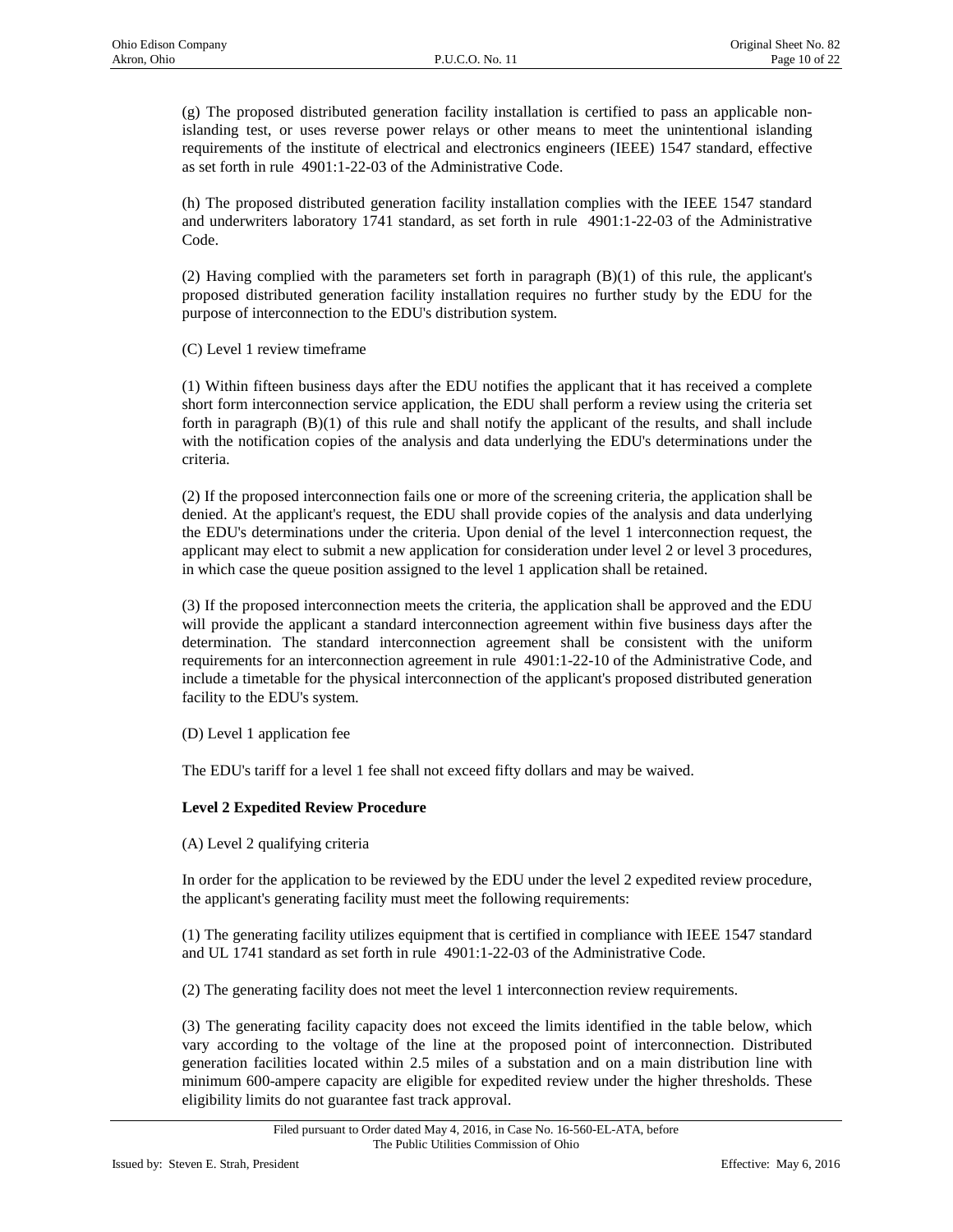(g) The proposed distributed generation facility installation is certified to pass an applicable non-islanding test, or uses reverse power relays or other means to meet the unintentional islanding requirements of the institute of electrical and electronics engineers (IEEE) 1547 standard, effective as set forth in rule 4901:1-22-03 of the Administrative Code.

(h) The proposed distributed generation facility installation complies with the IEEE 1547 standard and underwriters laboratory 1741 standard, as set forth in rule 4901:1-22-03 of the Administrative Code.

(2) Having complied with the parameters set forth in paragraph (B)(1) of this rule, the applicant's proposed distributed generation facility installation requires no further study by the EDU for the purpose of interconnection to the EDU's distribution system.

(C) Level 1 review timeframe

(1) Within fifteen business days after the EDU notifies the applicant that it has received a complete short form interconnection service application, the EDU shall perform a review using the criteria set forth in paragraph (B)(1) of this rule and shall notify the applicant of the results, and shall include with the notification copies of the analysis and data underlying the EDU's determinations under the criteria.

(2) If the proposed interconnection fails one or more of the screening criteria, the application shall be denied. At the applicant's request, the EDU shall provide copies of the analysis and data underlying the EDU's determinations under the criteria. Upon denial of the level 1 interconnection request, the applicant may elect to submit a new application for consideration under level 2 or level 3 procedures, in which case the queue position assigned to the level 1 application shall be retained.

(3) If the proposed interconnection meets the criteria, the application shall be approved and the EDU will provide the applicant a standard interconnection agreement within five business days after the determination. The standard interconnection agreement shall be consistent with the uniform requirements for an interconnection agreement in rule 4901:1-22-10 of the Administrative Code, and include a timetable for the physical interconnection of the applicant's proposed distributed generation facility to the EDU's system.

(D) Level 1 application fee

The EDU's tariff for a level 1 fee shall not exceed fifty dollars and may be waived.

**Level 2 Expedited Review Procedure**

(A) Level 2 qualifying criteria

In order for the application to be reviewed by the EDU under the level 2 expedited review procedure, the applicant's generating facility must meet the following requirements:

(1) The generating facility utilizes equipment that is certified in compliance with IEEE 1547 standard and UL 1741 standard as set forth in rule 4901:1-22-03 of the Administrative Code.

(2) The generating facility does not meet the level 1 interconnection review requirements.

(3) The generating facility capacity does not exceed the limits identified in the table below, which vary according to the voltage of the line at the proposed point of interconnection. Distributed generation facilities located within 2.5 miles of a substation and on a main distribution line with minimum 600-ampere capacity are eligible for expedited review under the higher thresholds. These eligibility limits do not guarantee fast track approval.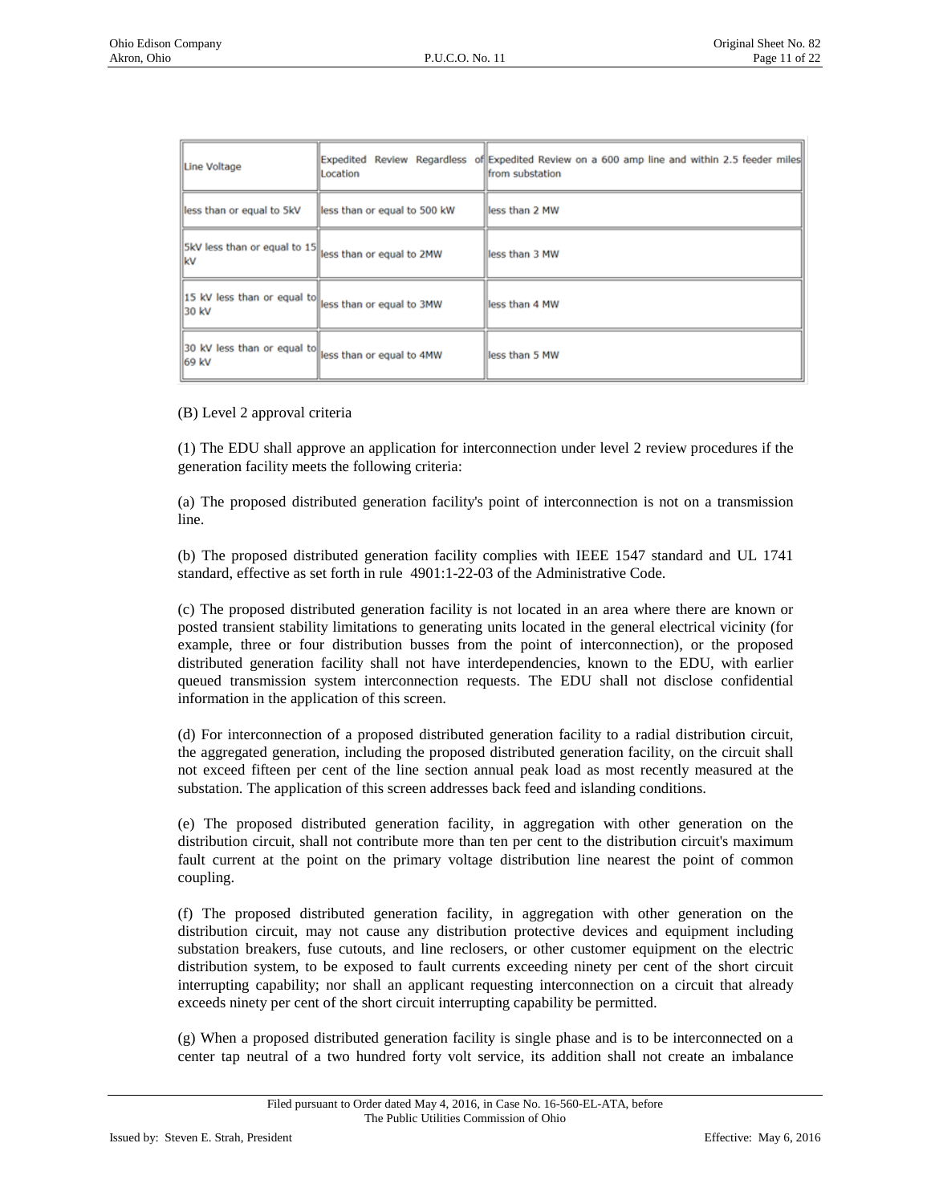| Line Voltage | Expedited Review Regardless of Location | Expedited Review on a 600 amp line and within 2.5 feeder miles from substation |
|---|---|---|
| less than or equal to 5kV | less than or equal to 500 kW | less than 2 MW |
| 5kV less than or equal to 15 kV | less than or equal to 2MW | less than 3 MW |
| 15 kV less than or equal to 30 kV | less than or equal to 3MW | less than 4 MW |
| 30 kV less than or equal to 69 kV | less than or equal to 4MW | less than 5 MW |

(B) Level 2 approval criteria

(1) The EDU shall approve an application for interconnection under level 2 review procedures if the generation facility meets the following criteria:

(a) The proposed distributed generation facility's point of interconnection is not on a transmission line.

(b) The proposed distributed generation facility complies with IEEE 1547 standard and UL 1741 standard, effective as set forth in rule 4901:1-22-03 of the Administrative Code.

(c) The proposed distributed generation facility is not located in an area where there are known or posted transient stability limitations to generating units located in the general electrical vicinity (for example, three or four distribution busses from the point of interconnection), or the proposed distributed generation facility shall not have interdependencies, known to the EDU, with earlier queued transmission system interconnection requests. The EDU shall not disclose confidential information in the application of this screen.

(d) For interconnection of a proposed distributed generation facility to a radial distribution circuit, the aggregated generation, including the proposed distributed generation facility, on the circuit shall not exceed fifteen per cent of the line section annual peak load as most recently measured at the substation. The application of this screen addresses back feed and islanding conditions.

(e) The proposed distributed generation facility, in aggregation with other generation on the distribution circuit, shall not contribute more than ten per cent to the distribution circuit's maximum fault current at the point on the primary voltage distribution line nearest the point of common coupling.

(f) The proposed distributed generation facility, in aggregation with other generation on the distribution circuit, may not cause any distribution protective devices and equipment including substation breakers, fuse cutouts, and line reclosers, or other customer equipment on the electric distribution system, to be exposed to fault currents exceeding ninety per cent of the short circuit interrupting capability; nor shall an applicant requesting interconnection on a circuit that already exceeds ninety per cent of the short circuit interrupting capability be permitted.

(g) When a proposed distributed generation facility is single phase and is to be interconnected on a center tap neutral of a two hundred forty volt service, its addition shall not create an imbalance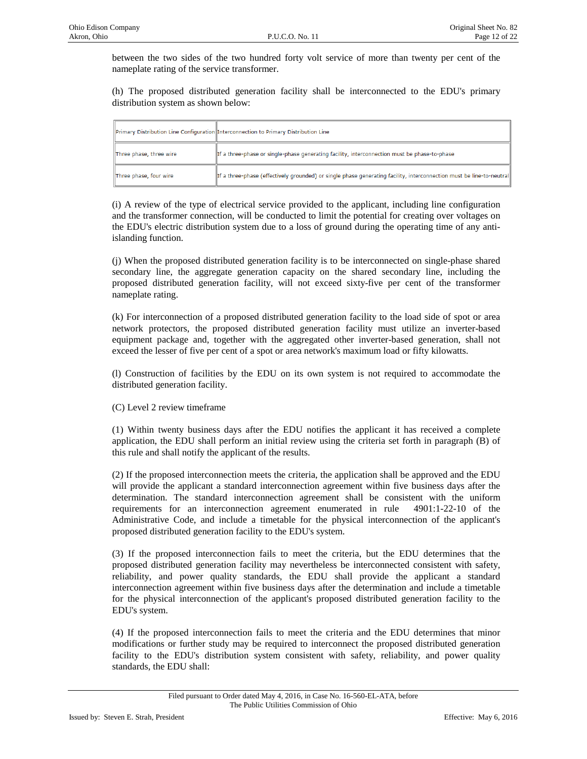between the two sides of the two hundred forty volt service of more than twenty per cent of the nameplate rating of the service transformer.

(h) The proposed distributed generation facility shall be interconnected to the EDU's primary distribution system as shown below:

| Primary Distribution Line Configuration | Interconnection to Primary Distribution Line |
|---|---|
| Three phase, three wire | If a three-phase or single-phase generating facility, interconnection must be phase-to-phase |
| Three phase, four wire | If a three-phase (effectively grounded) or single phase generating facility, interconnection must be line-to-neutral |

(i) A review of the type of electrical service provided to the applicant, including line configuration and the transformer connection, will be conducted to limit the potential for creating over voltages on the EDU's electric distribution system due to a loss of ground during the operating time of any anti-islanding function.

(j) When the proposed distributed generation facility is to be interconnected on single-phase shared secondary line, the aggregate generation capacity on the shared secondary line, including the proposed distributed generation facility, will not exceed sixty-five per cent of the transformer nameplate rating.

(k) For interconnection of a proposed distributed generation facility to the load side of spot or area network protectors, the proposed distributed generation facility must utilize an inverter-based equipment package and, together with the aggregated other inverter-based generation, shall not exceed the lesser of five per cent of a spot or area network's maximum load or fifty kilowatts.

(l) Construction of facilities by the EDU on its own system is not required to accommodate the distributed generation facility.

(C) Level 2 review timeframe

(1) Within twenty business days after the EDU notifies the applicant it has received a complete application, the EDU shall perform an initial review using the criteria set forth in paragraph (B) of this rule and shall notify the applicant of the results.

(2) If the proposed interconnection meets the criteria, the application shall be approved and the EDU will provide the applicant a standard interconnection agreement within five business days after the determination. The standard interconnection agreement shall be consistent with the uniform requirements for an interconnection agreement enumerated in rule 4901:1-22-10 of the Administrative Code, and include a timetable for the physical interconnection of the applicant's proposed distributed generation facility to the EDU's system.

(3) If the proposed interconnection fails to meet the criteria, but the EDU determines that the proposed distributed generation facility may nevertheless be interconnected consistent with safety, reliability, and power quality standards, the EDU shall provide the applicant a standard interconnection agreement within five business days after the determination and include a timetable for the physical interconnection of the applicant's proposed distributed generation facility to the EDU's system.

(4) If the proposed interconnection fails to meet the criteria and the EDU determines that minor modifications or further study may be required to interconnect the proposed distributed generation facility to the EDU's distribution system consistent with safety, reliability, and power quality standards, the EDU shall: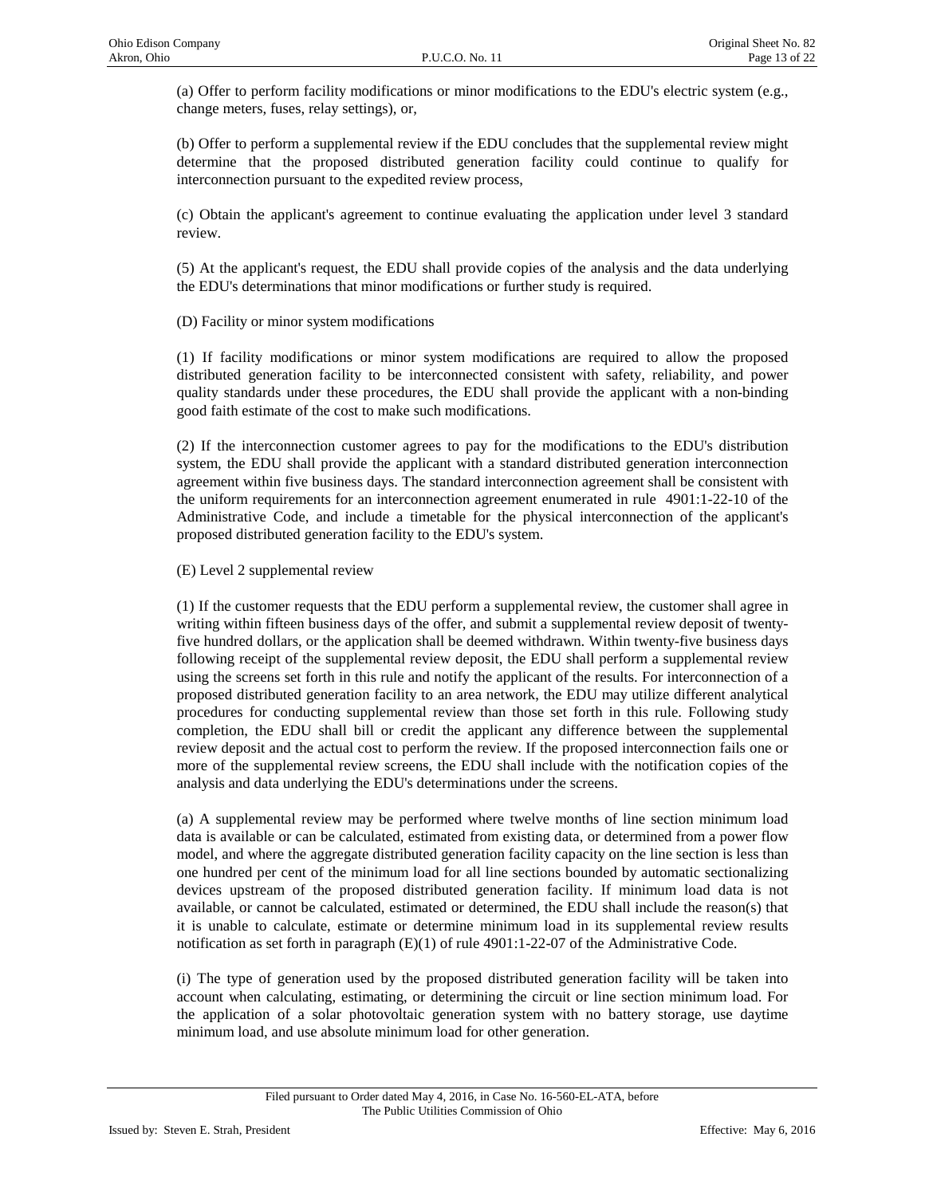(a) Offer to perform facility modifications or minor modifications to the EDU's electric system (e.g., change meters, fuses, relay settings), or,

(b) Offer to perform a supplemental review if the EDU concludes that the supplemental review might determine that the proposed distributed generation facility could continue to qualify for interconnection pursuant to the expedited review process,

(c) Obtain the applicant's agreement to continue evaluating the application under level 3 standard review.

(5) At the applicant's request, the EDU shall provide copies of the analysis and the data underlying the EDU's determinations that minor modifications or further study is required.

(D) Facility or minor system modifications

(1) If facility modifications or minor system modifications are required to allow the proposed distributed generation facility to be interconnected consistent with safety, reliability, and power quality standards under these procedures, the EDU shall provide the applicant with a non-binding good faith estimate of the cost to make such modifications.

(2) If the interconnection customer agrees to pay for the modifications to the EDU's distribution system, the EDU shall provide the applicant with a standard distributed generation interconnection agreement within five business days. The standard interconnection agreement shall be consistent with the uniform requirements for an interconnection agreement enumerated in rule 4901:1-22-10 of the Administrative Code, and include a timetable for the physical interconnection of the applicant's proposed distributed generation facility to the EDU's system.

(E) Level 2 supplemental review

(1) If the customer requests that the EDU perform a supplemental review, the customer shall agree in writing within fifteen business days of the offer, and submit a supplemental review deposit of twenty-five hundred dollars, or the application shall be deemed withdrawn. Within twenty-five business days following receipt of the supplemental review deposit, the EDU shall perform a supplemental review using the screens set forth in this rule and notify the applicant of the results. For interconnection of a proposed distributed generation facility to an area network, the EDU may utilize different analytical procedures for conducting supplemental review than those set forth in this rule. Following study completion, the EDU shall bill or credit the applicant any difference between the supplemental review deposit and the actual cost to perform the review. If the proposed interconnection fails one or more of the supplemental review screens, the EDU shall include with the notification copies of the analysis and data underlying the EDU's determinations under the screens.

(a) A supplemental review may be performed where twelve months of line section minimum load data is available or can be calculated, estimated from existing data, or determined from a power flow model, and where the aggregate distributed generation facility capacity on the line section is less than one hundred per cent of the minimum load for all line sections bounded by automatic sectionalizing devices upstream of the proposed distributed generation facility. If minimum load data is not available, or cannot be calculated, estimated or determined, the EDU shall include the reason(s) that it is unable to calculate, estimate or determine minimum load in its supplemental review results notification as set forth in paragraph (E)(1) of rule 4901:1-22-07 of the Administrative Code.

(i) The type of generation used by the proposed distributed generation facility will be taken into account when calculating, estimating, or determining the circuit or line section minimum load. For the application of a solar photovoltaic generation system with no battery storage, use daytime minimum load, and use absolute minimum load for other generation.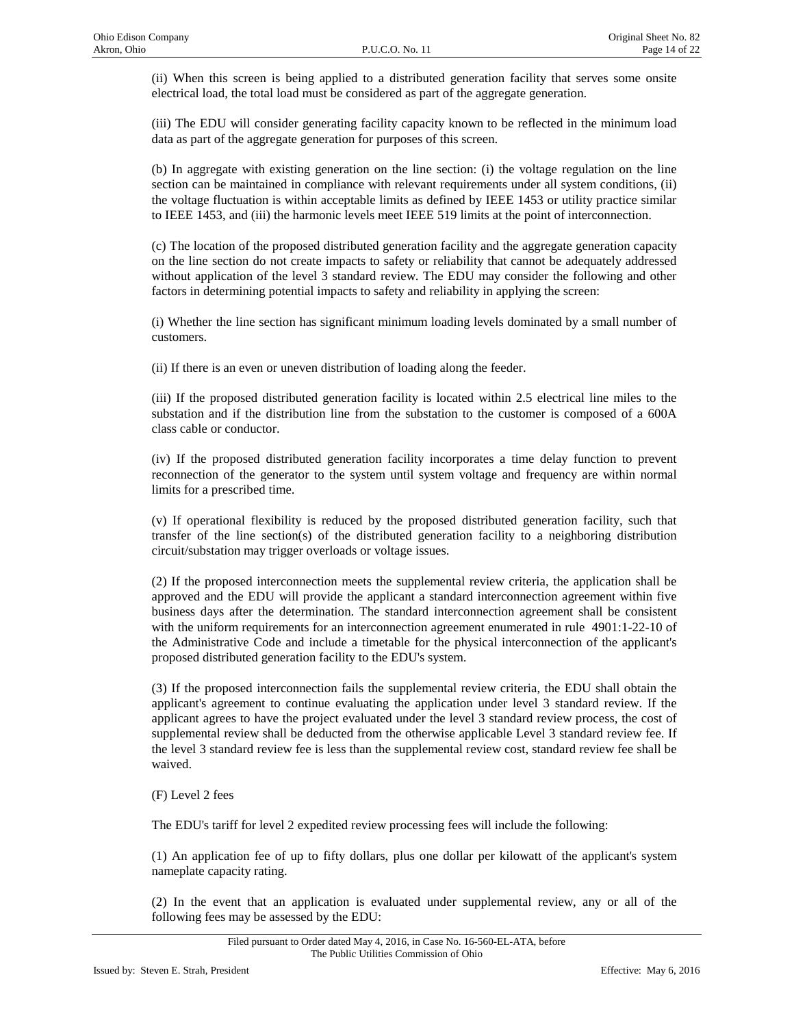(ii) When this screen is being applied to a distributed generation facility that serves some onsite electrical load, the total load must be considered as part of the aggregate generation.

(iii) The EDU will consider generating facility capacity known to be reflected in the minimum load data as part of the aggregate generation for purposes of this screen.

(b) In aggregate with existing generation on the line section: (i) the voltage regulation on the line section can be maintained in compliance with relevant requirements under all system conditions, (ii) the voltage fluctuation is within acceptable limits as defined by IEEE 1453 or utility practice similar to IEEE 1453, and (iii) the harmonic levels meet IEEE 519 limits at the point of interconnection.

(c) The location of the proposed distributed generation facility and the aggregate generation capacity on the line section do not create impacts to safety or reliability that cannot be adequately addressed without application of the level 3 standard review. The EDU may consider the following and other factors in determining potential impacts to safety and reliability in applying the screen:

(i) Whether the line section has significant minimum loading levels dominated by a small number of customers.

(ii) If there is an even or uneven distribution of loading along the feeder.

(iii) If the proposed distributed generation facility is located within 2.5 electrical line miles to the substation and if the distribution line from the substation to the customer is composed of a 600A class cable or conductor.

(iv) If the proposed distributed generation facility incorporates a time delay function to prevent reconnection of the generator to the system until system voltage and frequency are within normal limits for a prescribed time.

(v) If operational flexibility is reduced by the proposed distributed generation facility, such that transfer of the line section(s) of the distributed generation facility to a neighboring distribution circuit/substation may trigger overloads or voltage issues.

(2) If the proposed interconnection meets the supplemental review criteria, the application shall be approved and the EDU will provide the applicant a standard interconnection agreement within five business days after the determination. The standard interconnection agreement shall be consistent with the uniform requirements for an interconnection agreement enumerated in rule 4901:1-22-10 of the Administrative Code and include a timetable for the physical interconnection of the applicant's proposed distributed generation facility to the EDU's system.

(3) If the proposed interconnection fails the supplemental review criteria, the EDU shall obtain the applicant's agreement to continue evaluating the application under level 3 standard review. If the applicant agrees to have the project evaluated under the level 3 standard review process, the cost of supplemental review shall be deducted from the otherwise applicable Level 3 standard review fee. If the level 3 standard review fee is less than the supplemental review cost, standard review fee shall be waived.

(F) Level 2 fees

The EDU's tariff for level 2 expedited review processing fees will include the following:

(1) An application fee of up to fifty dollars, plus one dollar per kilowatt of the applicant's system nameplate capacity rating.

(2) In the event that an application is evaluated under supplemental review, any or all of the following fees may be assessed by the EDU: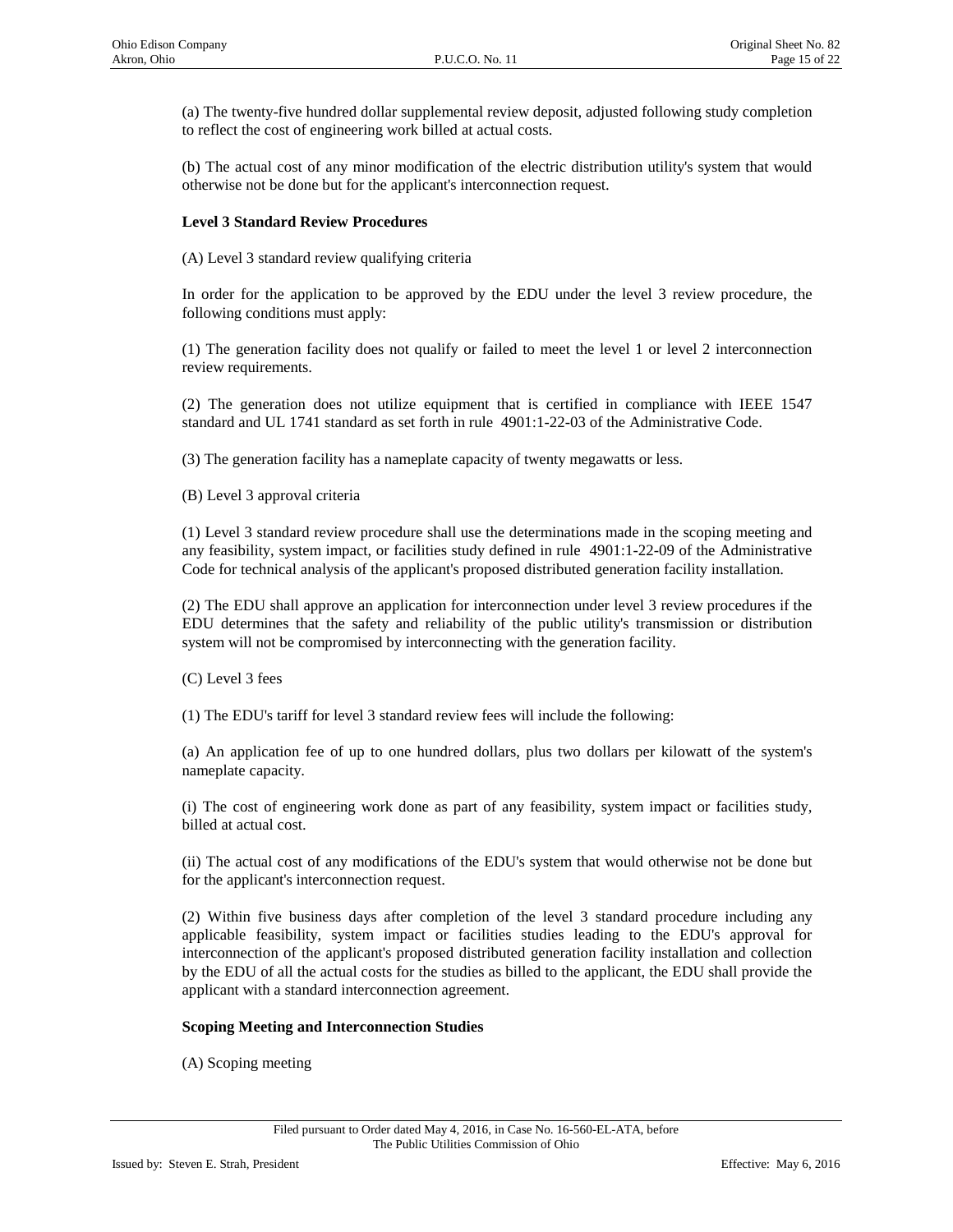(a) The twenty-five hundred dollar supplemental review deposit, adjusted following study completion to reflect the cost of engineering work billed at actual costs.

(b) The actual cost of any minor modification of the electric distribution utility's system that would otherwise not be done but for the applicant's interconnection request.

**Level 3 Standard Review Procedures**

(A) Level 3 standard review qualifying criteria

In order for the application to be approved by the EDU under the level 3 review procedure, the following conditions must apply:

(1) The generation facility does not qualify or failed to meet the level 1 or level 2 interconnection review requirements.

(2) The generation does not utilize equipment that is certified in compliance with IEEE 1547 standard and UL 1741 standard as set forth in rule 4901:1-22-03 of the Administrative Code.

(3) The generation facility has a nameplate capacity of twenty megawatts or less.

(B) Level 3 approval criteria

(1) Level 3 standard review procedure shall use the determinations made in the scoping meeting and any feasibility, system impact, or facilities study defined in rule 4901:1-22-09 of the Administrative Code for technical analysis of the applicant's proposed distributed generation facility installation.

(2) The EDU shall approve an application for interconnection under level 3 review procedures if the EDU determines that the safety and reliability of the public utility's transmission or distribution system will not be compromised by interconnecting with the generation facility.

(C) Level 3 fees

(1) The EDU's tariff for level 3 standard review fees will include the following:

(a) An application fee of up to one hundred dollars, plus two dollars per kilowatt of the system's nameplate capacity.

(i) The cost of engineering work done as part of any feasibility, system impact or facilities study, billed at actual cost.

(ii) The actual cost of any modifications of the EDU's system that would otherwise not be done but for the applicant's interconnection request.

(2) Within five business days after completion of the level 3 standard procedure including any applicable feasibility, system impact or facilities studies leading to the EDU's approval for interconnection of the applicant's proposed distributed generation facility installation and collection by the EDU of all the actual costs for the studies as billed to the applicant, the EDU shall provide the applicant with a standard interconnection agreement.

**Scoping Meeting and Interconnection Studies**

(A) Scoping meeting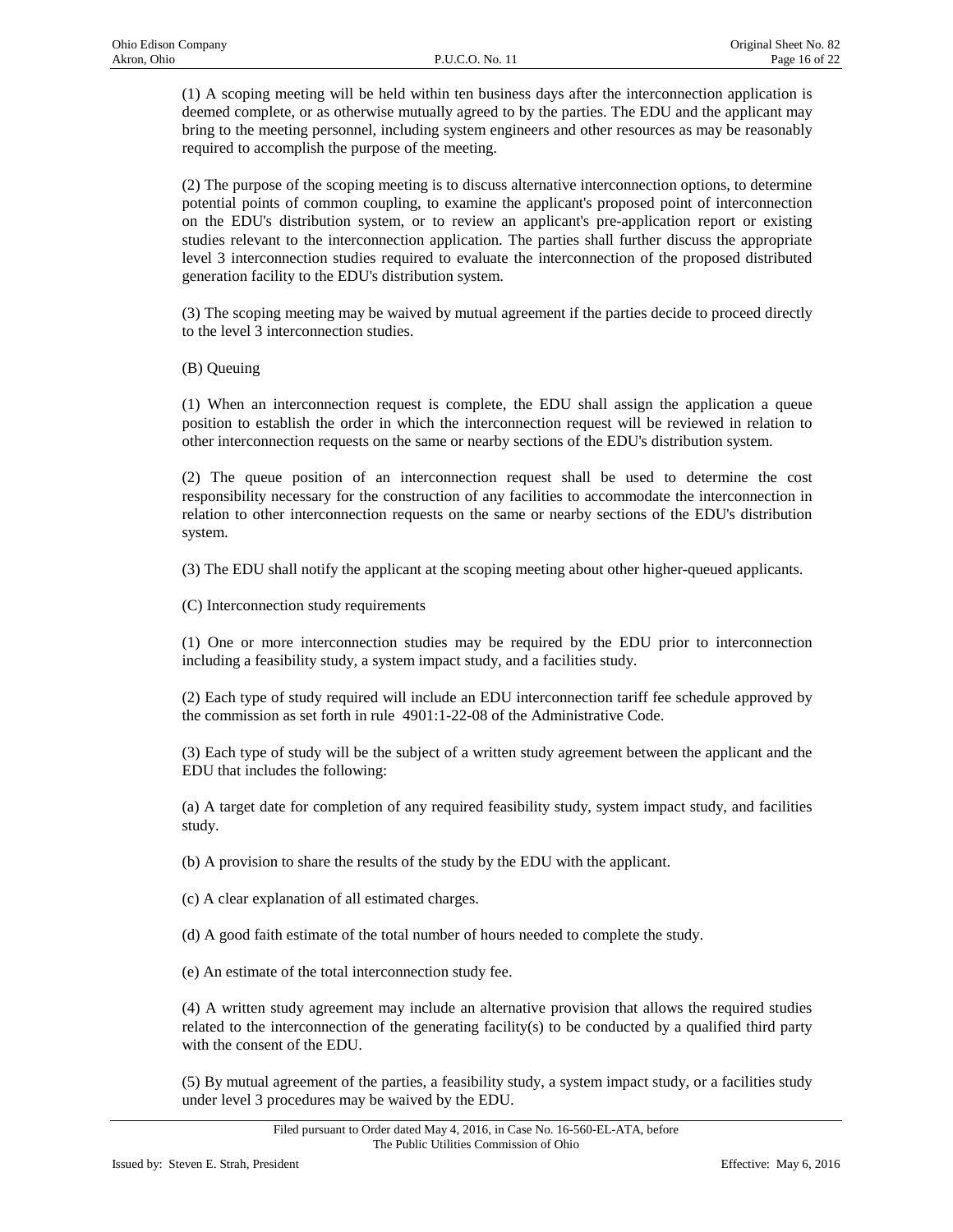(1) A scoping meeting will be held within ten business days after the interconnection application is deemed complete, or as otherwise mutually agreed to by the parties. The EDU and the applicant may bring to the meeting personnel, including system engineers and other resources as may be reasonably required to accomplish the purpose of the meeting.

(2) The purpose of the scoping meeting is to discuss alternative interconnection options, to determine potential points of common coupling, to examine the applicant's proposed point of interconnection on the EDU's distribution system, or to review an applicant's pre-application report or existing studies relevant to the interconnection application. The parties shall further discuss the appropriate level 3 interconnection studies required to evaluate the interconnection of the proposed distributed generation facility to the EDU's distribution system.

(3) The scoping meeting may be waived by mutual agreement if the parties decide to proceed directly to the level 3 interconnection studies.

(B) Queuing

(1) When an interconnection request is complete, the EDU shall assign the application a queue position to establish the order in which the interconnection request will be reviewed in relation to other interconnection requests on the same or nearby sections of the EDU's distribution system.

(2) The queue position of an interconnection request shall be used to determine the cost responsibility necessary for the construction of any facilities to accommodate the interconnection in relation to other interconnection requests on the same or nearby sections of the EDU's distribution system.

(3) The EDU shall notify the applicant at the scoping meeting about other higher-queued applicants.

(C) Interconnection study requirements

(1) One or more interconnection studies may be required by the EDU prior to interconnection including a feasibility study, a system impact study, and a facilities study.

(2) Each type of study required will include an EDU interconnection tariff fee schedule approved by the commission as set forth in rule 4901:1-22-08 of the Administrative Code.

(3) Each type of study will be the subject of a written study agreement between the applicant and the EDU that includes the following:

(a) A target date for completion of any required feasibility study, system impact study, and facilities study.

(b) A provision to share the results of the study by the EDU with the applicant.

(c) A clear explanation of all estimated charges.

(d) A good faith estimate of the total number of hours needed to complete the study.

(e) An estimate of the total interconnection study fee.

(4) A written study agreement may include an alternative provision that allows the required studies related to the interconnection of the generating facility(s) to be conducted by a qualified third party with the consent of the EDU.

(5) By mutual agreement of the parties, a feasibility study, a system impact study, or a facilities study under level 3 procedures may be waived by the EDU.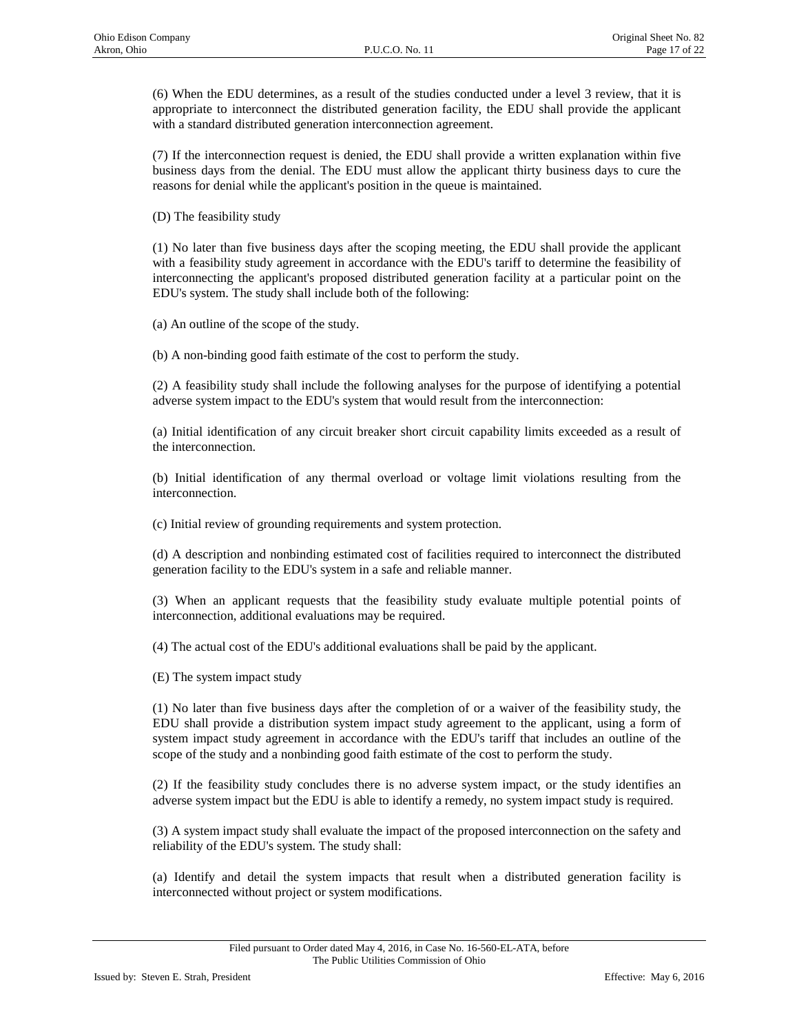(6) When the EDU determines, as a result of the studies conducted under a level 3 review, that it is appropriate to interconnect the distributed generation facility, the EDU shall provide the applicant with a standard distributed generation interconnection agreement.

(7) If the interconnection request is denied, the EDU shall provide a written explanation within five business days from the denial. The EDU must allow the applicant thirty business days to cure the reasons for denial while the applicant's position in the queue is maintained.

(D) The feasibility study

(1) No later than five business days after the scoping meeting, the EDU shall provide the applicant with a feasibility study agreement in accordance with the EDU's tariff to determine the feasibility of interconnecting the applicant's proposed distributed generation facility at a particular point on the EDU's system. The study shall include both of the following:

(a) An outline of the scope of the study.

(b) A non-binding good faith estimate of the cost to perform the study.

(2) A feasibility study shall include the following analyses for the purpose of identifying a potential adverse system impact to the EDU's system that would result from the interconnection:

(a) Initial identification of any circuit breaker short circuit capability limits exceeded as a result of the interconnection.

(b) Initial identification of any thermal overload or voltage limit violations resulting from the interconnection.

(c) Initial review of grounding requirements and system protection.

(d) A description and nonbinding estimated cost of facilities required to interconnect the distributed generation facility to the EDU's system in a safe and reliable manner.

(3) When an applicant requests that the feasibility study evaluate multiple potential points of interconnection, additional evaluations may be required.

(4) The actual cost of the EDU's additional evaluations shall be paid by the applicant.

(E) The system impact study

(1) No later than five business days after the completion of or a waiver of the feasibility study, the EDU shall provide a distribution system impact study agreement to the applicant, using a form of system impact study agreement in accordance with the EDU's tariff that includes an outline of the scope of the study and a nonbinding good faith estimate of the cost to perform the study.

(2) If the feasibility study concludes there is no adverse system impact, or the study identifies an adverse system impact but the EDU is able to identify a remedy, no system impact study is required.

(3) A system impact study shall evaluate the impact of the proposed interconnection on the safety and reliability of the EDU's system. The study shall:

(a) Identify and detail the system impacts that result when a distributed generation facility is interconnected without project or system modifications.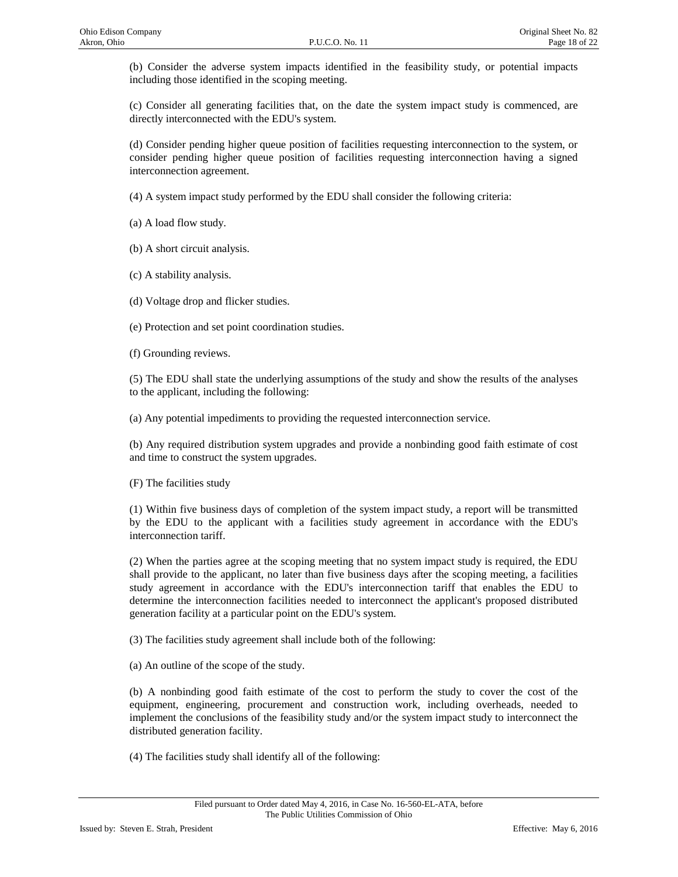(b) Consider the adverse system impacts identified in the feasibility study, or potential impacts including those identified in the scoping meeting.

(c) Consider all generating facilities that, on the date the system impact study is commenced, are directly interconnected with the EDU's system.

(d) Consider pending higher queue position of facilities requesting interconnection to the system, or consider pending higher queue position of facilities requesting interconnection having a signed interconnection agreement.

(4) A system impact study performed by the EDU shall consider the following criteria:

(a) A load flow study.

(b) A short circuit analysis.

(c) A stability analysis.

(d) Voltage drop and flicker studies.

(e) Protection and set point coordination studies.

(f) Grounding reviews.

(5) The EDU shall state the underlying assumptions of the study and show the results of the analyses to the applicant, including the following:

(a) Any potential impediments to providing the requested interconnection service.

(b) Any required distribution system upgrades and provide a nonbinding good faith estimate of cost and time to construct the system upgrades.

(F) The facilities study

(1) Within five business days of completion of the system impact study, a report will be transmitted by the EDU to the applicant with a facilities study agreement in accordance with the EDU's interconnection tariff.

(2) When the parties agree at the scoping meeting that no system impact study is required, the EDU shall provide to the applicant, no later than five business days after the scoping meeting, a facilities study agreement in accordance with the EDU's interconnection tariff that enables the EDU to determine the interconnection facilities needed to interconnect the applicant's proposed distributed generation facility at a particular point on the EDU's system.

(3) The facilities study agreement shall include both of the following:

(a) An outline of the scope of the study.

(b) A nonbinding good faith estimate of the cost to perform the study to cover the cost of the equipment, engineering, procurement and construction work, including overheads, needed to implement the conclusions of the feasibility study and/or the system impact study to interconnect the distributed generation facility.

(4) The facilities study shall identify all of the following: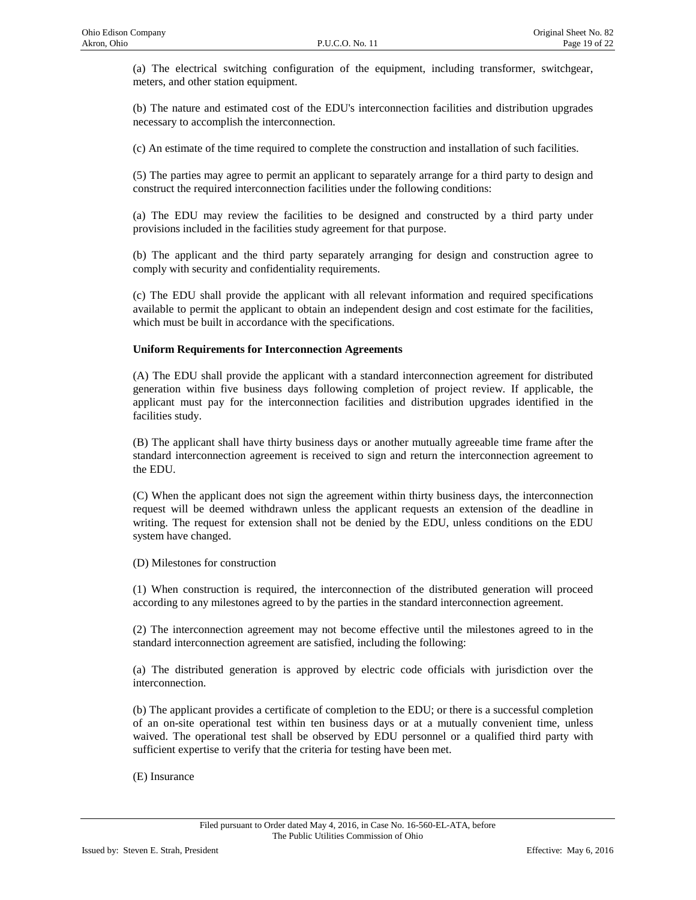(a) The electrical switching configuration of the equipment, including transformer, switchgear, meters, and other station equipment.

(b) The nature and estimated cost of the EDU's interconnection facilities and distribution upgrades necessary to accomplish the interconnection.

(c) An estimate of the time required to complete the construction and installation of such facilities.

(5) The parties may agree to permit an applicant to separately arrange for a third party to design and construct the required interconnection facilities under the following conditions:

(a) The EDU may review the facilities to be designed and constructed by a third party under provisions included in the facilities study agreement for that purpose.

(b) The applicant and the third party separately arranging for design and construction agree to comply with security and confidentiality requirements.

(c) The EDU shall provide the applicant with all relevant information and required specifications available to permit the applicant to obtain an independent design and cost estimate for the facilities, which must be built in accordance with the specifications.

**Uniform Requirements for Interconnection Agreements**

(A) The EDU shall provide the applicant with a standard interconnection agreement for distributed generation within five business days following completion of project review. If applicable, the applicant must pay for the interconnection facilities and distribution upgrades identified in the facilities study.

(B) The applicant shall have thirty business days or another mutually agreeable time frame after the standard interconnection agreement is received to sign and return the interconnection agreement to the EDU.

(C) When the applicant does not sign the agreement within thirty business days, the interconnection request will be deemed withdrawn unless the applicant requests an extension of the deadline in writing. The request for extension shall not be denied by the EDU, unless conditions on the EDU system have changed.

(D) Milestones for construction

(1) When construction is required, the interconnection of the distributed generation will proceed according to any milestones agreed to by the parties in the standard interconnection agreement.

(2) The interconnection agreement may not become effective until the milestones agreed to in the standard interconnection agreement are satisfied, including the following:

(a) The distributed generation is approved by electric code officials with jurisdiction over the interconnection.

(b) The applicant provides a certificate of completion to the EDU; or there is a successful completion of an on-site operational test within ten business days or at a mutually convenient time, unless waived. The operational test shall be observed by EDU personnel or a qualified third party with sufficient expertise to verify that the criteria for testing have been met.

(E) Insurance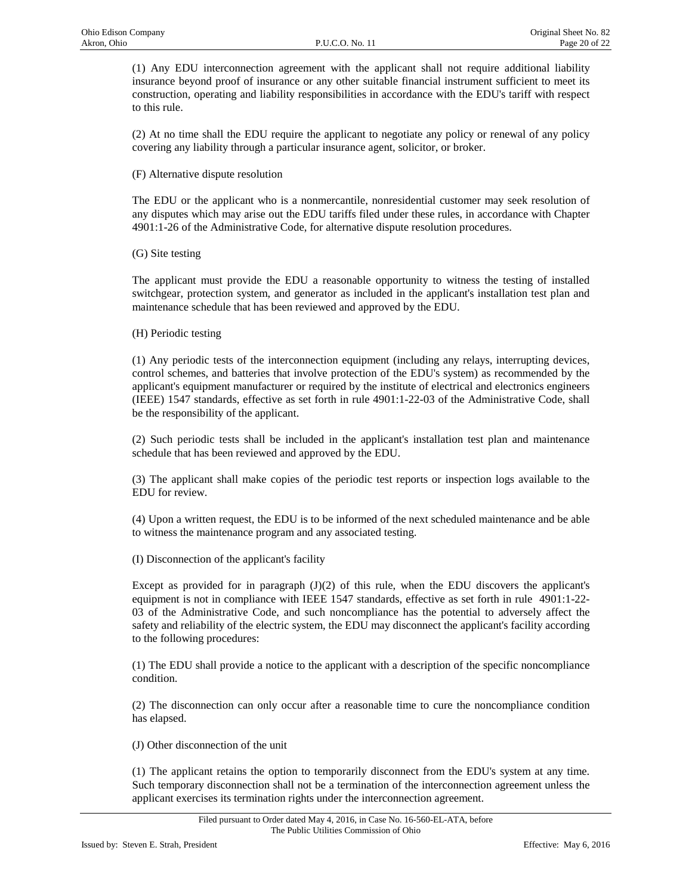(1) Any EDU interconnection agreement with the applicant shall not require additional liability insurance beyond proof of insurance or any other suitable financial instrument sufficient to meet its construction, operating and liability responsibilities in accordance with the EDU's tariff with respect to this rule.

(2) At no time shall the EDU require the applicant to negotiate any policy or renewal of any policy covering any liability through a particular insurance agent, solicitor, or broker.

(F) Alternative dispute resolution

The EDU or the applicant who is a nonmercantile, nonresidential customer may seek resolution of any disputes which may arise out the EDU tariffs filed under these rules, in accordance with Chapter 4901:1-26 of the Administrative Code, for alternative dispute resolution procedures.

(G) Site testing

The applicant must provide the EDU a reasonable opportunity to witness the testing of installed switchgear, protection system, and generator as included in the applicant's installation test plan and maintenance schedule that has been reviewed and approved by the EDU.

(H) Periodic testing

(1) Any periodic tests of the interconnection equipment (including any relays, interrupting devices, control schemes, and batteries that involve protection of the EDU's system) as recommended by the applicant's equipment manufacturer or required by the institute of electrical and electronics engineers (IEEE) 1547 standards, effective as set forth in rule 4901:1-22-03 of the Administrative Code, shall be the responsibility of the applicant.

(2) Such periodic tests shall be included in the applicant's installation test plan and maintenance schedule that has been reviewed and approved by the EDU.

(3) The applicant shall make copies of the periodic test reports or inspection logs available to the EDU for review.

(4) Upon a written request, the EDU is to be informed of the next scheduled maintenance and be able to witness the maintenance program and any associated testing.

(I) Disconnection of the applicant's facility

Except as provided for in paragraph (J)(2) of this rule, when the EDU discovers the applicant's equipment is not in compliance with IEEE 1547 standards, effective as set forth in rule 4901:1-22-03 of the Administrative Code, and such noncompliance has the potential to adversely affect the safety and reliability of the electric system, the EDU may disconnect the applicant's facility according to the following procedures:

(1) The EDU shall provide a notice to the applicant with a description of the specific noncompliance condition.

(2) The disconnection can only occur after a reasonable time to cure the noncompliance condition has elapsed.

(J) Other disconnection of the unit

(1) The applicant retains the option to temporarily disconnect from the EDU's system at any time. Such temporary disconnection shall not be a termination of the interconnection agreement unless the applicant exercises its termination rights under the interconnection agreement.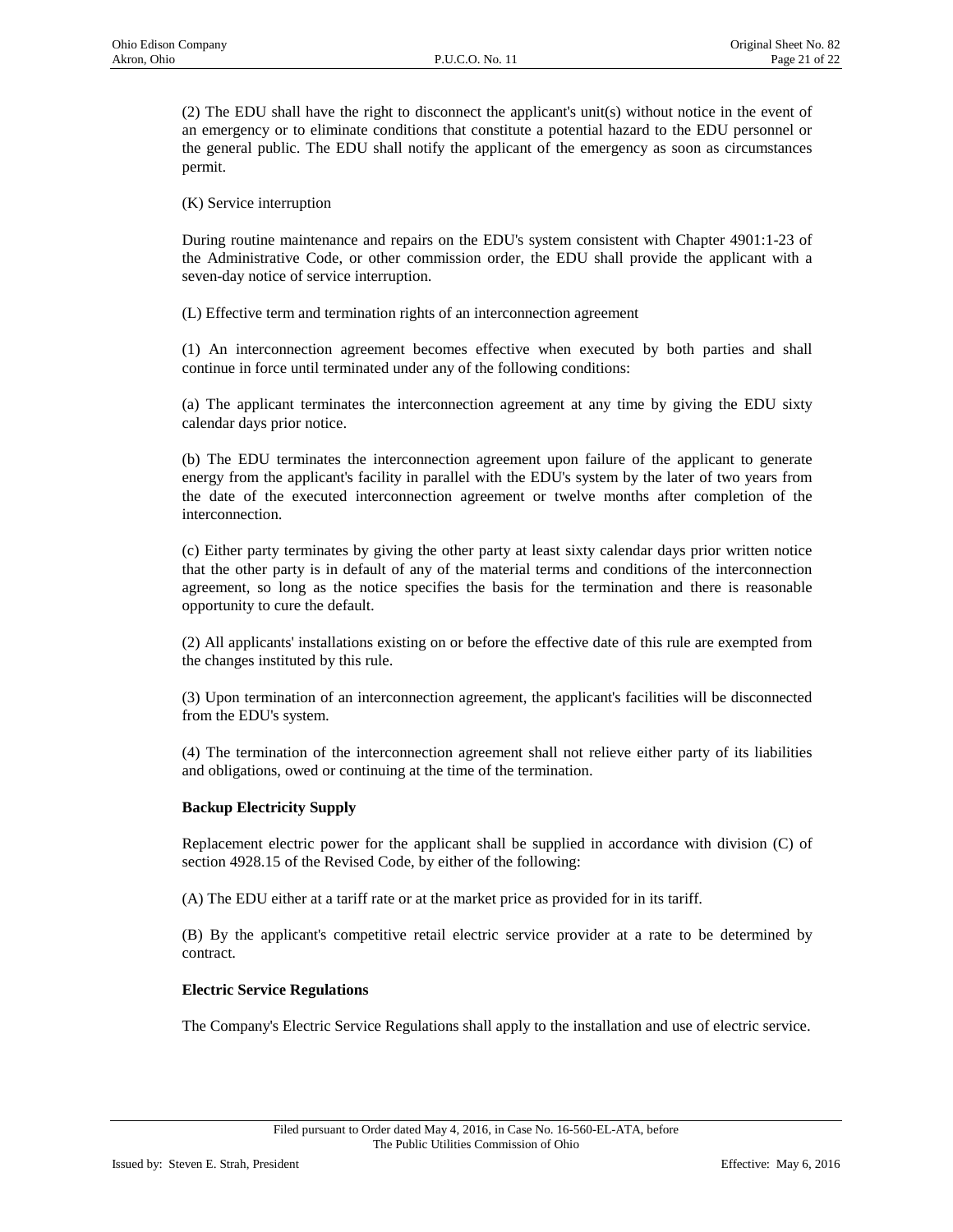(2) The EDU shall have the right to disconnect the applicant's unit(s) without notice in the event of an emergency or to eliminate conditions that constitute a potential hazard to the EDU personnel or the general public. The EDU shall notify the applicant of the emergency as soon as circumstances permit.

(K) Service interruption

During routine maintenance and repairs on the EDU's system consistent with Chapter 4901:1-23 of the Administrative Code, or other commission order, the EDU shall provide the applicant with a seven-day notice of service interruption.

(L) Effective term and termination rights of an interconnection agreement

(1) An interconnection agreement becomes effective when executed by both parties and shall continue in force until terminated under any of the following conditions:

(a) The applicant terminates the interconnection agreement at any time by giving the EDU sixty calendar days prior notice.

(b) The EDU terminates the interconnection agreement upon failure of the applicant to generate energy from the applicant's facility in parallel with the EDU's system by the later of two years from the date of the executed interconnection agreement or twelve months after completion of the interconnection.

(c) Either party terminates by giving the other party at least sixty calendar days prior written notice that the other party is in default of any of the material terms and conditions of the interconnection agreement, so long as the notice specifies the basis for the termination and there is reasonable opportunity to cure the default.

(2) All applicants' installations existing on or before the effective date of this rule are exempted from the changes instituted by this rule.

(3) Upon termination of an interconnection agreement, the applicant's facilities will be disconnected from the EDU's system.

(4) The termination of the interconnection agreement shall not relieve either party of its liabilities and obligations, owed or continuing at the time of the termination.

**Backup Electricity Supply**

Replacement electric power for the applicant shall be supplied in accordance with division (C) of section 4928.15 of the Revised Code, by either of the following:

(A) The EDU either at a tariff rate or at the market price as provided for in its tariff.

(B) By the applicant's competitive retail electric service provider at a rate to be determined by contract.

**Electric Service Regulations**

The Company's Electric Service Regulations shall apply to the installation and use of electric service.

Filed pursuant to Order dated May 4, 2016, in Case No. 16-560-EL-ATA, before The Public Utilities Commission of Ohio

Issued by: Steven E. Strah, President

Effective: May 6, 2016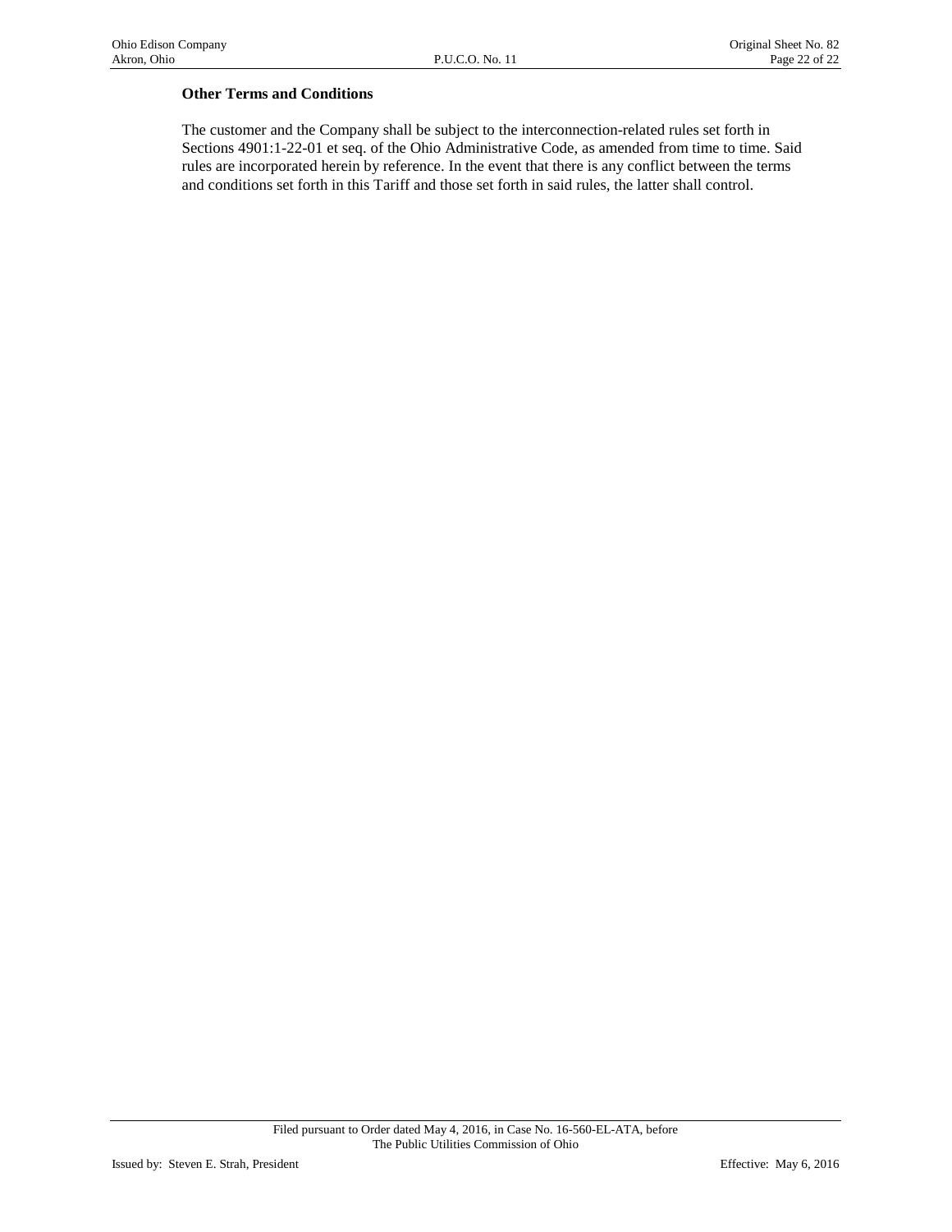**Other Terms and Conditions**

The customer and the Company shall be subject to the interconnection-related rules set forth in Sections 4901:1-22-01 et seq. of the Ohio Administrative Code, as amended from time to time. Said rules are incorporated herein by reference. In the event that there is any conflict between the terms and conditions set forth in this Tariff and those set forth in said rules, the latter shall control.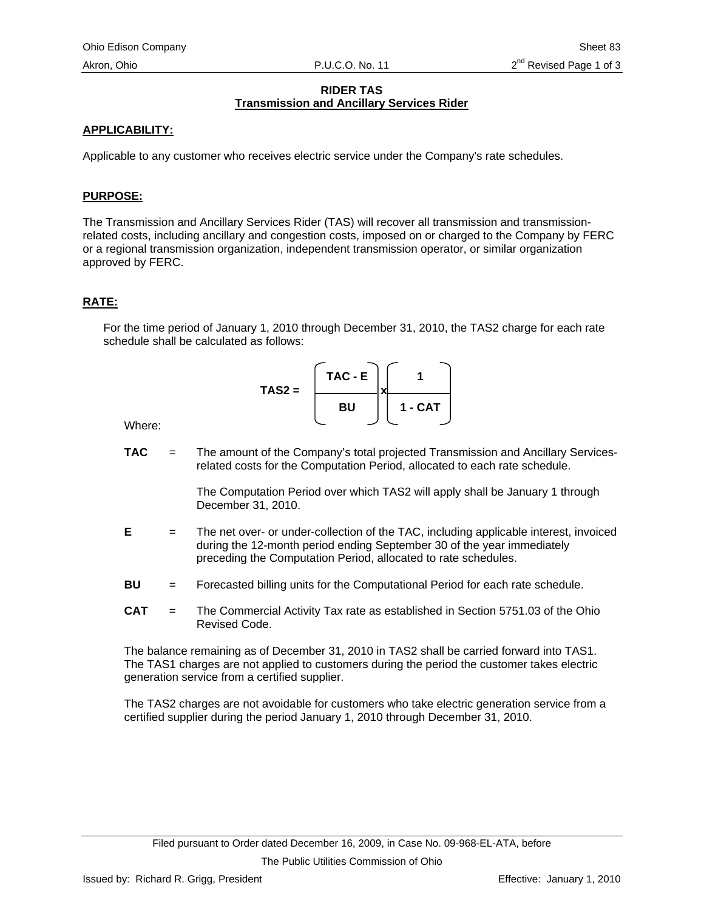**RIDER TAS**
**Transmission and Ancillary Services Rider**

**APPLICABILITY:**

Applicable to any customer who receives electric service under the Company's rate schedules.

**PURPOSE:**

The Transmission and Ancillary Services Rider (TAS) will recover all transmission and transmission-related costs, including ancillary and congestion costs, imposed on or charged to the Company by FERC or a regional transmission organization, independent transmission operator, or similar organization approved by FERC.

**RATE:**

For the time period of January 1, 2010 through December 31, 2010, the TAS2 charge for each rate schedule shall be calculated as follows:

$$\textbf{TAS2} = \left(\frac{\textbf{TAC - E}}{\textbf{BU}}\right) \times \left(\frac{\textbf{1}}{\textbf{1 - CAT}}\right)$$

Where:

**TAC** = The amount of the Company's total projected Transmission and Ancillary Services-related costs for the Computation Period, allocated to each rate schedule.

The Computation Period over which TAS2 will apply shall be January 1 through December 31, 2010.

**E** = The net over- or under-collection of the TAC, including applicable interest, invoiced during the 12-month period ending September 30 of the year immediately preceding the Computation Period, allocated to rate schedules.

**BU** = Forecasted billing units for the Computational Period for each rate schedule.

**CAT** = The Commercial Activity Tax rate as established in Section 5751.03 of the Ohio Revised Code.

The balance remaining as of December 31, 2010 in TAS2 shall be carried forward into TAS1. The TAS1 charges are not applied to customers during the period the customer takes electric generation service from a certified supplier.

The TAS2 charges are not avoidable for customers who take electric generation service from a certified supplier during the period January 1, 2010 through December 31, 2010.

Filed pursuant to Order dated December 16, 2009, in Case No. 09-968-EL-ATA, before The Public Utilities Commission of Ohio

Issued by: Richard R. Grigg, President — Effective: January 1, 2010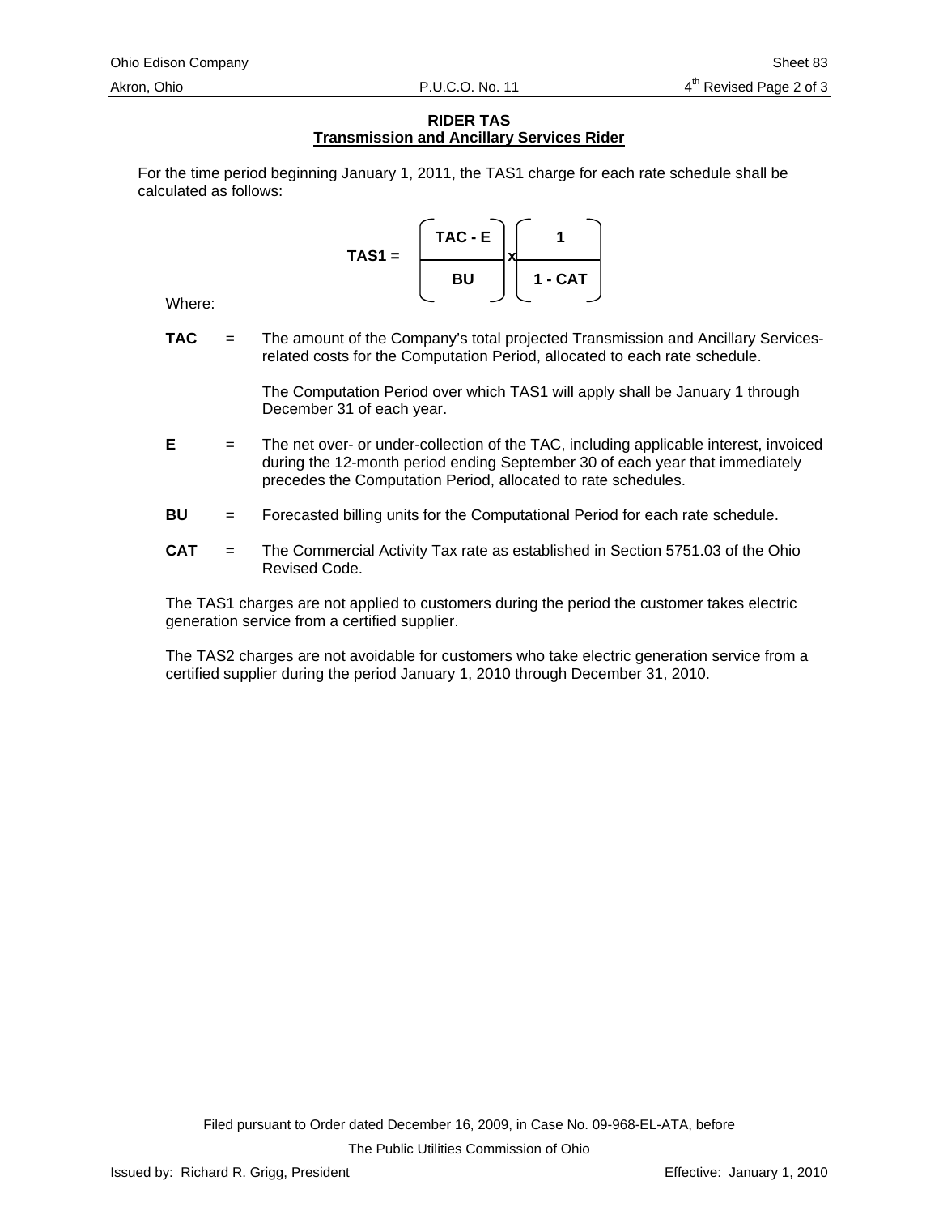**RIDER TAS**
**Transmission and Ancillary Services Rider**

For the time period beginning January 1, 2011, the TAS1 charge for each rate schedule shall be calculated as follows:

$$\mathbf{TAS1} = \left(\frac{\mathbf{TAC - E}}{\mathbf{BU}}\right) \times \left(\frac{\mathbf{1}}{\mathbf{1 - CAT}}\right)$$

Where:

**TAC** = The amount of the Company's total projected Transmission and Ancillary Services-related costs for the Computation Period, allocated to each rate schedule.

The Computation Period over which TAS1 will apply shall be January 1 through December 31 of each year.

**E** = The net over- or under-collection of the TAC, including applicable interest, invoiced during the 12-month period ending September 30 of each year that immediately precedes the Computation Period, allocated to rate schedules.

**BU** = Forecasted billing units for the Computational Period for each rate schedule.

**CAT** = The Commercial Activity Tax rate as established in Section 5751.03 of the Ohio Revised Code.

The TAS1 charges are not applied to customers during the period the customer takes electric generation service from a certified supplier.

The TAS2 charges are not avoidable for customers who take electric generation service from a certified supplier during the period January 1, 2010 through December 31, 2010.

Filed pursuant to Order dated December 16, 2009, in Case No. 09-968-EL-ATA, before The Public Utilities Commission of Ohio

Issued by: Richard R. Grigg, President

Effective: January 1, 2010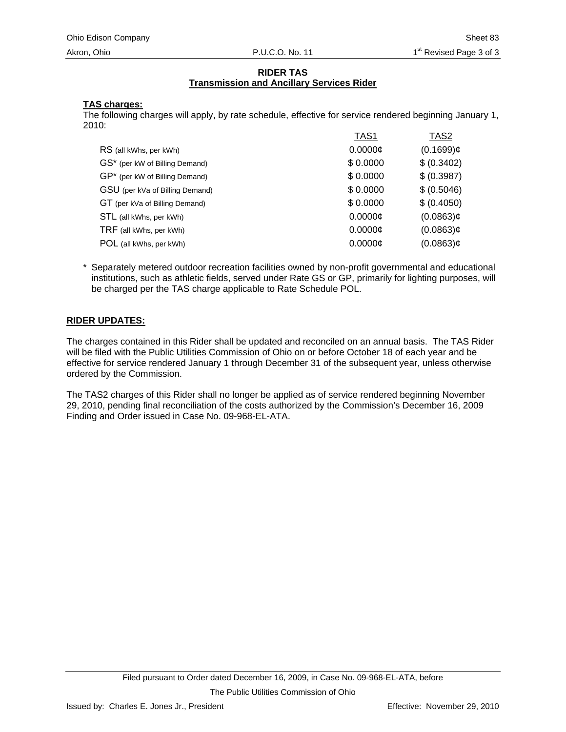## RIDER TAS
## Transmission and Ancillary Services Rider

**TAS charges:**

The following charges will apply, by rate schedule, effective for service rendered beginning January 1, 2010:

| | TAS1 | TAS2 |
|---|---|---|
| RS (all kWhs, per kWh) | 0.0000¢ | (0.1699)¢ |
| GS* (per kW of Billing Demand) | $ 0.0000 | $ (0.3402) |
| GP* (per kW of Billing Demand) | $ 0.0000 | $ (0.3987) |
| GSU (per kVa of Billing Demand) | $ 0.0000 | $ (0.5046) |
| GT (per kVa of Billing Demand) | $ 0.0000 | $ (0.4050) |
| STL (all kWhs, per kWh) | 0.0000¢ | (0.0863)¢ |
| TRF (all kWhs, per kWh) | 0.0000¢ | (0.0863)¢ |
| POL (all kWhs, per kWh) | 0.0000¢ | (0.0863)¢ |

\* Separately metered outdoor recreation facilities owned by non-profit governmental and educational institutions, such as athletic fields, served under Rate GS or GP, primarily for lighting purposes, will be charged per the TAS charge applicable to Rate Schedule POL.

**RIDER UPDATES:**

The charges contained in this Rider shall be updated and reconciled on an annual basis. The TAS Rider will be filed with the Public Utilities Commission of Ohio on or before October 18 of each year and be effective for service rendered January 1 through December 31 of the subsequent year, unless otherwise ordered by the Commission.

The TAS2 charges of this Rider shall no longer be applied as of service rendered beginning November 29, 2010, pending final reconciliation of the costs authorized by the Commission's December 16, 2009 Finding and Order issued in Case No. 09-968-EL-ATA.

Filed pursuant to Order dated December 16, 2009, in Case No. 09-968-EL-ATA, before The Public Utilities Commission of Ohio

Issued by: Charles E. Jones Jr., President

Effective: November 29, 2010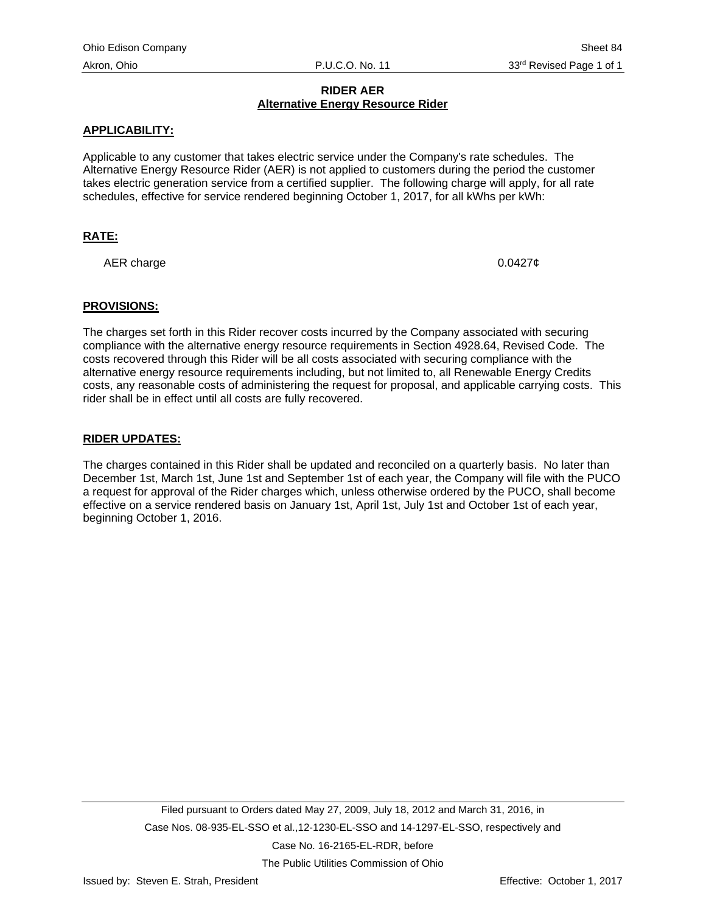Ohio Edison Company Sheet 84
Akron, Ohio P.U.C.O. No. 11 33rd Revised Page 1 of 1

**RIDER AER**
**Alternative Energy Resource Rider**

**APPLICABILITY:**

Applicable to any customer that takes electric service under the Company's rate schedules. The Alternative Energy Resource Rider (AER) is not applied to customers during the period the customer takes electric generation service from a certified supplier. The following charge will apply, for all rate schedules, effective for service rendered beginning October 1, 2017, for all kWhs per kWh:

**RATE:**

| AER charge | 0.0427¢ |
|---|---|

**PROVISIONS:**

The charges set forth in this Rider recover costs incurred by the Company associated with securing compliance with the alternative energy resource requirements in Section 4928.64, Revised Code. The costs recovered through this Rider will be all costs associated with securing compliance with the alternative energy resource requirements including, but not limited to, all Renewable Energy Credits costs, any reasonable costs of administering the request for proposal, and applicable carrying costs. This rider shall be in effect until all costs are fully recovered.

**RIDER UPDATES:**

The charges contained in this Rider shall be updated and reconciled on a quarterly basis. No later than December 1st, March 1st, June 1st and September 1st of each year, the Company will file with the PUCO a request for approval of the Rider charges which, unless otherwise ordered by the PUCO, shall become effective on a service rendered basis on January 1st, April 1st, July 1st and October 1st of each year, beginning October 1, 2016.

Filed pursuant to Orders dated May 27, 2009, July 18, 2012 and March 31, 2016, in Case Nos. 08-935-EL-SSO et al.,12-1230-EL-SSO and 14-1297-EL-SSO, respectively and Case No. 16-2165-EL-RDR, before The Public Utilities Commission of Ohio

Issued by: Steven E. Strah, President Effective: October 1, 2017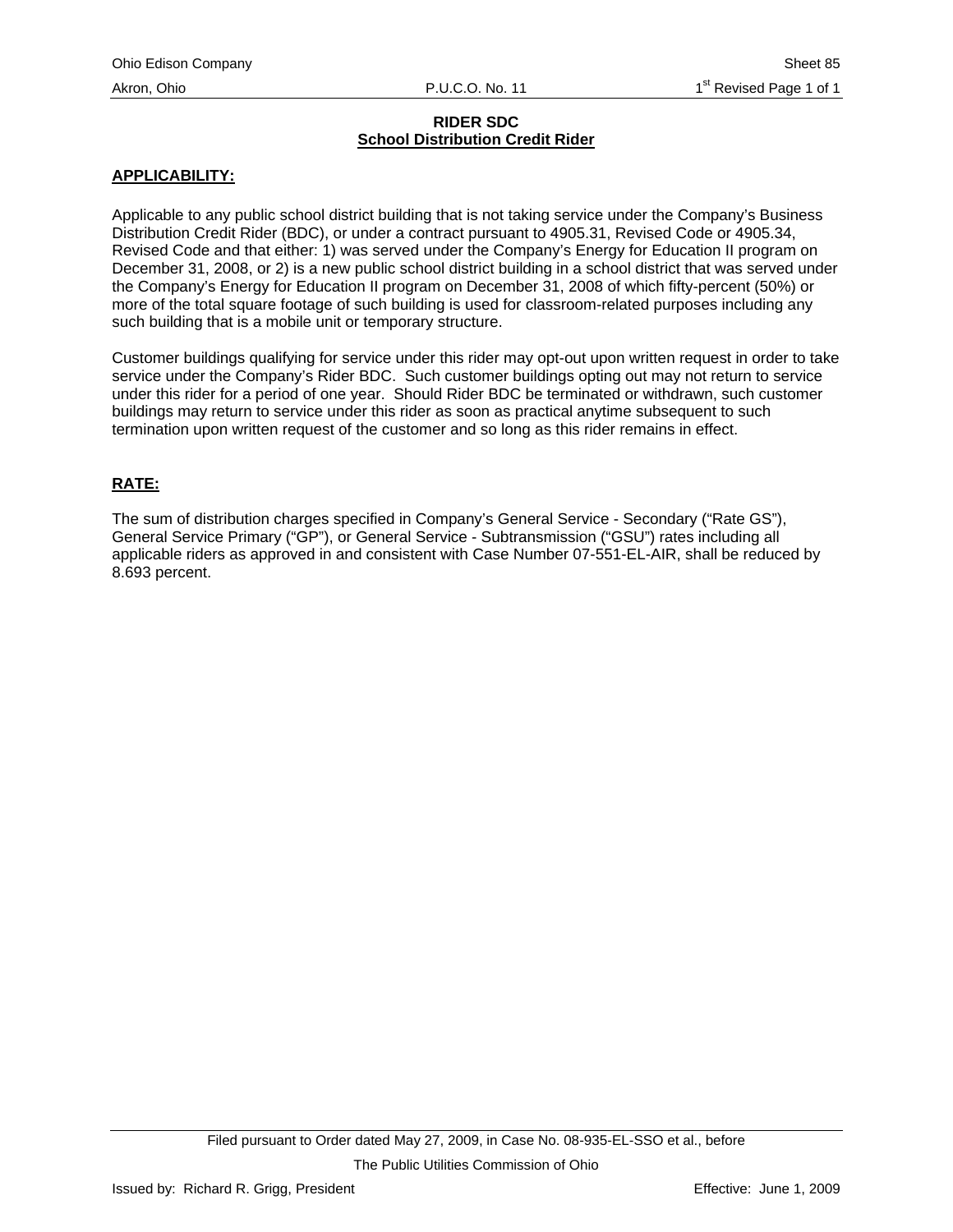# RIDER SDC
## School Distribution Credit Rider

**APPLICABILITY:**

Applicable to any public school district building that is not taking service under the Company's Business Distribution Credit Rider (BDC), or under a contract pursuant to 4905.31, Revised Code or 4905.34, Revised Code and that either: 1) was served under the Company's Energy for Education II program on December 31, 2008, or 2) is a new public school district building in a school district that was served under the Company's Energy for Education II program on December 31, 2008 of which fifty-percent (50%) or more of the total square footage of such building is used for classroom-related purposes including any such building that is a mobile unit or temporary structure.

Customer buildings qualifying for service under this rider may opt-out upon written request in order to take service under the Company's Rider BDC. Such customer buildings opting out may not return to service under this rider for a period of one year. Should Rider BDC be terminated or withdrawn, such customer buildings may return to service under this rider as soon as practical anytime subsequent to such termination upon written request of the customer and so long as this rider remains in effect.

**RATE:**

The sum of distribution charges specified in Company's General Service - Secondary ("Rate GS"), General Service Primary ("GP"), or General Service - Subtransmission ("GSU") rates including all applicable riders as approved in and consistent with Case Number 07-551-EL-AIR, shall be reduced by 8.693 percent.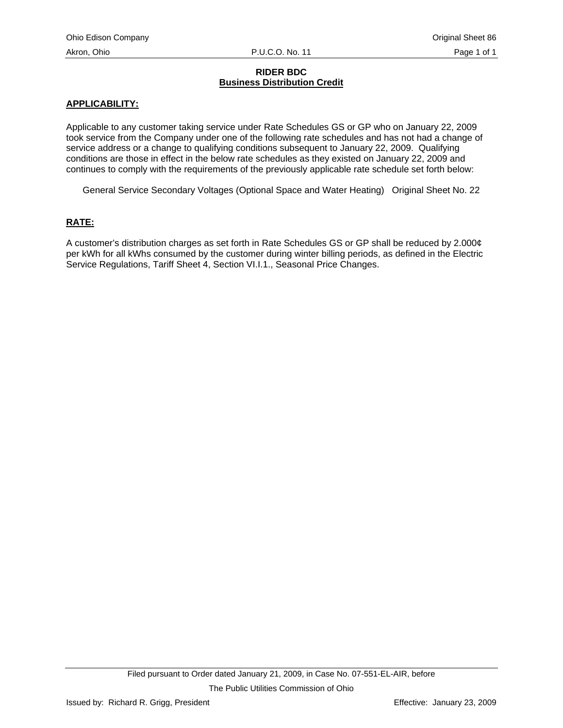# RIDER BDC
## Business Distribution Credit

**APPLICABILITY:**

Applicable to any customer taking service under Rate Schedules GS or GP who on January 22, 2009 took service from the Company under one of the following rate schedules and has not had a change of service address or a change to qualifying conditions subsequent to January 22, 2009. Qualifying conditions are those in effect in the below rate schedules as they existed on January 22, 2009 and continues to comply with the requirements of the previously applicable rate schedule set forth below:

General Service Secondary Voltages (Optional Space and Water Heating) Original Sheet No. 22

**RATE:**

A customer's distribution charges as set forth in Rate Schedules GS or GP shall be reduced by 2.000¢ per kWh for all kWhs consumed by the customer during winter billing periods, as defined in the Electric Service Regulations, Tariff Sheet 4, Section VI.I.1., Seasonal Price Changes.

Filed pursuant to Order dated January 21, 2009, in Case No. 07-551-EL-AIR, before The Public Utilities Commission of Ohio

Issued by: Richard R. Grigg, President

Effective: January 23, 2009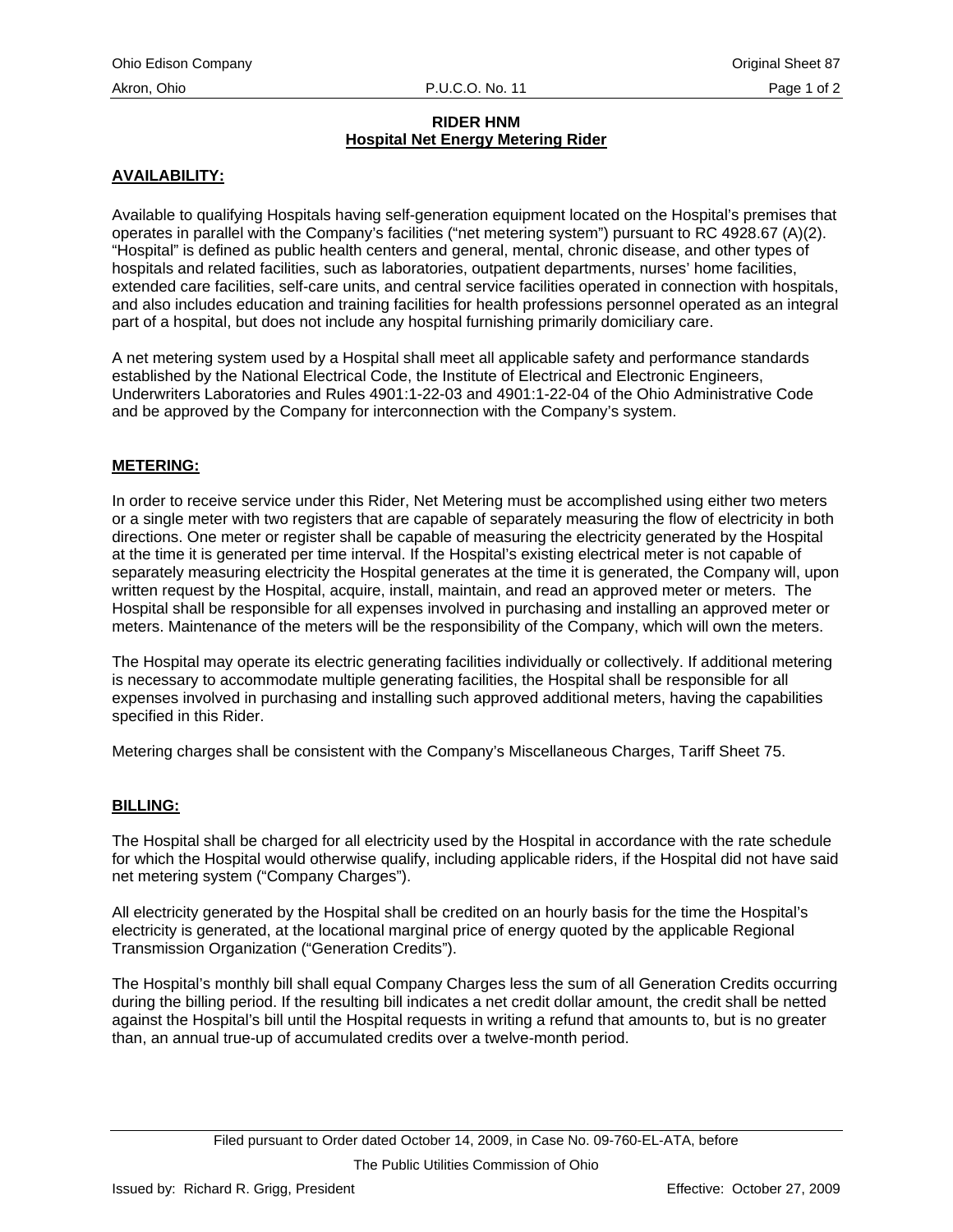# RIDER HNM
## Hospital Net Energy Metering Rider

**AVAILABILITY:**

Available to qualifying Hospitals having self-generation equipment located on the Hospital's premises that operates in parallel with the Company's facilities ("net metering system") pursuant to RC 4928.67 (A)(2). "Hospital" is defined as public health centers and general, mental, chronic disease, and other types of hospitals and related facilities, such as laboratories, outpatient departments, nurses' home facilities, extended care facilities, self-care units, and central service facilities operated in connection with hospitals, and also includes education and training facilities for health professions personnel operated as an integral part of a hospital, but does not include any hospital furnishing primarily domiciliary care.

A net metering system used by a Hospital shall meet all applicable safety and performance standards established by the National Electrical Code, the Institute of Electrical and Electronic Engineers, Underwriters Laboratories and Rules 4901:1-22-03 and 4901:1-22-04 of the Ohio Administrative Code and be approved by the Company for interconnection with the Company's system.

**METERING:**

In order to receive service under this Rider, Net Metering must be accomplished using either two meters or a single meter with two registers that are capable of separately measuring the flow of electricity in both directions. One meter or register shall be capable of measuring the electricity generated by the Hospital at the time it is generated per time interval. If the Hospital's existing electrical meter is not capable of separately measuring electricity the Hospital generates at the time it is generated, the Company will, upon written request by the Hospital, acquire, install, maintain, and read an approved meter or meters. The Hospital shall be responsible for all expenses involved in purchasing and installing an approved meter or meters. Maintenance of the meters will be the responsibility of the Company, which will own the meters.

The Hospital may operate its electric generating facilities individually or collectively. If additional metering is necessary to accommodate multiple generating facilities, the Hospital shall be responsible for all expenses involved in purchasing and installing such approved additional meters, having the capabilities specified in this Rider.

Metering charges shall be consistent with the Company's Miscellaneous Charges, Tariff Sheet 75.

**BILLING:**

The Hospital shall be charged for all electricity used by the Hospital in accordance with the rate schedule for which the Hospital would otherwise qualify, including applicable riders, if the Hospital did not have said net metering system ("Company Charges").

All electricity generated by the Hospital shall be credited on an hourly basis for the time the Hospital's electricity is generated, at the locational marginal price of energy quoted by the applicable Regional Transmission Organization ("Generation Credits").

The Hospital's monthly bill shall equal Company Charges less the sum of all Generation Credits occurring during the billing period. If the resulting bill indicates a net credit dollar amount, the credit shall be netted against the Hospital's bill until the Hospital requests in writing a refund that amounts to, but is no greater than, an annual true-up of accumulated credits over a twelve-month period.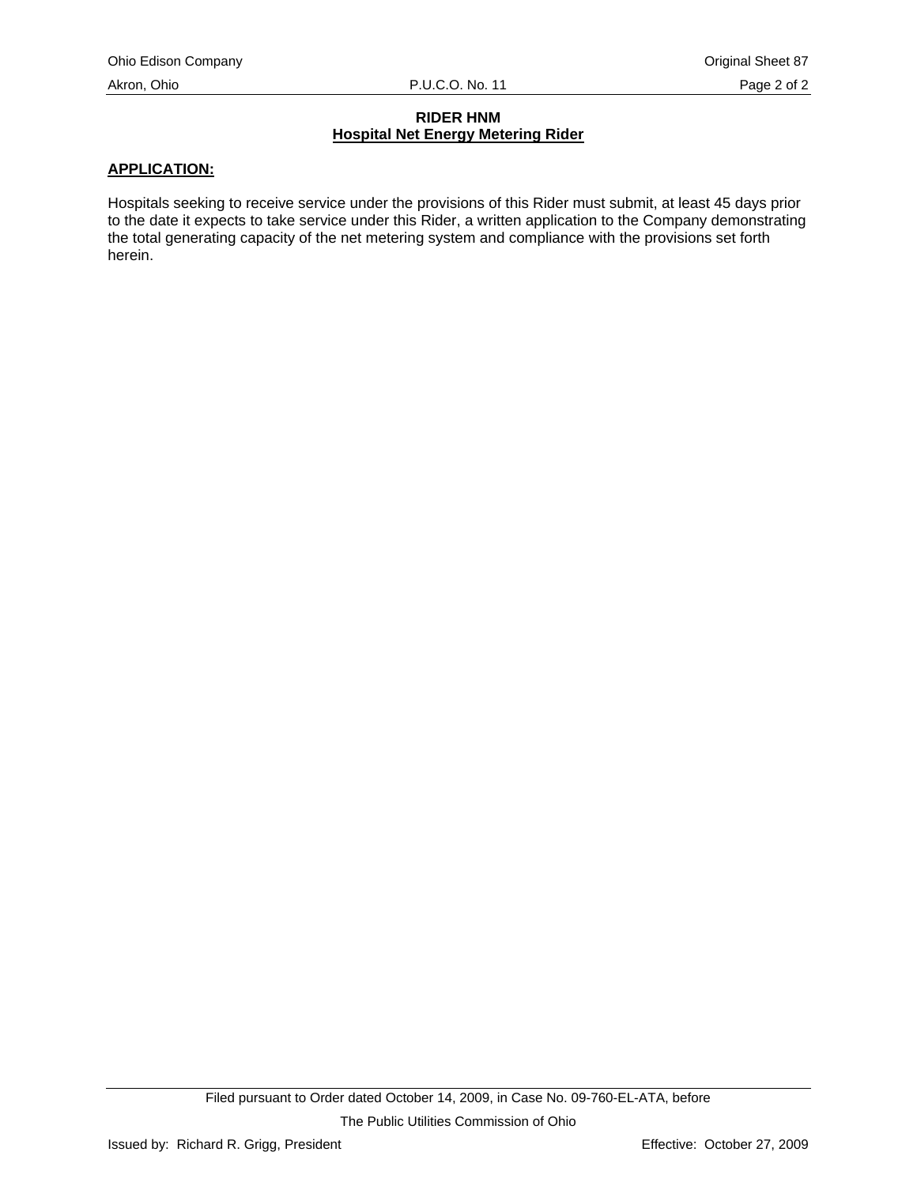**RIDER HNM**
**Hospital Net Energy Metering Rider**

**APPLICATION:**

Hospitals seeking to receive service under the provisions of this Rider must submit, at least 45 days prior to the date it expects to take service under this Rider, a written application to the Company demonstrating the total generating capacity of the net metering system and compliance with the provisions set forth herein.

Filed pursuant to Order dated October 14, 2009, in Case No. 09-760-EL-ATA, before The Public Utilities Commission of Ohio

Issued by: Richard R. Grigg, President

Effective: October 27, 2009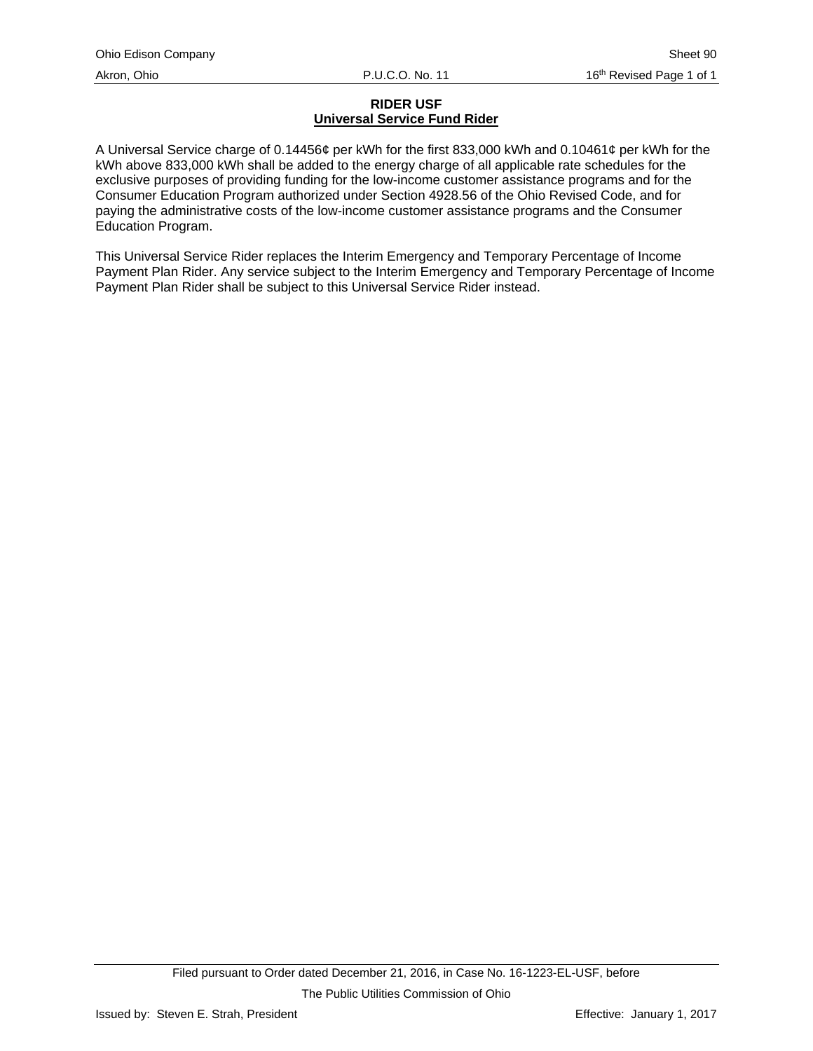**RIDER USF**
**Universal Service Fund Rider**

A Universal Service charge of 0.14456¢ per kWh for the first 833,000 kWh and 0.10461¢ per kWh for the kWh above 833,000 kWh shall be added to the energy charge of all applicable rate schedules for the exclusive purposes of providing funding for the low-income customer assistance programs and for the Consumer Education Program authorized under Section 4928.56 of the Ohio Revised Code, and for paying the administrative costs of the low-income customer assistance programs and the Consumer Education Program.

This Universal Service Rider replaces the Interim Emergency and Temporary Percentage of Income Payment Plan Rider. Any service subject to the Interim Emergency and Temporary Percentage of Income Payment Plan Rider shall be subject to this Universal Service Rider instead.

Filed pursuant to Order dated December 21, 2016, in Case No. 16-1223-EL-USF, before The Public Utilities Commission of Ohio

Issued by: Steven E. Strah, President

Effective: January 1, 2017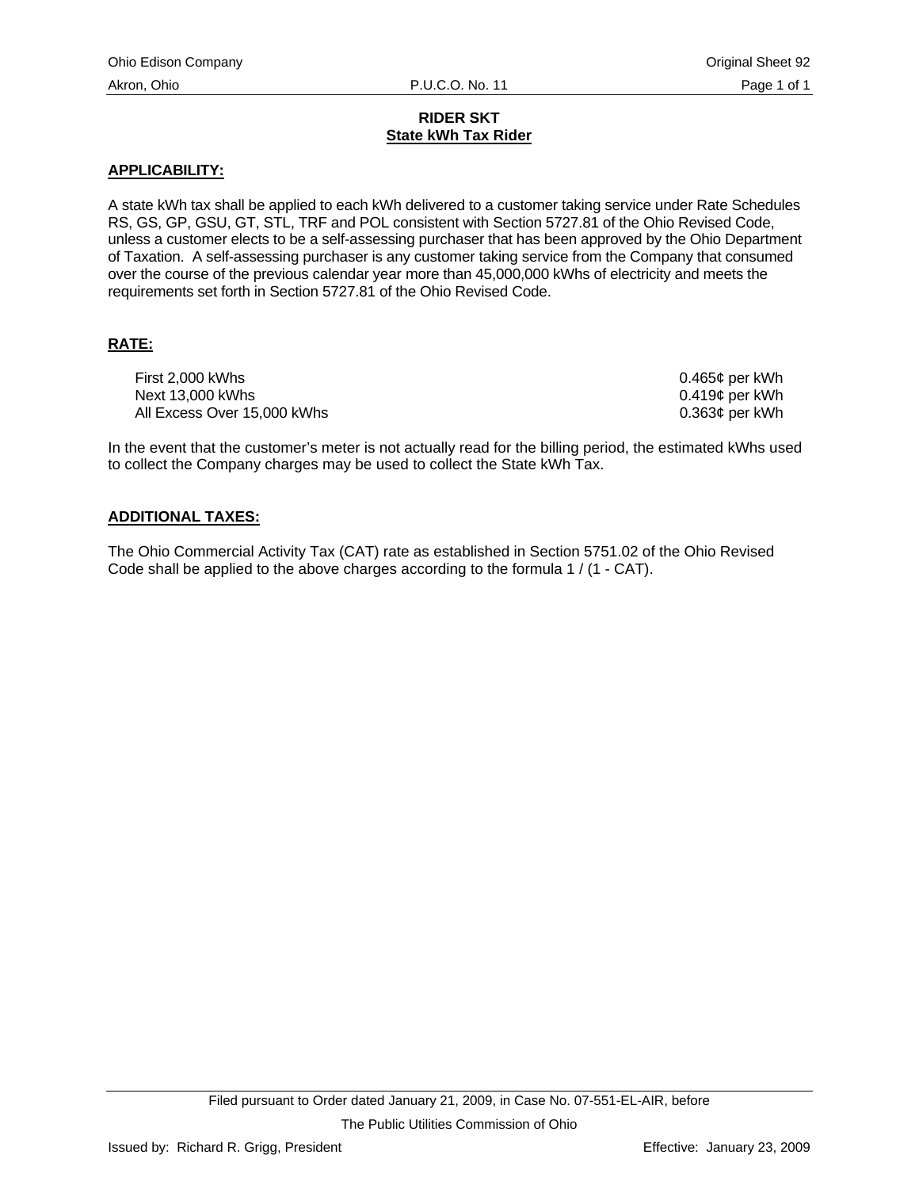# RIDER SKT
## State kWh Tax Rider

**APPLICABILITY:**

A state kWh tax shall be applied to each kWh delivered to a customer taking service under Rate Schedules RS, GS, GP, GSU, GT, STL, TRF and POL consistent with Section 5727.81 of the Ohio Revised Code, unless a customer elects to be a self-assessing purchaser that has been approved by the Ohio Department of Taxation. A self-assessing purchaser is any customer taking service from the Company that consumed over the course of the previous calendar year more than 45,000,000 kWhs of electricity and meets the requirements set forth in Section 5727.81 of the Ohio Revised Code.

**RATE:**

| | |
|---|---|
| First 2,000 kWhs | 0.465¢ per kWh |
| Next 13,000 kWhs | 0.419¢ per kWh |
| All Excess Over 15,000 kWhs | 0.363¢ per kWh |

In the event that the customer's meter is not actually read for the billing period, the estimated kWhs used to collect the Company charges may be used to collect the State kWh Tax.

**ADDITIONAL TAXES:**

The Ohio Commercial Activity Tax (CAT) rate as established in Section 5751.02 of the Ohio Revised Code shall be applied to the above charges according to the formula 1 / (1 - CAT).

Filed pursuant to Order dated January 21, 2009, in Case No. 07-551-EL-AIR, before The Public Utilities Commission of Ohio

Issued by: Richard R. Grigg, President

Effective: January 23, 2009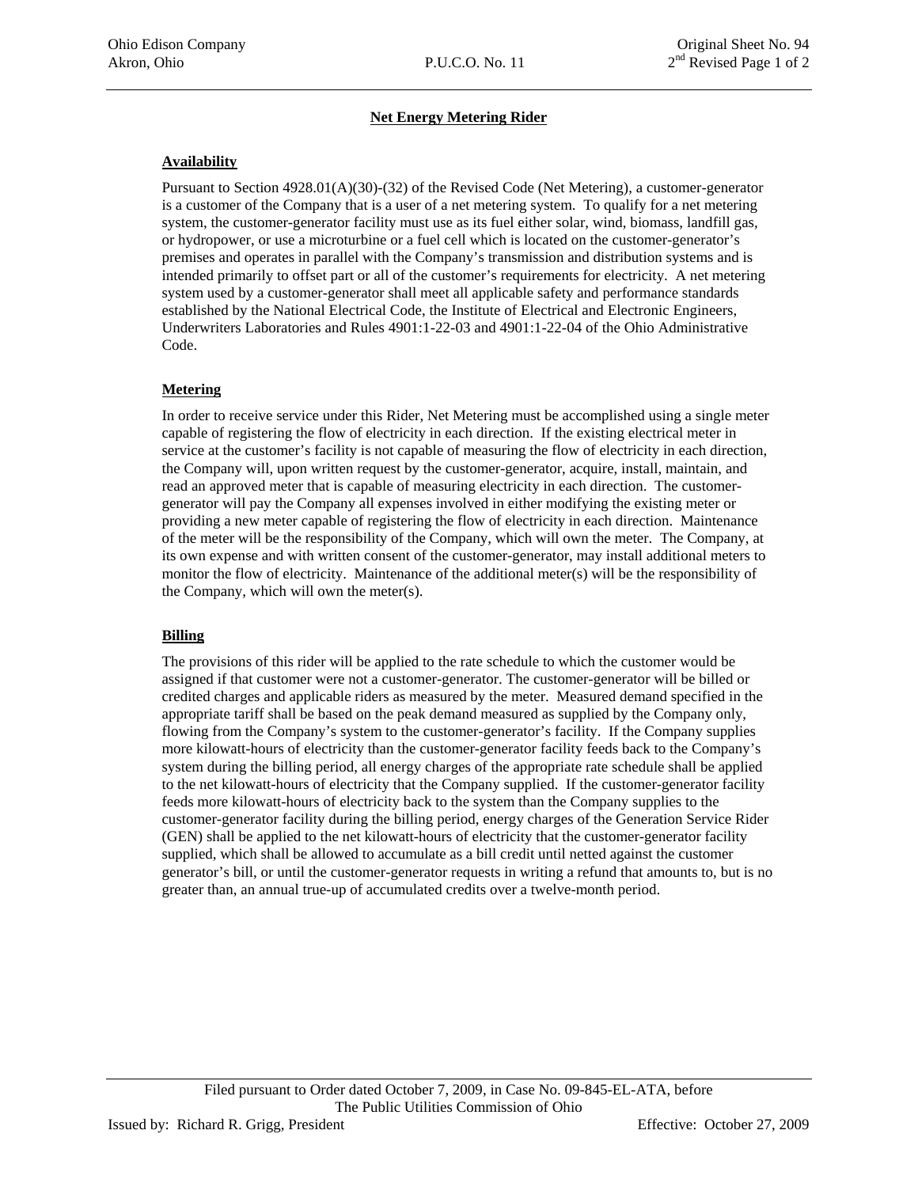## Net Energy Metering Rider

### Availability

Pursuant to Section 4928.01(A)(30)-(32) of the Revised Code (Net Metering), a customer-generator is a customer of the Company that is a user of a net metering system. To qualify for a net metering system, the customer-generator facility must use as its fuel either solar, wind, biomass, landfill gas, or hydropower, or use a microturbine or a fuel cell which is located on the customer-generator's premises and operates in parallel with the Company's transmission and distribution systems and is intended primarily to offset part or all of the customer's requirements for electricity. A net metering system used by a customer-generator shall meet all applicable safety and performance standards established by the National Electrical Code, the Institute of Electrical and Electronic Engineers, Underwriters Laboratories and Rules 4901:1-22-03 and 4901:1-22-04 of the Ohio Administrative Code.

### Metering

In order to receive service under this Rider, Net Metering must be accomplished using a single meter capable of registering the flow of electricity in each direction. If the existing electrical meter in service at the customer's facility is not capable of measuring the flow of electricity in each direction, the Company will, upon written request by the customer-generator, acquire, install, maintain, and read an approved meter that is capable of measuring electricity in each direction. The customer-generator will pay the Company all expenses involved in either modifying the existing meter or providing a new meter capable of registering the flow of electricity in each direction. Maintenance of the meter will be the responsibility of the Company, which will own the meter. The Company, at its own expense and with written consent of the customer-generator, may install additional meters to monitor the flow of electricity. Maintenance of the additional meter(s) will be the responsibility of the Company, which will own the meter(s).

### Billing

The provisions of this rider will be applied to the rate schedule to which the customer would be assigned if that customer were not a customer-generator. The customer-generator will be billed or credited charges and applicable riders as measured by the meter. Measured demand specified in the appropriate tariff shall be based on the peak demand measured as supplied by the Company only, flowing from the Company's system to the customer-generator's facility. If the Company supplies more kilowatt-hours of electricity than the customer-generator facility feeds back to the Company's system during the billing period, all energy charges of the appropriate rate schedule shall be applied to the net kilowatt-hours of electricity that the Company supplied. If the customer-generator facility feeds more kilowatt-hours of electricity back to the system than the Company supplies to the customer-generator facility during the billing period, energy charges of the Generation Service Rider (GEN) shall be applied to the net kilowatt-hours of electricity that the customer-generator facility supplied, which shall be allowed to accumulate as a bill credit until netted against the customer generator's bill, or until the customer-generator requests in writing a refund that amounts to, but is no greater than, an annual true-up of accumulated credits over a twelve-month period.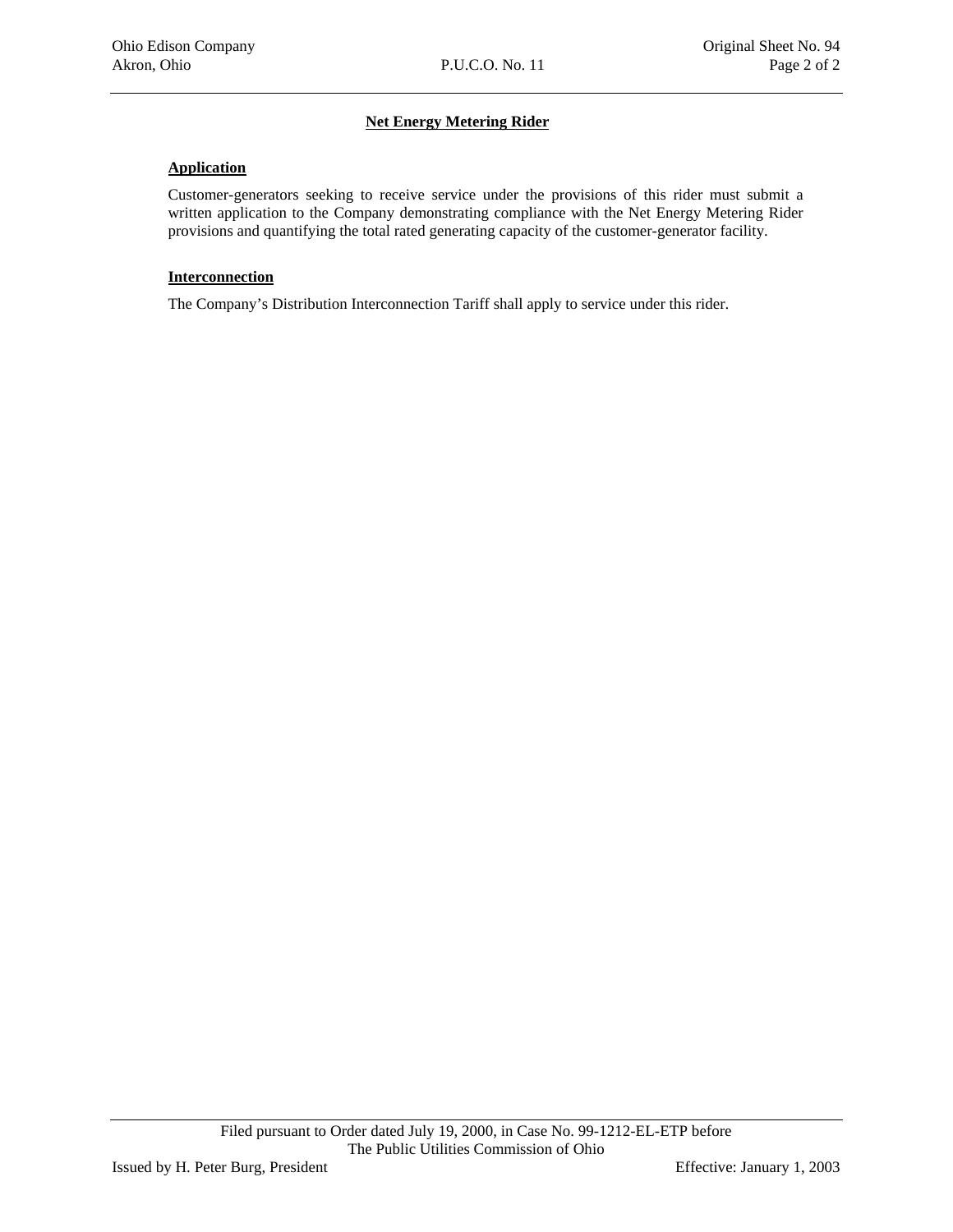## Net Energy Metering Rider

### Application

Customer-generators seeking to receive service under the provisions of this rider must submit a written application to the Company demonstrating compliance with the Net Energy Metering Rider provisions and quantifying the total rated generating capacity of the customer-generator facility.

### Interconnection

The Company's Distribution Interconnection Tariff shall apply to service under this rider.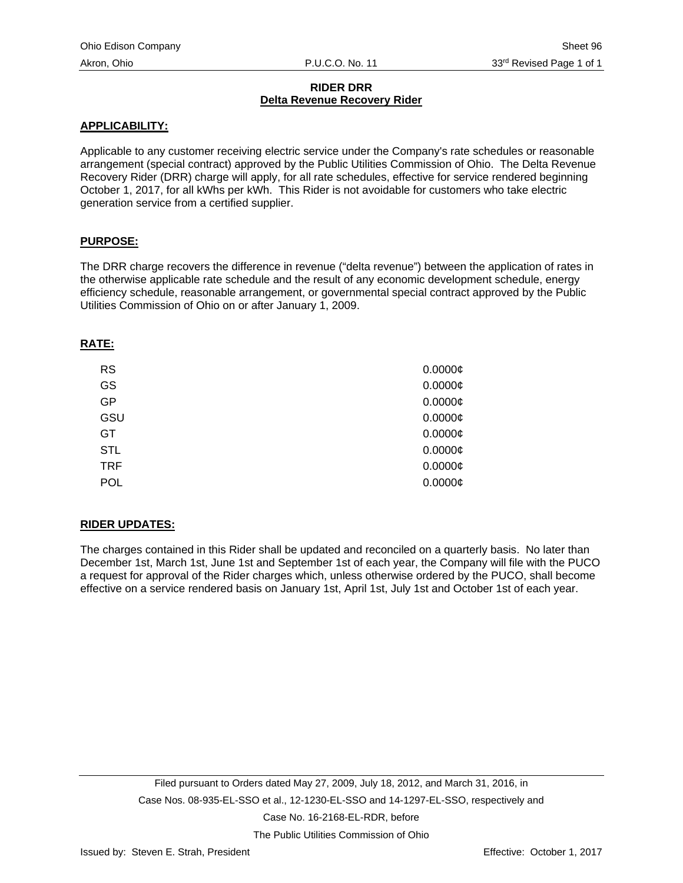## RIDER DRR
## Delta Revenue Recovery Rider

**APPLICABILITY:**

Applicable to any customer receiving electric service under the Company's rate schedules or reasonable arrangement (special contract) approved by the Public Utilities Commission of Ohio. The Delta Revenue Recovery Rider (DRR) charge will apply, for all rate schedules, effective for service rendered beginning October 1, 2017, for all kWhs per kWh. This Rider is not avoidable for customers who take electric generation service from a certified supplier.

**PURPOSE:**

The DRR charge recovers the difference in revenue ("delta revenue") between the application of rates in the otherwise applicable rate schedule and the result of any economic development schedule, energy efficiency schedule, reasonable arrangement, or governmental special contract approved by the Public Utilities Commission of Ohio on or after January 1, 2009.

**RATE:**

| | |
|---|---|
| RS | 0.0000¢ |
| GS | 0.0000¢ |
| GP | 0.0000¢ |
| GSU | 0.0000¢ |
| GT | 0.0000¢ |
| STL | 0.0000¢ |
| TRF | 0.0000¢ |
| POL | 0.0000¢ |

**RIDER UPDATES:**

The charges contained in this Rider shall be updated and reconciled on a quarterly basis. No later than December 1st, March 1st, June 1st and September 1st of each year, the Company will file with the PUCO a request for approval of the Rider charges which, unless otherwise ordered by the PUCO, shall become effective on a service rendered basis on January 1st, April 1st, July 1st and October 1st of each year.

Filed pursuant to Orders dated May 27, 2009, July 18, 2012, and March 31, 2016, in Case Nos. 08-935-EL-SSO et al., 12-1230-EL-SSO and 14-1297-EL-SSO, respectively and Case No. 16-2168-EL-RDR, before The Public Utilities Commission of Ohio

Issued by: Steven E. Strah, President — Effective: October 1, 2017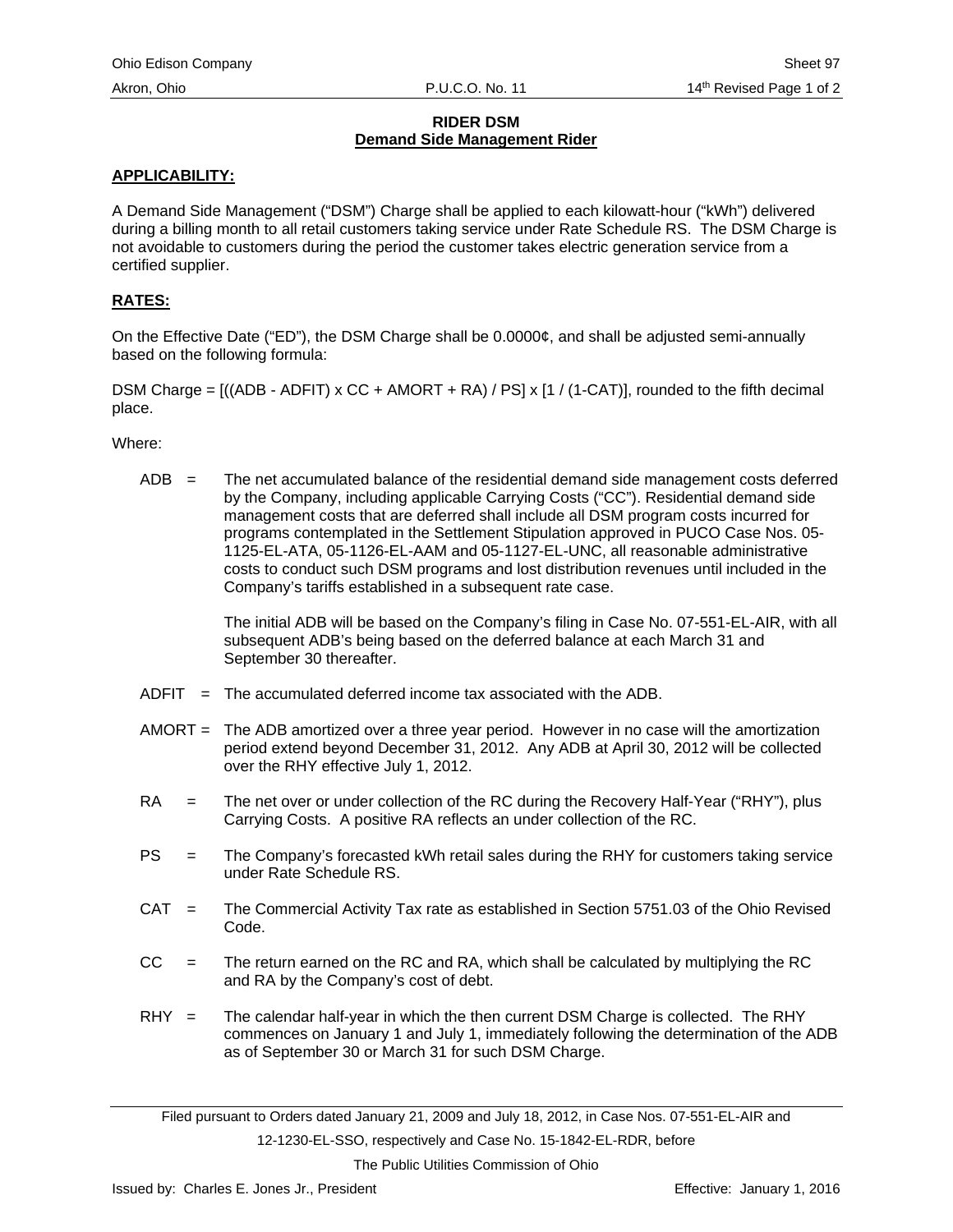**RIDER DSM**
**Demand Side Management Rider**

**APPLICABILITY:**

A Demand Side Management ("DSM") Charge shall be applied to each kilowatt-hour ("kWh") delivered during a billing month to all retail customers taking service under Rate Schedule RS. The DSM Charge is not avoidable to customers during the period the customer takes electric generation service from a certified supplier.

**RATES:**

On the Effective Date ("ED"), the DSM Charge shall be 0.0000¢, and shall be adjusted semi-annually based on the following formula:

DSM Charge = [((ADB - ADFIT) x CC + AMORT + RA) / PS] x [1 / (1-CAT)], rounded to the fifth decimal place.

Where:

ADB = The net accumulated balance of the residential demand side management costs deferred by the Company, including applicable Carrying Costs ("CC"). Residential demand side management costs that are deferred shall include all DSM program costs incurred for programs contemplated in the Settlement Stipulation approved in PUCO Case Nos. 05-1125-EL-ATA, 05-1126-EL-AAM and 05-1127-EL-UNC, all reasonable administrative costs to conduct such DSM programs and lost distribution revenues until included in the Company's tariffs established in a subsequent rate case.

The initial ADB will be based on the Company's filing in Case No. 07-551-EL-AIR, with all subsequent ADB's being based on the deferred balance at each March 31 and September 30 thereafter.

ADFIT = The accumulated deferred income tax associated with the ADB.

AMORT = The ADB amortized over a three year period. However in no case will the amortization period extend beyond December 31, 2012. Any ADB at April 30, 2012 will be collected over the RHY effective July 1, 2012.

RA = The net over or under collection of the RC during the Recovery Half-Year ("RHY"), plus Carrying Costs. A positive RA reflects an under collection of the RC.

PS = The Company's forecasted kWh retail sales during the RHY for customers taking service under Rate Schedule RS.

CAT = The Commercial Activity Tax rate as established in Section 5751.03 of the Ohio Revised Code.

CC = The return earned on the RC and RA, which shall be calculated by multiplying the RC and RA by the Company's cost of debt.

RHY = The calendar half-year in which the then current DSM Charge is collected. The RHY commences on January 1 and July 1, immediately following the determination of the ADB as of September 30 or March 31 for such DSM Charge.

Filed pursuant to Orders dated January 21, 2009 and July 18, 2012, in Case Nos. 07-551-EL-AIR and 12-1230-EL-SSO, respectively and Case No. 15-1842-EL-RDR, before The Public Utilities Commission of Ohio

Issued by: Charles E. Jones Jr., President Effective: January 1, 2016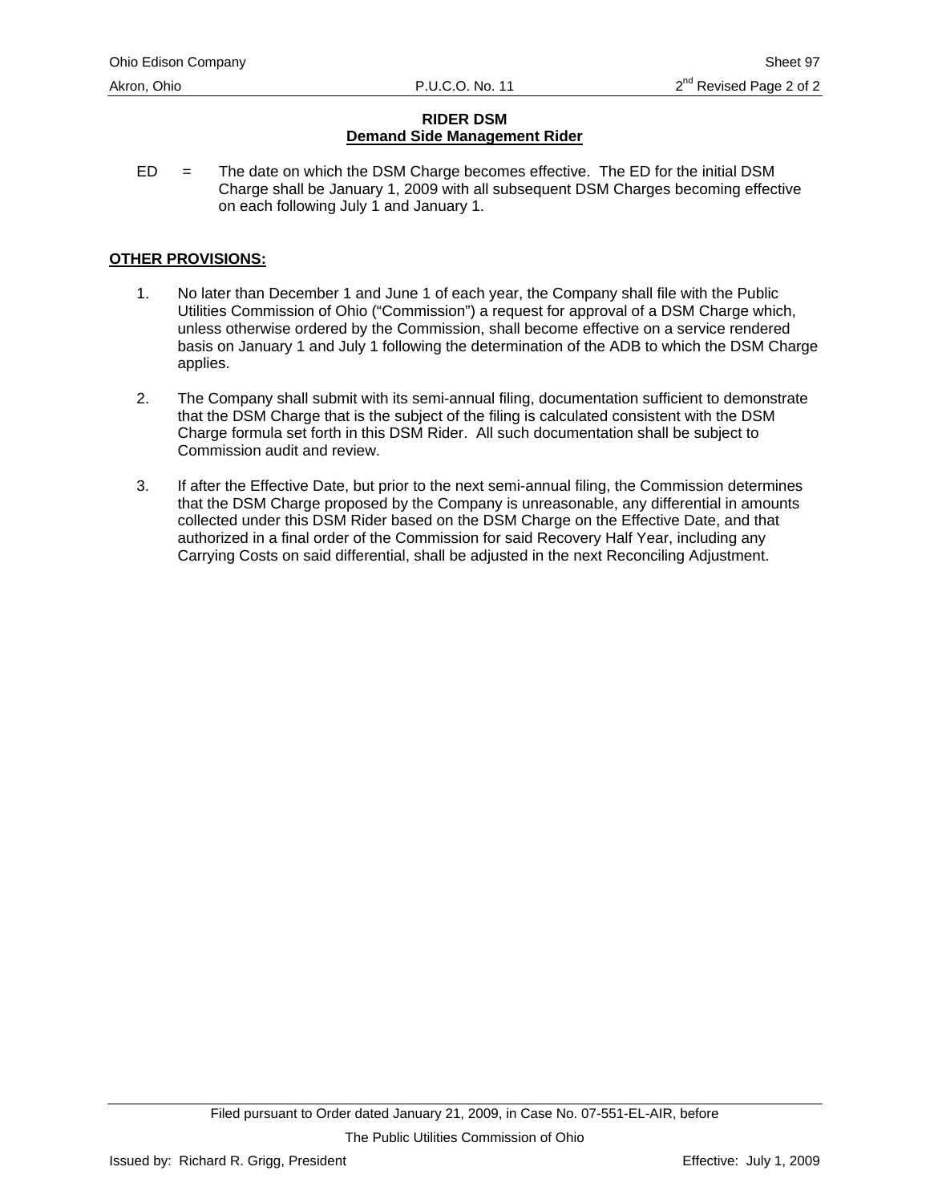**RIDER DSM**
**Demand Side Management Rider**

ED = The date on which the DSM Charge becomes effective. The ED for the initial DSM Charge shall be January 1, 2009 with all subsequent DSM Charges becoming effective on each following July 1 and January 1.

**OTHER PROVISIONS:**

1. No later than December 1 and June 1 of each year, the Company shall file with the Public Utilities Commission of Ohio ("Commission") a request for approval of a DSM Charge which, unless otherwise ordered by the Commission, shall become effective on a service rendered basis on January 1 and July 1 following the determination of the ADB to which the DSM Charge applies.

2. The Company shall submit with its semi-annual filing, documentation sufficient to demonstrate that the DSM Charge that is the subject of the filing is calculated consistent with the DSM Charge formula set forth in this DSM Rider. All such documentation shall be subject to Commission audit and review.

3. If after the Effective Date, but prior to the next semi-annual filing, the Commission determines that the DSM Charge proposed by the Company is unreasonable, any differential in amounts collected under this DSM Rider based on the DSM Charge on the Effective Date, and that authorized in a final order of the Commission for said Recovery Half Year, including any Carrying Costs on said differential, shall be adjusted in the next Reconciling Adjustment.

Filed pursuant to Order dated January 21, 2009, in Case No. 07-551-EL-AIR, before The Public Utilities Commission of Ohio

Issued by: Richard R. Grigg, President

Effective: July 1, 2009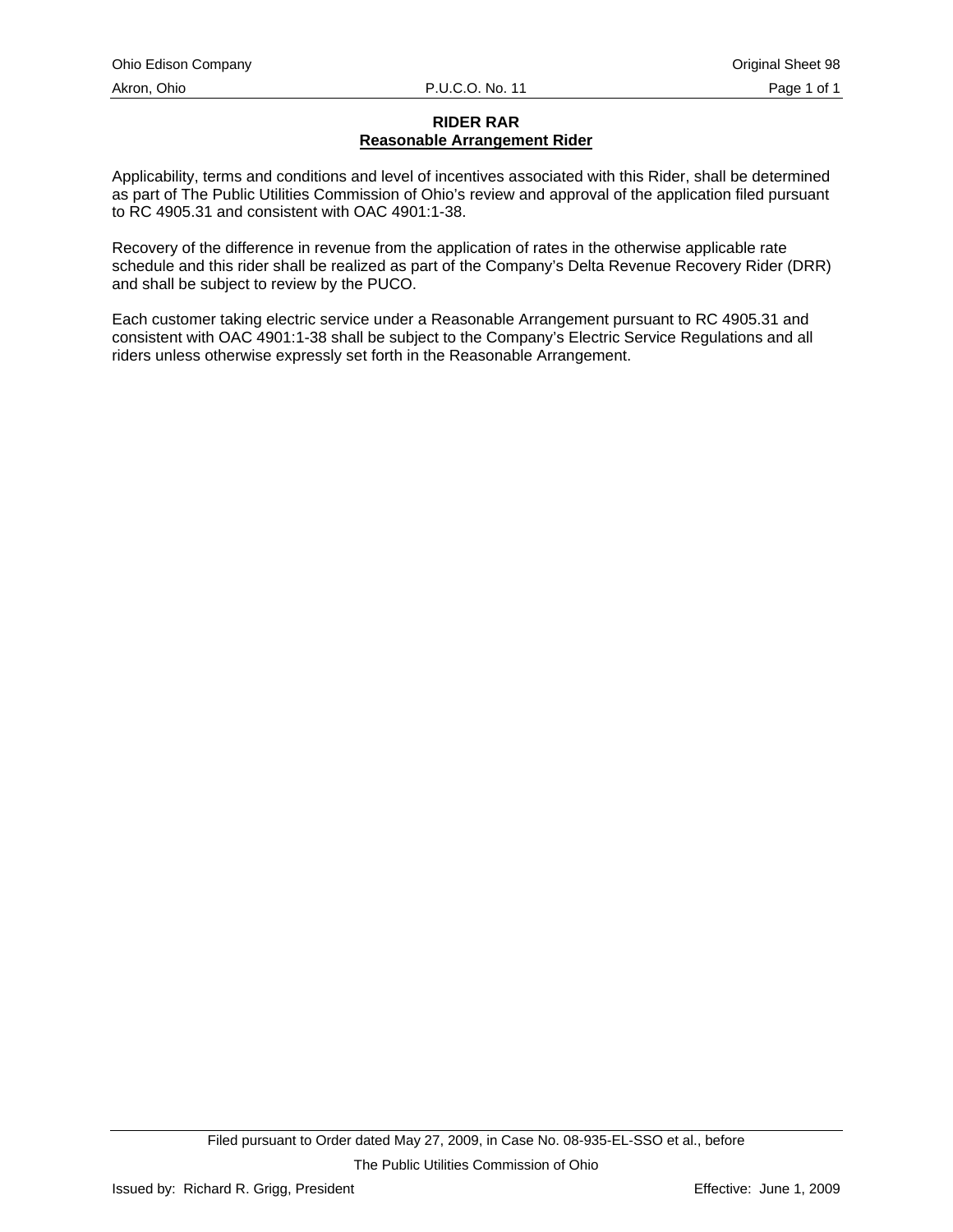# RIDER RAR

## Reasonable Arrangement Rider

Applicability, terms and conditions and level of incentives associated with this Rider, shall be determined as part of The Public Utilities Commission of Ohio's review and approval of the application filed pursuant to RC 4905.31 and consistent with OAC 4901:1-38.

Recovery of the difference in revenue from the application of rates in the otherwise applicable rate schedule and this rider shall be realized as part of the Company's Delta Revenue Recovery Rider (DRR) and shall be subject to review by the PUCO.

Each customer taking electric service under a Reasonable Arrangement pursuant to RC 4905.31 and consistent with OAC 4901:1-38 shall be subject to the Company's Electric Service Regulations and all riders unless otherwise expressly set forth in the Reasonable Arrangement.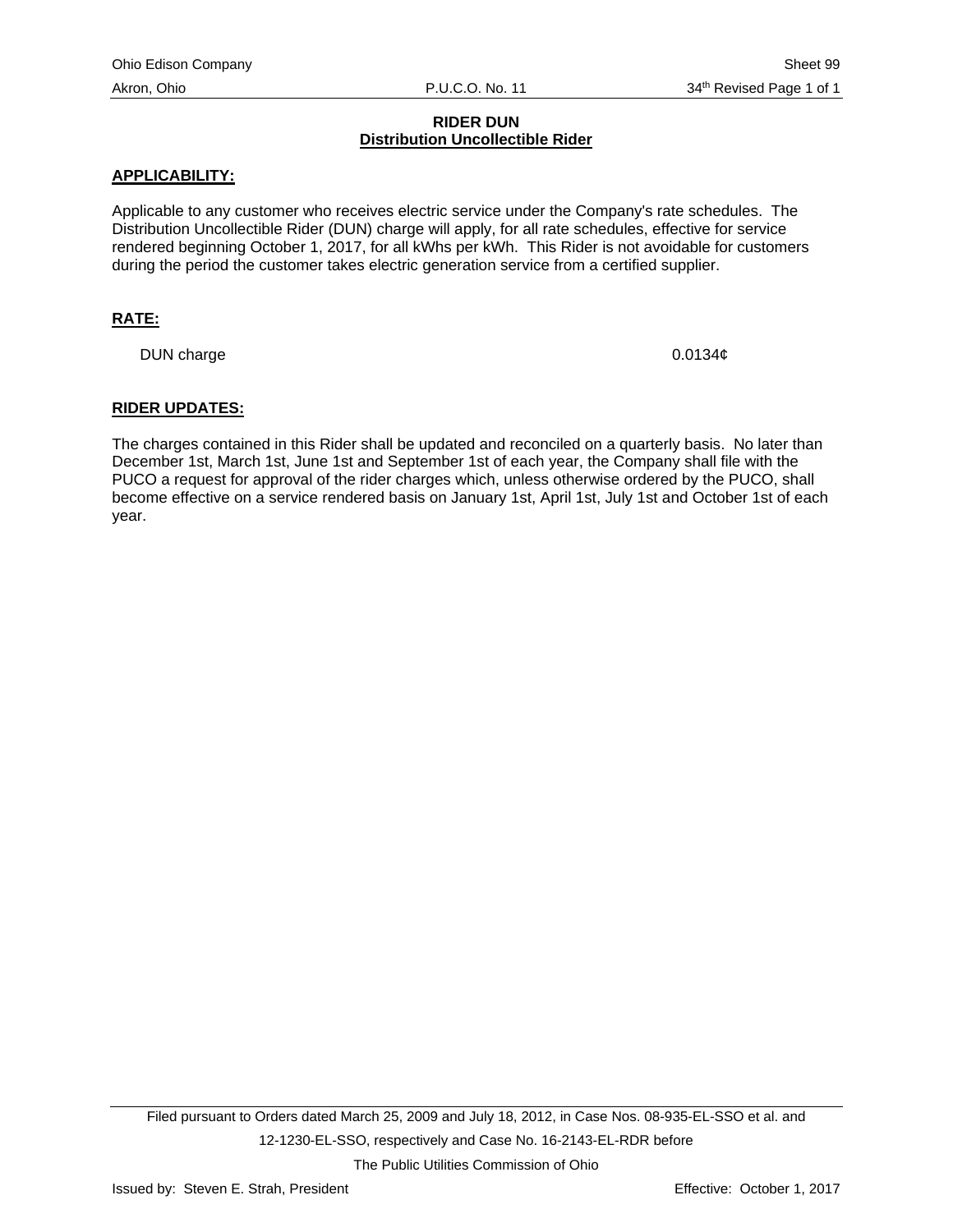**RIDER DUN**
**Distribution Uncollectible Rider**

**APPLICABILITY:**

Applicable to any customer who receives electric service under the Company's rate schedules. The Distribution Uncollectible Rider (DUN) charge will apply, for all rate schedules, effective for service rendered beginning October 1, 2017, for all kWhs per kWh. This Rider is not avoidable for customers during the period the customer takes electric generation service from a certified supplier.

**RATE:**

| | |
|---|---|
| DUN charge | 0.0134¢ |

**RIDER UPDATES:**

The charges contained in this Rider shall be updated and reconciled on a quarterly basis. No later than December 1st, March 1st, June 1st and September 1st of each year, the Company shall file with the PUCO a request for approval of the rider charges which, unless otherwise ordered by the PUCO, shall become effective on a service rendered basis on January 1st, April 1st, July 1st and October 1st of each year.

Filed pursuant to Orders dated March 25, 2009 and July 18, 2012, in Case Nos. 08-935-EL-SSO et al. and 12-1230-EL-SSO, respectively and Case No. 16-2143-EL-RDR before The Public Utilities Commission of Ohio

Issued by: Steven E. Strah, President

Effective: October 1, 2017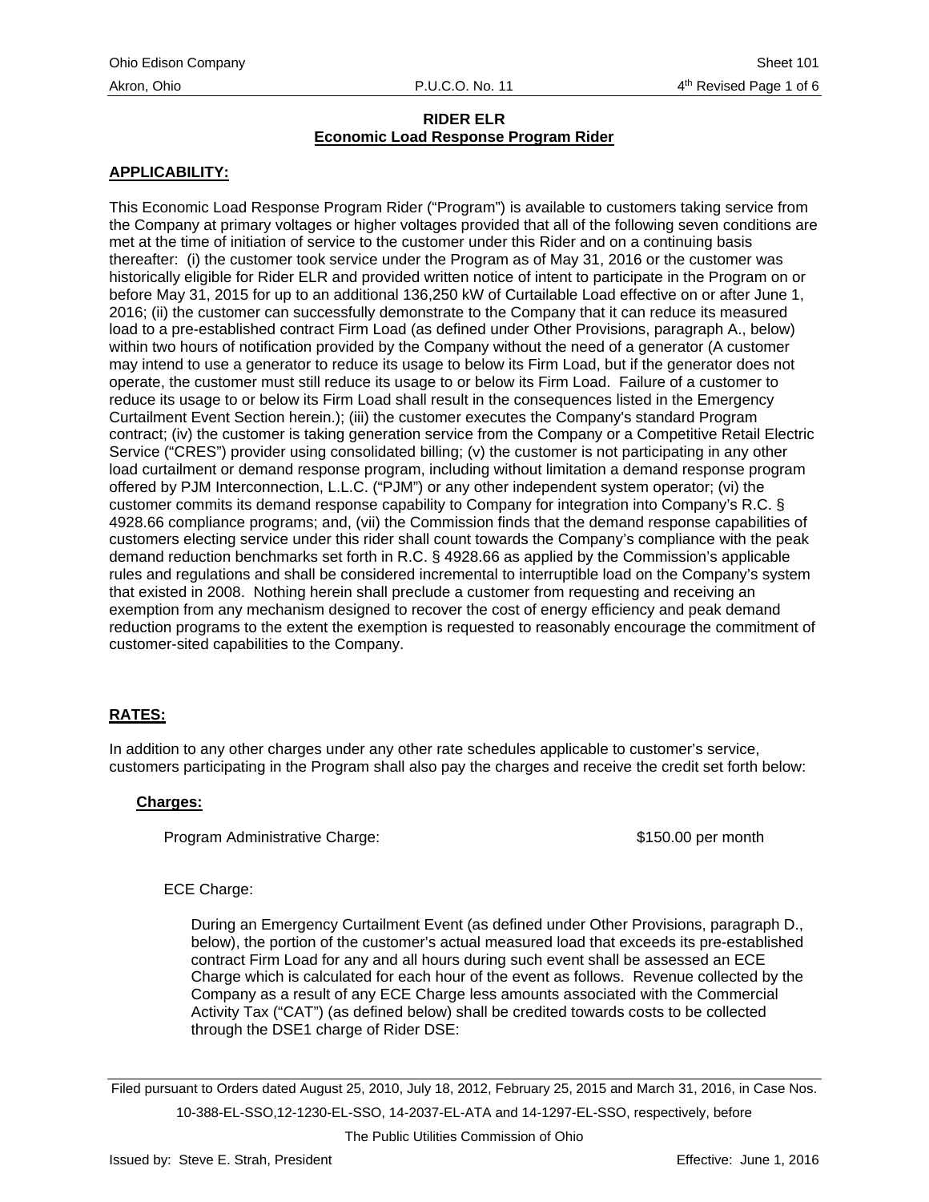# RIDER ELR

## Economic Load Response Program Rider

### APPLICABILITY:

This Economic Load Response Program Rider ("Program") is available to customers taking service from the Company at primary voltages or higher voltages provided that all of the following seven conditions are met at the time of initiation of service to the customer under this Rider and on a continuing basis thereafter: (i) the customer took service under the Program as of May 31, 2016 or the customer was historically eligible for Rider ELR and provided written notice of intent to participate in the Program on or before May 31, 2015 for up to an additional 136,250 kW of Curtailable Load effective on or after June 1, 2016; (ii) the customer can successfully demonstrate to the Company that it can reduce its measured load to a pre-established contract Firm Load (as defined under Other Provisions, paragraph A., below) within two hours of notification provided by the Company without the need of a generator (A customer may intend to use a generator to reduce its usage to below its Firm Load, but if the generator does not operate, the customer must still reduce its usage to or below its Firm Load. Failure of a customer to reduce its usage to or below its Firm Load shall result in the consequences listed in the Emergency Curtailment Event Section herein.); (iii) the customer executes the Company's standard Program contract; (iv) the customer is taking generation service from the Company or a Competitive Retail Electric Service ("CRES") provider using consolidated billing; (v) the customer is not participating in any other load curtailment or demand response program, including without limitation a demand response program offered by PJM Interconnection, L.L.C. ("PJM") or any other independent system operator; (vi) the customer commits its demand response capability to Company for integration into Company's R.C. § 4928.66 compliance programs; and, (vii) the Commission finds that the demand response capabilities of customers electing service under this rider shall count towards the Company's compliance with the peak demand reduction benchmarks set forth in R.C. § 4928.66 as applied by the Commission's applicable rules and regulations and shall be considered incremental to interruptible load on the Company's system that existed in 2008. Nothing herein shall preclude a customer from requesting and receiving an exemption from any mechanism designed to recover the cost of energy efficiency and peak demand reduction programs to the extent the exemption is requested to reasonably encourage the commitment of customer-sited capabilities to the Company.

### RATES:

In addition to any other charges under any other rate schedules applicable to customer's service, customers participating in the Program shall also pay the charges and receive the credit set forth below:

#### Charges:

Program Administrative Charge: $150.00 per month

ECE Charge:

During an Emergency Curtailment Event (as defined under Other Provisions, paragraph D., below), the portion of the customer's actual measured load that exceeds its pre-established contract Firm Load for any and all hours during such event shall be assessed an ECE Charge which is calculated for each hour of the event as follows. Revenue collected by the Company as a result of any ECE Charge less amounts associated with the Commercial Activity Tax ("CAT") (as defined below) shall be credited towards costs to be collected through the DSE1 charge of Rider DSE:

Filed pursuant to Orders dated August 25, 2010, July 18, 2012, February 25, 2015 and March 31, 2016, in Case Nos. 10-388-EL-SSO,12-1230-EL-SSO, 14-2037-EL-ATA and 14-1297-EL-SSO, respectively, before The Public Utilities Commission of Ohio

Issued by: Steve E. Strah, President — Effective: June 1, 2016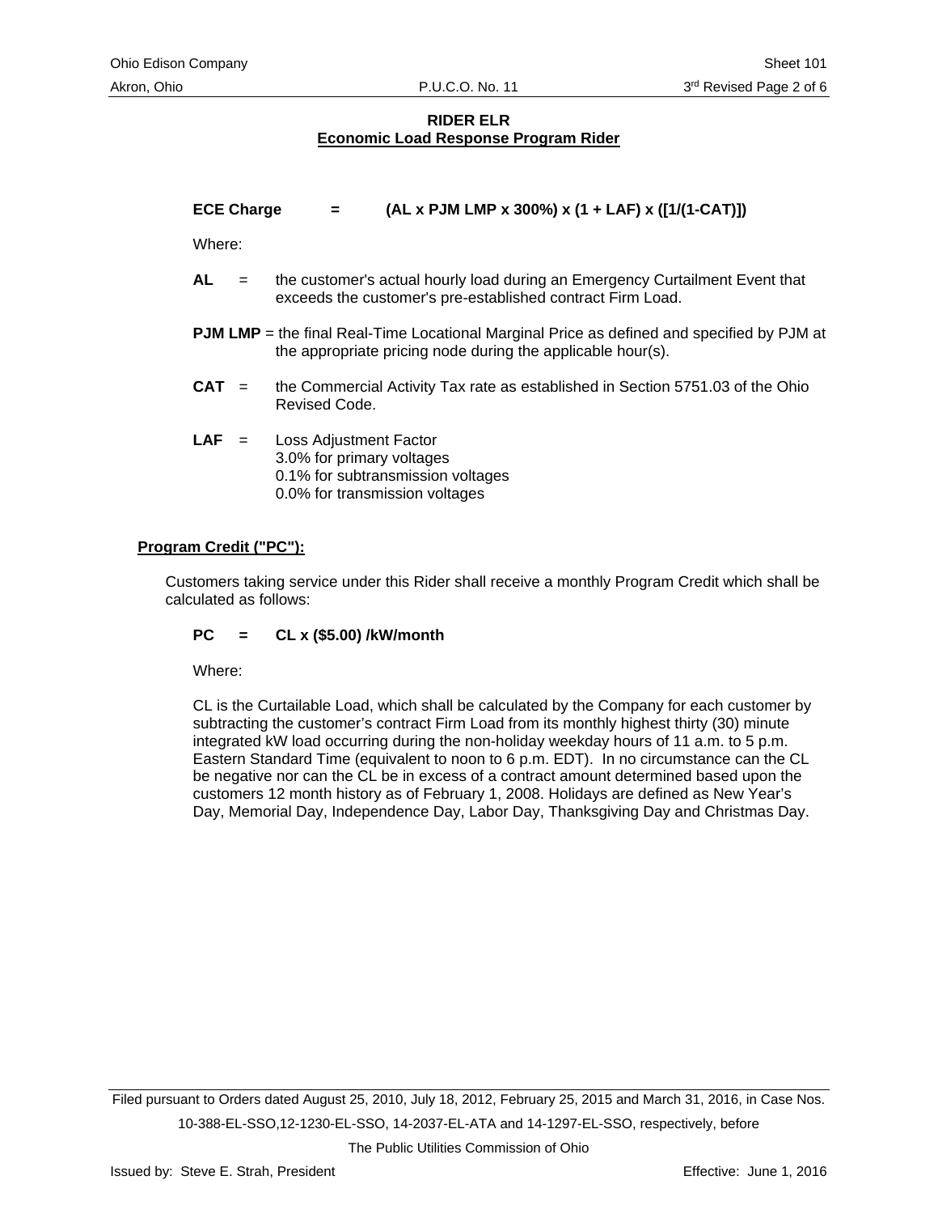**RIDER ELR**
**Economic Load Response Program Rider**

**ECE Charge = (AL x PJM LMP x 300%) x (1 + LAF) x ([1/(1-CAT)])**

Where:

**AL** = the customer's actual hourly load during an Emergency Curtailment Event that exceeds the customer's pre-established contract Firm Load.

**PJM LMP** = the final Real-Time Locational Marginal Price as defined and specified by PJM at the appropriate pricing node during the applicable hour(s).

**CAT** = the Commercial Activity Tax rate as established in Section 5751.03 of the Ohio Revised Code.

**LAF** = Loss Adjustment Factor
3.0% for primary voltages
0.1% for subtransmission voltages
0.0% for transmission voltages

**Program Credit ("PC"):**

Customers taking service under this Rider shall receive a monthly Program Credit which shall be calculated as follows:

**PC = CL x ($5.00) /kW/month**

Where:

CL is the Curtailable Load, which shall be calculated by the Company for each customer by subtracting the customer's contract Firm Load from its monthly highest thirty (30) minute integrated kW load occurring during the non-holiday weekday hours of 11 a.m. to 5 p.m. Eastern Standard Time (equivalent to noon to 6 p.m. EDT). In no circumstance can the CL be negative nor can the CL be in excess of a contract amount determined based upon the customers 12 month history as of February 1, 2008. Holidays are defined as New Year's Day, Memorial Day, Independence Day, Labor Day, Thanksgiving Day and Christmas Day.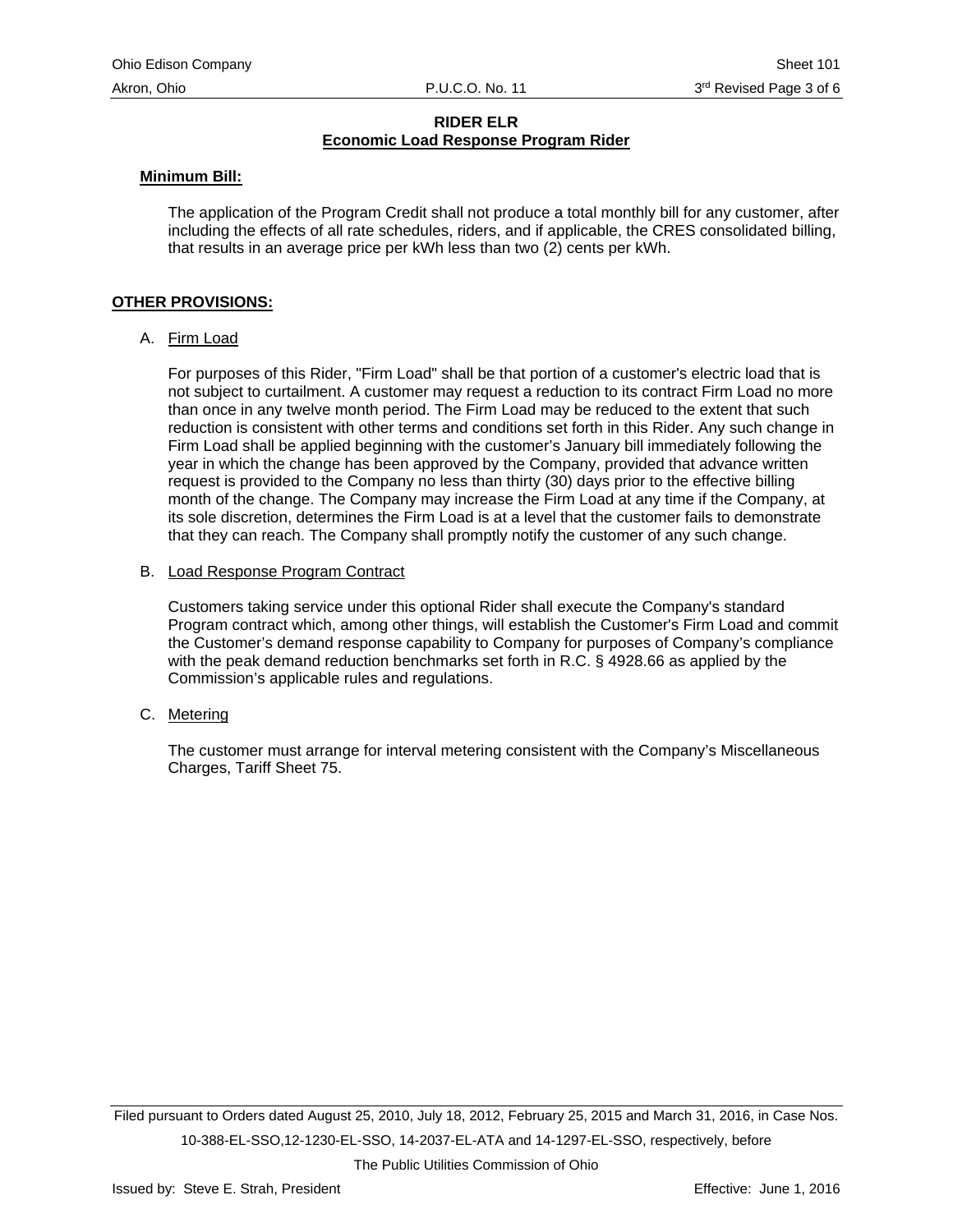**RIDER ELR**
**Economic Load Response Program Rider**

**Minimum Bill:**

The application of the Program Credit shall not produce a total monthly bill for any customer, after including the effects of all rate schedules, riders, and if applicable, the CRES consolidated billing, that results in an average price per kWh less than two (2) cents per kWh.

**OTHER PROVISIONS:**

A. Firm Load

For purposes of this Rider, "Firm Load" shall be that portion of a customer's electric load that is not subject to curtailment. A customer may request a reduction to its contract Firm Load no more than once in any twelve month period. The Firm Load may be reduced to the extent that such reduction is consistent with other terms and conditions set forth in this Rider. Any such change in Firm Load shall be applied beginning with the customer's January bill immediately following the year in which the change has been approved by the Company, provided that advance written request is provided to the Company no less than thirty (30) days prior to the effective billing month of the change. The Company may increase the Firm Load at any time if the Company, at its sole discretion, determines the Firm Load is at a level that the customer fails to demonstrate that they can reach. The Company shall promptly notify the customer of any such change.

B. Load Response Program Contract

Customers taking service under this optional Rider shall execute the Company's standard Program contract which, among other things, will establish the Customer's Firm Load and commit the Customer's demand response capability to Company for purposes of Company's compliance with the peak demand reduction benchmarks set forth in R.C. § 4928.66 as applied by the Commission's applicable rules and regulations.

C. Metering

The customer must arrange for interval metering consistent with the Company's Miscellaneous Charges, Tariff Sheet 75.

Filed pursuant to Orders dated August 25, 2010, July 18, 2012, February 25, 2015 and March 31, 2016, in Case Nos. 10-388-EL-SSO,12-1230-EL-SSO, 14-2037-EL-ATA and 14-1297-EL-SSO, respectively, before The Public Utilities Commission of Ohio

Issued by: Steve E. Strah, President

Effective: June 1, 2016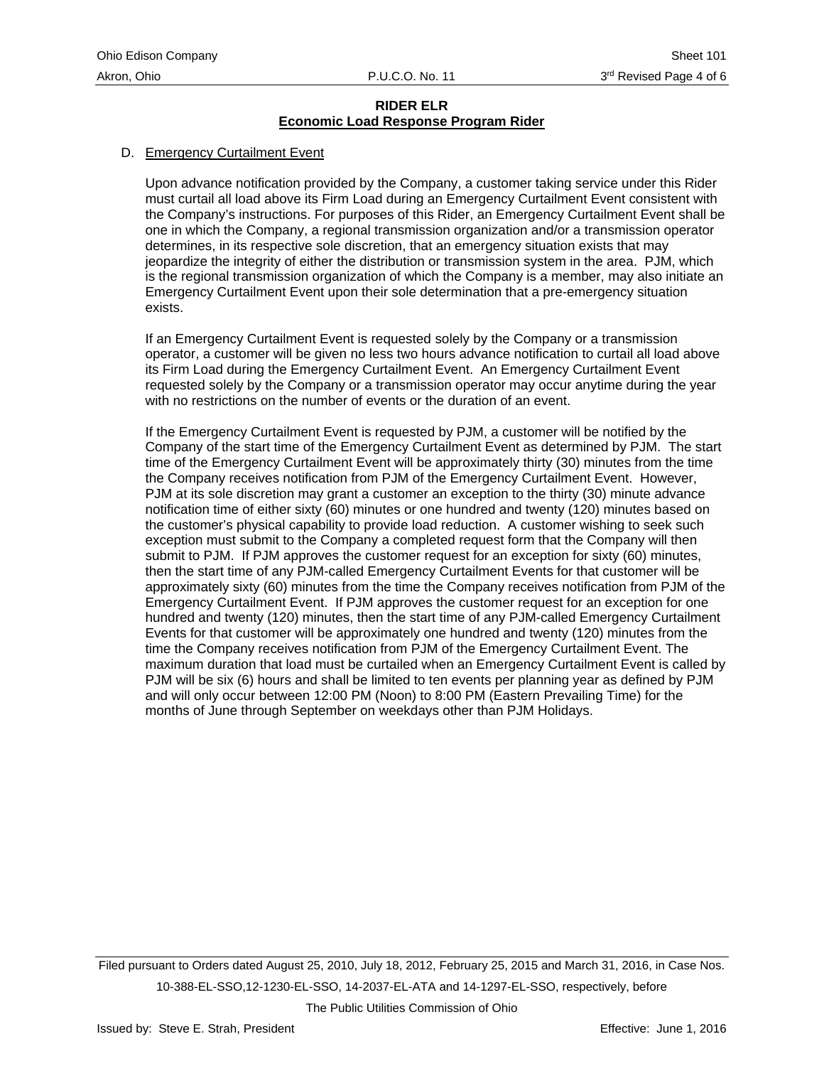**RIDER ELR**
**Economic Load Response Program Rider**

D. Emergency Curtailment Event

Upon advance notification provided by the Company, a customer taking service under this Rider must curtail all load above its Firm Load during an Emergency Curtailment Event consistent with the Company's instructions. For purposes of this Rider, an Emergency Curtailment Event shall be one in which the Company, a regional transmission organization and/or a transmission operator determines, in its respective sole discretion, that an emergency situation exists that may jeopardize the integrity of either the distribution or transmission system in the area. PJM, which is the regional transmission organization of which the Company is a member, may also initiate an Emergency Curtailment Event upon their sole determination that a pre-emergency situation exists.

If an Emergency Curtailment Event is requested solely by the Company or a transmission operator, a customer will be given no less two hours advance notification to curtail all load above its Firm Load during the Emergency Curtailment Event. An Emergency Curtailment Event requested solely by the Company or a transmission operator may occur anytime during the year with no restrictions on the number of events or the duration of an event.

If the Emergency Curtailment Event is requested by PJM, a customer will be notified by the Company of the start time of the Emergency Curtailment Event as determined by PJM. The start time of the Emergency Curtailment Event will be approximately thirty (30) minutes from the time the Company receives notification from PJM of the Emergency Curtailment Event. However, PJM at its sole discretion may grant a customer an exception to the thirty (30) minute advance notification time of either sixty (60) minutes or one hundred and twenty (120) minutes based on the customer's physical capability to provide load reduction. A customer wishing to seek such exception must submit to the Company a completed request form that the Company will then submit to PJM. If PJM approves the customer request for an exception for sixty (60) minutes, then the start time of any PJM-called Emergency Curtailment Events for that customer will be approximately sixty (60) minutes from the time the Company receives notification from PJM of the Emergency Curtailment Event. If PJM approves the customer request for an exception for one hundred and twenty (120) minutes, then the start time of any PJM-called Emergency Curtailment Events for that customer will be approximately one hundred and twenty (120) minutes from the time the Company receives notification from PJM of the Emergency Curtailment Event. The maximum duration that load must be curtailed when an Emergency Curtailment Event is called by PJM will be six (6) hours and shall be limited to ten events per planning year as defined by PJM and will only occur between 12:00 PM (Noon) to 8:00 PM (Eastern Prevailing Time) for the months of June through September on weekdays other than PJM Holidays.

Filed pursuant to Orders dated August 25, 2010, July 18, 2012, February 25, 2015 and March 31, 2016, in Case Nos. 10-388-EL-SSO,12-1230-EL-SSO, 14-2037-EL-ATA and 14-1297-EL-SSO, respectively, before The Public Utilities Commission of Ohio

Issued by: Steve E. Strah, President

Effective: June 1, 2016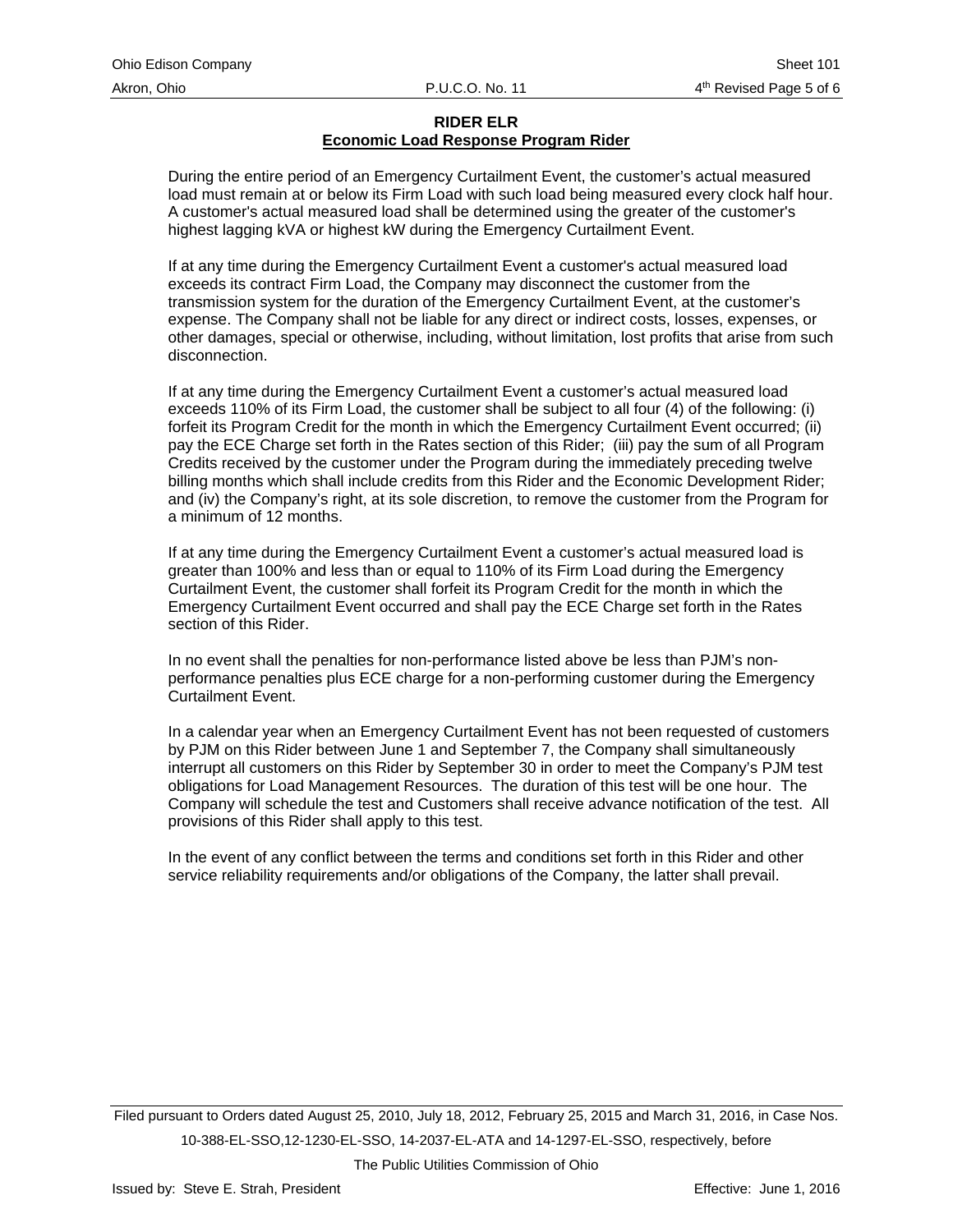**RIDER ELR**
**Economic Load Response Program Rider**

During the entire period of an Emergency Curtailment Event, the customer's actual measured load must remain at or below its Firm Load with such load being measured every clock half hour. A customer's actual measured load shall be determined using the greater of the customer's highest lagging kVA or highest kW during the Emergency Curtailment Event.

If at any time during the Emergency Curtailment Event a customer's actual measured load exceeds its contract Firm Load, the Company may disconnect the customer from the transmission system for the duration of the Emergency Curtailment Event, at the customer's expense. The Company shall not be liable for any direct or indirect costs, losses, expenses, or other damages, special or otherwise, including, without limitation, lost profits that arise from such disconnection.

If at any time during the Emergency Curtailment Event a customer's actual measured load exceeds 110% of its Firm Load, the customer shall be subject to all four (4) of the following: (i) forfeit its Program Credit for the month in which the Emergency Curtailment Event occurred; (ii) pay the ECE Charge set forth in the Rates section of this Rider; (iii) pay the sum of all Program Credits received by the customer under the Program during the immediately preceding twelve billing months which shall include credits from this Rider and the Economic Development Rider; and (iv) the Company's right, at its sole discretion, to remove the customer from the Program for a minimum of 12 months.

If at any time during the Emergency Curtailment Event a customer's actual measured load is greater than 100% and less than or equal to 110% of its Firm Load during the Emergency Curtailment Event, the customer shall forfeit its Program Credit for the month in which the Emergency Curtailment Event occurred and shall pay the ECE Charge set forth in the Rates section of this Rider.

In no event shall the penalties for non-performance listed above be less than PJM's non-performance penalties plus ECE charge for a non-performing customer during the Emergency Curtailment Event.

In a calendar year when an Emergency Curtailment Event has not been requested of customers by PJM on this Rider between June 1 and September 7, the Company shall simultaneously interrupt all customers on this Rider by September 30 in order to meet the Company's PJM test obligations for Load Management Resources. The duration of this test will be one hour. The Company will schedule the test and Customers shall receive advance notification of the test. All provisions of this Rider shall apply to this test.

In the event of any conflict between the terms and conditions set forth in this Rider and other service reliability requirements and/or obligations of the Company, the latter shall prevail.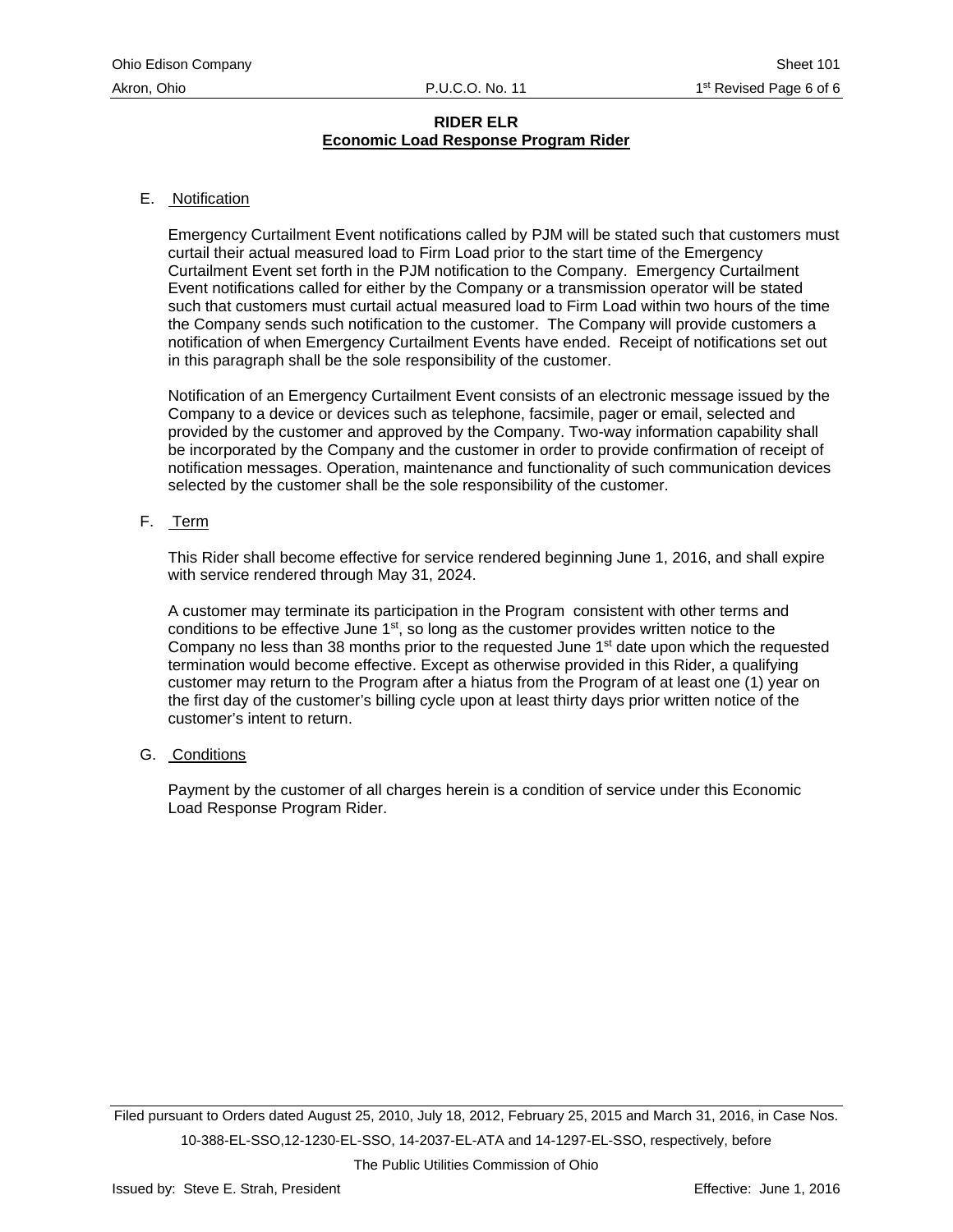**RIDER ELR**
**Economic Load Response Program Rider**

E. Notification

Emergency Curtailment Event notifications called by PJM will be stated such that customers must curtail their actual measured load to Firm Load prior to the start time of the Emergency Curtailment Event set forth in the PJM notification to the Company. Emergency Curtailment Event notifications called for either by the Company or a transmission operator will be stated such that customers must curtail actual measured load to Firm Load within two hours of the time the Company sends such notification to the customer. The Company will provide customers a notification of when Emergency Curtailment Events have ended. Receipt of notifications set out in this paragraph shall be the sole responsibility of the customer.

Notification of an Emergency Curtailment Event consists of an electronic message issued by the Company to a device or devices such as telephone, facsimile, pager or email, selected and provided by the customer and approved by the Company. Two-way information capability shall be incorporated by the Company and the customer in order to provide confirmation of receipt of notification messages. Operation, maintenance and functionality of such communication devices selected by the customer shall be the sole responsibility of the customer.

F. Term

This Rider shall become effective for service rendered beginning June 1, 2016, and shall expire with service rendered through May 31, 2024.

A customer may terminate its participation in the Program consistent with other terms and conditions to be effective June 1st, so long as the customer provides written notice to the Company no less than 38 months prior to the requested June 1st date upon which the requested termination would become effective. Except as otherwise provided in this Rider, a qualifying customer may return to the Program after a hiatus from the Program of at least one (1) year on the first day of the customer's billing cycle upon at least thirty days prior written notice of the customer's intent to return.

G. Conditions

Payment by the customer of all charges herein is a condition of service under this Economic Load Response Program Rider.

Filed pursuant to Orders dated August 25, 2010, July 18, 2012, February 25, 2015 and March 31, 2016, in Case Nos. 10-388-EL-SSO,12-1230-EL-SSO, 14-2037-EL-ATA and 14-1297-EL-SSO, respectively, before The Public Utilities Commission of Ohio

Issued by: Steve E. Strah, President　　Effective: June 1, 2016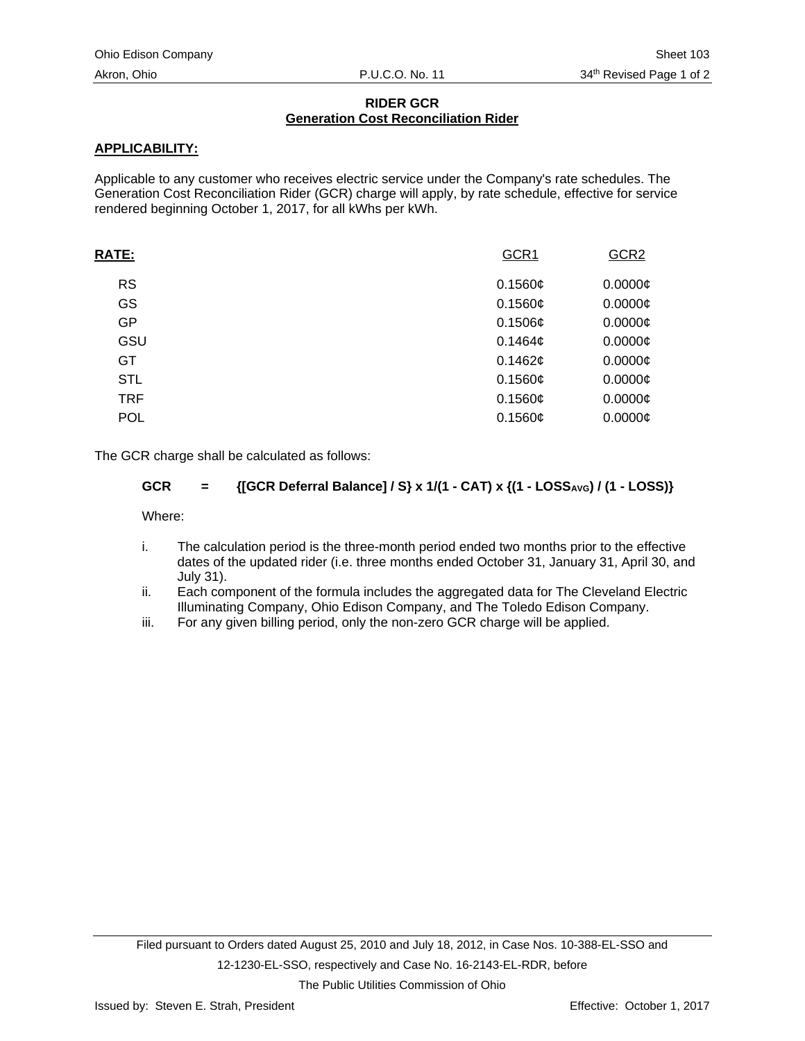## RIDER GCR
## Generation Cost Reconciliation Rider

**APPLICABILITY:**

Applicable to any customer who receives electric service under the Company's rate schedules. The Generation Cost Reconciliation Rider (GCR) charge will apply, by rate schedule, effective for service rendered beginning October 1, 2017, for all kWhs per kWh.

| **RATE:** | GCR1 | GCR2 |
|---|---|---|
| RS | 0.1560¢ | 0.0000¢ |
| GS | 0.1560¢ | 0.0000¢ |
| GP | 0.1506¢ | 0.0000¢ |
| GSU | 0.1464¢ | 0.0000¢ |
| GT | 0.1462¢ | 0.0000¢ |
| STL | 0.1560¢ | 0.0000¢ |
| TRF | 0.1560¢ | 0.0000¢ |
| POL | 0.1560¢ | 0.0000¢ |

The GCR charge shall be calculated as follows:

$$\textbf{GCR} = \{[\text{GCR Deferral Balance}] / S\} \times 1/(1 - CAT) \times \{(1 - LOSS_{AVG}) / (1 - LOSS)\}$$

Where:

i. The calculation period is the three-month period ended two months prior to the effective dates of the updated rider (i.e. three months ended October 31, January 31, April 30, and July 31).

ii. Each component of the formula includes the aggregated data for The Cleveland Electric Illuminating Company, Ohio Edison Company, and The Toledo Edison Company.

iii. For any given billing period, only the non-zero GCR charge will be applied.

Filed pursuant to Orders dated August 25, 2010 and July 18, 2012, in Case Nos. 10-388-EL-SSO and 12-1230-EL-SSO, respectively and Case No. 16-2143-EL-RDR, before The Public Utilities Commission of Ohio

Issued by: Steven E. Strah, President

Effective: October 1, 2017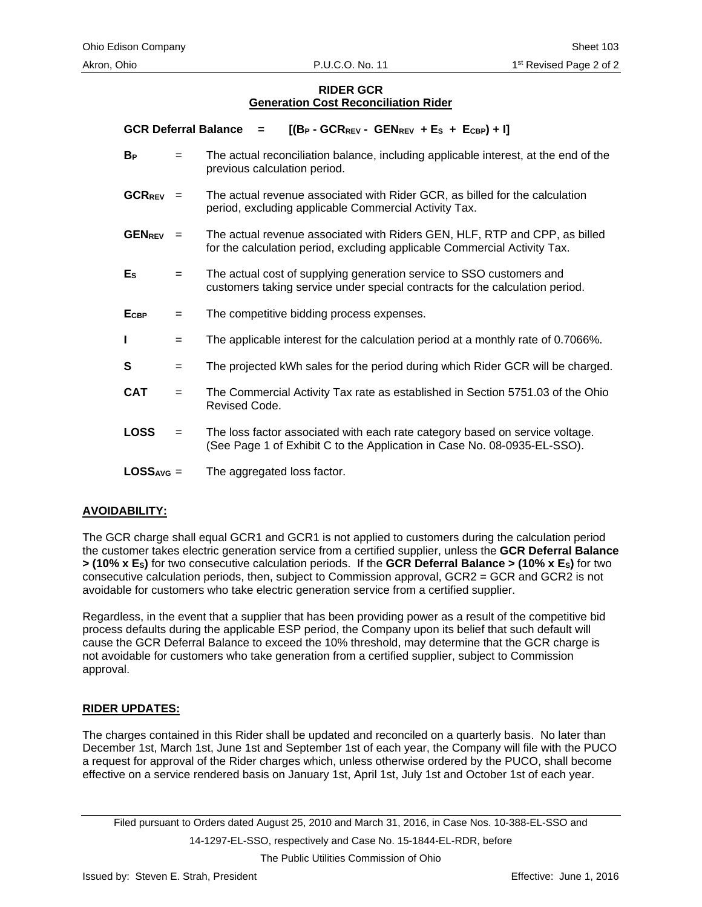## RIDER GCR
## Generation Cost Reconciliation Rider

**GCR Deferral Balance** $= [(B_P - GCR_{REV} - GEN_{REV} + E_S + E_{CBP}) + I]$

| | | |
|---|---|---|
| $B_P$ | = | The actual reconciliation balance, including applicable interest, at the end of the previous calculation period. |
| $GCR_{REV}$ | = | The actual revenue associated with Rider GCR, as billed for the calculation period, excluding applicable Commercial Activity Tax. |
| $GEN_{REV}$ | = | The actual revenue associated with Riders GEN, HLF, RTP and CPP, as billed for the calculation period, excluding applicable Commercial Activity Tax. |
| $E_S$ | = | The actual cost of supplying generation service to SSO customers and customers taking service under special contracts for the calculation period. |
| $E_{CBP}$ | = | The competitive bidding process expenses. |
| **I** | = | The applicable interest for the calculation period at a monthly rate of 0.7066%. |
| **S** | = | The projected kWh sales for the period during which Rider GCR will be charged. |
| **CAT** | = | The Commercial Activity Tax rate as established in Section 5751.03 of the Ohio Revised Code. |
| **LOSS** | = | The loss factor associated with each rate category based on service voltage. (See Page 1 of Exhibit C to the Application in Case No. 08-0935-EL-SSO). |
| $LOSS_{AVG}$ | = | The aggregated loss factor. |

### AVOIDABILITY:

The GCR charge shall equal GCR1 and GCR1 is not applied to customers during the calculation period the customer takes electric generation service from a certified supplier, unless the **GCR Deferral Balance** $> (10\% \times E_S)$ for two consecutive calculation periods. If the **GCR Deferral Balance** $> (10\% \times E_S)$ for two consecutive calculation periods, then, subject to Commission approval, GCR2 = GCR and GCR2 is not avoidable for customers who take electric generation service from a certified supplier.

Regardless, in the event that a supplier that has been providing power as a result of the competitive bid process defaults during the applicable ESP period, the Company upon its belief that such default will cause the GCR Deferral Balance to exceed the 10% threshold, may determine that the GCR charge is not avoidable for customers who take generation from a certified supplier, subject to Commission approval.

### RIDER UPDATES:

The charges contained in this Rider shall be updated and reconciled on a quarterly basis. No later than December 1st, March 1st, June 1st and September 1st of each year, the Company will file with the PUCO a request for approval of the Rider charges which, unless otherwise ordered by the PUCO, shall become effective on a service rendered basis on January 1st, April 1st, July 1st and October 1st of each year.

Filed pursuant to Orders dated August 25, 2010 and March 31, 2016, in Case Nos. 10-388-EL-SSO and 14-1297-EL-SSO, respectively and Case No. 15-1844-EL-RDR, before The Public Utilities Commission of Ohio

Issued by: Steven E. Strah, President — Effective: June 1, 2016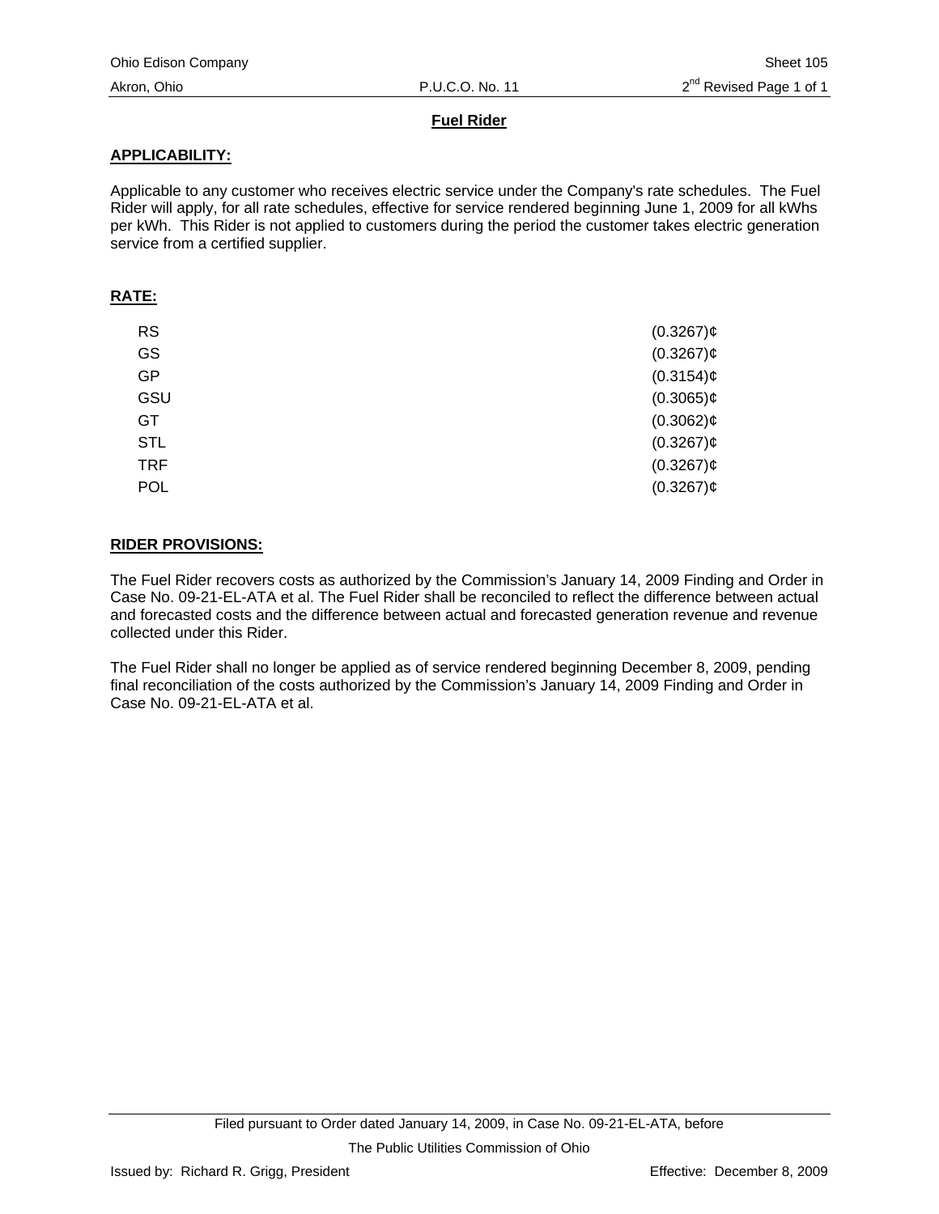Ohio Edison Company Sheet 105
Akron, Ohio P.U.C.O. No. 11 2nd Revised Page 1 of 1

## Fuel Rider

### APPLICABILITY:

Applicable to any customer who receives electric service under the Company's rate schedules. The Fuel Rider will apply, for all rate schedules, effective for service rendered beginning June 1, 2009 for all kWhs per kWh. This Rider is not applied to customers during the period the customer takes electric generation service from a certified supplier.

### RATE:

| | |
|---|---|
| RS | (0.3267)¢ |
| GS | (0.3267)¢ |
| GP | (0.3154)¢ |
| GSU | (0.3065)¢ |
| GT | (0.3062)¢ |
| STL | (0.3267)¢ |
| TRF | (0.3267)¢ |
| POL | (0.3267)¢ |

### RIDER PROVISIONS:

The Fuel Rider recovers costs as authorized by the Commission's January 14, 2009 Finding and Order in Case No. 09-21-EL-ATA et al. The Fuel Rider shall be reconciled to reflect the difference between actual and forecasted costs and the difference between actual and forecasted generation revenue and revenue collected under this Rider.

The Fuel Rider shall no longer be applied as of service rendered beginning December 8, 2009, pending final reconciliation of the costs authorized by the Commission's January 14, 2009 Finding and Order in Case No. 09-21-EL-ATA et al.

Filed pursuant to Order dated January 14, 2009, in Case No. 09-21-EL-ATA, before
The Public Utilities Commission of Ohio

Issued by: Richard R. Grigg, President Effective: December 8, 2009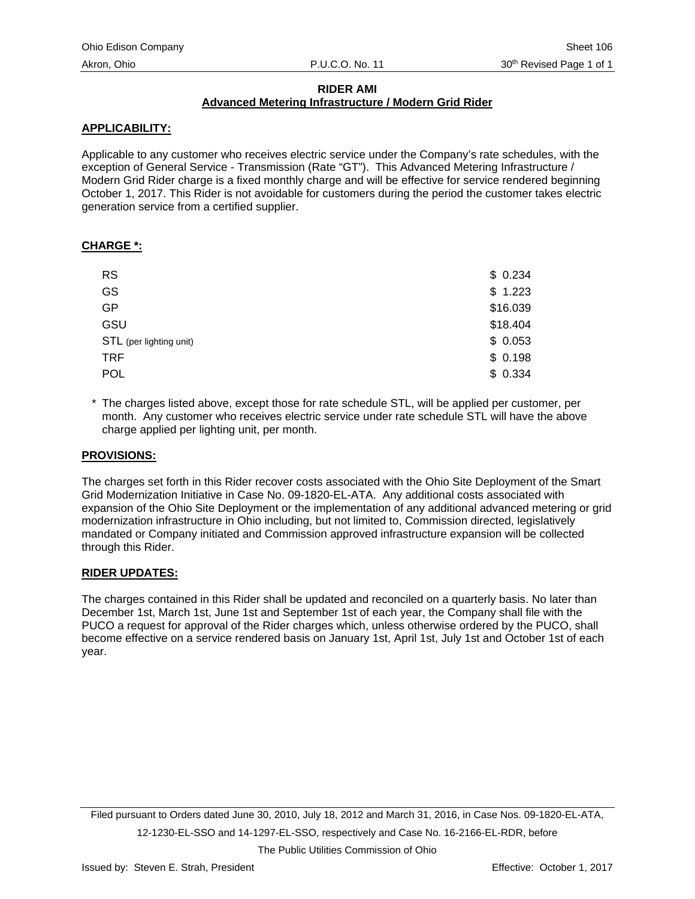# RIDER AMI

## Advanced Metering Infrastructure / Modern Grid Rider

**APPLICABILITY:**

Applicable to any customer who receives electric service under the Company's rate schedules, with the exception of General Service - Transmission (Rate "GT"). This Advanced Metering Infrastructure / Modern Grid Rider charge is a fixed monthly charge and will be effective for service rendered beginning October 1, 2017. This Rider is not avoidable for customers during the period the customer takes electric generation service from a certified supplier.

**CHARGE *:**

| | |
|---|---|
| RS | $ 0.234 |
| GS | $ 1.223 |
| GP | $16.039 |
| GSU | $18.404 |
| STL (per lighting unit) | $ 0.053 |
| TRF | $ 0.198 |
| POL | $ 0.334 |

\* The charges listed above, except those for rate schedule STL, will be applied per customer, per month. Any customer who receives electric service under rate schedule STL will have the above charge applied per lighting unit, per month.

**PROVISIONS:**

The charges set forth in this Rider recover costs associated with the Ohio Site Deployment of the Smart Grid Modernization Initiative in Case No. 09-1820-EL-ATA. Any additional costs associated with expansion of the Ohio Site Deployment or the implementation of any additional advanced metering or grid modernization infrastructure in Ohio including, but not limited to, Commission directed, legislatively mandated or Company initiated and Commission approved infrastructure expansion will be collected through this Rider.

**RIDER UPDATES:**

The charges contained in this Rider shall be updated and reconciled on a quarterly basis. No later than December 1st, March 1st, June 1st and September 1st of each year, the Company shall file with the PUCO a request for approval of the Rider charges which, unless otherwise ordered by the PUCO, shall become effective on a service rendered basis on January 1st, April 1st, July 1st and October 1st of each year.

Filed pursuant to Orders dated June 30, 2010, July 18, 2012 and March 31, 2016, in Case Nos. 09-1820-EL-ATA, 12-1230-EL-SSO and 14-1297-EL-SSO, respectively and Case No. 16-2166-EL-RDR, before The Public Utilities Commission of Ohio

Issued by: Steven E. Strah, President

Effective: October 1, 2017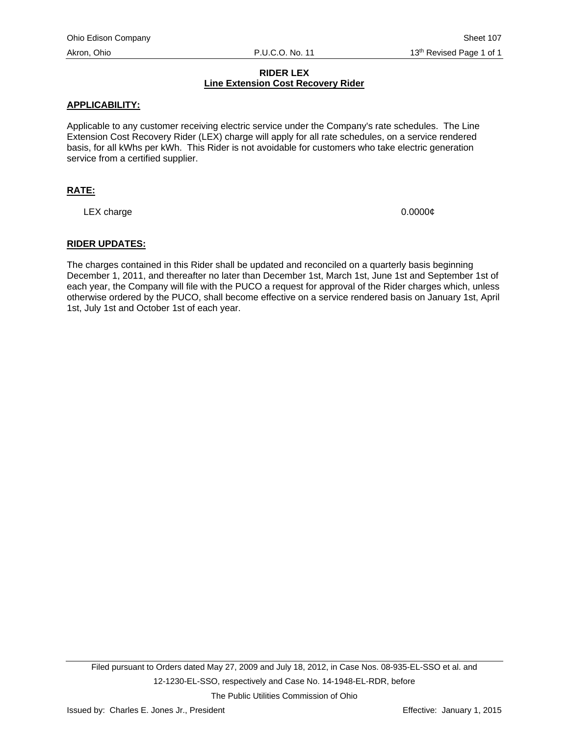# RIDER LEX
## Line Extension Cost Recovery Rider

**APPLICABILITY:**

Applicable to any customer receiving electric service under the Company's rate schedules. The Line Extension Cost Recovery Rider (LEX) charge will apply for all rate schedules, on a service rendered basis, for all kWhs per kWh. This Rider is not avoidable for customers who take electric generation service from a certified supplier.

**RATE:**

LEX charge 0.0000¢

**RIDER UPDATES:**

The charges contained in this Rider shall be updated and reconciled on a quarterly basis beginning December 1, 2011, and thereafter no later than December 1st, March 1st, June 1st and September 1st of each year, the Company will file with the PUCO a request for approval of the Rider charges which, unless otherwise ordered by the PUCO, shall become effective on a service rendered basis on January 1st, April 1st, July 1st and October 1st of each year.

Filed pursuant to Orders dated May 27, 2009 and July 18, 2012, in Case Nos. 08-935-EL-SSO et al. and 12-1230-EL-SSO, respectively and Case No. 14-1948-EL-RDR, before The Public Utilities Commission of Ohio

Issued by: Charles E. Jones Jr., President Effective: January 1, 2015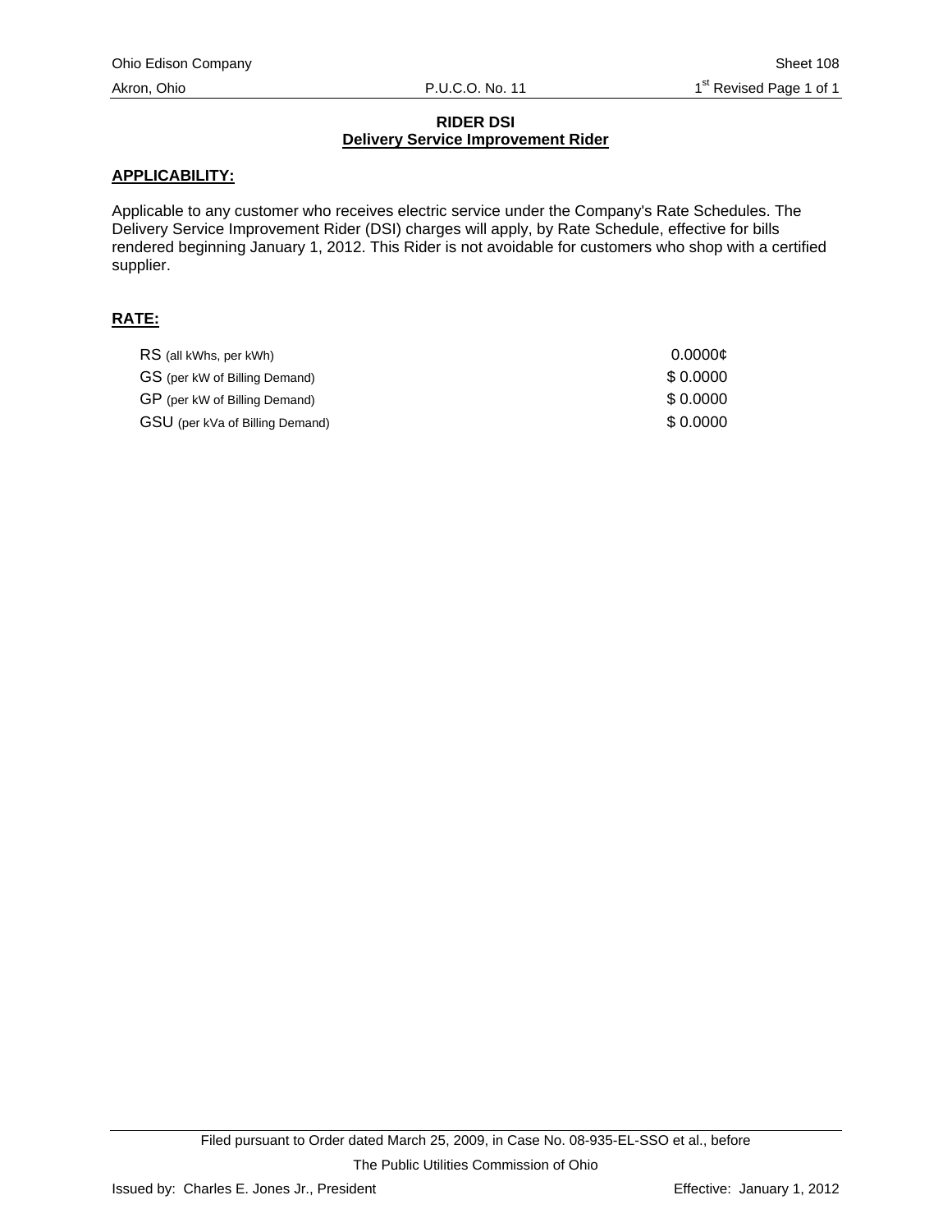# RIDER DSI

## Delivery Service Improvement Rider

### APPLICABILITY:

Applicable to any customer who receives electric service under the Company's Rate Schedules. The Delivery Service Improvement Rider (DSI) charges will apply, by Rate Schedule, effective for bills rendered beginning January 1, 2012. This Rider is not avoidable for customers who shop with a certified supplier.

### RATE:

| | |
|---|---|
| RS (all kWhs, per kWh) | 0.0000¢ |
| GS (per kW of Billing Demand) | $ 0.0000 |
| GP (per kW of Billing Demand) | $ 0.0000 |
| GSU (per kVa of Billing Demand) | $ 0.0000 |

Filed pursuant to Order dated March 25, 2009, in Case No. 08-935-EL-SSO et al., before The Public Utilities Commission of Ohio

Issued by: Charles E. Jones Jr., President

Effective: January 1, 2012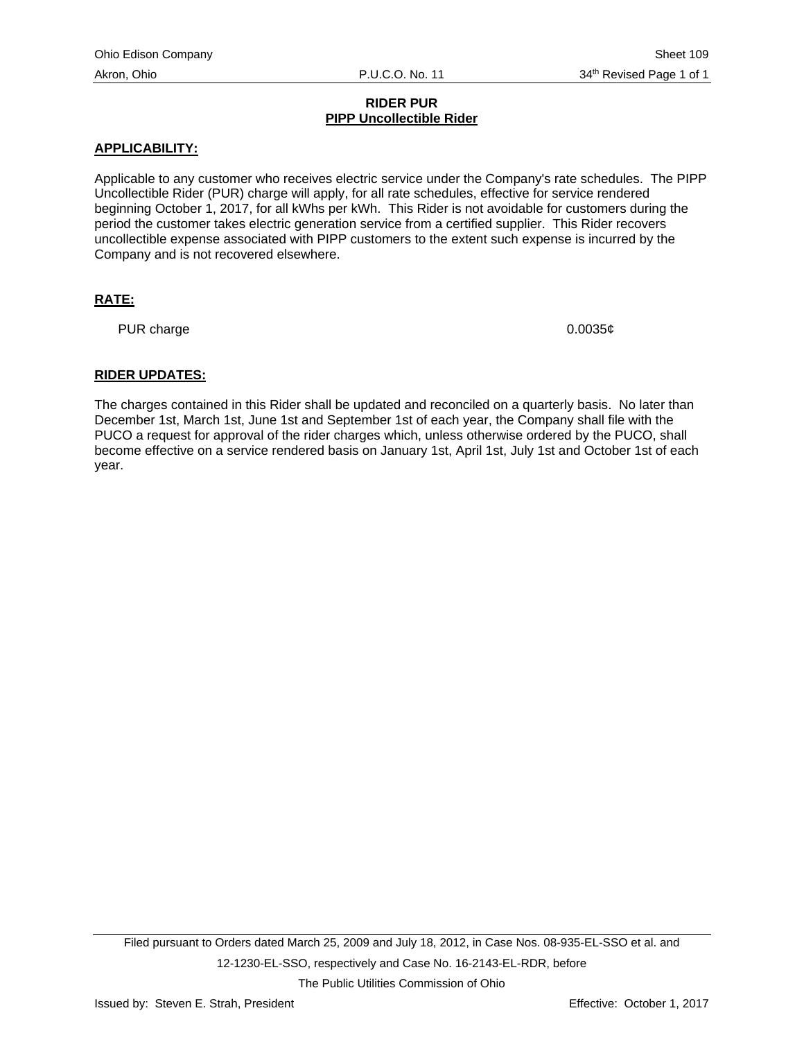Ohio Edison Company | Sheet 109
Akron, Ohio | P.U.C.O. No. 11 | 34th Revised Page 1 of 1

**RIDER PUR**
**PIPP Uncollectible Rider**

**APPLICABILITY:**

Applicable to any customer who receives electric service under the Company's rate schedules. The PIPP Uncollectible Rider (PUR) charge will apply, for all rate schedules, effective for service rendered beginning October 1, 2017, for all kWhs per kWh. This Rider is not avoidable for customers during the period the customer takes electric generation service from a certified supplier. This Rider recovers uncollectible expense associated with PIPP customers to the extent such expense is incurred by the Company and is not recovered elsewhere.

**RATE:**

| | |
|---|---|
| PUR charge | 0.0035¢ |

**RIDER UPDATES:**

The charges contained in this Rider shall be updated and reconciled on a quarterly basis. No later than December 1st, March 1st, June 1st and September 1st of each year, the Company shall file with the PUCO a request for approval of the rider charges which, unless otherwise ordered by the PUCO, shall become effective on a service rendered basis on January 1st, April 1st, July 1st and October 1st of each year.

Filed pursuant to Orders dated March 25, 2009 and July 18, 2012, in Case Nos. 08-935-EL-SSO et al. and 12-1230-EL-SSO, respectively and Case No. 16-2143-EL-RDR, before The Public Utilities Commission of Ohio

Issued by: Steven E. Strah, President | Effective: October 1, 2017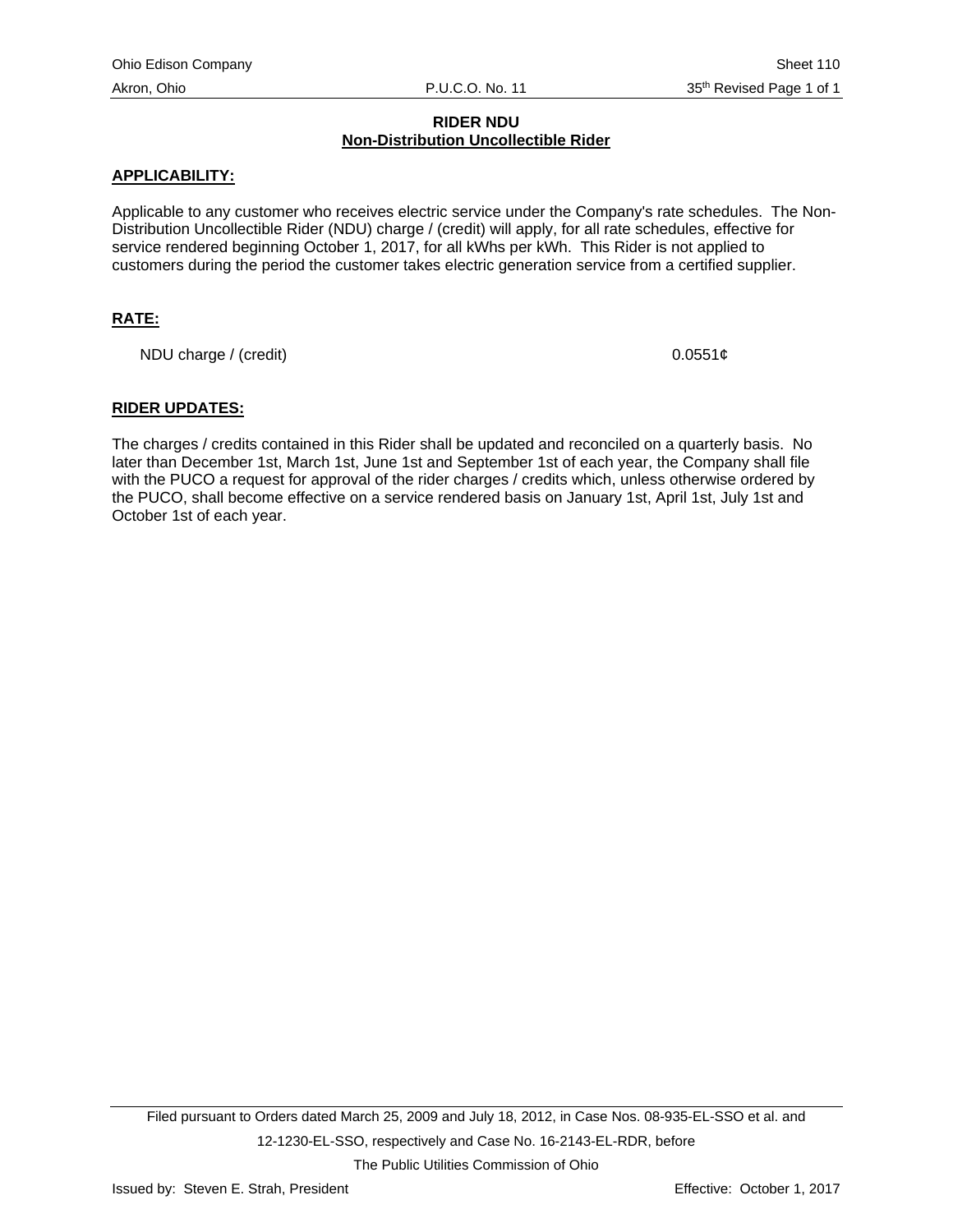# RIDER NDU

## Non-Distribution Uncollectible Rider

**APPLICABILITY:**

Applicable to any customer who receives electric service under the Company's rate schedules. The Non-Distribution Uncollectible Rider (NDU) charge / (credit) will apply, for all rate schedules, effective for service rendered beginning October 1, 2017, for all kWhs per kWh. This Rider is not applied to customers during the period the customer takes electric generation service from a certified supplier.

**RATE:**

| | |
|---|---|
| NDU charge / (credit) | 0.0551¢ |

**RIDER UPDATES:**

The charges / credits contained in this Rider shall be updated and reconciled on a quarterly basis. No later than December 1st, March 1st, June 1st and September 1st of each year, the Company shall file with the PUCO a request for approval of the rider charges / credits which, unless otherwise ordered by the PUCO, shall become effective on a service rendered basis on January 1st, April 1st, July 1st and October 1st of each year.

Filed pursuant to Orders dated March 25, 2009 and July 18, 2012, in Case Nos. 08-935-EL-SSO et al. and 12-1230-EL-SSO, respectively and Case No. 16-2143-EL-RDR, before The Public Utilities Commission of Ohio

Issued by: Steven E. Strah, President

Effective: October 1, 2017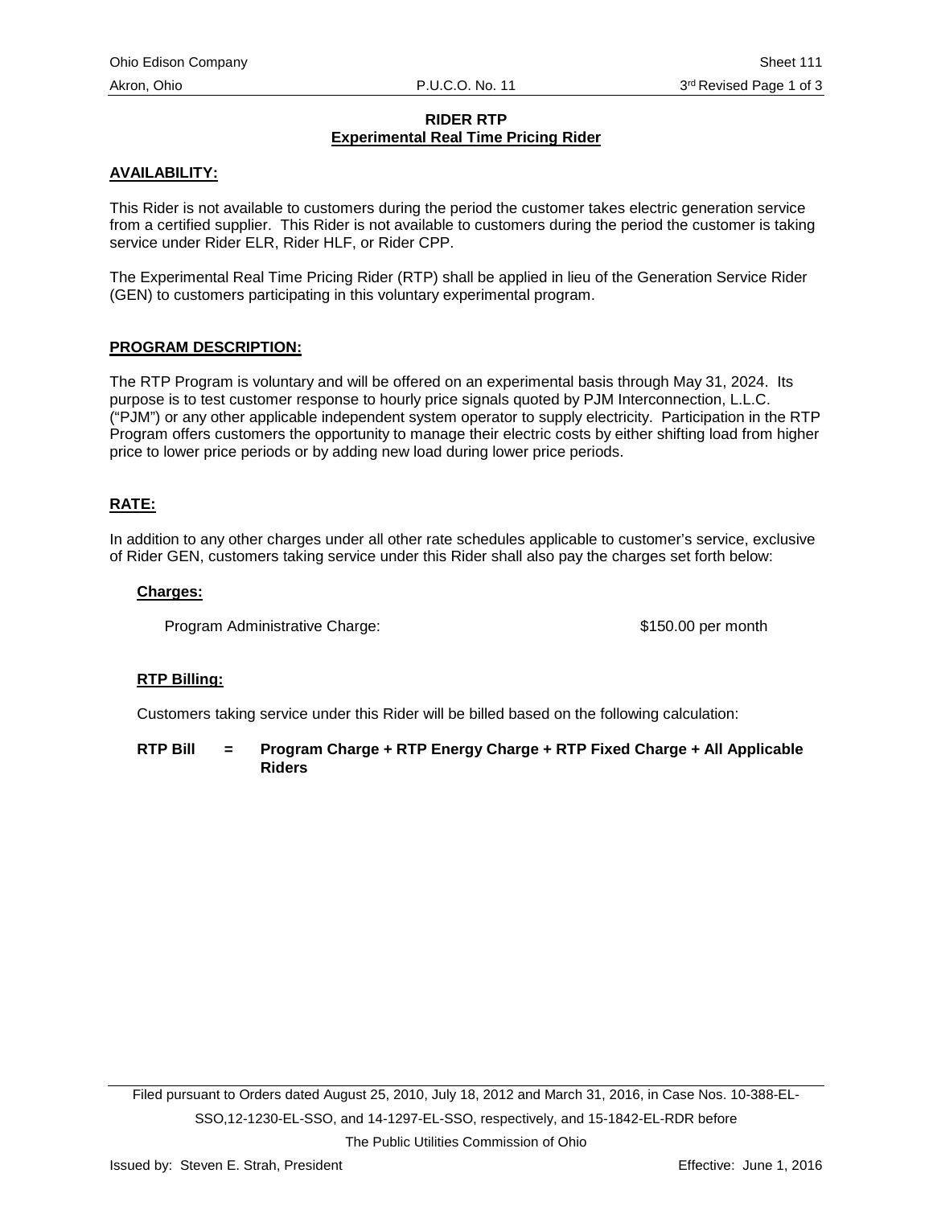# RIDER RTP
## Experimental Real Time Pricing Rider

**AVAILABILITY:**

This Rider is not available to customers during the period the customer takes electric generation service from a certified supplier. This Rider is not available to customers during the period the customer is taking service under Rider ELR, Rider HLF, or Rider CPP.

The Experimental Real Time Pricing Rider (RTP) shall be applied in lieu of the Generation Service Rider (GEN) to customers participating in this voluntary experimental program.

**PROGRAM DESCRIPTION:**

The RTP Program is voluntary and will be offered on an experimental basis through May 31, 2024. Its purpose is to test customer response to hourly price signals quoted by PJM Interconnection, L.L.C. ("PJM") or any other applicable independent system operator to supply electricity. Participation in the RTP Program offers customers the opportunity to manage their electric costs by either shifting load from higher price to lower price periods or by adding new load during lower price periods.

**RATE:**

In addition to any other charges under all other rate schedules applicable to customer's service, exclusive of Rider GEN, customers taking service under this Rider shall also pay the charges set forth below:

**Charges:**

Program Administrative Charge: $150.00 per month

**RTP Billing:**

Customers taking service under this Rider will be billed based on the following calculation:

**RTP Bill = Program Charge + RTP Energy Charge + RTP Fixed Charge + All Applicable Riders**

Filed pursuant to Orders dated August 25, 2010, July 18, 2012 and March 31, 2016, in Case Nos. 10-388-EL-SSO,12-1230-EL-SSO, and 14-1297-EL-SSO, respectively, and 15-1842-EL-RDR before The Public Utilities Commission of Ohio

Issued by: Steven E. Strah, President

Effective: June 1, 2016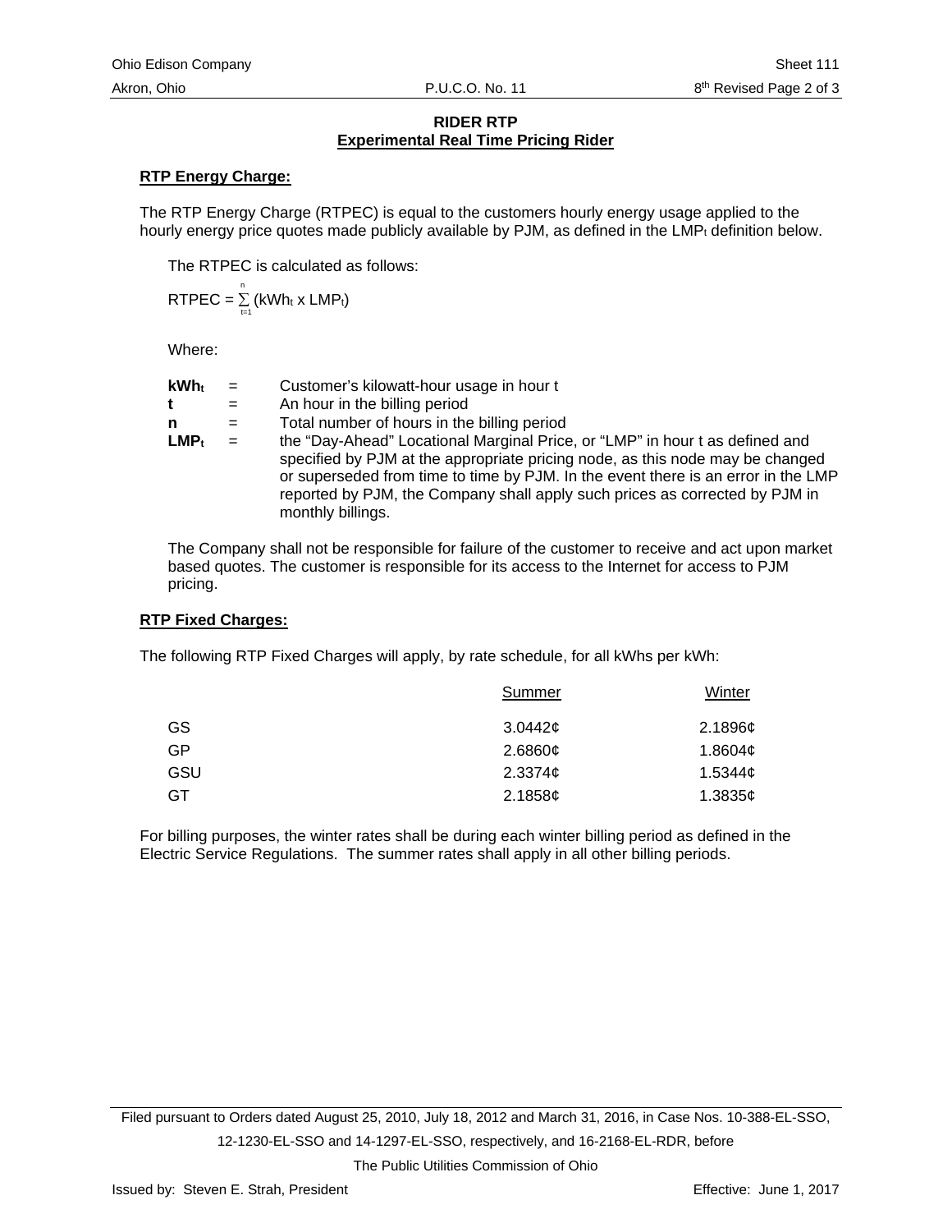## RIDER RTP
## Experimental Real Time Pricing Rider

**RTP Energy Charge:**

The RTP Energy Charge (RTPEC) is equal to the customers hourly energy usage applied to the hourly energy price quotes made publicly available by PJM, as defined in the $LMP_t$ definition below.

The RTPEC is calculated as follows:

$$RTPEC = \sum_{t=1}^{n} (kWh_t \times LMP_t)$$

Where:

| | | |
|---|---|---|
| $kWh_t$ | = | Customer's kilowatt-hour usage in hour t |
| $t$ | = | An hour in the billing period |
| $n$ | = | Total number of hours in the billing period |
| $LMP_t$ | = | the "Day-Ahead" Locational Marginal Price, or "LMP" in hour t as defined and specified by PJM at the appropriate pricing node, as this node may be changed or superseded from time to time by PJM. In the event there is an error in the LMP reported by PJM, the Company shall apply such prices as corrected by PJM in monthly billings. |

The Company shall not be responsible for failure of the customer to receive and act upon market based quotes. The customer is responsible for its access to the Internet for access to PJM pricing.

**RTP Fixed Charges:**

The following RTP Fixed Charges will apply, by rate schedule, for all kWhs per kWh:

| | Summer | Winter |
|---|---|---|
| GS | 3.0442¢ | 2.1896¢ |
| GP | 2.6860¢ | 1.8604¢ |
| GSU | 2.3374¢ | 1.5344¢ |
| GT | 2.1858¢ | 1.3835¢ |

For billing purposes, the winter rates shall be during each winter billing period as defined in the Electric Service Regulations. The summer rates shall apply in all other billing periods.

Filed pursuant to Orders dated August 25, 2010, July 18, 2012 and March 31, 2016, in Case Nos. 10-388-EL-SSO, 12-1230-EL-SSO and 14-1297-EL-SSO, respectively, and 16-2168-EL-RDR, before The Public Utilities Commission of Ohio

Issued by: Steven E. Strah, President Effective: June 1, 2017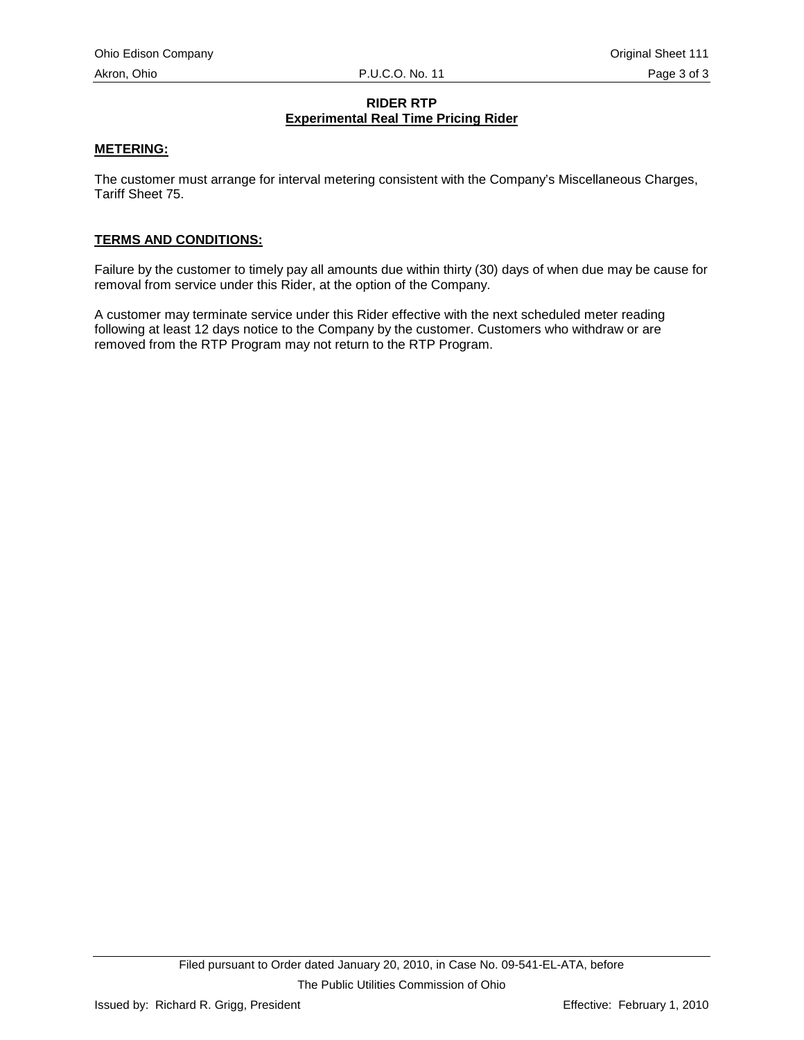**RIDER RTP**

**Experimental Real Time Pricing Rider**

**METERING:**

The customer must arrange for interval metering consistent with the Company's Miscellaneous Charges, Tariff Sheet 75.

**TERMS AND CONDITIONS:**

Failure by the customer to timely pay all amounts due within thirty (30) days of when due may be cause for removal from service under this Rider, at the option of the Company.

A customer may terminate service under this Rider effective with the next scheduled meter reading following at least 12 days notice to the Company by the customer. Customers who withdraw or are removed from the RTP Program may not return to the RTP Program.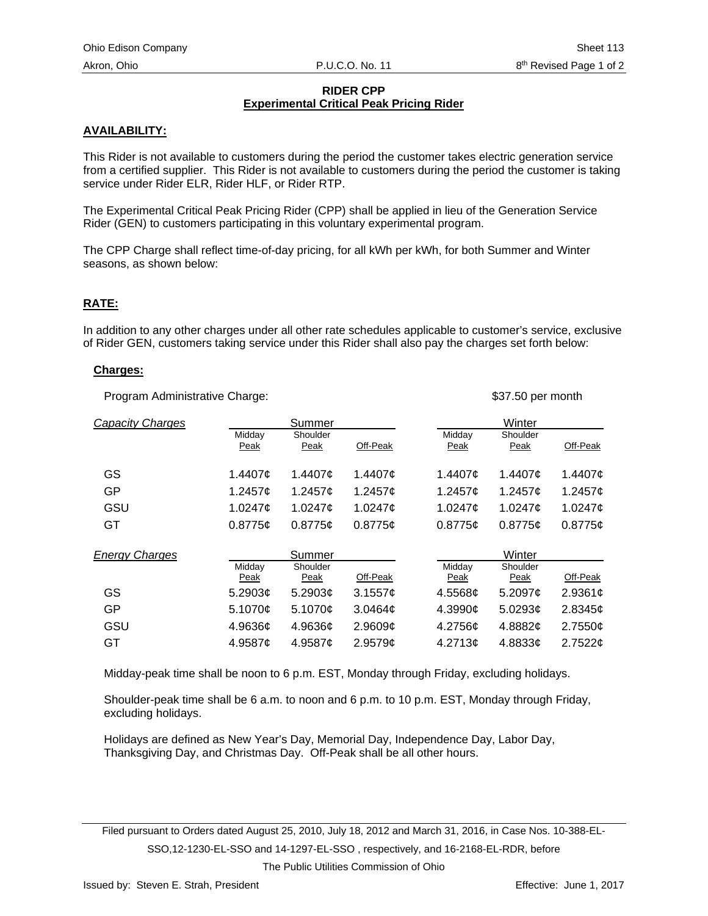**RIDER CPP**
**Experimental Critical Peak Pricing Rider**

**AVAILABILITY:**

This Rider is not available to customers during the period the customer takes electric generation service from a certified supplier. This Rider is not available to customers during the period the customer is taking service under Rider ELR, Rider HLF, or Rider RTP.

The Experimental Critical Peak Pricing Rider (CPP) shall be applied in lieu of the Generation Service Rider (GEN) to customers participating in this voluntary experimental program.

The CPP Charge shall reflect time-of-day pricing, for all kWh per kWh, for both Summer and Winter seasons, as shown below:

**RATE:**

In addition to any other charges under all other rate schedules applicable to customer's service, exclusive of Rider GEN, customers taking service under this Rider shall also pay the charges set forth below:

**Charges:**

Program Administrative Charge: $37.50 per month

| *Capacity Charges* | Summer | | | Winter | | |
|---|---|---|---|---|---|---|
| | Midday Peak | Shoulder Peak | Off-Peak | Midday Peak | Shoulder Peak | Off-Peak |
| GS | 1.4407¢ | 1.4407¢ | 1.4407¢ | 1.4407¢ | 1.4407¢ | 1.4407¢ |
| GP | 1.2457¢ | 1.2457¢ | 1.2457¢ | 1.2457¢ | 1.2457¢ | 1.2457¢ |
| GSU | 1.0247¢ | 1.0247¢ | 1.0247¢ | 1.0247¢ | 1.0247¢ | 1.0247¢ |
| GT | 0.8775¢ | 0.8775¢ | 0.8775¢ | 0.8775¢ | 0.8775¢ | 0.8775¢ |

| *Energy Charges* | Summer | | | Winter | | |
|---|---|---|---|---|---|---|
| | Midday Peak | Shoulder Peak | Off-Peak | Midday Peak | Shoulder Peak | Off-Peak |
| GS | 5.2903¢ | 5.2903¢ | 3.1557¢ | 4.5568¢ | 5.2097¢ | 2.9361¢ |
| GP | 5.1070¢ | 5.1070¢ | 3.0464¢ | 4.3990¢ | 5.0293¢ | 2.8345¢ |
| GSU | 4.9636¢ | 4.9636¢ | 2.9609¢ | 4.2756¢ | 4.8882¢ | 2.7550¢ |
| GT | 4.9587¢ | 4.9587¢ | 2.9579¢ | 4.2713¢ | 4.8833¢ | 2.7522¢ |

Midday-peak time shall be noon to 6 p.m. EST, Monday through Friday, excluding holidays.

Shoulder-peak time shall be 6 a.m. to noon and 6 p.m. to 10 p.m. EST, Monday through Friday, excluding holidays.

Holidays are defined as New Year's Day, Memorial Day, Independence Day, Labor Day, Thanksgiving Day, and Christmas Day. Off-Peak shall be all other hours.

Filed pursuant to Orders dated August 25, 2010, July 18, 2012 and March 31, 2016, in Case Nos. 10-388-EL-SSO,12-1230-EL-SSO and 14-1297-EL-SSO , respectively, and 16-2168-EL-RDR, before The Public Utilities Commission of Ohio

Issued by: Steven E. Strah, President Effective: June 1, 2017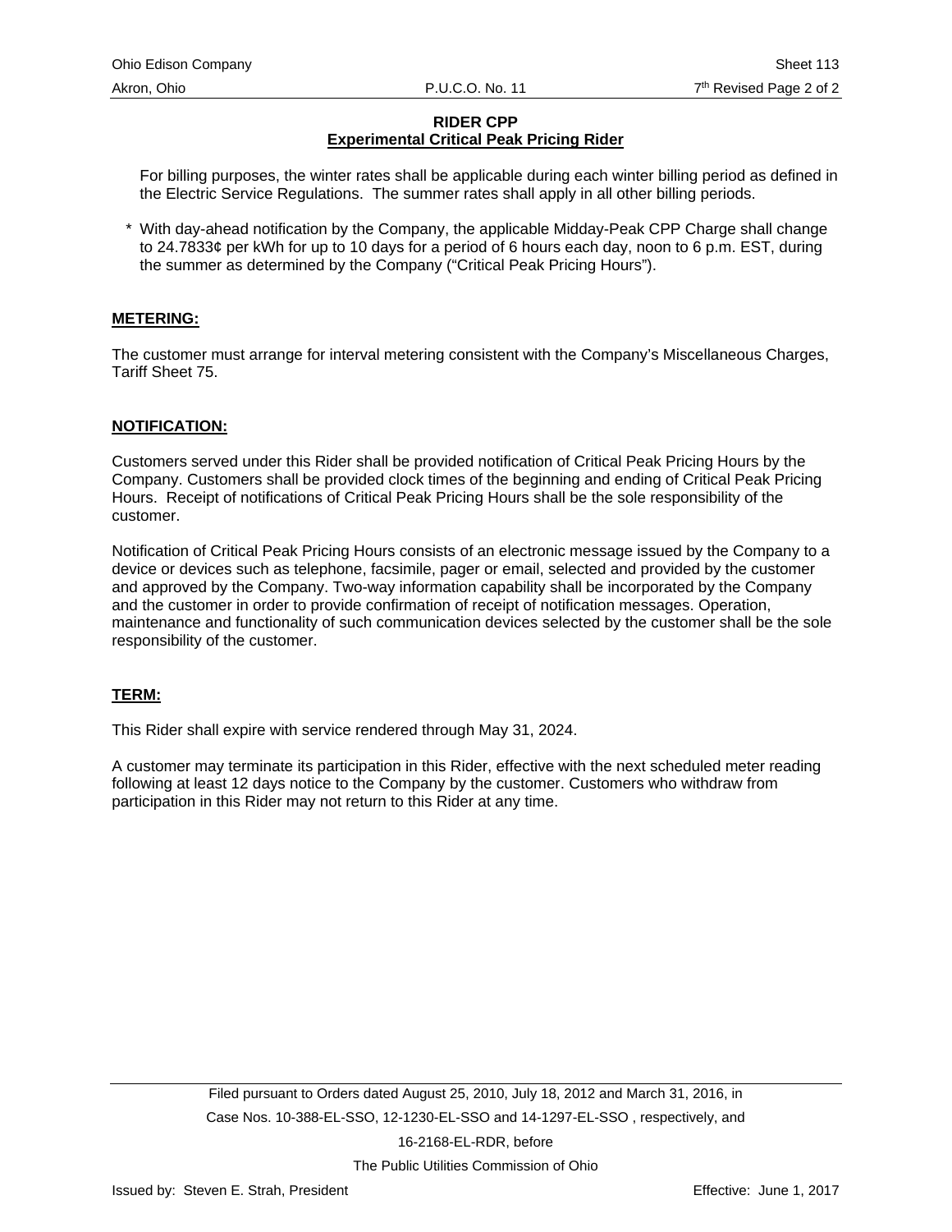**RIDER CPP**
**Experimental Critical Peak Pricing Rider**

For billing purposes, the winter rates shall be applicable during each winter billing period as defined in the Electric Service Regulations. The summer rates shall apply in all other billing periods.

\* With day-ahead notification by the Company, the applicable Midday-Peak CPP Charge shall change to 24.7833¢ per kWh for up to 10 days for a period of 6 hours each day, noon to 6 p.m. EST, during the summer as determined by the Company ("Critical Peak Pricing Hours").

## METERING:

The customer must arrange for interval metering consistent with the Company's Miscellaneous Charges, Tariff Sheet 75.

## NOTIFICATION:

Customers served under this Rider shall be provided notification of Critical Peak Pricing Hours by the Company. Customers shall be provided clock times of the beginning and ending of Critical Peak Pricing Hours. Receipt of notifications of Critical Peak Pricing Hours shall be the sole responsibility of the customer.

Notification of Critical Peak Pricing Hours consists of an electronic message issued by the Company to a device or devices such as telephone, facsimile, pager or email, selected and provided by the customer and approved by the Company. Two-way information capability shall be incorporated by the Company and the customer in order to provide confirmation of receipt of notification messages. Operation, maintenance and functionality of such communication devices selected by the customer shall be the sole responsibility of the customer.

## TERM:

This Rider shall expire with service rendered through May 31, 2024.

A customer may terminate its participation in this Rider, effective with the next scheduled meter reading following at least 12 days notice to the Company by the customer. Customers who withdraw from participation in this Rider may not return to this Rider at any time.

Filed pursuant to Orders dated August 25, 2010, July 18, 2012 and March 31, 2016, in Case Nos. 10-388-EL-SSO, 12-1230-EL-SSO and 14-1297-EL-SSO , respectively, and 16-2168-EL-RDR, before The Public Utilities Commission of Ohio

Issued by: Steven E. Strah, President

Effective: June 1, 2017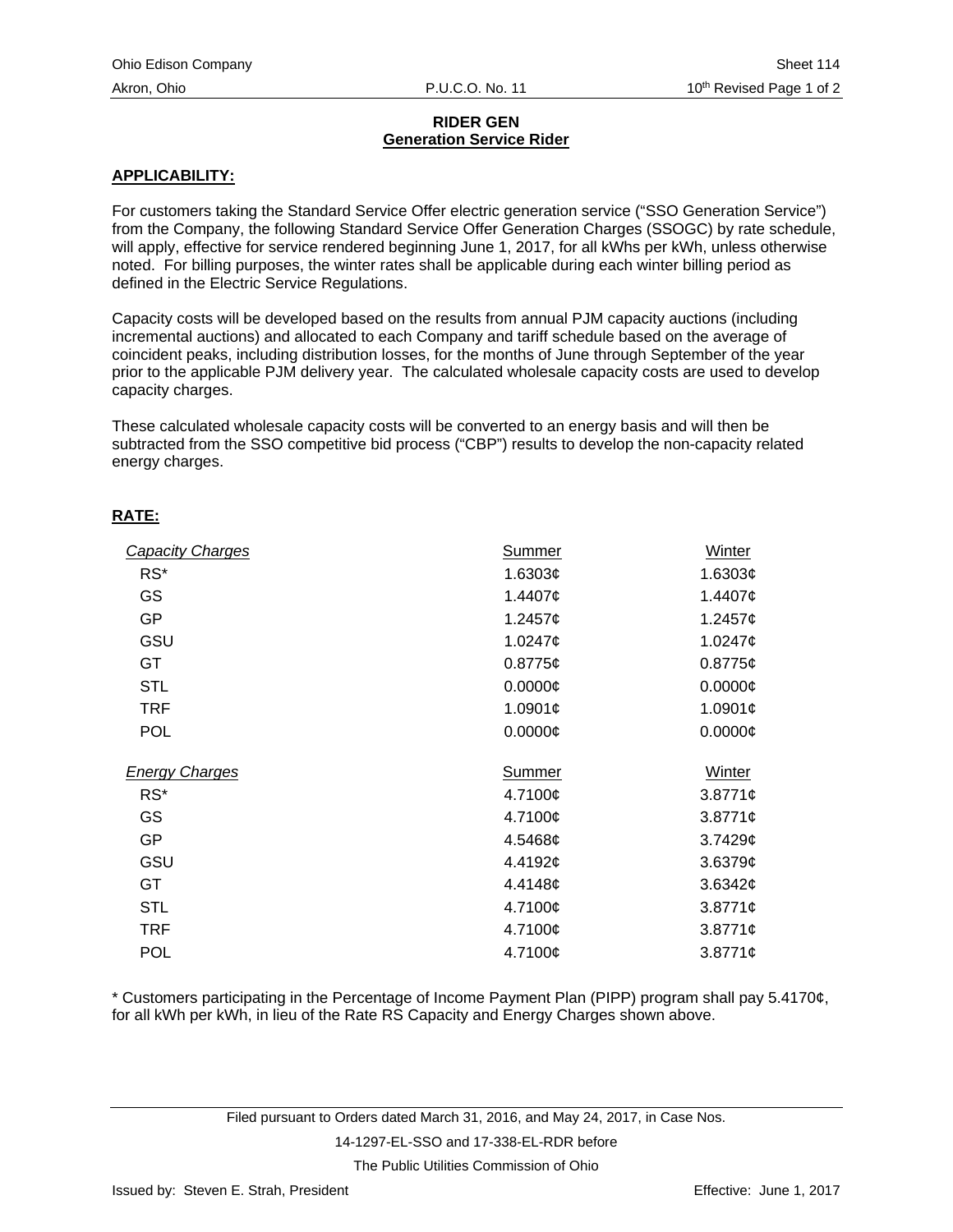Ohio Edison Company
Akron, Ohio

P.U.C.O. No. 11

Sheet 114
10th Revised Page 1 of 2

## RIDER GEN
## Generation Service Rider

**APPLICABILITY:**

For customers taking the Standard Service Offer electric generation service ("SSO Generation Service") from the Company, the following Standard Service Offer Generation Charges (SSOGC) by rate schedule, will apply, effective for service rendered beginning June 1, 2017, for all kWhs per kWh, unless otherwise noted. For billing purposes, the winter rates shall be applicable during each winter billing period as defined in the Electric Service Regulations.

Capacity costs will be developed based on the results from annual PJM capacity auctions (including incremental auctions) and allocated to each Company and tariff schedule based on the average of coincident peaks, including distribution losses, for the months of June through September of the year prior to the applicable PJM delivery year. The calculated wholesale capacity costs are used to develop capacity charges.

These calculated wholesale capacity costs will be converted to an energy basis and will then be subtracted from the SSO competitive bid process ("CBP") results to develop the non-capacity related energy charges.

**RATE:**

| *Capacity Charges* | Summer | Winter |
|---|---|---|
| RS* | 1.6303¢ | 1.6303¢ |
| GS | 1.4407¢ | 1.4407¢ |
| GP | 1.2457¢ | 1.2457¢ |
| GSU | 1.0247¢ | 1.0247¢ |
| GT | 0.8775¢ | 0.8775¢ |
| STL | 0.0000¢ | 0.0000¢ |
| TRF | 1.0901¢ | 1.0901¢ |
| POL | 0.0000¢ | 0.0000¢ |

| *Energy Charges* | Summer | Winter |
|---|---|---|
| RS* | 4.7100¢ | 3.8771¢ |
| GS | 4.7100¢ | 3.8771¢ |
| GP | 4.5468¢ | 3.7429¢ |
| GSU | 4.4192¢ | 3.6379¢ |
| GT | 4.4148¢ | 3.6342¢ |
| STL | 4.7100¢ | 3.8771¢ |
| TRF | 4.7100¢ | 3.8771¢ |
| POL | 4.7100¢ | 3.8771¢ |

\* Customers participating in the Percentage of Income Payment Plan (PIPP) program shall pay 5.4170¢, for all kWh per kWh, in lieu of the Rate RS Capacity and Energy Charges shown above.

Filed pursuant to Orders dated March 31, 2016, and May 24, 2017, in Case Nos.
14-1297-EL-SSO and 17-338-EL-RDR before
The Public Utilities Commission of Ohio

Issued by: Steven E. Strah, President

Effective: June 1, 2017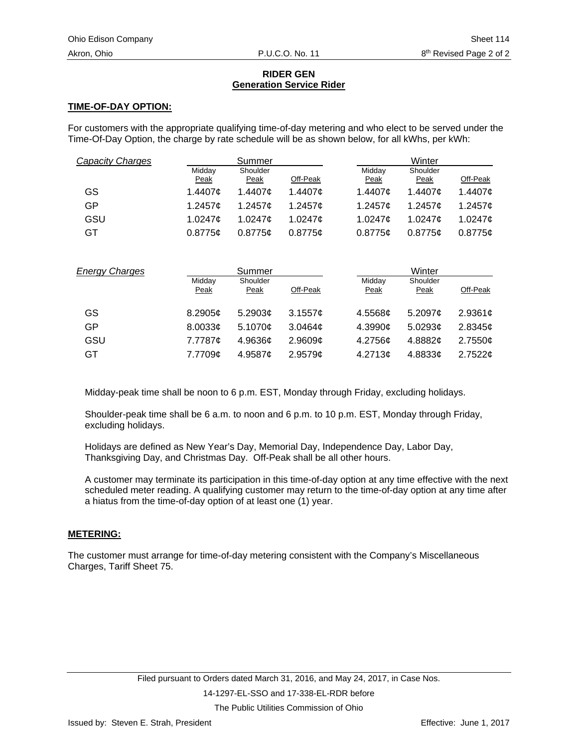**RIDER GEN**
**Generation Service Rider**

**TIME-OF-DAY OPTION:**

For customers with the appropriate qualifying time-of-day metering and who elect to be served under the Time-Of-Day Option, the charge by rate schedule will be as shown below, for all kWhs, per kWh:

| *Capacity Charges* | Summer | | | Winter | | |
|---|---|---|---|---|---|---|
| | Midday Peak | Shoulder Peak | Off-Peak | Midday Peak | Shoulder Peak | Off-Peak |
| GS | 1.4407¢ | 1.4407¢ | 1.4407¢ | 1.4407¢ | 1.4407¢ | 1.4407¢ |
| GP | 1.2457¢ | 1.2457¢ | 1.2457¢ | 1.2457¢ | 1.2457¢ | 1.2457¢ |
| GSU | 1.0247¢ | 1.0247¢ | 1.0247¢ | 1.0247¢ | 1.0247¢ | 1.0247¢ |
| GT | 0.8775¢ | 0.8775¢ | 0.8775¢ | 0.8775¢ | 0.8775¢ | 0.8775¢ |

| *Energy Charges* | Summer | | | Winter | | |
|---|---|---|---|---|---|---|
| | Midday Peak | Shoulder Peak | Off-Peak | Midday Peak | Shoulder Peak | Off-Peak |
| GS | 8.2905¢ | 5.2903¢ | 3.1557¢ | 4.5568¢ | 5.2097¢ | 2.9361¢ |
| GP | 8.0033¢ | 5.1070¢ | 3.0464¢ | 4.3990¢ | 5.0293¢ | 2.8345¢ |
| GSU | 7.7787¢ | 4.9636¢ | 2.9609¢ | 4.2756¢ | 4.8882¢ | 2.7550¢ |
| GT | 7.7709¢ | 4.9587¢ | 2.9579¢ | 4.2713¢ | 4.8833¢ | 2.7522¢ |

Midday-peak time shall be noon to 6 p.m. EST, Monday through Friday, excluding holidays.

Shoulder-peak time shall be 6 a.m. to noon and 6 p.m. to 10 p.m. EST, Monday through Friday, excluding holidays.

Holidays are defined as New Year's Day, Memorial Day, Independence Day, Labor Day, Thanksgiving Day, and Christmas Day. Off-Peak shall be all other hours.

A customer may terminate its participation in this time-of-day option at any time effective with the next scheduled meter reading. A qualifying customer may return to the time-of-day option at any time after a hiatus from the time-of-day option of at least one (1) year.

**METERING:**

The customer must arrange for time-of-day metering consistent with the Company's Miscellaneous Charges, Tariff Sheet 75.

Filed pursuant to Orders dated March 31, 2016, and May 24, 2017, in Case Nos. 14-1297-EL-SSO and 17-338-EL-RDR before The Public Utilities Commission of Ohio

Issued by: Steven E. Strah, President

Effective: June 1, 2017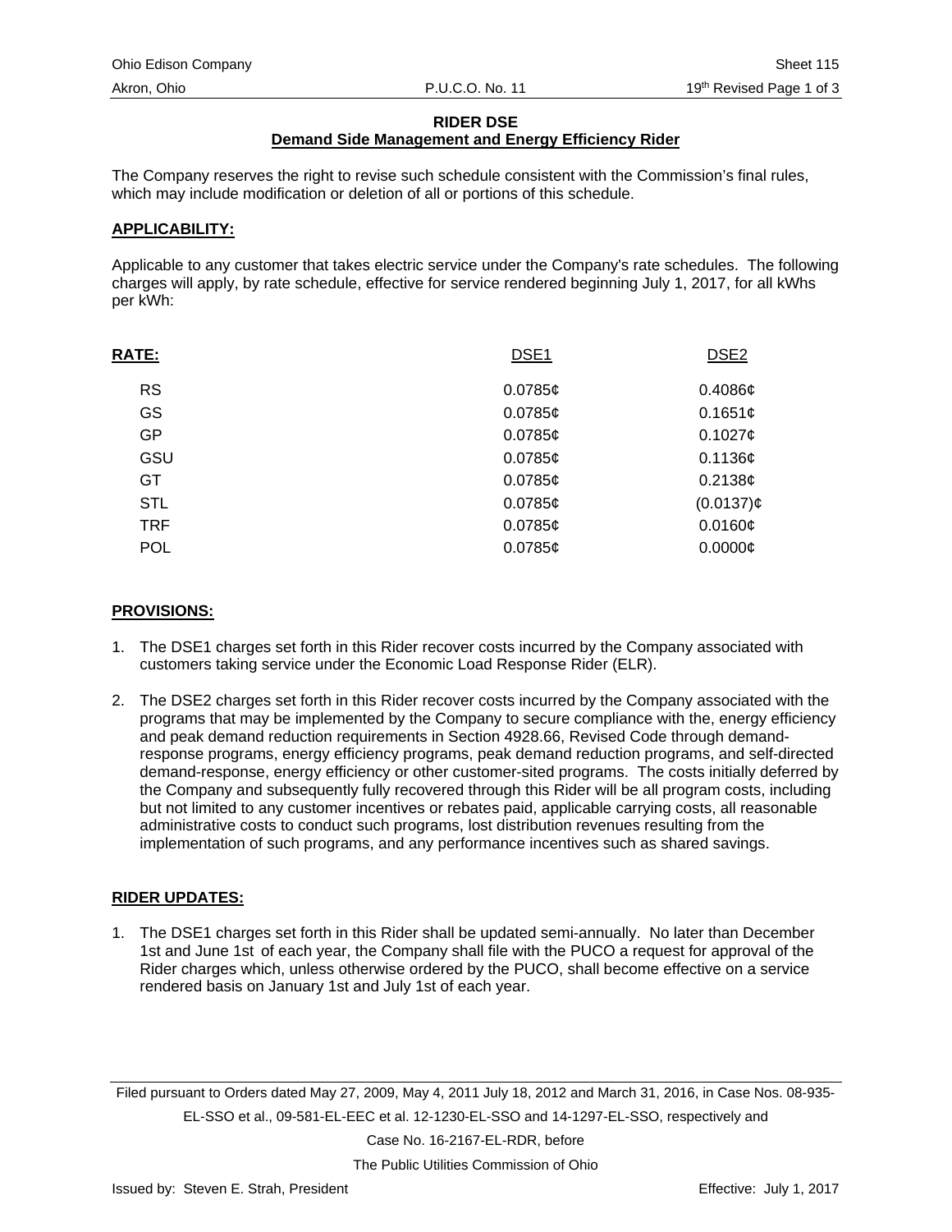**RIDER DSE**
**Demand Side Management and Energy Efficiency Rider**

The Company reserves the right to revise such schedule consistent with the Commission's final rules, which may include modification or deletion of all or portions of this schedule.

**APPLICABILITY:**

Applicable to any customer that takes electric service under the Company's rate schedules. The following charges will apply, by rate schedule, effective for service rendered beginning July 1, 2017, for all kWhs per kWh:

| RATE: | DSE1 | DSE2 |
|---|---|---|
| RS | 0.0785¢ | 0.4086¢ |
| GS | 0.0785¢ | 0.1651¢ |
| GP | 0.0785¢ | 0.1027¢ |
| GSU | 0.0785¢ | 0.1136¢ |
| GT | 0.0785¢ | 0.2138¢ |
| STL | 0.0785¢ | (0.0137)¢ |
| TRF | 0.0785¢ | 0.0160¢ |
| POL | 0.0785¢ | 0.0000¢ |

**PROVISIONS:**

1. The DSE1 charges set forth in this Rider recover costs incurred by the Company associated with customers taking service under the Economic Load Response Rider (ELR).

2. The DSE2 charges set forth in this Rider recover costs incurred by the Company associated with the programs that may be implemented by the Company to secure compliance with the, energy efficiency and peak demand reduction requirements in Section 4928.66, Revised Code through demand-response programs, energy efficiency programs, peak demand reduction programs, and self-directed demand-response, energy efficiency or other customer-sited programs. The costs initially deferred by the Company and subsequently fully recovered through this Rider will be all program costs, including but not limited to any customer incentives or rebates paid, applicable carrying costs, all reasonable administrative costs to conduct such programs, lost distribution revenues resulting from the implementation of such programs, and any performance incentives such as shared savings.

**RIDER UPDATES:**

1. The DSE1 charges set forth in this Rider shall be updated semi-annually. No later than December 1st and June 1st of each year, the Company shall file with the PUCO a request for approval of the Rider charges which, unless otherwise ordered by the PUCO, shall become effective on a service rendered basis on January 1st and July 1st of each year.

Filed pursuant to Orders dated May 27, 2009, May 4, 2011 July 18, 2012 and March 31, 2016, in Case Nos. 08-935-EL-SSO et al., 09-581-EL-EEC et al. 12-1230-EL-SSO and 14-1297-EL-SSO, respectively and Case No. 16-2167-EL-RDR, before The Public Utilities Commission of Ohio

Issued by: Steven E. Strah, President

Effective: July 1, 2017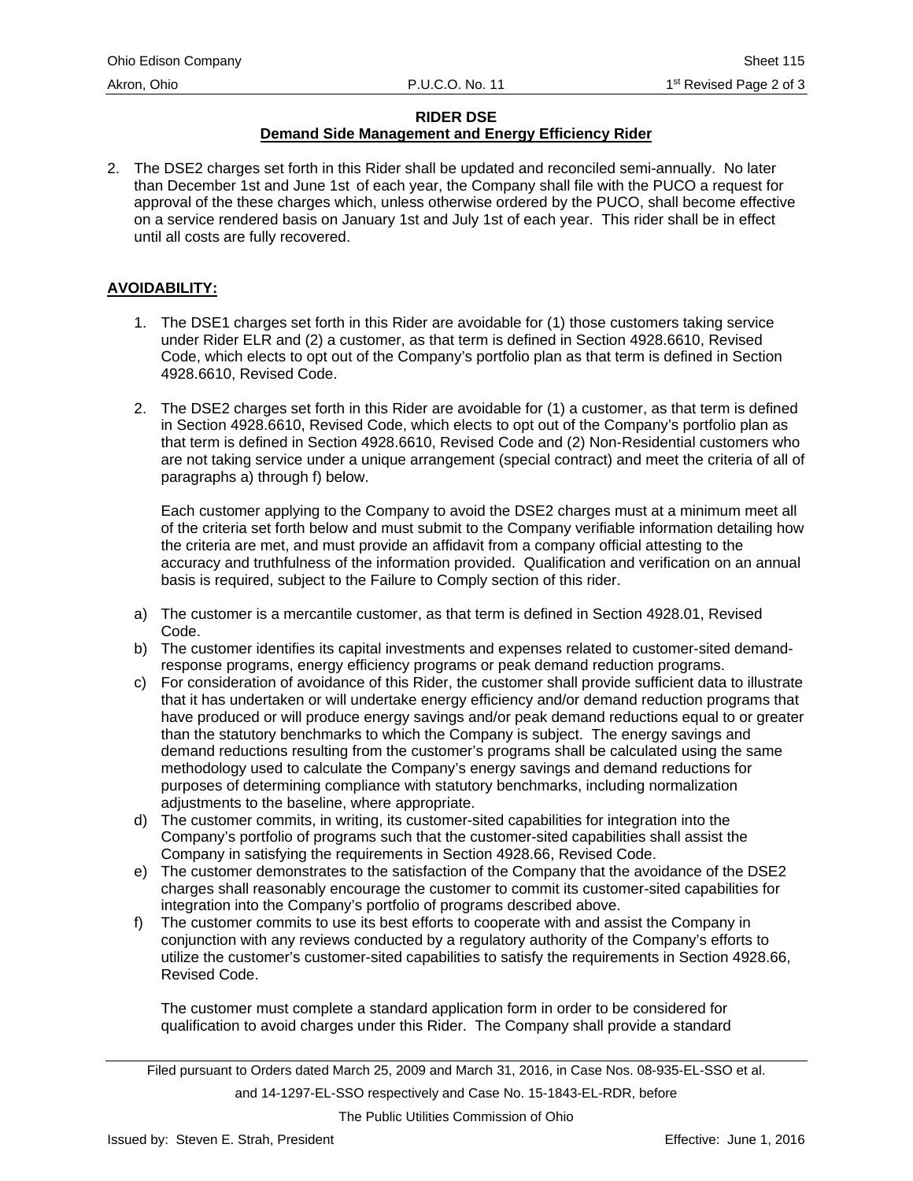## RIDER DSE
## Demand Side Management and Energy Efficiency Rider

2. The DSE2 charges set forth in this Rider shall be updated and reconciled semi-annually. No later than December 1st and June 1st of each year, the Company shall file with the PUCO a request for approval of the these charges which, unless otherwise ordered by the PUCO, shall become effective on a service rendered basis on January 1st and July 1st of each year. This rider shall be in effect until all costs are fully recovered.

**AVOIDABILITY:**

1. The DSE1 charges set forth in this Rider are avoidable for (1) those customers taking service under Rider ELR and (2) a customer, as that term is defined in Section 4928.6610, Revised Code, which elects to opt out of the Company's portfolio plan as that term is defined in Section 4928.6610, Revised Code.

2. The DSE2 charges set forth in this Rider are avoidable for (1) a customer, as that term is defined in Section 4928.6610, Revised Code, which elects to opt out of the Company's portfolio plan as that term is defined in Section 4928.6610, Revised Code and (2) Non-Residential customers who are not taking service under a unique arrangement (special contract) and meet the criteria of all of paragraphs a) through f) below.

   Each customer applying to the Company to avoid the DSE2 charges must at a minimum meet all of the criteria set forth below and must submit to the Company verifiable information detailing how the criteria are met, and must provide an affidavit from a company official attesting to the accuracy and truthfulness of the information provided. Qualification and verification on an annual basis is required, subject to the Failure to Comply section of this rider.

a) The customer is a mercantile customer, as that term is defined in Section 4928.01, Revised Code.
b) The customer identifies its capital investments and expenses related to customer-sited demand-response programs, energy efficiency programs or peak demand reduction programs.
c) For consideration of avoidance of this Rider, the customer shall provide sufficient data to illustrate that it has undertaken or will undertake energy efficiency and/or demand reduction programs that have produced or will produce energy savings and/or peak demand reductions equal to or greater than the statutory benchmarks to which the Company is subject. The energy savings and demand reductions resulting from the customer's programs shall be calculated using the same methodology used to calculate the Company's energy savings and demand reductions for purposes of determining compliance with statutory benchmarks, including normalization adjustments to the baseline, where appropriate.
d) The customer commits, in writing, its customer-sited capabilities for integration into the Company's portfolio of programs such that the customer-sited capabilities shall assist the Company in satisfying the requirements in Section 4928.66, Revised Code.
e) The customer demonstrates to the satisfaction of the Company that the avoidance of the DSE2 charges shall reasonably encourage the customer to commit its customer-sited capabilities for integration into the Company's portfolio of programs described above.
f) The customer commits to use its best efforts to cooperate with and assist the Company in conjunction with any reviews conducted by a regulatory authority of the Company's efforts to utilize the customer's customer-sited capabilities to satisfy the requirements in Section 4928.66, Revised Code.

   The customer must complete a standard application form in order to be considered for qualification to avoid charges under this Rider. The Company shall provide a standard

Filed pursuant to Orders dated March 25, 2009 and March 31, 2016, in Case Nos. 08-935-EL-SSO et al. and 14-1297-EL-SSO respectively and Case No. 15-1843-EL-RDR, before The Public Utilities Commission of Ohio

Issued by: Steven E. Strah, President — Effective: June 1, 2016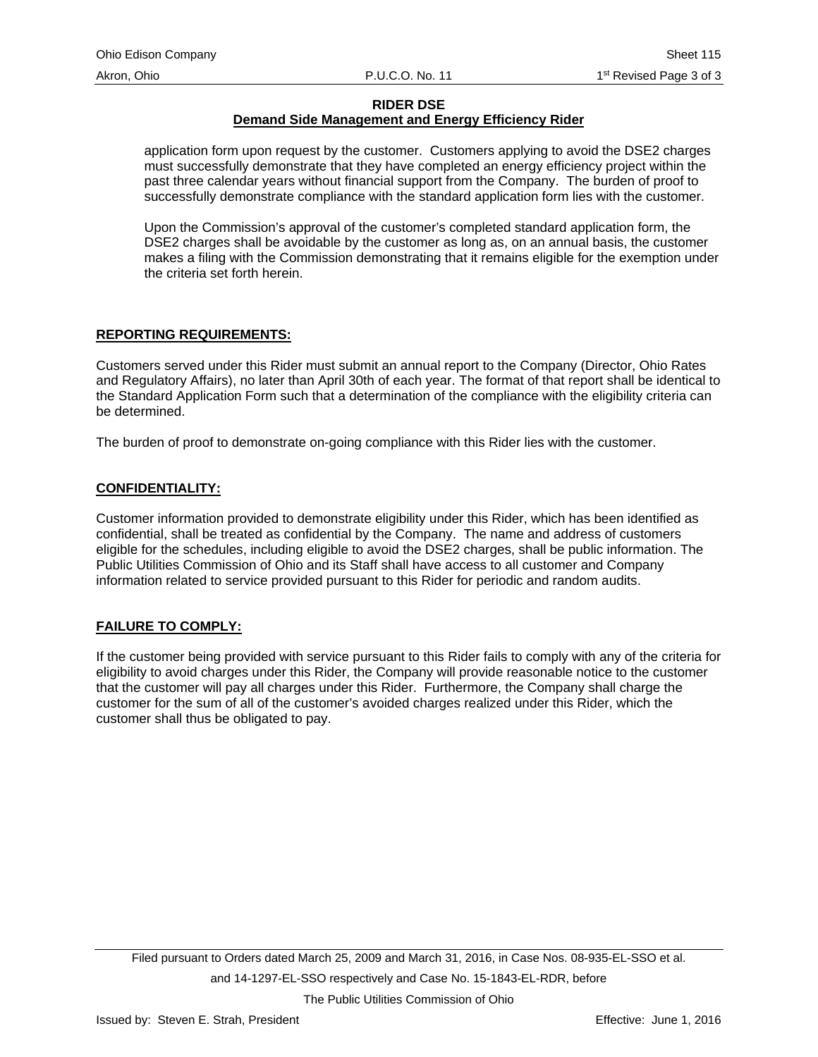**RIDER DSE**
**Demand Side Management and Energy Efficiency Rider**

application form upon request by the customer. Customers applying to avoid the DSE2 charges must successfully demonstrate that they have completed an energy efficiency project within the past three calendar years without financial support from the Company. The burden of proof to successfully demonstrate compliance with the standard application form lies with the customer.

Upon the Commission's approval of the customer's completed standard application form, the DSE2 charges shall be avoidable by the customer as long as, on an annual basis, the customer makes a filing with the Commission demonstrating that it remains eligible for the exemption under the criteria set forth herein.

## REPORTING REQUIREMENTS:

Customers served under this Rider must submit an annual report to the Company (Director, Ohio Rates and Regulatory Affairs), no later than April 30th of each year. The format of that report shall be identical to the Standard Application Form such that a determination of the compliance with the eligibility criteria can be determined.

The burden of proof to demonstrate on-going compliance with this Rider lies with the customer.

## CONFIDENTIALITY:

Customer information provided to demonstrate eligibility under this Rider, which has been identified as confidential, shall be treated as confidential by the Company. The name and address of customers eligible for the schedules, including eligible to avoid the DSE2 charges, shall be public information. The Public Utilities Commission of Ohio and its Staff shall have access to all customer and Company information related to service provided pursuant to this Rider for periodic and random audits.

## FAILURE TO COMPLY:

If the customer being provided with service pursuant to this Rider fails to comply with any of the criteria for eligibility to avoid charges under this Rider, the Company will provide reasonable notice to the customer that the customer will pay all charges under this Rider. Furthermore, the Company shall charge the customer for the sum of all of the customer's avoided charges realized under this Rider, which the customer shall thus be obligated to pay.

Filed pursuant to Orders dated March 25, 2009 and March 31, 2016, in Case Nos. 08-935-EL-SSO et al. and 14-1297-EL-SSO respectively and Case No. 15-1843-EL-RDR, before The Public Utilities Commission of Ohio

Issued by: Steven E. Strah, President

Effective: June 1, 2016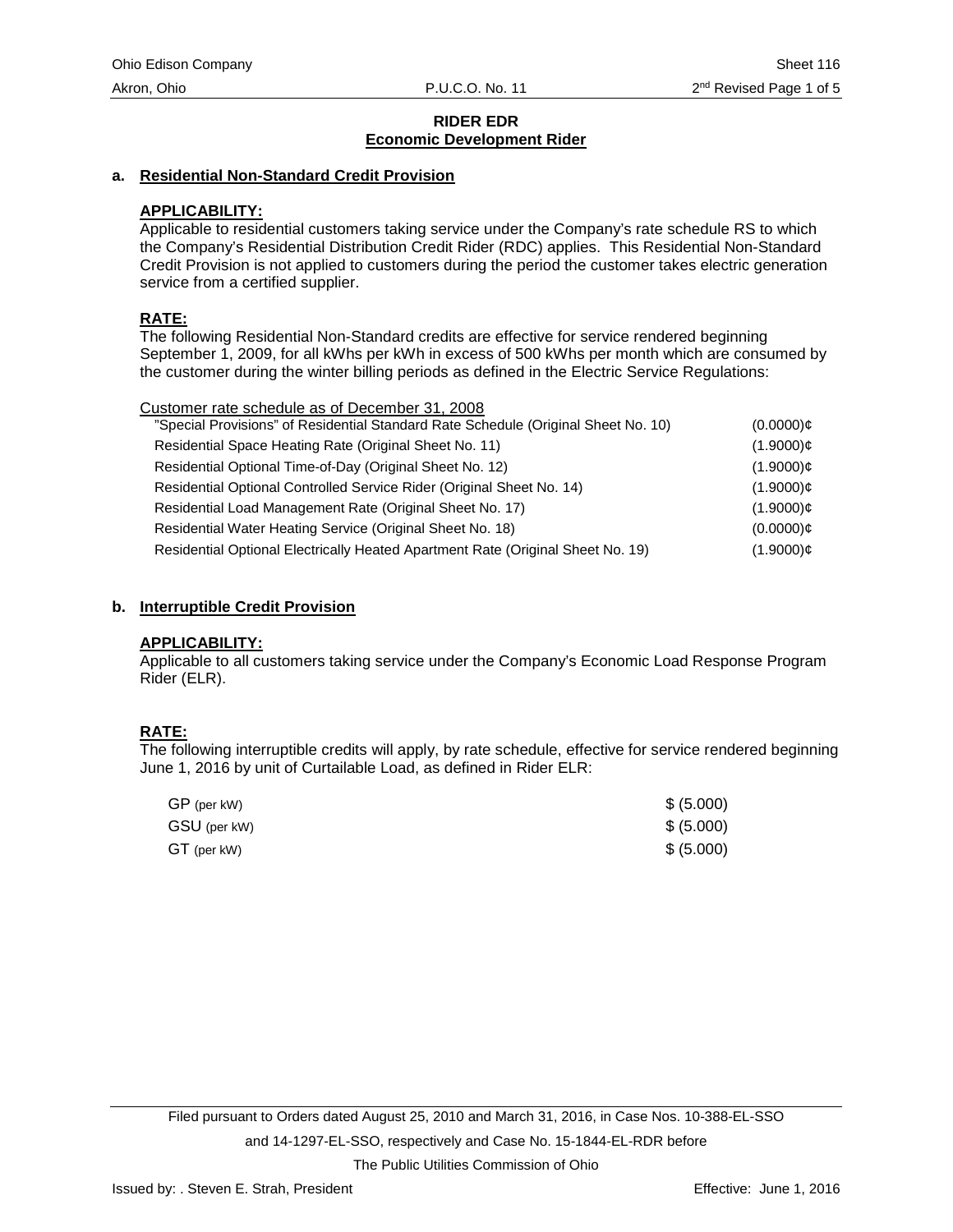# RIDER EDR
## Economic Development Rider

### a. Residential Non-Standard Credit Provision

**APPLICABILITY:**
Applicable to residential customers taking service under the Company's rate schedule RS to which the Company's Residential Distribution Credit Rider (RDC) applies. This Residential Non-Standard Credit Provision is not applied to customers during the period the customer takes electric generation service from a certified supplier.

**RATE:**
The following Residential Non-Standard credits are effective for service rendered beginning September 1, 2009, for all kWhs per kWh in excess of 500 kWhs per month which are consumed by the customer during the winter billing periods as defined in the Electric Service Regulations:

| Customer rate schedule as of December 31, 2008 | |
|---|---|
| "Special Provisions" of Residential Standard Rate Schedule (Original Sheet No. 10) | (0.0000)¢ |
| Residential Space Heating Rate (Original Sheet No. 11) | (1.9000)¢ |
| Residential Optional Time-of-Day (Original Sheet No. 12) | (1.9000)¢ |
| Residential Optional Controlled Service Rider (Original Sheet No. 14) | (1.9000)¢ |
| Residential Load Management Rate (Original Sheet No. 17) | (1.9000)¢ |
| Residential Water Heating Service (Original Sheet No. 18) | (0.0000)¢ |
| Residential Optional Electrically Heated Apartment Rate (Original Sheet No. 19) | (1.9000)¢ |

### b. Interruptible Credit Provision

**APPLICABILITY:**
Applicable to all customers taking service under the Company's Economic Load Response Program Rider (ELR).

**RATE:**
The following interruptible credits will apply, by rate schedule, effective for service rendered beginning June 1, 2016 by unit of Curtailable Load, as defined in Rider ELR:

| | |
|---|---|
| GP (per kW) | $ (5.000) |
| GSU (per kW) | $ (5.000) |
| GT (per kW) | $ (5.000) |

Filed pursuant to Orders dated August 25, 2010 and March 31, 2016, in Case Nos. 10-388-EL-SSO and 14-1297-EL-SSO, respectively and Case No. 15-1844-EL-RDR before The Public Utilities Commission of Ohio

Issued by: . Steven E. Strah, President

Effective: June 1, 2016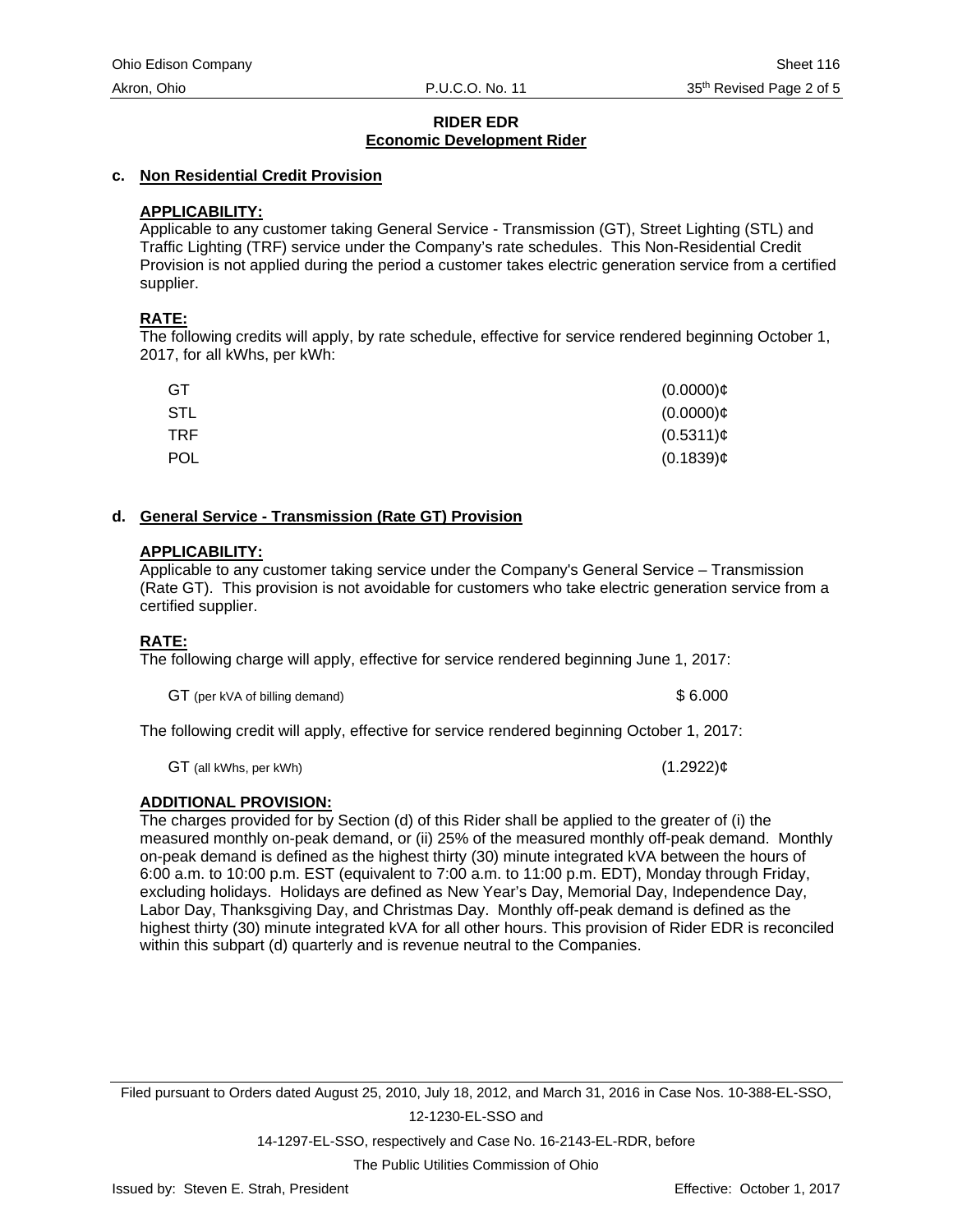**RIDER EDR**
**Economic Development Rider**

## c. Non Residential Credit Provision

**APPLICABILITY:**
Applicable to any customer taking General Service - Transmission (GT), Street Lighting (STL) and Traffic Lighting (TRF) service under the Company's rate schedules. This Non-Residential Credit Provision is not applied during the period a customer takes electric generation service from a certified supplier.

**RATE:**
The following credits will apply, by rate schedule, effective for service rendered beginning October 1, 2017, for all kWhs, per kWh:

| | |
|---|---|
| GT | (0.0000)¢ |
| STL | (0.0000)¢ |
| TRF | (0.5311)¢ |
| POL | (0.1839)¢ |

## d. General Service - Transmission (Rate GT) Provision

**APPLICABILITY:**
Applicable to any customer taking service under the Company's General Service – Transmission (Rate GT). This provision is not avoidable for customers who take electric generation service from a certified supplier.

**RATE:**
The following charge will apply, effective for service rendered beginning June 1, 2017:

| | |
|---|---|
| GT (per kVA of billing demand) | $ 6.000 |

The following credit will apply, effective for service rendered beginning October 1, 2017:

| | |
|---|---|
| GT (all kWhs, per kWh) | (1.2922)¢ |

**ADDITIONAL PROVISION:**
The charges provided for by Section (d) of this Rider shall be applied to the greater of (i) the measured monthly on-peak demand, or (ii) 25% of the measured monthly off-peak demand. Monthly on-peak demand is defined as the highest thirty (30) minute integrated kVA between the hours of 6:00 a.m. to 10:00 p.m. EST (equivalent to 7:00 a.m. to 11:00 p.m. EDT), Monday through Friday, excluding holidays. Holidays are defined as New Year's Day, Memorial Day, Independence Day, Labor Day, Thanksgiving Day, and Christmas Day. Monthly off-peak demand is defined as the highest thirty (30) minute integrated kVA for all other hours. This provision of Rider EDR is reconciled within this subpart (d) quarterly and is revenue neutral to the Companies.

Filed pursuant to Orders dated August 25, 2010, July 18, 2012, and March 31, 2016 in Case Nos. 10-388-EL-SSO, 12-1230-EL-SSO and 14-1297-EL-SSO, respectively and Case No. 16-2143-EL-RDR, before The Public Utilities Commission of Ohio

Issued by: Steven E. Strah, President — Effective: October 1, 2017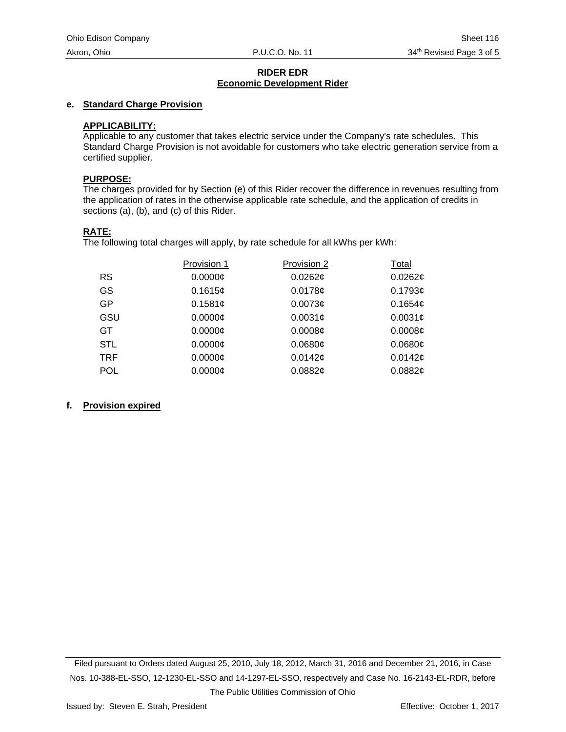## RIDER EDR
## Economic Development Rider

**e. Standard Charge Provision**

**APPLICABILITY:**
Applicable to any customer that takes electric service under the Company's rate schedules. This Standard Charge Provision is not avoidable for customers who take electric generation service from a certified supplier.

**PURPOSE:**
The charges provided for by Section (e) of this Rider recover the difference in revenues resulting from the application of rates in the otherwise applicable rate schedule, and the application of credits in sections (a), (b), and (c) of this Rider.

**RATE:**
The following total charges will apply, by rate schedule for all kWhs per kWh:

| | Provision 1 | Provision 2 | Total |
|---|---|---|---|
| RS | 0.0000¢ | 0.0262¢ | 0.0262¢ |
| GS | 0.1615¢ | 0.0178¢ | 0.1793¢ |
| GP | 0.1581¢ | 0.0073¢ | 0.1654¢ |
| GSU | 0.0000¢ | 0.0031¢ | 0.0031¢ |
| GT | 0.0000¢ | 0.0008¢ | 0.0008¢ |
| STL | 0.0000¢ | 0.0680¢ | 0.0680¢ |
| TRF | 0.0000¢ | 0.0142¢ | 0.0142¢ |
| POL | 0.0000¢ | 0.0882¢ | 0.0882¢ |

**f. Provision expired**

Filed pursuant to Orders dated August 25, 2010, July 18, 2012, March 31, 2016 and December 21, 2016, in Case Nos. 10-388-EL-SSO, 12-1230-EL-SSO and 14-1297-EL-SSO, respectively and Case No. 16-2143-EL-RDR, before The Public Utilities Commission of Ohio

Issued by: Steven E. Strah, President | Effective: October 1, 2017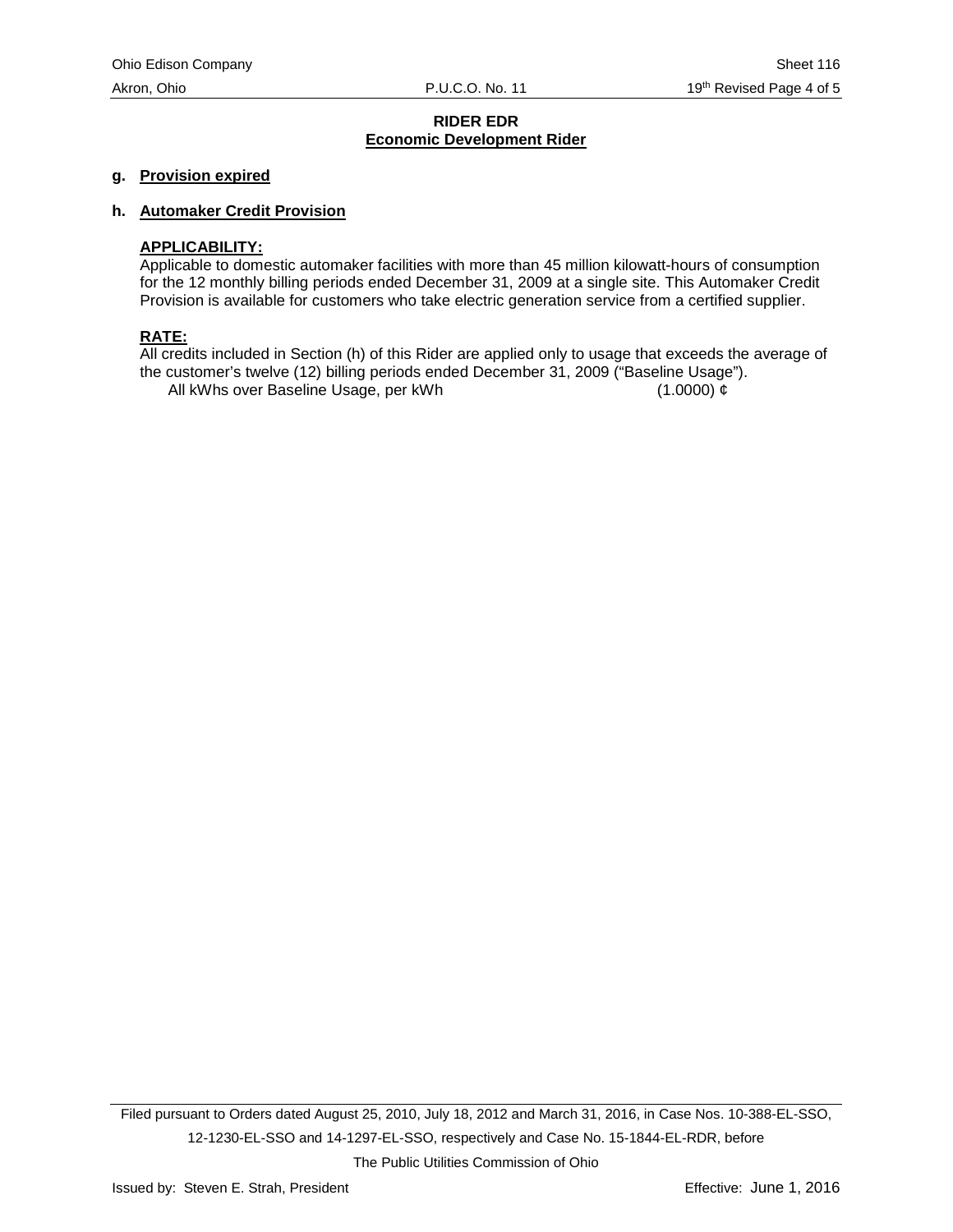**RIDER EDR**
**Economic Development Rider**

**g. Provision expired**

**h. Automaker Credit Provision**

**APPLICABILITY:**
Applicable to domestic automaker facilities with more than 45 million kilowatt-hours of consumption for the 12 monthly billing periods ended December 31, 2009 at a single site. This Automaker Credit Provision is available for customers who take electric generation service from a certified supplier.

**RATE:**
All credits included in Section (h) of this Rider are applied only to usage that exceeds the average of the customer's twelve (12) billing periods ended December 31, 2009 ("Baseline Usage").

| | |
|---|---|
| All kWhs over Baseline Usage, per kWh | (1.0000) ¢ |

Filed pursuant to Orders dated August 25, 2010, July 18, 2012 and March 31, 2016, in Case Nos. 10-388-EL-SSO, 12-1230-EL-SSO and 14-1297-EL-SSO, respectively and Case No. 15-1844-EL-RDR, before The Public Utilities Commission of Ohio

Issued by: Steven E. Strah, President

Effective: June 1, 2016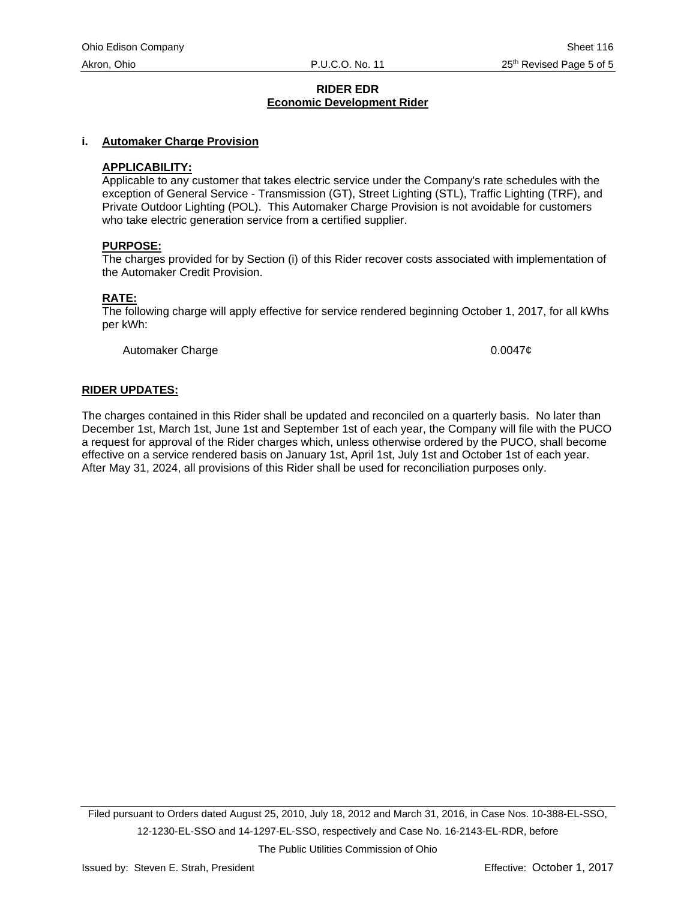## RIDER EDR
## Economic Development Rider

### i. Automaker Charge Provision

**APPLICABILITY:**

Applicable to any customer that takes electric service under the Company's rate schedules with the exception of General Service - Transmission (GT), Street Lighting (STL), Traffic Lighting (TRF), and Private Outdoor Lighting (POL). This Automaker Charge Provision is not avoidable for customers who take electric generation service from a certified supplier.

**PURPOSE:**

The charges provided for by Section (i) of this Rider recover costs associated with implementation of the Automaker Credit Provision.

**RATE:**

The following charge will apply effective for service rendered beginning October 1, 2017, for all kWhs per kWh:

| | |
|---|---|
| Automaker Charge | 0.0047¢ |

**RIDER UPDATES:**

The charges contained in this Rider shall be updated and reconciled on a quarterly basis. No later than December 1st, March 1st, June 1st and September 1st of each year, the Company will file with the PUCO a request for approval of the Rider charges which, unless otherwise ordered by the PUCO, shall become effective on a service rendered basis on January 1st, April 1st, July 1st and October 1st of each year. After May 31, 2024, all provisions of this Rider shall be used for reconciliation purposes only.

Filed pursuant to Orders dated August 25, 2010, July 18, 2012 and March 31, 2016, in Case Nos. 10-388-EL-SSO, 12-1230-EL-SSO and 14-1297-EL-SSO, respectively and Case No. 16-2143-EL-RDR, before The Public Utilities Commission of Ohio

Issued by: Steven E. Strah, President — Effective: October 1, 2017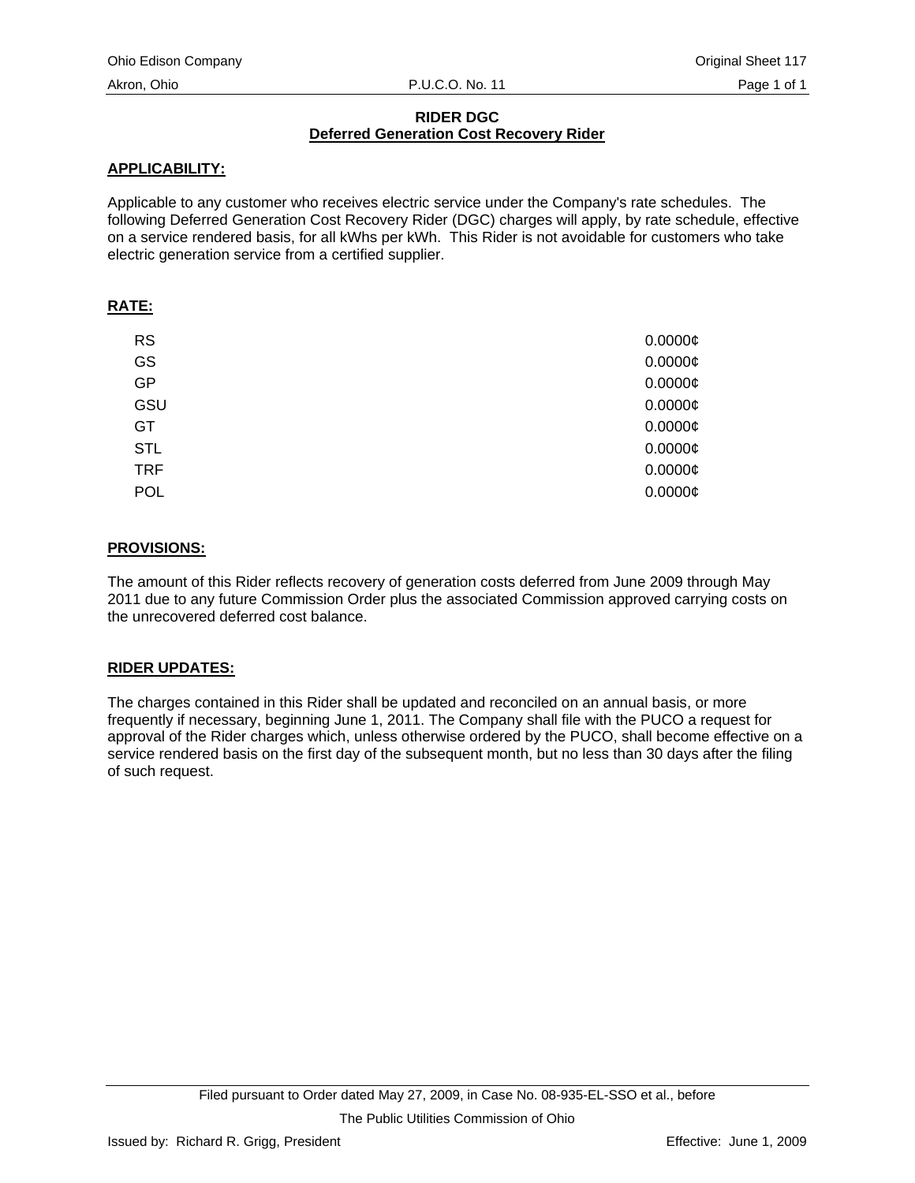# RIDER DGC
## Deferred Generation Cost Recovery Rider

**APPLICABILITY:**

Applicable to any customer who receives electric service under the Company's rate schedules. The following Deferred Generation Cost Recovery Rider (DGC) charges will apply, by rate schedule, effective on a service rendered basis, for all kWhs per kWh. This Rider is not avoidable for customers who take electric generation service from a certified supplier.

**RATE:**

| | |
|---|---|
| RS | 0.0000¢ |
| GS | 0.0000¢ |
| GP | 0.0000¢ |
| GSU | 0.0000¢ |
| GT | 0.0000¢ |
| STL | 0.0000¢ |
| TRF | 0.0000¢ |
| POL | 0.0000¢ |

**PROVISIONS:**

The amount of this Rider reflects recovery of generation costs deferred from June 2009 through May 2011 due to any future Commission Order plus the associated Commission approved carrying costs on the unrecovered deferred cost balance.

**RIDER UPDATES:**

The charges contained in this Rider shall be updated and reconciled on an annual basis, or more frequently if necessary, beginning June 1, 2011. The Company shall file with the PUCO a request for approval of the Rider charges which, unless otherwise ordered by the PUCO, shall become effective on a service rendered basis on the first day of the subsequent month, but no less than 30 days after the filing of such request.

Filed pursuant to Order dated May 27, 2009, in Case No. 08-935-EL-SSO et al., before The Public Utilities Commission of Ohio

Issued by: Richard R. Grigg, President

Effective: June 1, 2009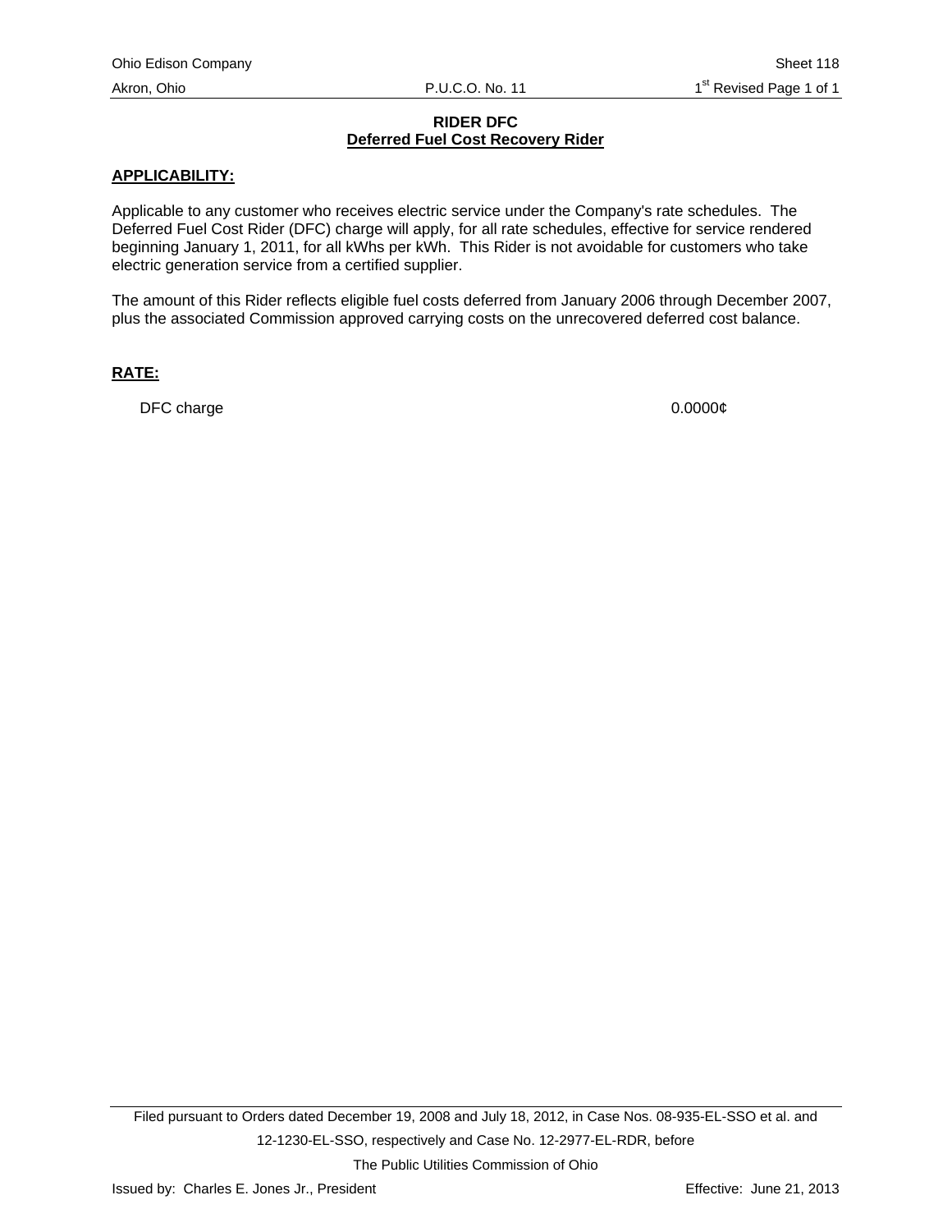# RIDER DFC
## Deferred Fuel Cost Recovery Rider

**APPLICABILITY:**

Applicable to any customer who receives electric service under the Company's rate schedules. The Deferred Fuel Cost Rider (DFC) charge will apply, for all rate schedules, effective for service rendered beginning January 1, 2011, for all kWhs per kWh. This Rider is not avoidable for customers who take electric generation service from a certified supplier.

The amount of this Rider reflects eligible fuel costs deferred from January 2006 through December 2007, plus the associated Commission approved carrying costs on the unrecovered deferred cost balance.

**RATE:**

| | |
|---|---|
| DFC charge | 0.0000¢ |

Filed pursuant to Orders dated December 19, 2008 and July 18, 2012, in Case Nos. 08-935-EL-SSO et al. and 12-1230-EL-SSO, respectively and Case No. 12-2977-EL-RDR, before The Public Utilities Commission of Ohio

Issued by: Charles E. Jones Jr., President

Effective: June 21, 2013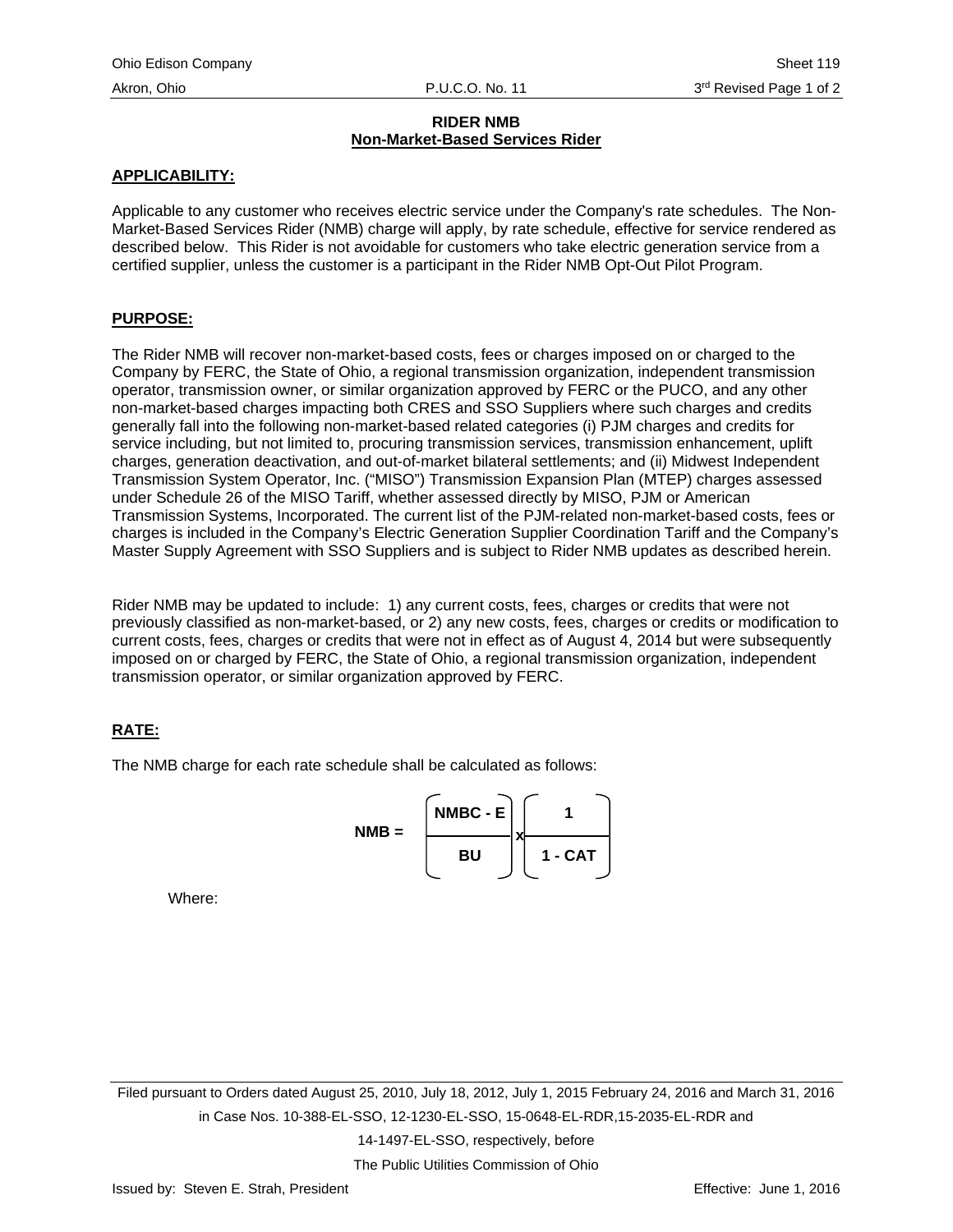**RIDER NMB**
**Non-Market-Based Services Rider**

**APPLICABILITY:**

Applicable to any customer who receives electric service under the Company's rate schedules. The Non-Market-Based Services Rider (NMB) charge will apply, by rate schedule, effective for service rendered as described below. This Rider is not avoidable for customers who take electric generation service from a certified supplier, unless the customer is a participant in the Rider NMB Opt-Out Pilot Program.

**PURPOSE:**

The Rider NMB will recover non-market-based costs, fees or charges imposed on or charged to the Company by FERC, the State of Ohio, a regional transmission organization, independent transmission operator, transmission owner, or similar organization approved by FERC or the PUCO, and any other non-market-based charges impacting both CRES and SSO Suppliers where such charges and credits generally fall into the following non-market-based related categories (i) PJM charges and credits for service including, but not limited to, procuring transmission services, transmission enhancement, uplift charges, generation deactivation, and out-of-market bilateral settlements; and (ii) Midwest Independent Transmission System Operator, Inc. ("MISO") Transmission Expansion Plan (MTEP) charges assessed under Schedule 26 of the MISO Tariff, whether assessed directly by MISO, PJM or American Transmission Systems, Incorporated. The current list of the PJM-related non-market-based costs, fees or charges is included in the Company's Electric Generation Supplier Coordination Tariff and the Company's Master Supply Agreement with SSO Suppliers and is subject to Rider NMB updates as described herein.

Rider NMB may be updated to include: 1) any current costs, fees, charges or credits that were not previously classified as non-market-based, or 2) any new costs, fees, charges or credits or modification to current costs, fees, charges or credits that were not in effect as of August 4, 2014 but were subsequently imposed on or charged by FERC, the State of Ohio, a regional transmission organization, independent transmission operator, or similar organization approved by FERC.

**RATE:**

The NMB charge for each rate schedule shall be calculated as follows:

$$\mathbf{NMB} = \left(\frac{\mathbf{NMBC - E}}{\mathbf{BU}}\right) \times \left(\frac{\mathbf{1}}{\mathbf{1 - CAT}}\right)$$

Where:

Filed pursuant to Orders dated August 25, 2010, July 18, 2012, July 1, 2015 February 24, 2016 and March 31, 2016 in Case Nos. 10-388-EL-SSO, 12-1230-EL-SSO, 15-0648-EL-RDR,15-2035-EL-RDR and 14-1497-EL-SSO, respectively, before The Public Utilities Commission of Ohio

Issued by: Steven E. Strah, President

Effective: June 1, 2016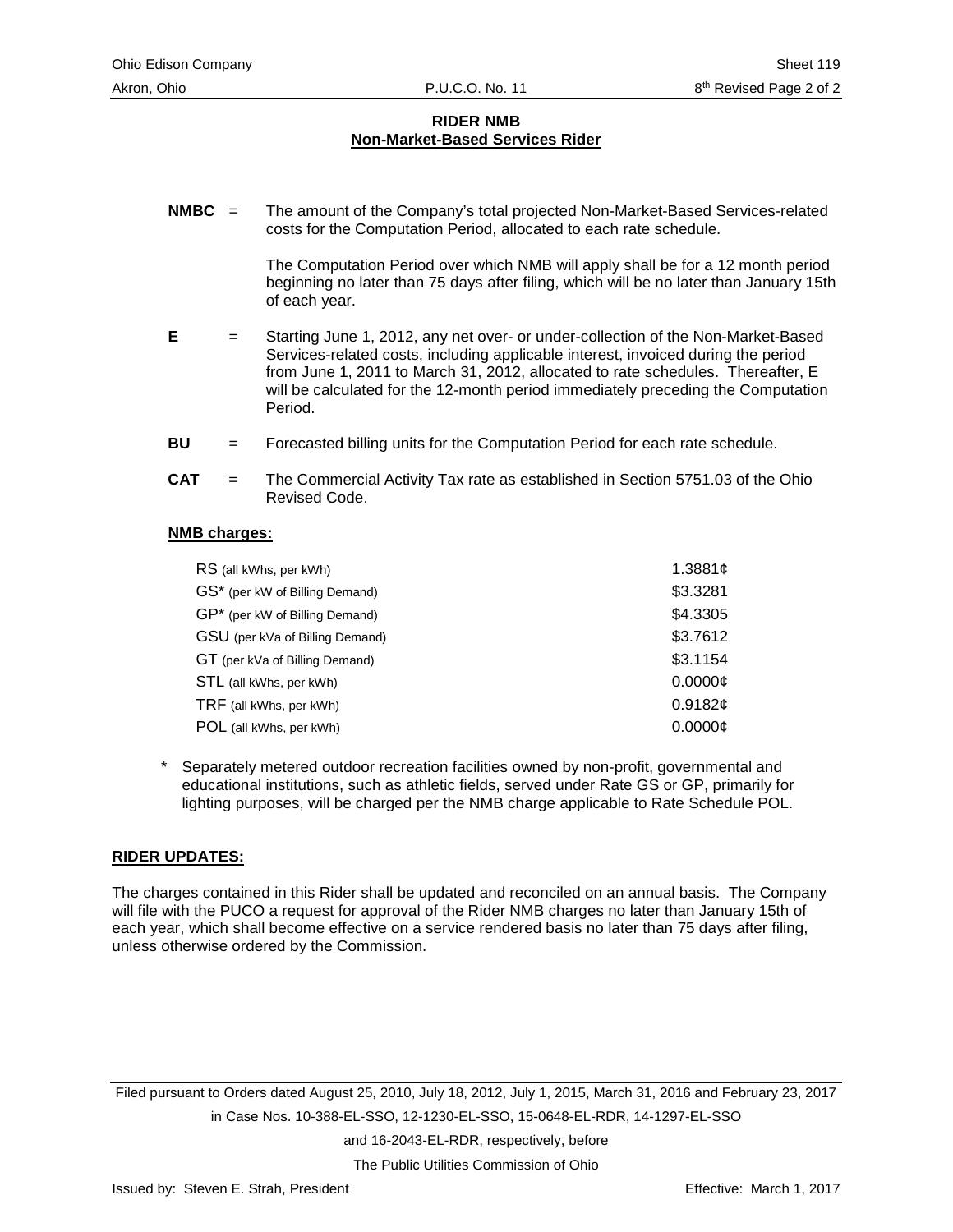## RIDER NMB
## Non-Market-Based Services Rider

**NMBC** = The amount of the Company's total projected Non-Market-Based Services-related costs for the Computation Period, allocated to each rate schedule.

The Computation Period over which NMB will apply shall be for a 12 month period beginning no later than 75 days after filing, which will be no later than January 15th of each year.

**E** = Starting June 1, 2012, any net over- or under-collection of the Non-Market-Based Services-related costs, including applicable interest, invoiced during the period from June 1, 2011 to March 31, 2012, allocated to rate schedules. Thereafter, E will be calculated for the 12-month period immediately preceding the Computation Period.

**BU** = Forecasted billing units for the Computation Period for each rate schedule.

**CAT** = The Commercial Activity Tax rate as established in Section 5751.03 of the Ohio Revised Code.

**NMB charges:**

| | |
|---|---|
| RS (all kWhs, per kWh) | 1.3881¢ |
| GS* (per kW of Billing Demand) | $3.3281 |
| GP* (per kW of Billing Demand) | $4.3305 |
| GSU (per kVa of Billing Demand) | $3.7612 |
| GT (per kVa of Billing Demand) | $3.1154 |
| STL (all kWhs, per kWh) | 0.0000¢ |
| TRF (all kWhs, per kWh) | 0.9182¢ |
| POL (all kWhs, per kWh) | 0.0000¢ |

\* Separately metered outdoor recreation facilities owned by non-profit, governmental and educational institutions, such as athletic fields, served under Rate GS or GP, primarily for lighting purposes, will be charged per the NMB charge applicable to Rate Schedule POL.

**RIDER UPDATES:**

The charges contained in this Rider shall be updated and reconciled on an annual basis. The Company will file with the PUCO a request for approval of the Rider NMB charges no later than January 15th of each year, which shall become effective on a service rendered basis no later than 75 days after filing, unless otherwise ordered by the Commission.

Filed pursuant to Orders dated August 25, 2010, July 18, 2012, July 1, 2015, March 31, 2016 and February 23, 2017 in Case Nos. 10-388-EL-SSO, 12-1230-EL-SSO, 15-0648-EL-RDR, 14-1297-EL-SSO and 16-2043-EL-RDR, respectively, before The Public Utilities Commission of Ohio

Issued by: Steven E. Strah, President

Effective: March 1, 2017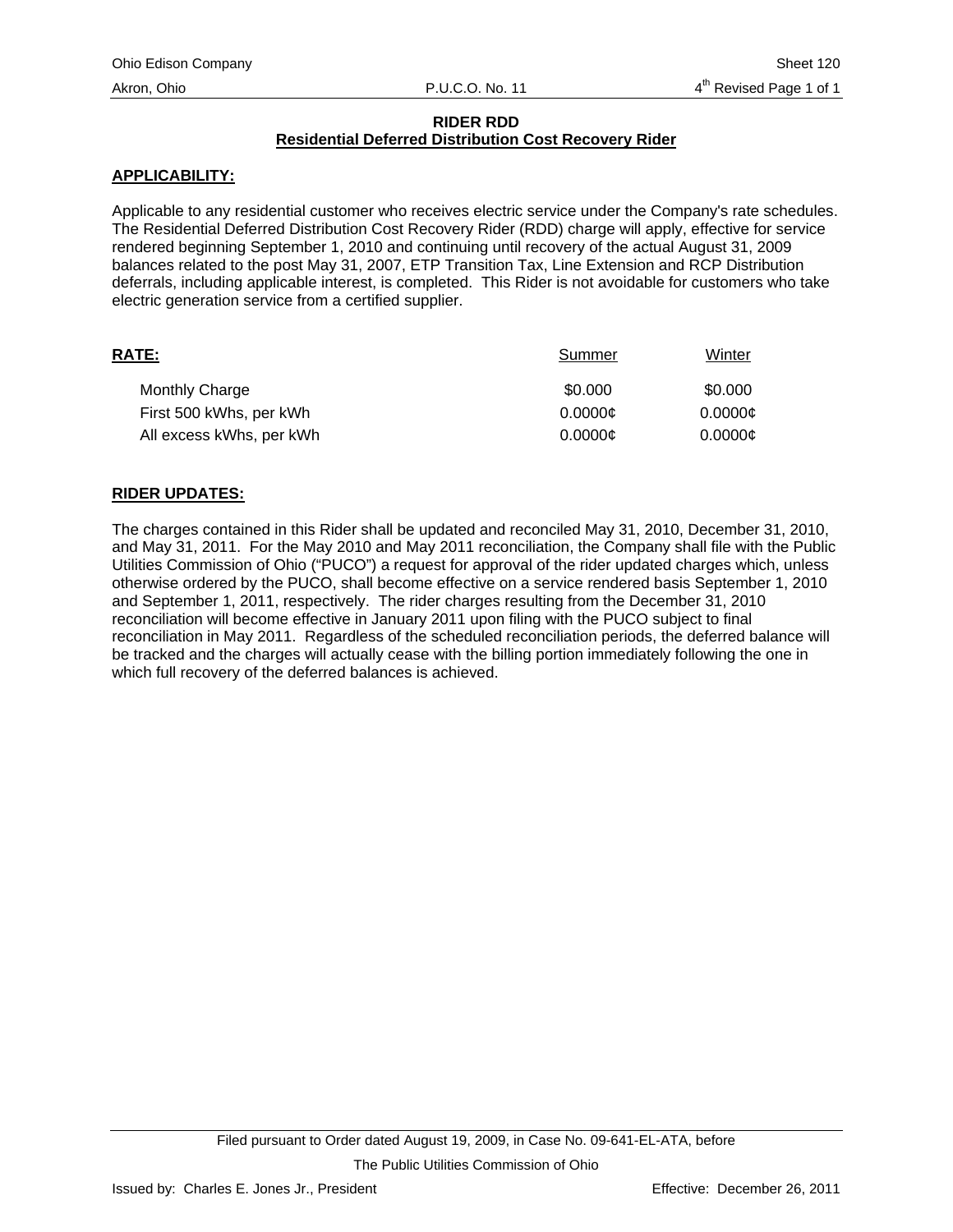**RIDER RDD**
**Residential Deferred Distribution Cost Recovery Rider**

**APPLICABILITY:**

Applicable to any residential customer who receives electric service under the Company's rate schedules. The Residential Deferred Distribution Cost Recovery Rider (RDD) charge will apply, effective for service rendered beginning September 1, 2010 and continuing until recovery of the actual August 31, 2009 balances related to the post May 31, 2007, ETP Transition Tax, Line Extension and RCP Distribution deferrals, including applicable interest, is completed. This Rider is not avoidable for customers who take electric generation service from a certified supplier.

| **RATE:** | Summer | Winter |
|---|---|---|
| Monthly Charge | \$0.000 | \$0.000 |
| First 500 kWhs, per kWh | 0.0000¢ | 0.0000¢ |
| All excess kWhs, per kWh | 0.0000¢ | 0.0000¢ |

**RIDER UPDATES:**

The charges contained in this Rider shall be updated and reconciled May 31, 2010, December 31, 2010, and May 31, 2011. For the May 2010 and May 2011 reconciliation, the Company shall file with the Public Utilities Commission of Ohio ("PUCO") a request for approval of the rider updated charges which, unless otherwise ordered by the PUCO, shall become effective on a service rendered basis September 1, 2010 and September 1, 2011, respectively. The rider charges resulting from the December 31, 2010 reconciliation will become effective in January 2011 upon filing with the PUCO subject to final reconciliation in May 2011. Regardless of the scheduled reconciliation periods, the deferred balance will be tracked and the charges will actually cease with the billing portion immediately following the one in which full recovery of the deferred balances is achieved.

Filed pursuant to Order dated August 19, 2009, in Case No. 09-641-EL-ATA, before The Public Utilities Commission of Ohio

Issued by: Charles E. Jones Jr., President

Effective: December 26, 2011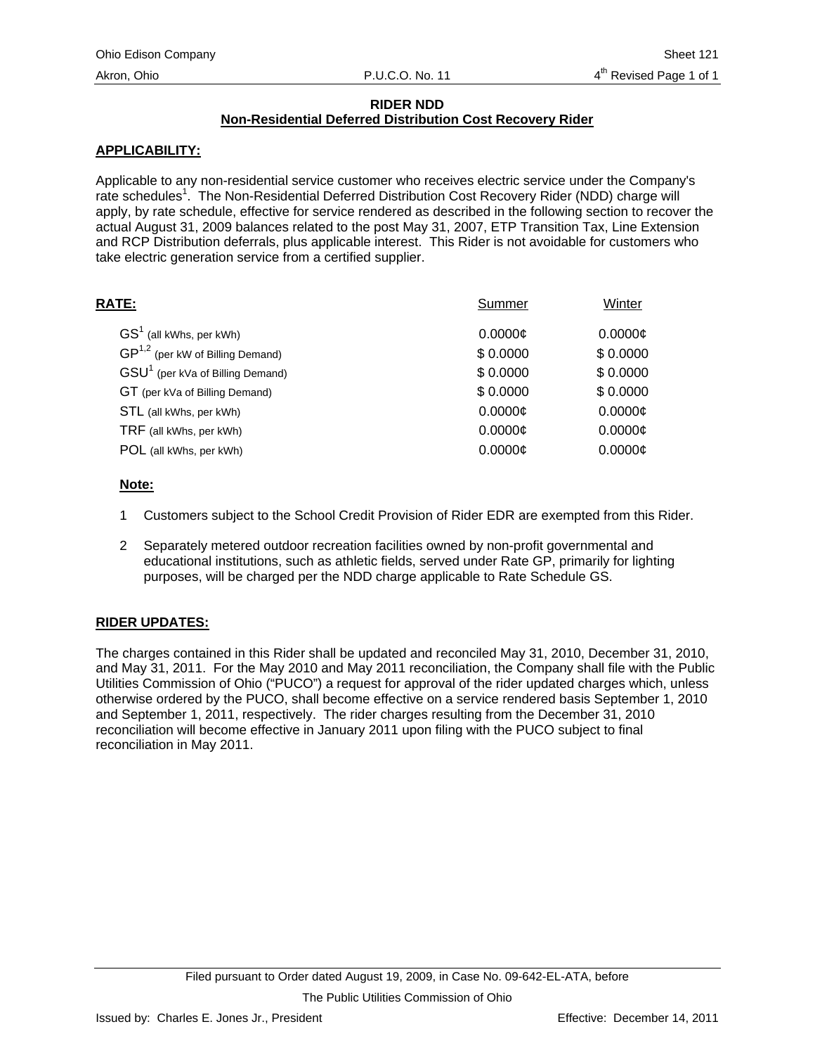## RIDER NDD
## Non-Residential Deferred Distribution Cost Recovery Rider

**APPLICABILITY:**

Applicable to any non-residential service customer who receives electric service under the Company's rate schedules[1]. The Non-Residential Deferred Distribution Cost Recovery Rider (NDD) charge will apply, by rate schedule, effective for service rendered as described in the following section to recover the actual August 31, 2009 balances related to the post May 31, 2007, ETP Transition Tax, Line Extension and RCP Distribution deferrals, plus applicable interest. This Rider is not avoidable for customers who take electric generation service from a certified supplier.

| **RATE:** | Summer | Winter |
|---|---|---|
| GS[1] (all kWhs, per kWh) | 0.0000¢ | 0.0000¢ |
| GP[1,2] (per kW of Billing Demand) | $ 0.0000 | $ 0.0000 |
| GSU[1] (per kVa of Billing Demand) | $ 0.0000 | $ 0.0000 |
| GT (per kVa of Billing Demand) | $ 0.0000 | $ 0.0000 |
| STL (all kWhs, per kWh) | 0.0000¢ | 0.0000¢ |
| TRF (all kWhs, per kWh) | 0.0000¢ | 0.0000¢ |
| POL (all kWhs, per kWh) | 0.0000¢ | 0.0000¢ |

**Note:**

1. Customers subject to the School Credit Provision of Rider EDR are exempted from this Rider.
2. Separately metered outdoor recreation facilities owned by non-profit governmental and educational institutions, such as athletic fields, served under Rate GP, primarily for lighting purposes, will be charged per the NDD charge applicable to Rate Schedule GS.

**RIDER UPDATES:**

The charges contained in this Rider shall be updated and reconciled May 31, 2010, December 31, 2010, and May 31, 2011. For the May 2010 and May 2011 reconciliation, the Company shall file with the Public Utilities Commission of Ohio ("PUCO") a request for approval of the rider updated charges which, unless otherwise ordered by the PUCO, shall become effective on a service rendered basis September 1, 2010 and September 1, 2011, respectively. The rider charges resulting from the December 31, 2010 reconciliation will become effective in January 2011 upon filing with the PUCO subject to final reconciliation in May 2011.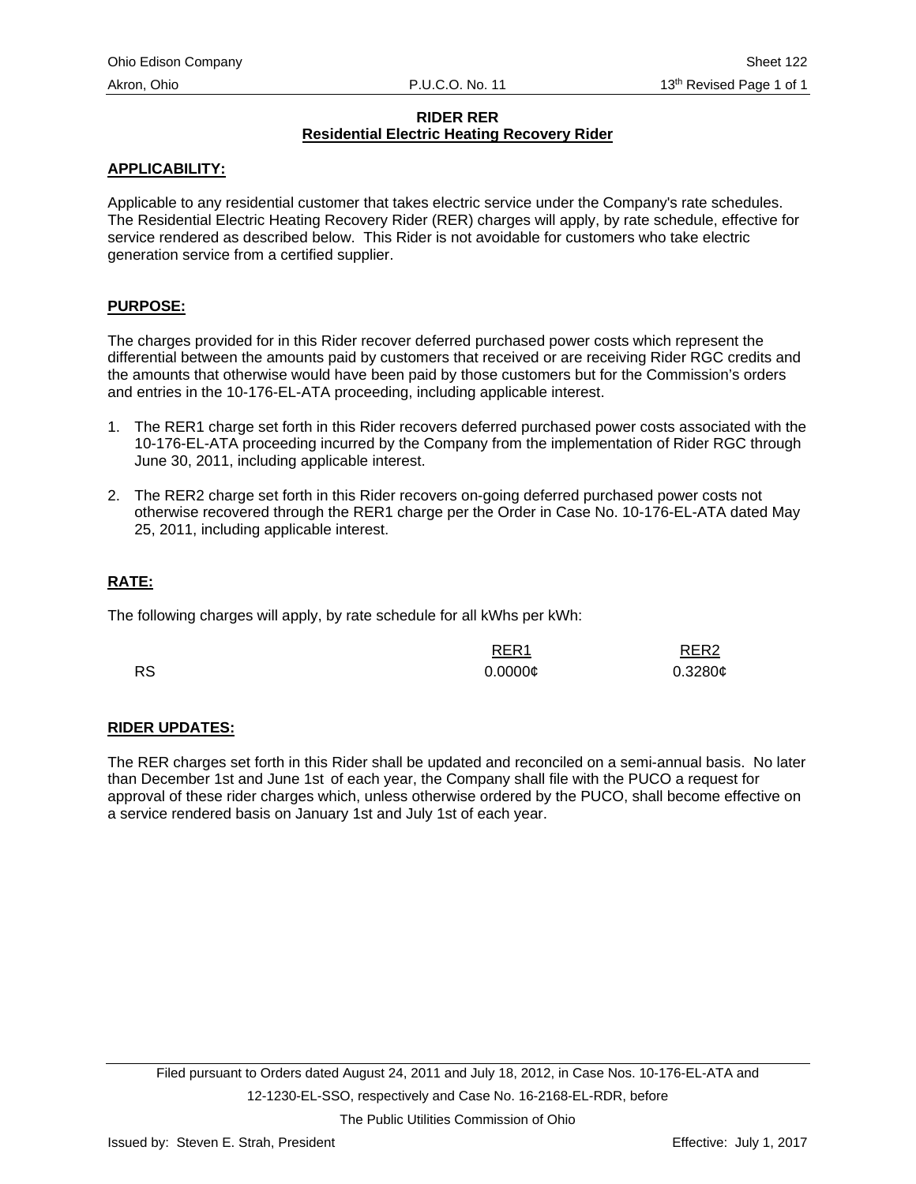# RIDER RER

## Residential Electric Heating Recovery Rider

**APPLICABILITY:**

Applicable to any residential customer that takes electric service under the Company's rate schedules. The Residential Electric Heating Recovery Rider (RER) charges will apply, by rate schedule, effective for service rendered as described below. This Rider is not avoidable for customers who take electric generation service from a certified supplier.

**PURPOSE:**

The charges provided for in this Rider recover deferred purchased power costs which represent the differential between the amounts paid by customers that received or are receiving Rider RGC credits and the amounts that otherwise would have been paid by those customers but for the Commission's orders and entries in the 10-176-EL-ATA proceeding, including applicable interest.

1. The RER1 charge set forth in this Rider recovers deferred purchased power costs associated with the 10-176-EL-ATA proceeding incurred by the Company from the implementation of Rider RGC through June 30, 2011, including applicable interest.

2. The RER2 charge set forth in this Rider recovers on-going deferred purchased power costs not otherwise recovered through the RER1 charge per the Order in Case No. 10-176-EL-ATA dated May 25, 2011, including applicable interest.

**RATE:**

The following charges will apply, by rate schedule for all kWhs per kWh:

| | RER1 | RER2 |
|---|---|---|
| RS | 0.0000¢ | 0.3280¢ |

**RIDER UPDATES:**

The RER charges set forth in this Rider shall be updated and reconciled on a semi-annual basis. No later than December 1st and June 1st of each year, the Company shall file with the PUCO a request for approval of these rider charges which, unless otherwise ordered by the PUCO, shall become effective on a service rendered basis on January 1st and July 1st of each year.

Filed pursuant to Orders dated August 24, 2011 and July 18, 2012, in Case Nos. 10-176-EL-ATA and 12-1230-EL-SSO, respectively and Case No. 16-2168-EL-RDR, before The Public Utilities Commission of Ohio

Issued by: Steven E. Strah, President

Effective: July 1, 2017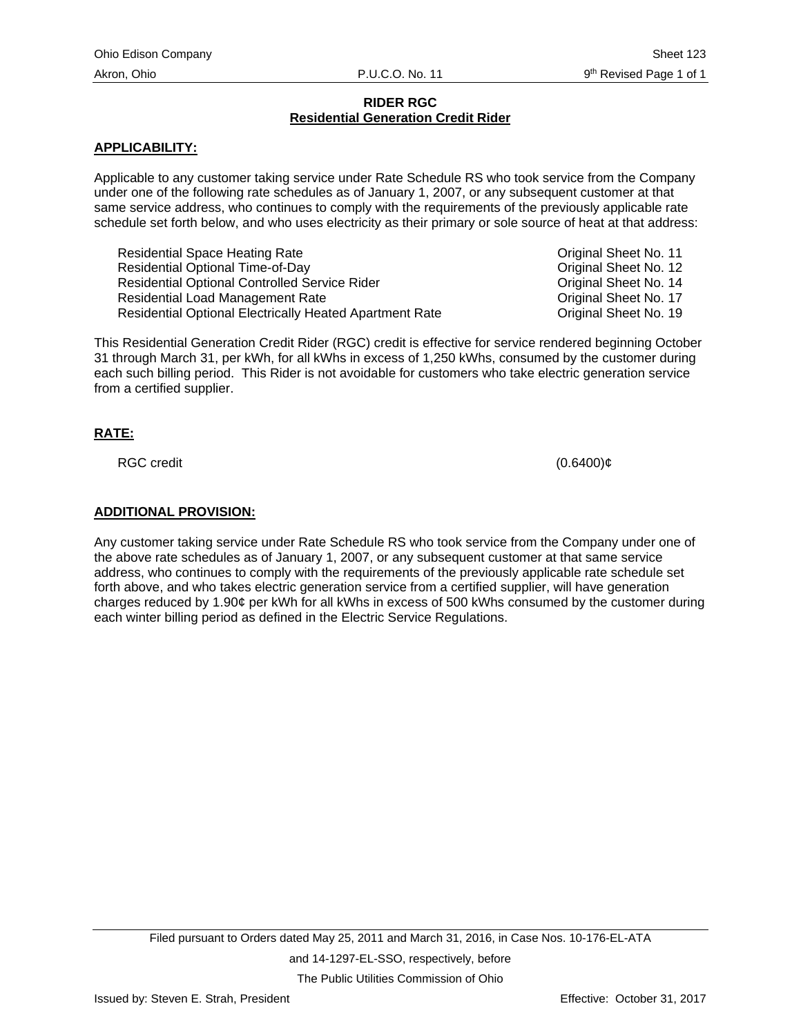## RIDER RGC
## Residential Generation Credit Rider

**APPLICABILITY:**

Applicable to any customer taking service under Rate Schedule RS who took service from the Company under one of the following rate schedules as of January 1, 2007, or any subsequent customer at that same service address, who continues to comply with the requirements of the previously applicable rate schedule set forth below, and who uses electricity as their primary or sole source of heat at that address:

| | |
|---|---|
| Residential Space Heating Rate | Original Sheet No. 11 |
| Residential Optional Time-of-Day | Original Sheet No. 12 |
| Residential Optional Controlled Service Rider | Original Sheet No. 14 |
| Residential Load Management Rate | Original Sheet No. 17 |
| Residential Optional Electrically Heated Apartment Rate | Original Sheet No. 19 |

This Residential Generation Credit Rider (RGC) credit is effective for service rendered beginning October 31 through March 31, per kWh, for all kWhs in excess of 1,250 kWhs, consumed by the customer during each such billing period. This Rider is not avoidable for customers who take electric generation service from a certified supplier.

**RATE:**

RGC credit (0.6400)¢

**ADDITIONAL PROVISION:**

Any customer taking service under Rate Schedule RS who took service from the Company under one of the above rate schedules as of January 1, 2007, or any subsequent customer at that same service address, who continues to comply with the requirements of the previously applicable rate schedule set forth above, and who takes electric generation service from a certified supplier, will have generation charges reduced by 1.90¢ per kWh for all kWhs in excess of 500 kWhs consumed by the customer during each winter billing period as defined in the Electric Service Regulations.

Filed pursuant to Orders dated May 25, 2011 and March 31, 2016, in Case Nos. 10-176-EL-ATA and 14-1297-EL-SSO, respectively, before The Public Utilities Commission of Ohio

Issued by: Steven E. Strah, President Effective: October 31, 2017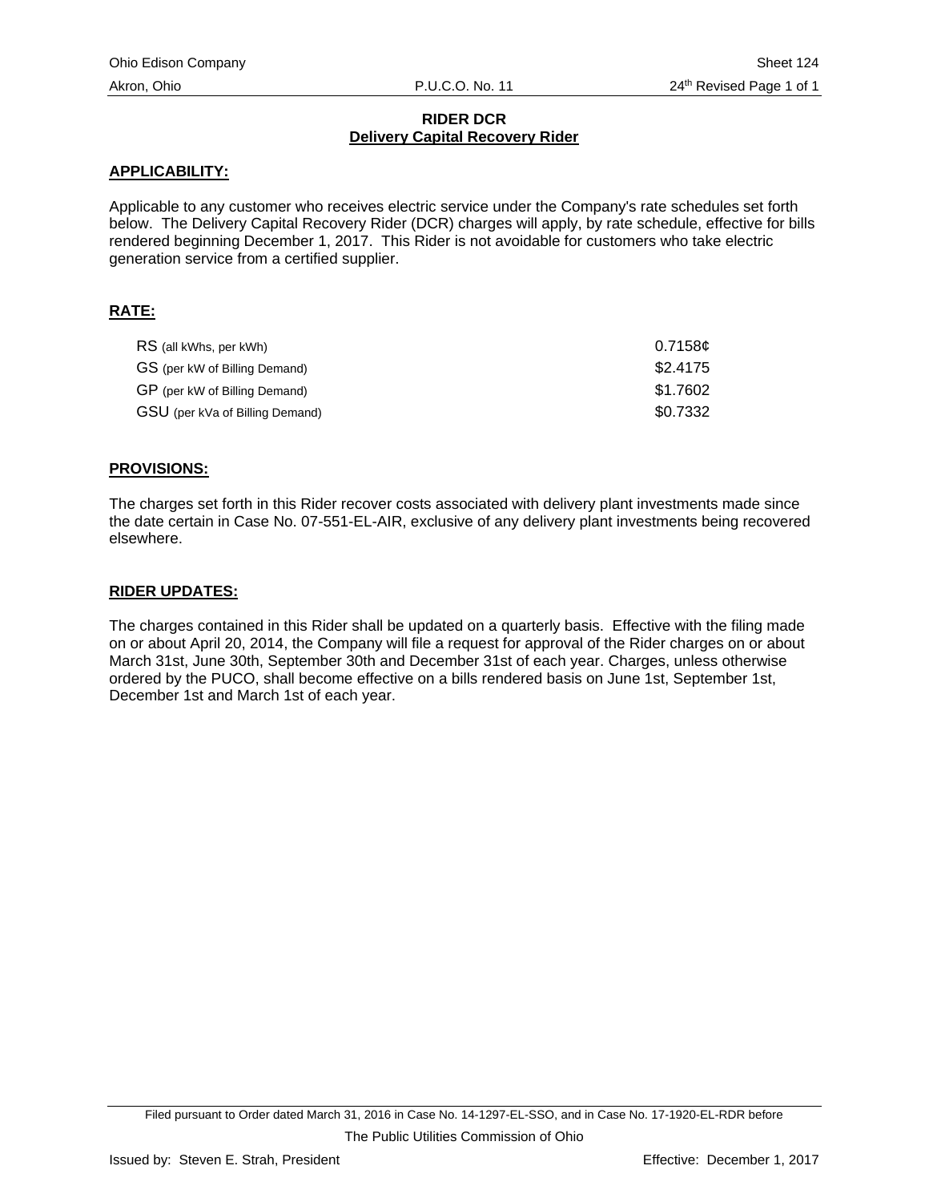# RIDER DCR
## Delivery Capital Recovery Rider

**APPLICABILITY:**

Applicable to any customer who receives electric service under the Company's rate schedules set forth below. The Delivery Capital Recovery Rider (DCR) charges will apply, by rate schedule, effective for bills rendered beginning December 1, 2017. This Rider is not avoidable for customers who take electric generation service from a certified supplier.

**RATE:**

| | |
|---|---|
| RS (all kWhs, per kWh) | 0.7158¢ |
| GS (per kW of Billing Demand) | $2.4175 |
| GP (per kW of Billing Demand) | $1.7602 |
| GSU (per kVa of Billing Demand) | $0.7332 |

**PROVISIONS:**

The charges set forth in this Rider recover costs associated with delivery plant investments made since the date certain in Case No. 07-551-EL-AIR, exclusive of any delivery plant investments being recovered elsewhere.

**RIDER UPDATES:**

The charges contained in this Rider shall be updated on a quarterly basis. Effective with the filing made on or about April 20, 2014, the Company will file a request for approval of the Rider charges on or about March 31st, June 30th, September 30th and December 31st of each year. Charges, unless otherwise ordered by the PUCO, shall become effective on a bills rendered basis on June 1st, September 1st, December 1st and March 1st of each year.

Filed pursuant to Order dated March 31, 2016 in Case No. 14-1297-EL-SSO, and in Case No. 17-1920-EL-RDR before The Public Utilities Commission of Ohio

Issued by: Steven E. Strah, President

Effective: December 1, 2017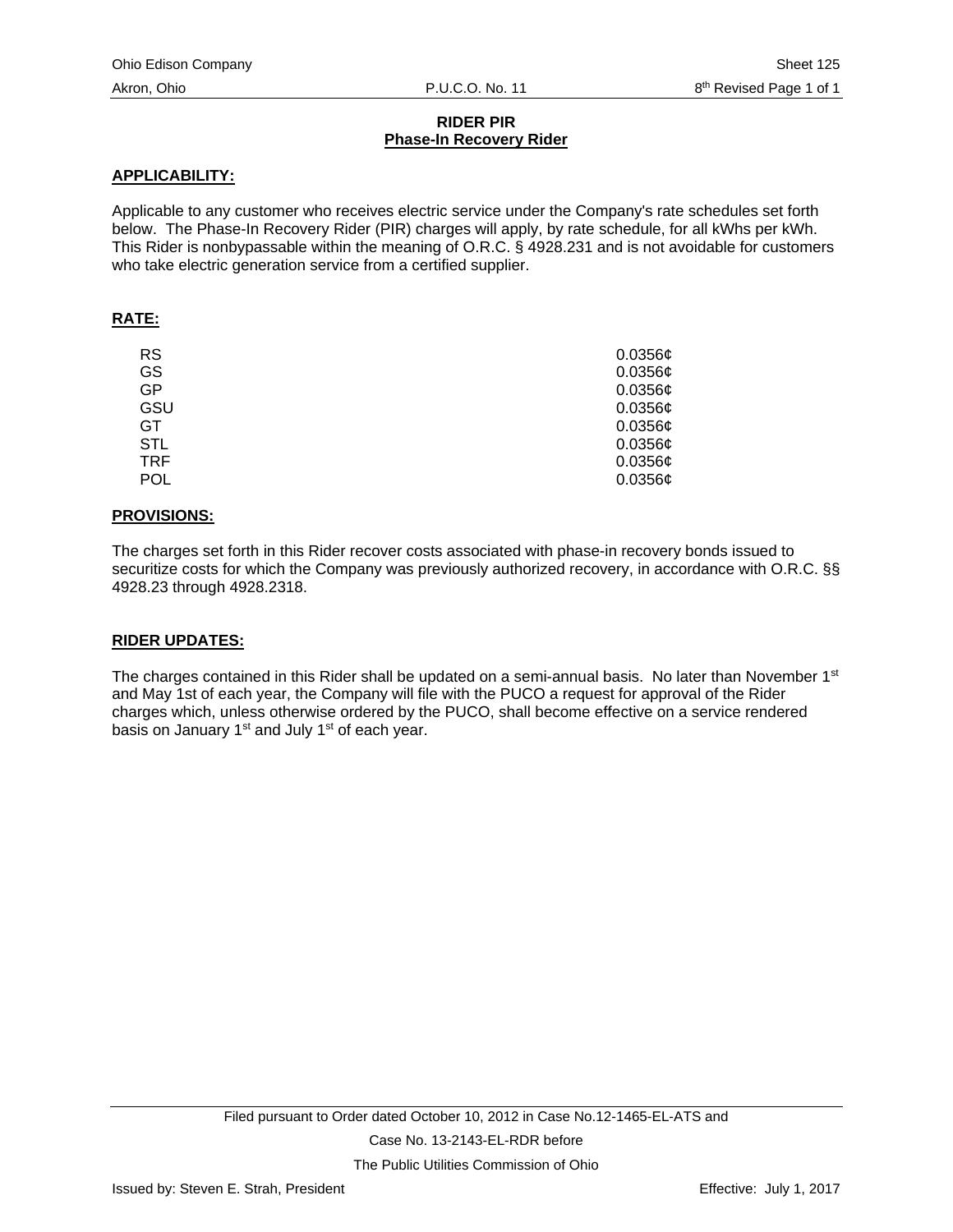Ohio Edison Company Sheet 125

Akron, Ohio P.U.C.O. No. 11 8th Revised Page 1 of 1

## RIDER PIR
## Phase-In Recovery Rider

**APPLICABILITY:**

Applicable to any customer who receives electric service under the Company's rate schedules set forth below. The Phase-In Recovery Rider (PIR) charges will apply, by rate schedule, for all kWhs per kWh. This Rider is nonbypassable within the meaning of O.R.C. § 4928.231 and is not avoidable for customers who take electric generation service from a certified supplier.

**RATE:**

| | |
|---|---|
| RS | 0.0356¢ |
| GS | 0.0356¢ |
| GP | 0.0356¢ |
| GSU | 0.0356¢ |
| GT | 0.0356¢ |
| STL | 0.0356¢ |
| TRF | 0.0356¢ |
| POL | 0.0356¢ |

**PROVISIONS:**

The charges set forth in this Rider recover costs associated with phase-in recovery bonds issued to securitize costs for which the Company was previously authorized recovery, in accordance with O.R.C. §§ 4928.23 through 4928.2318.

**RIDER UPDATES:**

The charges contained in this Rider shall be updated on a semi-annual basis. No later than November 1st and May 1st of each year, the Company will file with the PUCO a request for approval of the Rider charges which, unless otherwise ordered by the PUCO, shall become effective on a service rendered basis on January 1st and July 1st of each year.

Filed pursuant to Order dated October 10, 2012 in Case No.12-1465-EL-ATS and Case No. 13-2143-EL-RDR before The Public Utilities Commission of Ohio

Issued by: Steven E. Strah, President Effective: July 1, 2017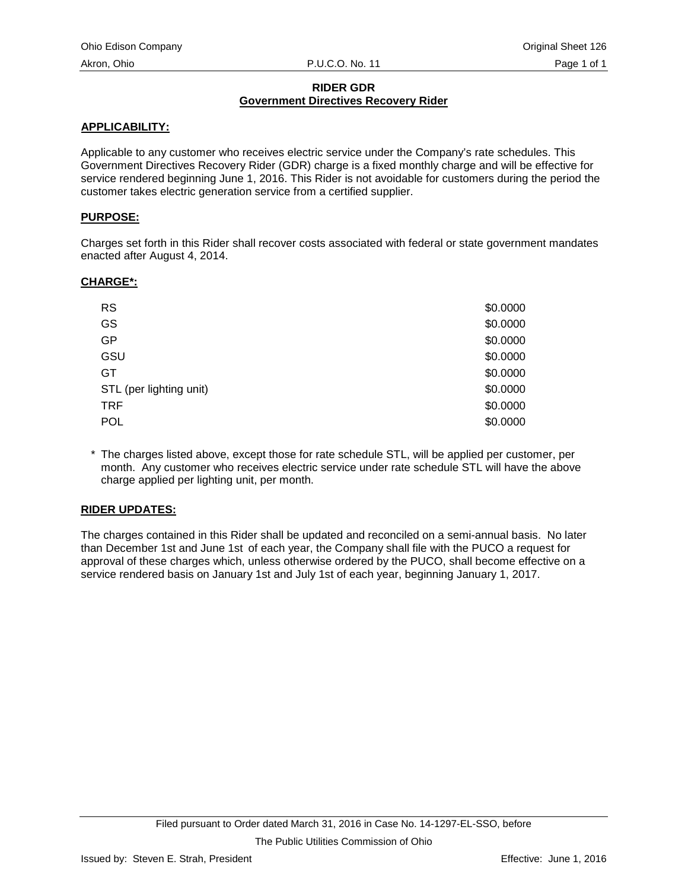# RIDER GDR

## Government Directives Recovery Rider

### APPLICABILITY:

Applicable to any customer who receives electric service under the Company's rate schedules. This Government Directives Recovery Rider (GDR) charge is a fixed monthly charge and will be effective for service rendered beginning June 1, 2016. This Rider is not avoidable for customers during the period the customer takes electric generation service from a certified supplier.

### PURPOSE:

Charges set forth in this Rider shall recover costs associated with federal or state government mandates enacted after August 4, 2014.

### CHARGE*:

| Rate Schedule | Charge |
|---|---|
| RS | $0.0000 |
| GS | $0.0000 |
| GP | $0.0000 |
| GSU | $0.0000 |
| GT | $0.0000 |
| STL (per lighting unit) | $0.0000 |
| TRF | $0.0000 |
| POL | $0.0000 |

\* The charges listed above, except those for rate schedule STL, will be applied per customer, per month. Any customer who receives electric service under rate schedule STL will have the above charge applied per lighting unit, per month.

### RIDER UPDATES:

The charges contained in this Rider shall be updated and reconciled on a semi-annual basis. No later than December 1st and June 1st of each year, the Company shall file with the PUCO a request for approval of these charges which, unless otherwise ordered by the PUCO, shall become effective on a service rendered basis on January 1st and July 1st of each year, beginning January 1, 2017.

Filed pursuant to Order dated March 31, 2016 in Case No. 14-1297-EL-SSO, before The Public Utilities Commission of Ohio

Issued by: Steven E. Strah, President — Effective: June 1, 2016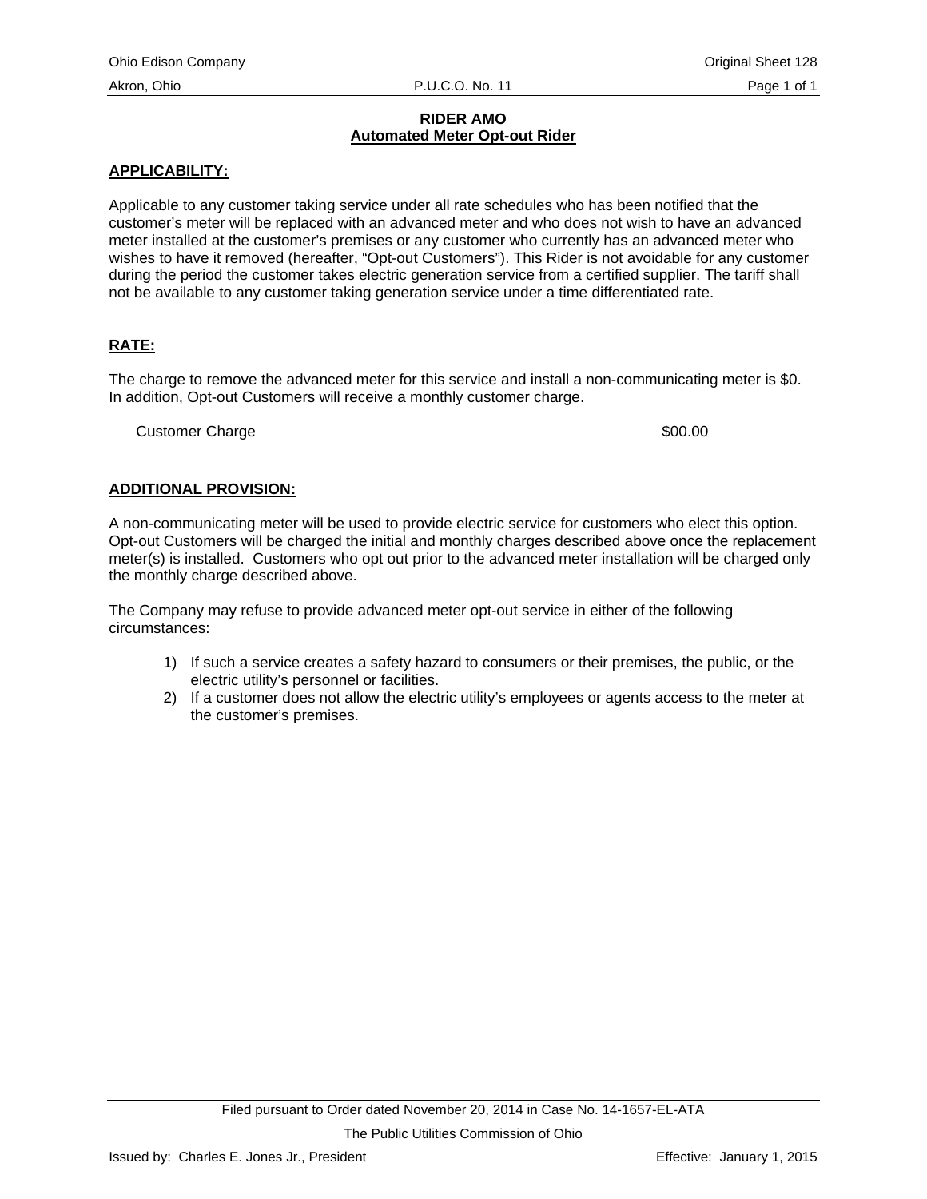# RIDER AMO

## Automated Meter Opt-out Rider

**APPLICABILITY:**

Applicable to any customer taking service under all rate schedules who has been notified that the customer's meter will be replaced with an advanced meter and who does not wish to have an advanced meter installed at the customer's premises or any customer who currently has an advanced meter who wishes to have it removed (hereafter, "Opt-out Customers"). This Rider is not avoidable for any customer during the period the customer takes electric generation service from a certified supplier. The tariff shall not be available to any customer taking generation service under a time differentiated rate.

**RATE:**

The charge to remove the advanced meter for this service and install a non-communicating meter is $0. In addition, Opt-out Customers will receive a monthly customer charge.

| | |
|---|---|
| Customer Charge | $00.00 |

**ADDITIONAL PROVISION:**

A non-communicating meter will be used to provide electric service for customers who elect this option. Opt-out Customers will be charged the initial and monthly charges described above once the replacement meter(s) is installed. Customers who opt out prior to the advanced meter installation will be charged only the monthly charge described above.

The Company may refuse to provide advanced meter opt-out service in either of the following circumstances:

1) If such a service creates a safety hazard to consumers or their premises, the public, or the electric utility's personnel or facilities.
2) If a customer does not allow the electric utility's employees or agents access to the meter at the customer's premises.

Filed pursuant to Order dated November 20, 2014 in Case No. 14-1657-EL-ATA

The Public Utilities Commission of Ohio

Issued by: Charles E. Jones Jr., President

Effective: January 1, 2015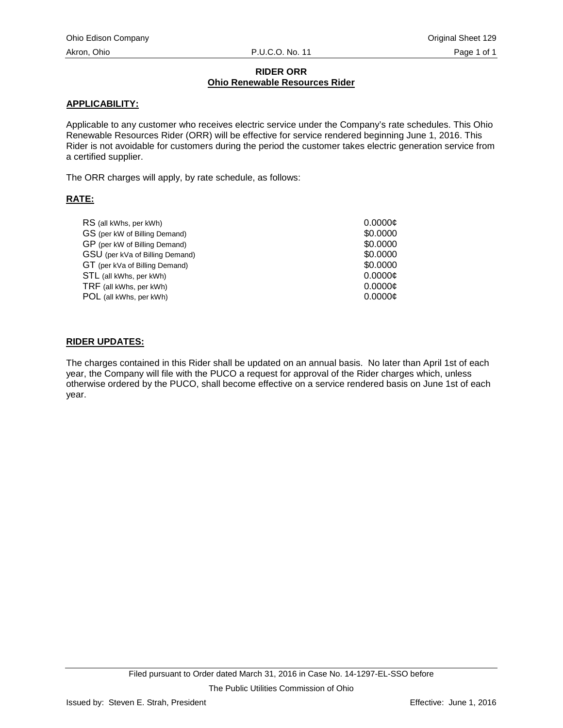## RIDER ORR
## Ohio Renewable Resources Rider

**APPLICABILITY:**

Applicable to any customer who receives electric service under the Company's rate schedules. This Ohio Renewable Resources Rider (ORR) will be effective for service rendered beginning June 1, 2016. This Rider is not avoidable for customers during the period the customer takes electric generation service from a certified supplier.

The ORR charges will apply, by rate schedule, as follows:

**RATE:**

| | |
|---|---|
| RS (all kWhs, per kWh) | 0.0000¢ |
| GS (per kW of Billing Demand) | $0.0000 |
| GP (per kW of Billing Demand) | $0.0000 |
| GSU (per kVa of Billing Demand) | $0.0000 |
| GT (per kVa of Billing Demand) | $0.0000 |
| STL (all kWhs, per kWh) | 0.0000¢ |
| TRF (all kWhs, per kWh) | 0.0000¢ |
| POL (all kWhs, per kWh) | 0.0000¢ |

**RIDER UPDATES:**

The charges contained in this Rider shall be updated on an annual basis. No later than April 1st of each year, the Company will file with the PUCO a request for approval of the Rider charges which, unless otherwise ordered by the PUCO, shall become effective on a service rendered basis on June 1st of each year.

Filed pursuant to Order dated March 31, 2016 in Case No. 14-1297-EL-SSO before The Public Utilities Commission of Ohio

Issued by: Steven E. Strah, President

Effective: June 1, 2016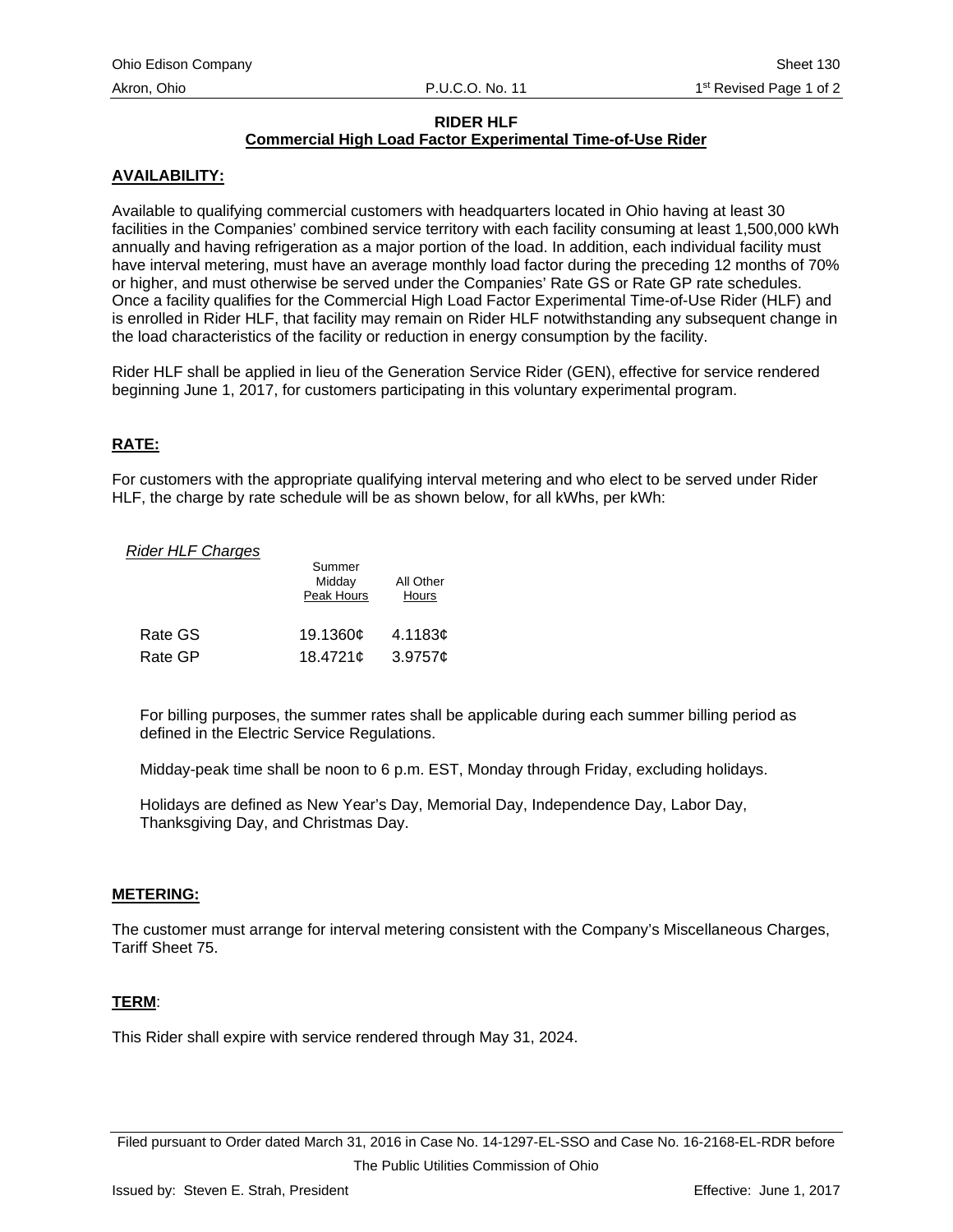# RIDER HLF

## Commercial High Load Factor Experimental Time-of-Use Rider

**AVAILABILITY:**

Available to qualifying commercial customers with headquarters located in Ohio having at least 30 facilities in the Companies' combined service territory with each facility consuming at least 1,500,000 kWh annually and having refrigeration as a major portion of the load. In addition, each individual facility must have interval metering, must have an average monthly load factor during the preceding 12 months of 70% or higher, and must otherwise be served under the Companies' Rate GS or Rate GP rate schedules. Once a facility qualifies for the Commercial High Load Factor Experimental Time-of-Use Rider (HLF) and is enrolled in Rider HLF, that facility may remain on Rider HLF notwithstanding any subsequent change in the load characteristics of the facility or reduction in energy consumption by the facility.

Rider HLF shall be applied in lieu of the Generation Service Rider (GEN), effective for service rendered beginning June 1, 2017, for customers participating in this voluntary experimental program.

**RATE:**

For customers with the appropriate qualifying interval metering and who elect to be served under Rider HLF, the charge by rate schedule will be as shown below, for all kWhs, per kWh:

*Rider HLF Charges*

| | Summer Midday Peak Hours | All Other Hours |
|---|---|---|
| Rate GS | 19.1360¢ | 4.1183¢ |
| Rate GP | 18.4721¢ | 3.9757¢ |

For billing purposes, the summer rates shall be applicable during each summer billing period as defined in the Electric Service Regulations.

Midday-peak time shall be noon to 6 p.m. EST, Monday through Friday, excluding holidays.

Holidays are defined as New Year's Day, Memorial Day, Independence Day, Labor Day, Thanksgiving Day, and Christmas Day.

**METERING:**

The customer must arrange for interval metering consistent with the Company's Miscellaneous Charges, Tariff Sheet 75.

**TERM**:

This Rider shall expire with service rendered through May 31, 2024.

Filed pursuant to Order dated March 31, 2016 in Case No. 14-1297-EL-SSO and Case No. 16-2168-EL-RDR before The Public Utilities Commission of Ohio

Issued by: Steven E. Strah, President — Effective: June 1, 2017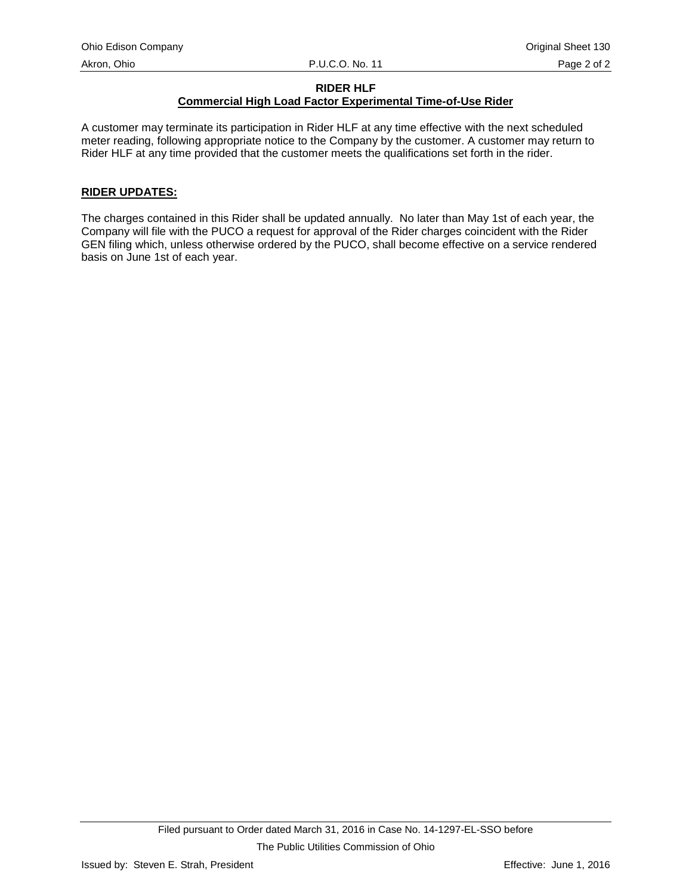**RIDER HLF**

**Commercial High Load Factor Experimental Time-of-Use Rider**

A customer may terminate its participation in Rider HLF at any time effective with the next scheduled meter reading, following appropriate notice to the Company by the customer. A customer may return to Rider HLF at any time provided that the customer meets the qualifications set forth in the rider.

**RIDER UPDATES:**

The charges contained in this Rider shall be updated annually. No later than May 1st of each year, the Company will file with the PUCO a request for approval of the Rider charges coincident with the Rider GEN filing which, unless otherwise ordered by the PUCO, shall become effective on a service rendered basis on June 1st of each year.

Filed pursuant to Order dated March 31, 2016 in Case No. 14-1297-EL-SSO before The Public Utilities Commission of Ohio

Issued by: Steven E. Strah, President

Effective: June 1, 2016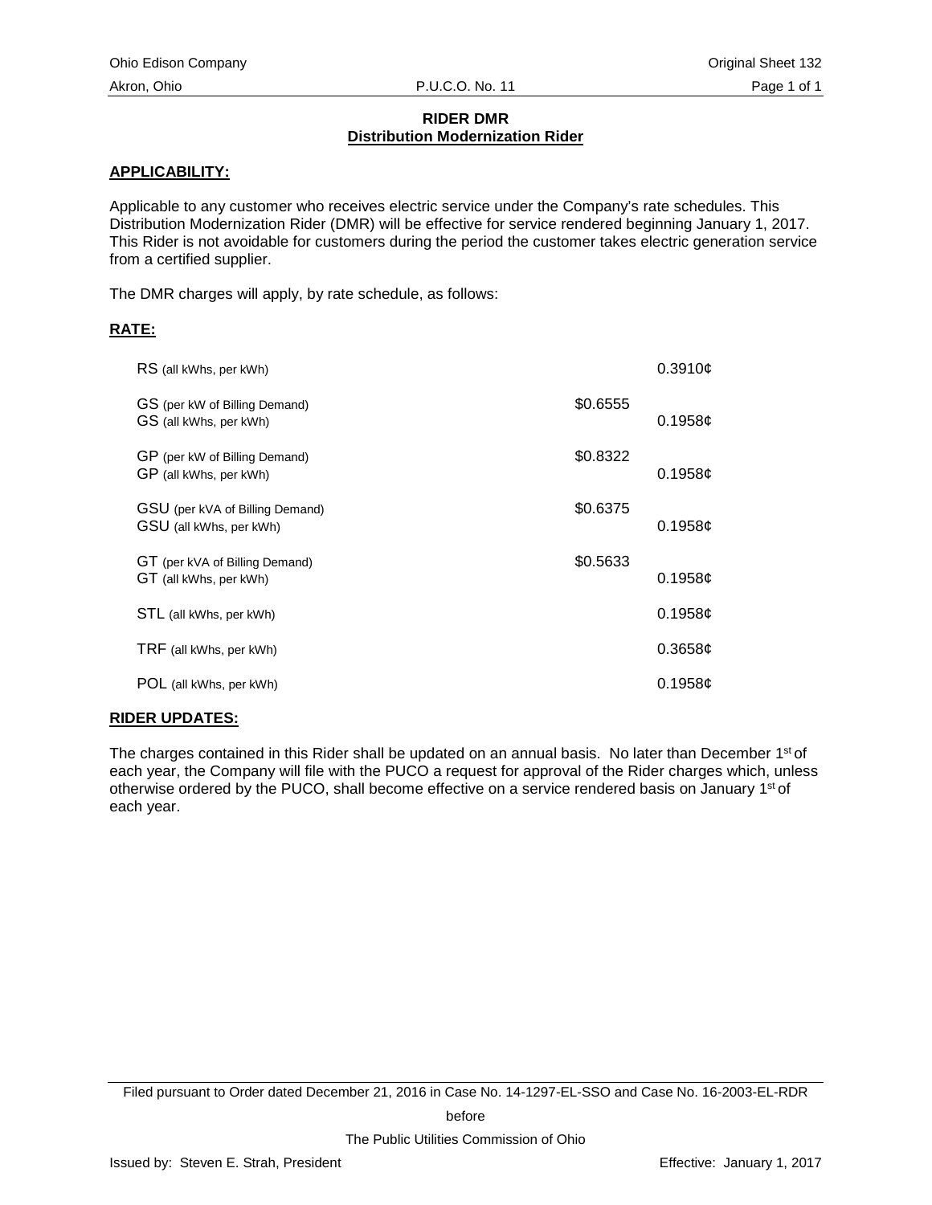Ohio Edison Company Original Sheet 132
Akron, Ohio P.U.C.O. No. 11

**RIDER DMR**
**Distribution Modernization Rider**

**APPLICABILITY:**

Applicable to any customer who receives electric service under the Company's rate schedules. This Distribution Modernization Rider (DMR) will be effective for service rendered beginning January 1, 2017. This Rider is not avoidable for customers during the period the customer takes electric generation service from a certified supplier.

The DMR charges will apply, by rate schedule, as follows:

**RATE:**

| | | |
|---|---|---|
| RS (all kWhs, per kWh) | | 0.3910¢ |
| GS (per kW of Billing Demand) | $0.6555 | |
| GS (all kWhs, per kWh) | | 0.1958¢ |
| GP (per kW of Billing Demand) | $0.8322 | |
| GP (all kWhs, per kWh) | | 0.1958¢ |
| GSU (per kVA of Billing Demand) | $0.6375 | |
| GSU (all kWhs, per kWh) | | 0.1958¢ |
| GT (per kVA of Billing Demand) | $0.5633 | |
| GT (all kWhs, per kWh) | | 0.1958¢ |
| STL (all kWhs, per kWh) | | 0.1958¢ |
| TRF (all kWhs, per kWh) | | 0.3658¢ |
| POL (all kWhs, per kWh) | | 0.1958¢ |

**RIDER UPDATES:**

The charges contained in this Rider shall be updated on an annual basis. No later than December 1st of each year, the Company will file with the PUCO a request for approval of the Rider charges which, unless otherwise ordered by the PUCO, shall become effective on a service rendered basis on January 1st of each year.

Filed pursuant to Order dated December 21, 2016 in Case No. 14-1297-EL-SSO and Case No. 16-2003-EL-RDR before The Public Utilities Commission of Ohio

Issued by: Steven E. Strah, President Effective: January 1, 2017